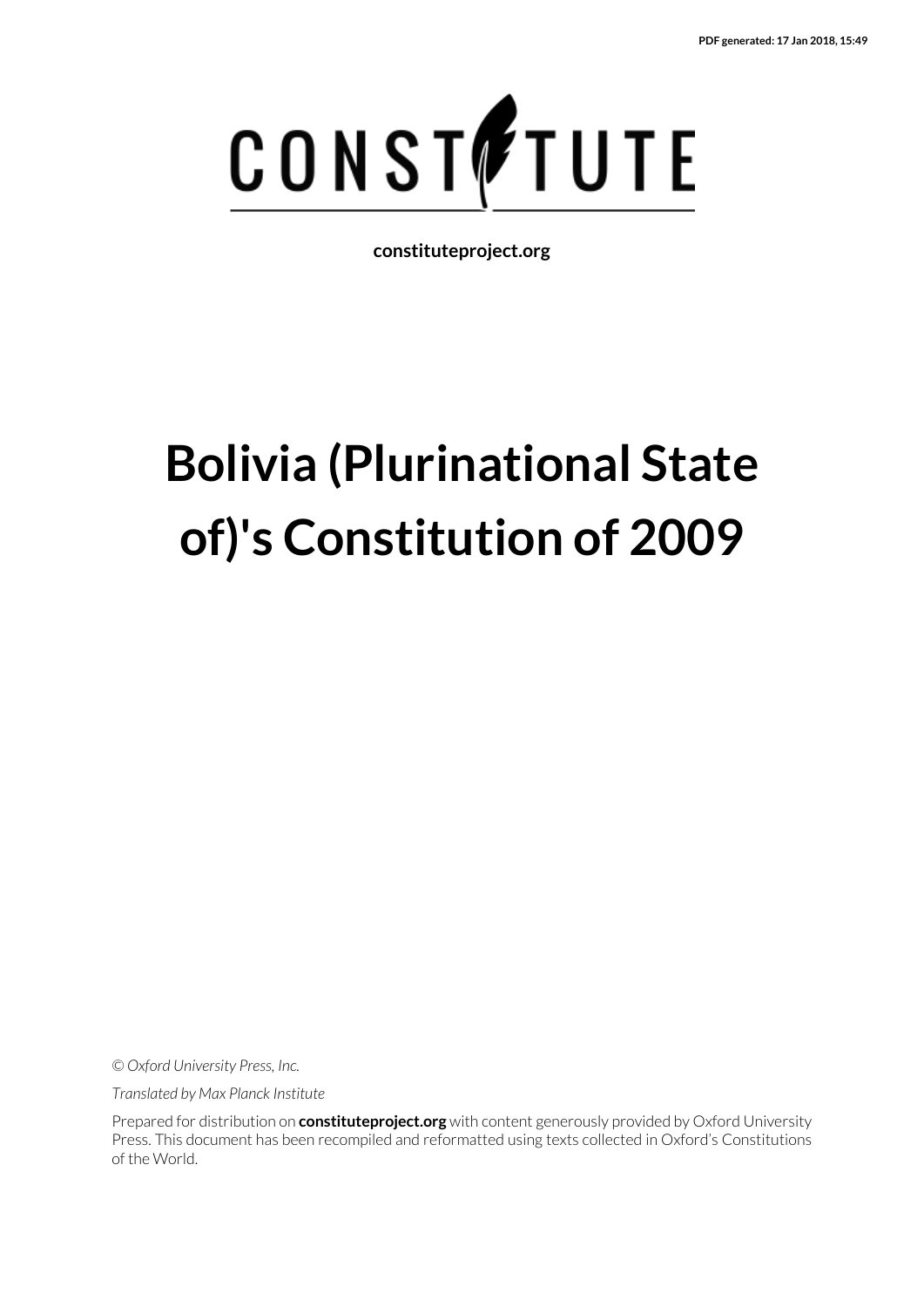PDF generated: 17 Jan 2018, 15:49

CONSTITUTE

**constituteproject.org**

# Bolivia (Plurinational State of)'s Constitution of 2009

*© Oxford University Press, Inc.*

*Translated by Max Planck Institute*

Prepared for distribution on **constituteproject.org** with content generously provided by Oxford University Press. This document has been recompiled and reformatted using texts collected in Oxford's Constitutions of the World.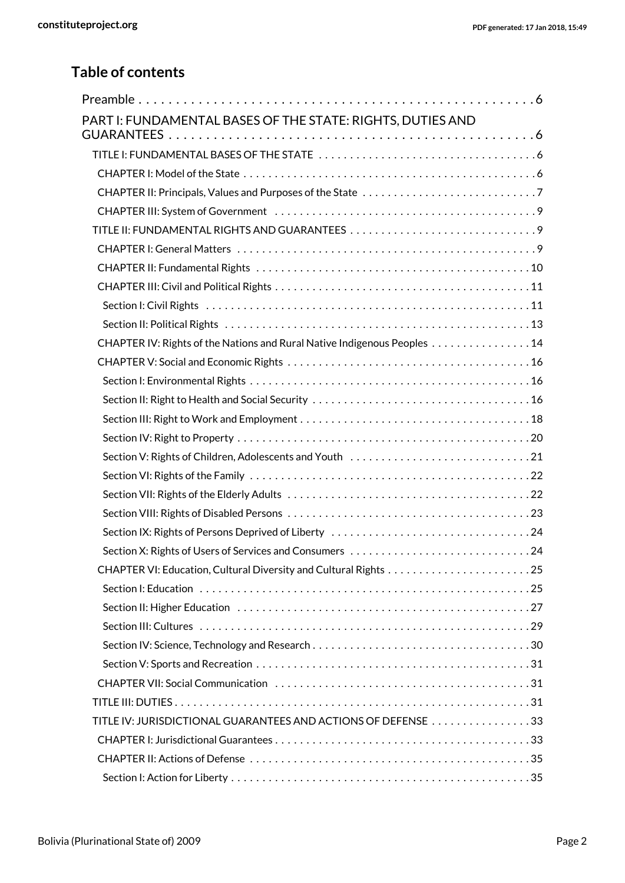## Table of contents

- Preamble . . . 6
- PART I: FUNDAMENTAL BASES OF THE STATE: RIGHTS, DUTIES AND GUARANTEES . . . 6
  - TITLE I: FUNDAMENTAL BASES OF THE STATE . . . 6
    - CHAPTER I: Model of the State . . . 6
    - CHAPTER II: Principals, Values and Purposes of the State . . . 7
    - CHAPTER III: System of Government . . . 9
  - TITLE II: FUNDAMENTAL RIGHTS AND GUARANTEES . . . 9
    - CHAPTER I: General Matters . . . 9
    - CHAPTER II: Fundamental Rights . . . 10
    - CHAPTER III: Civil and Political Rights . . . 11
      - Section I: Civil Rights . . . 11
      - Section II: Political Rights . . . 13
    - CHAPTER IV: Rights of the Nations and Rural Native Indigenous Peoples . . . 14
    - CHAPTER V: Social and Economic Rights . . . 16
      - Section I: Environmental Rights . . . 16
      - Section II: Right to Health and Social Security . . . 16
      - Section III: Right to Work and Employment . . . 18
      - Section IV: Right to Property . . . 20
      - Section V: Rights of Children, Adolescents and Youth . . . 21
      - Section VI: Rights of the Family . . . 22
      - Section VII: Rights of the Elderly Adults . . . 22
      - Section VIII: Rights of Disabled Persons . . . 23
      - Section IX: Rights of Persons Deprived of Liberty . . . 24
      - Section X: Rights of Users of Services and Consumers . . . 24
    - CHAPTER VI: Education, Cultural Diversity and Cultural Rights . . . 25
      - Section I: Education . . . 25
      - Section II: Higher Education . . . 27
      - Section III: Cultures . . . 29
      - Section IV: Science, Technology and Research . . . 30
      - Section V: Sports and Recreation . . . 31
    - CHAPTER VII: Social Communication . . . 31
  - TITLE III: DUTIES . . . 31
  - TITLE IV: JURISDICTIONAL GUARANTEES AND ACTIONS OF DEFENSE . . . 33
    - CHAPTER I: Jurisdictional Guarantees . . . 33
    - CHAPTER II: Actions of Defense . . . 35
      - Section I: Action for Liberty . . . 35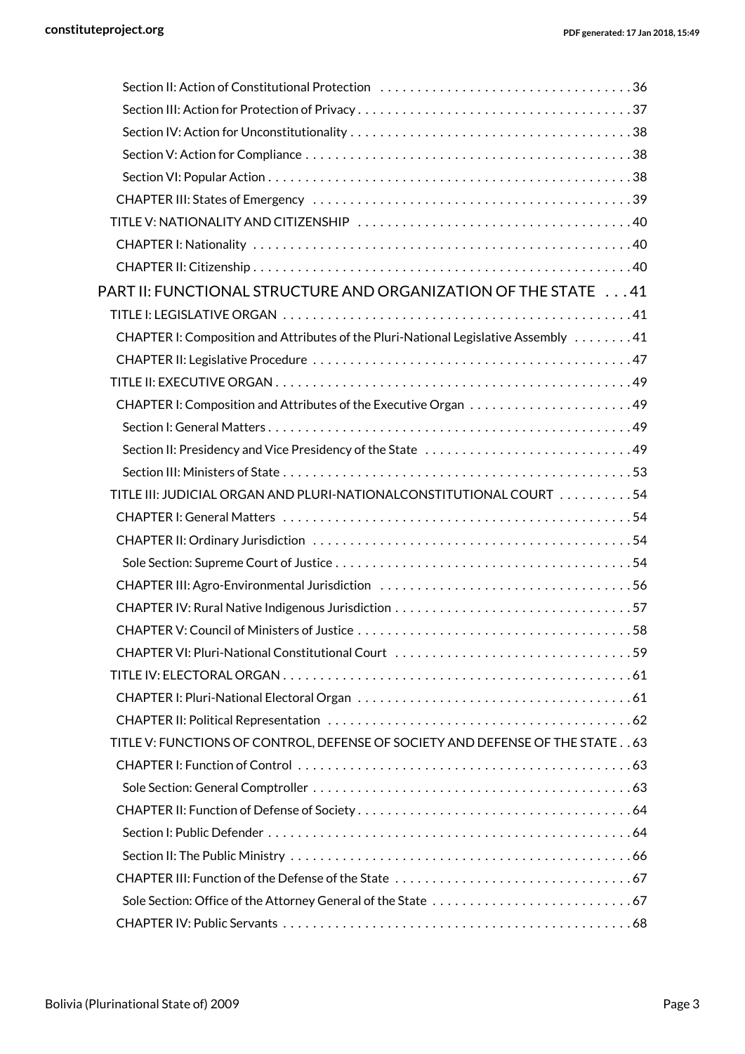Section II: Action of Constitutional Protection . . . . . . . . . . . . . . . . . . . . . . . . . . . . . . . . . . 36

Section III: Action for Protection of Privacy . . . . . . . . . . . . . . . . . . . . . . . . . . . . . . . . . . . . 37

Section IV: Action for Unconstitutionality . . . . . . . . . . . . . . . . . . . . . . . . . . . . . . . . . . . . . 38

Section V: Action for Compliance . . . . . . . . . . . . . . . . . . . . . . . . . . . . . . . . . . . . . . . . . . . 38

Section VI: Popular Action . . . . . . . . . . . . . . . . . . . . . . . . . . . . . . . . . . . . . . . . . . . . . . . . 38

CHAPTER III: States of Emergency . . . . . . . . . . . . . . . . . . . . . . . . . . . . . . . . . . . . . . . . . . 39

TITLE V: NATIONALITY AND CITIZENSHIP . . . . . . . . . . . . . . . . . . . . . . . . . . . . . . . . . . . . 40

CHAPTER I: Nationality . . . . . . . . . . . . . . . . . . . . . . . . . . . . . . . . . . . . . . . . . . . . . . . . . . . 40

CHAPTER II: Citizenship . . . . . . . . . . . . . . . . . . . . . . . . . . . . . . . . . . . . . . . . . . . . . . . . . . 40

PART II: FUNCTIONAL STRUCTURE AND ORGANIZATION OF THE STATE . . . 41

TITLE I: LEGISLATIVE ORGAN . . . . . . . . . . . . . . . . . . . . . . . . . . . . . . . . . . . . . . . . . . . . . . 41

CHAPTER I: Composition and Attributes of the Pluri-National Legislative Assembly . . . . . . . . 41

CHAPTER II: Legislative Procedure . . . . . . . . . . . . . . . . . . . . . . . . . . . . . . . . . . . . . . . . . . 47

TITLE II: EXECUTIVE ORGAN . . . . . . . . . . . . . . . . . . . . . . . . . . . . . . . . . . . . . . . . . . . . . . . 49

CHAPTER I: Composition and Attributes of the Executive Organ . . . . . . . . . . . . . . . . . . . . . 49

Section I: General Matters . . . . . . . . . . . . . . . . . . . . . . . . . . . . . . . . . . . . . . . . . . . . . . . . 49

Section II: Presidency and Vice Presidency of the State . . . . . . . . . . . . . . . . . . . . . . . . . . . 49

Section III: Ministers of State . . . . . . . . . . . . . . . . . . . . . . . . . . . . . . . . . . . . . . . . . . . . . . 53

TITLE III: JUDICIAL ORGAN AND PLURI-NATIONALCONSTITUTIONAL COURT . . . . . . . . . . 54

CHAPTER I: General Matters . . . . . . . . . . . . . . . . . . . . . . . . . . . . . . . . . . . . . . . . . . . . . . 54

CHAPTER II: Ordinary Jurisdiction . . . . . . . . . . . . . . . . . . . . . . . . . . . . . . . . . . . . . . . . . . 54

Sole Section: Supreme Court of Justice . . . . . . . . . . . . . . . . . . . . . . . . . . . . . . . . . . . . . . . 54

CHAPTER III: Agro-Environmental Jurisdiction . . . . . . . . . . . . . . . . . . . . . . . . . . . . . . . . . 56

CHAPTER IV: Rural Native Indigenous Jurisdiction . . . . . . . . . . . . . . . . . . . . . . . . . . . . . . . 57

CHAPTER V: Council of Ministers of Justice . . . . . . . . . . . . . . . . . . . . . . . . . . . . . . . . . . . . 58

CHAPTER VI: Pluri-National Constitutional Court . . . . . . . . . . . . . . . . . . . . . . . . . . . . . . . 59

TITLE IV: ELECTORAL ORGAN . . . . . . . . . . . . . . . . . . . . . . . . . . . . . . . . . . . . . . . . . . . . . . 61

CHAPTER I: Pluri-National Electoral Organ . . . . . . . . . . . . . . . . . . . . . . . . . . . . . . . . . . . . 61

CHAPTER II: Political Representation . . . . . . . . . . . . . . . . . . . . . . . . . . . . . . . . . . . . . . . . 62

TITLE V: FUNCTIONS OF CONTROL, DEFENSE OF SOCIETY AND DEFENSE OF THE STATE . . 63

CHAPTER I: Function of Control . . . . . . . . . . . . . . . . . . . . . . . . . . . . . . . . . . . . . . . . . . . . 63

Sole Section: General Comptroller . . . . . . . . . . . . . . . . . . . . . . . . . . . . . . . . . . . . . . . . . . 63

CHAPTER II: Function of Defense of Society . . . . . . . . . . . . . . . . . . . . . . . . . . . . . . . . . . . . 64

Section I: Public Defender . . . . . . . . . . . . . . . . . . . . . . . . . . . . . . . . . . . . . . . . . . . . . . . . . 64

Section II: The Public Ministry . . . . . . . . . . . . . . . . . . . . . . . . . . . . . . . . . . . . . . . . . . . . . . 66

CHAPTER III: Function of the Defense of the State . . . . . . . . . . . . . . . . . . . . . . . . . . . . . . . 67

Sole Section: Office of the Attorney General of the State . . . . . . . . . . . . . . . . . . . . . . . . . . 67

CHAPTER IV: Public Servants . . . . . . . . . . . . . . . . . . . . . . . . . . . . . . . . . . . . . . . . . . . . . . . 68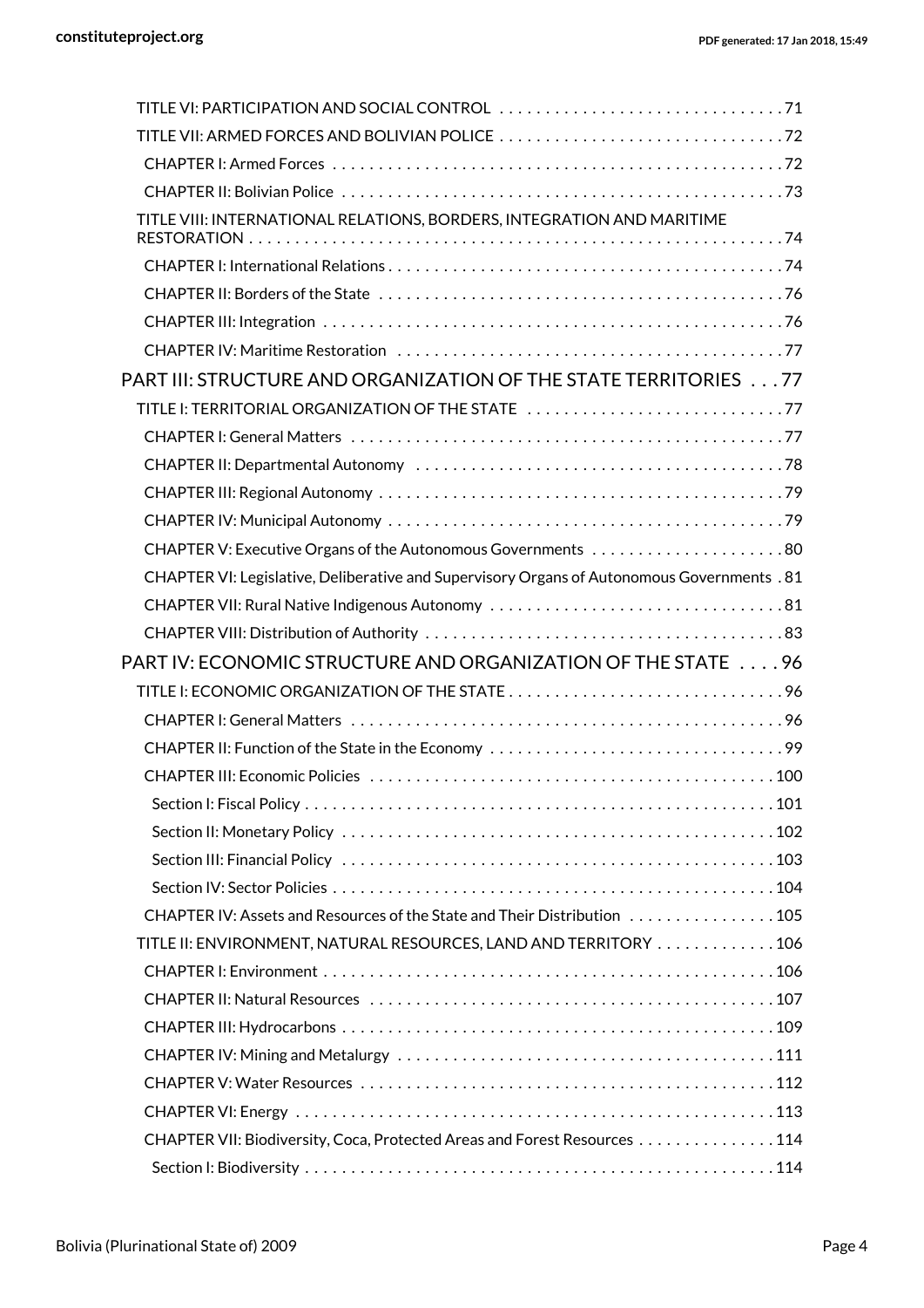- TITLE VI: PARTICIPATION AND SOCIAL CONTROL . . . . . . . . . . . . . . . . . . . . . . . . . . . . . . . . 71
- TITLE VII: ARMED FORCES AND BOLIVIAN POLICE . . . . . . . . . . . . . . . . . . . . . . . . . . . . . . . 72
  - CHAPTER I: Armed Forces . . . . . . . . . . . . . . . . . . . . . . . . . . . . . . . . . . . . . . . . . . . . . . . . 72
  - CHAPTER II: Bolivian Police . . . . . . . . . . . . . . . . . . . . . . . . . . . . . . . . . . . . . . . . . . . . . . . 73
- TITLE VIII: INTERNATIONAL RELATIONS, BORDERS, INTEGRATION AND MARITIME RESTORATION . . . . . . . . . . . . . . . . . . . . . . . . . . . . . . . . . . . . . . . . . . . . . . . . . . . . . . . . . 74
  - CHAPTER I: International Relations . . . . . . . . . . . . . . . . . . . . . . . . . . . . . . . . . . . . . . . . . . 74
  - CHAPTER II: Borders of the State . . . . . . . . . . . . . . . . . . . . . . . . . . . . . . . . . . . . . . . . . . . 76
  - CHAPTER III: Integration . . . . . . . . . . . . . . . . . . . . . . . . . . . . . . . . . . . . . . . . . . . . . . . . . 76
  - CHAPTER IV: Maritime Restoration . . . . . . . . . . . . . . . . . . . . . . . . . . . . . . . . . . . . . . . . . 77

## PART III: STRUCTURE AND ORGANIZATION OF THE STATE TERRITORIES . . . 77

- TITLE I: TERRITORIAL ORGANIZATION OF THE STATE . . . . . . . . . . . . . . . . . . . . . . . . . . . . 77
  - CHAPTER I: General Matters . . . . . . . . . . . . . . . . . . . . . . . . . . . . . . . . . . . . . . . . . . . . . . 77
  - CHAPTER II: Departmental Autonomy . . . . . . . . . . . . . . . . . . . . . . . . . . . . . . . . . . . . . . . 78
  - CHAPTER III: Regional Autonomy . . . . . . . . . . . . . . . . . . . . . . . . . . . . . . . . . . . . . . . . . . . 79
  - CHAPTER IV: Municipal Autonomy . . . . . . . . . . . . . . . . . . . . . . . . . . . . . . . . . . . . . . . . . . 79
  - CHAPTER V: Executive Organs of the Autonomous Governments . . . . . . . . . . . . . . . . . . . . . 80
  - CHAPTER VI: Legislative, Deliberative and Supervisory Organs of Autonomous Governments . 81
  - CHAPTER VII: Rural Native Indigenous Autonomy . . . . . . . . . . . . . . . . . . . . . . . . . . . . . . . 81
  - CHAPTER VIII: Distribution of Authority . . . . . . . . . . . . . . . . . . . . . . . . . . . . . . . . . . . . . . 83

## PART IV: ECONOMIC STRUCTURE AND ORGANIZATION OF THE STATE . . . . 96

- TITLE I: ECONOMIC ORGANIZATION OF THE STATE . . . . . . . . . . . . . . . . . . . . . . . . . . . . . . 96
  - CHAPTER I: General Matters . . . . . . . . . . . . . . . . . . . . . . . . . . . . . . . . . . . . . . . . . . . . . . 96
  - CHAPTER II: Function of the State in the Economy . . . . . . . . . . . . . . . . . . . . . . . . . . . . . . . 99
  - CHAPTER III: Economic Policies . . . . . . . . . . . . . . . . . . . . . . . . . . . . . . . . . . . . . . . . . . . 100
    - Section I: Fiscal Policy . . . . . . . . . . . . . . . . . . . . . . . . . . . . . . . . . . . . . . . . . . . . . . . . 101
    - Section II: Monetary Policy . . . . . . . . . . . . . . . . . . . . . . . . . . . . . . . . . . . . . . . . . . . . . 102
    - Section III: Financial Policy . . . . . . . . . . . . . . . . . . . . . . . . . . . . . . . . . . . . . . . . . . . . . 103
    - Section IV: Sector Policies . . . . . . . . . . . . . . . . . . . . . . . . . . . . . . . . . . . . . . . . . . . . . . 104
  - CHAPTER IV: Assets and Resources of the State and Their Distribution . . . . . . . . . . . . . . . . 105
- TITLE II: ENVIRONMENT, NATURAL RESOURCES, LAND AND TERRITORY . . . . . . . . . . . . . 106
  - CHAPTER I: Environment . . . . . . . . . . . . . . . . . . . . . . . . . . . . . . . . . . . . . . . . . . . . . . . . 106
  - CHAPTER II: Natural Resources . . . . . . . . . . . . . . . . . . . . . . . . . . . . . . . . . . . . . . . . . . . 107
  - CHAPTER III: Hydrocarbons . . . . . . . . . . . . . . . . . . . . . . . . . . . . . . . . . . . . . . . . . . . . . . 109
  - CHAPTER IV: Mining and Metalurgy . . . . . . . . . . . . . . . . . . . . . . . . . . . . . . . . . . . . . . . . 111
  - CHAPTER V: Water Resources . . . . . . . . . . . . . . . . . . . . . . . . . . . . . . . . . . . . . . . . . . . . . 112
  - CHAPTER VI: Energy . . . . . . . . . . . . . . . . . . . . . . . . . . . . . . . . . . . . . . . . . . . . . . . . . . . 113
  - CHAPTER VII: Biodiversity, Coca, Protected Areas and Forest Resources . . . . . . . . . . . . . . . 114
    - Section I: Biodiversity . . . . . . . . . . . . . . . . . . . . . . . . . . . . . . . . . . . . . . . . . . . . . . . . 114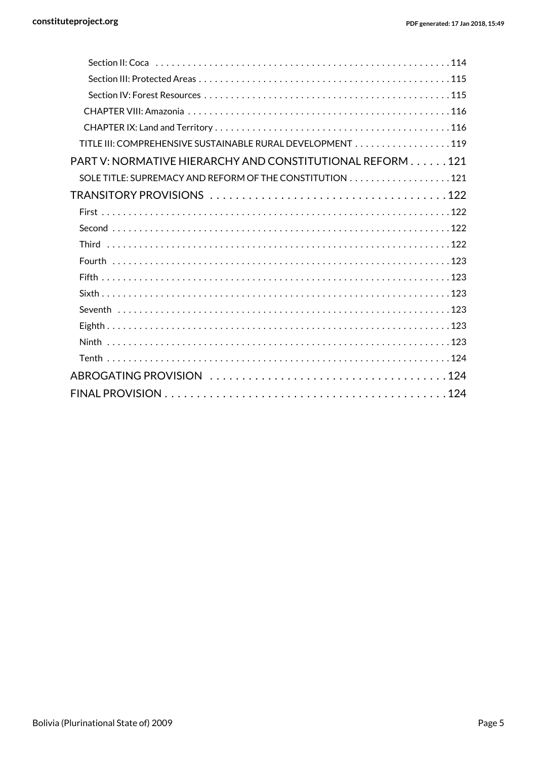- Section II: Coca . . . . . . . . . . 114
- Section III: Protected Areas . . . . . . . . . . 115
- Section IV: Forest Resources . . . . . . . . . . 115
- CHAPTER VIII: Amazonia . . . . . . . . . . 116
- CHAPTER IX: Land and Territory . . . . . . . . . . 116
- TITLE III: COMPREHENSIVE SUSTAINABLE RURAL DEVELOPMENT . . . . . . . . . . 119

PART V: NORMATIVE HIERARCHY AND CONSTITUTIONAL REFORM . . . . . . 121

- SOLE TITLE: SUPREMACY AND REFORM OF THE CONSTITUTION . . . . . . . . . . 121

TRANSITORY PROVISIONS . . . . . . . . . . 122

- First . . . . . . . . . . 122
- Second . . . . . . . . . . 122
- Third . . . . . . . . . . 122
- Fourth . . . . . . . . . . 123
- Fifth . . . . . . . . . . 123
- Sixth . . . . . . . . . . 123
- Seventh . . . . . . . . . . 123
- Eighth . . . . . . . . . . 123
- Ninth . . . . . . . . . . 123
- Tenth . . . . . . . . . . 124

ABROGATING PROVISION . . . . . . . . . . 124

FINAL PROVISION . . . . . . . . . . 124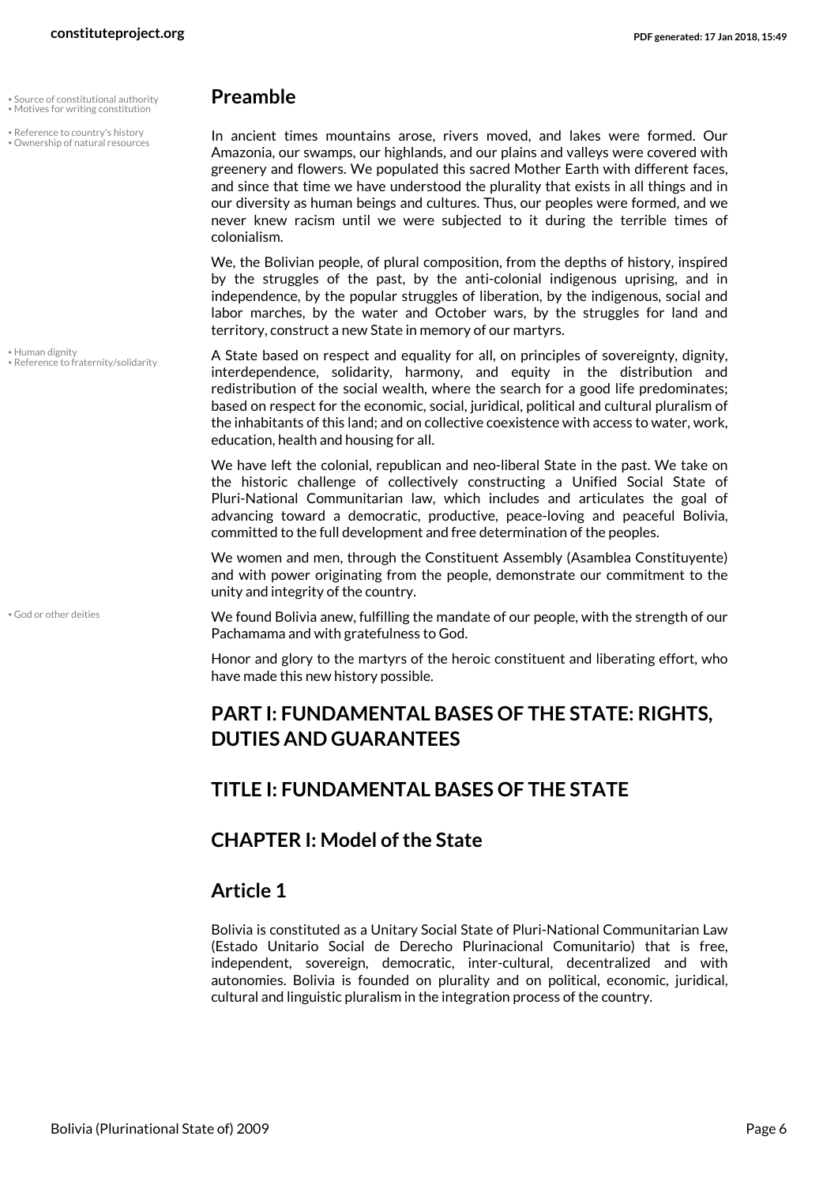## Preamble

In ancient times mountains arose, rivers moved, and lakes were formed. Our Amazonia, our swamps, our highlands, and our plains and valleys were covered with greenery and flowers. We populated this sacred Mother Earth with different faces, and since that time we have understood the plurality that exists in all things and in our diversity as human beings and cultures. Thus, our peoples were formed, and we never knew racism until we were subjected to it during the terrible times of colonialism.

We, the Bolivian people, of plural composition, from the depths of history, inspired by the struggles of the past, by the anti-colonial indigenous uprising, and in independence, by the popular struggles of liberation, by the indigenous, social and labor marches, by the water and October wars, by the struggles for land and territory, construct a new State in memory of our martyrs.

A State based on respect and equality for all, on principles of sovereignty, dignity, interdependence, solidarity, harmony, and equity in the distribution and redistribution of the social wealth, where the search for a good life predominates; based on respect for the economic, social, juridical, political and cultural pluralism of the inhabitants of this land; and on collective coexistence with access to water, work, education, health and housing for all.

We have left the colonial, republican and neo-liberal State in the past. We take on the historic challenge of collectively constructing a Unified Social State of Pluri-National Communitarian law, which includes and articulates the goal of advancing toward a democratic, productive, peace-loving and peaceful Bolivia, committed to the full development and free determination of the peoples.

We women and men, through the Constituent Assembly (Asamblea Constituyente) and with power originating from the people, demonstrate our commitment to the unity and integrity of the country.

We found Bolivia anew, fulfilling the mandate of our people, with the strength of our Pachamama and with gratefulness to God.

Honor and glory to the martyrs of the heroic constituent and liberating effort, who have made this new history possible.

## PART I: FUNDAMENTAL BASES OF THE STATE: RIGHTS, DUTIES AND GUARANTEES

## TITLE I: FUNDAMENTAL BASES OF THE STATE

## CHAPTER I: Model of the State

## Article 1

Bolivia is constituted as a Unitary Social State of Pluri-National Communitarian Law (Estado Unitario Social de Derecho Plurinacional Comunitario) that is free, independent, sovereign, democratic, inter-cultural, decentralized and with autonomies. Bolivia is founded on plurality and on political, economic, juridical, cultural and linguistic pluralism in the integration process of the country.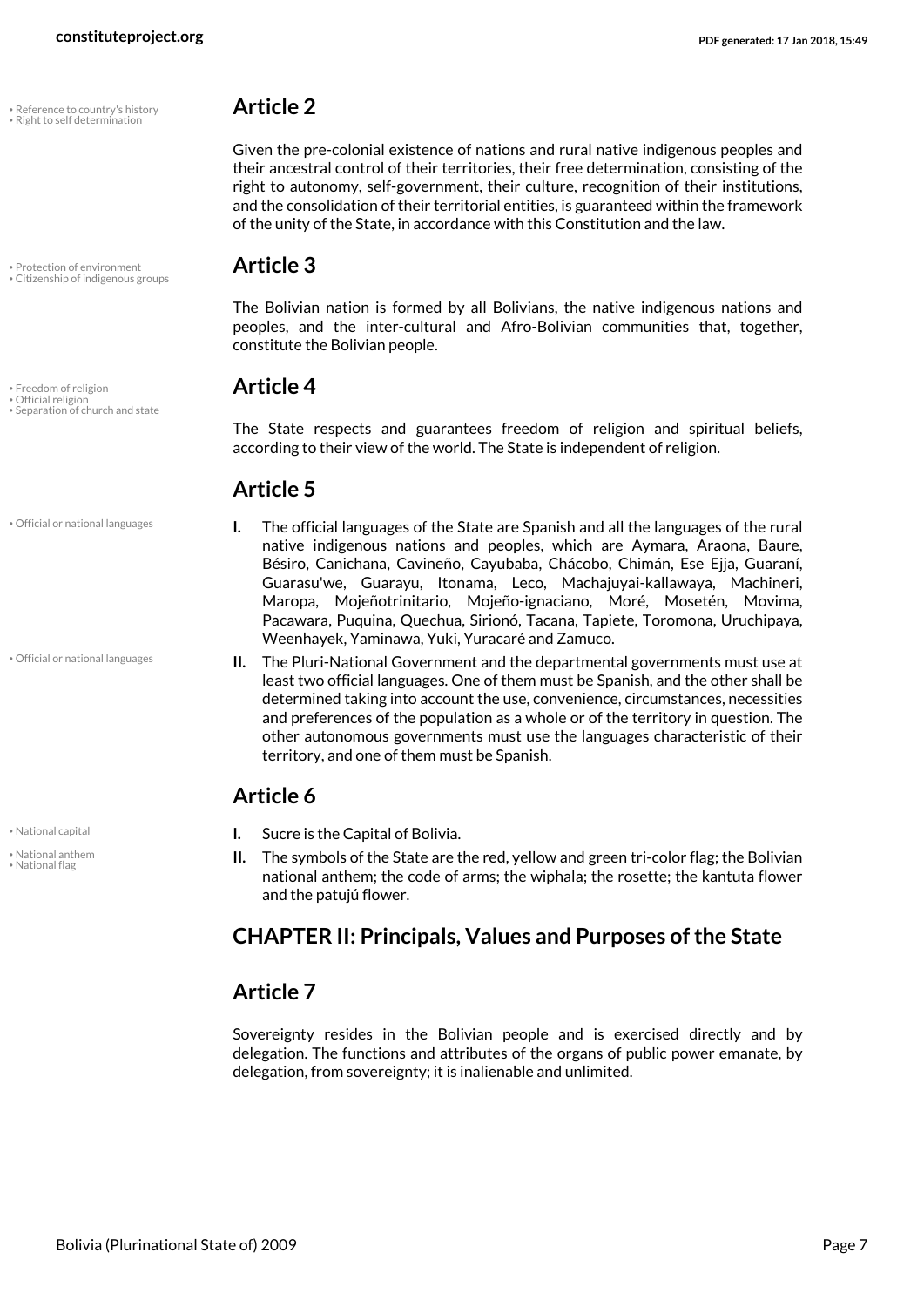## Article 2

Given the pre-colonial existence of nations and rural native indigenous peoples and their ancestral control of their territories, their free determination, consisting of the right to autonomy, self-government, their culture, recognition of their institutions, and the consolidation of their territorial entities, is guaranteed within the framework of the unity of the State, in accordance with this Constitution and the law.

## Article 3

The Bolivian nation is formed by all Bolivians, the native indigenous nations and peoples, and the inter-cultural and Afro-Bolivian communities that, together, constitute the Bolivian people.

## Article 4

The State respects and guarantees freedom of religion and spiritual beliefs, according to their view of the world. The State is independent of religion.

## Article 5

**I.** The official languages of the State are Spanish and all the languages of the rural native indigenous nations and peoples, which are Aymara, Araona, Baure, Bésiro, Canichana, Cavineño, Cayubaba, Chácobo, Chimán, Ese Ejja, Guaraní, Guarasu'we, Guarayu, Itonama, Leco, Machajuyai-kallawaya, Machineri, Maropa, Mojeñotrinitario, Mojeño-ignaciano, Moré, Mosetén, Movima, Pacawara, Puquina, Quechua, Sirionó, Tacana, Tapiete, Toromona, Uruchipaya, Weenhayek, Yaminawa, Yuki, Yuracaré and Zamuco.

**II.** The Pluri-National Government and the departmental governments must use at least two official languages. One of them must be Spanish, and the other shall be determined taking into account the use, convenience, circumstances, necessities and preferences of the population as a whole or of the territory in question. The other autonomous governments must use the languages characteristic of their territory, and one of them must be Spanish.

## Article 6

**I.** Sucre is the Capital of Bolivia.

**II.** The symbols of the State are the red, yellow and green tri-color flag; the Bolivian national anthem; the code of arms; the wiphala; the rosette; the kantuta flower and the patujú flower.

## CHAPTER II: Principals, Values and Purposes of the State

## Article 7

Sovereignty resides in the Bolivian people and is exercised directly and by delegation. The functions and attributes of the organs of public power emanate, by delegation, from sovereignty; it is inalienable and unlimited.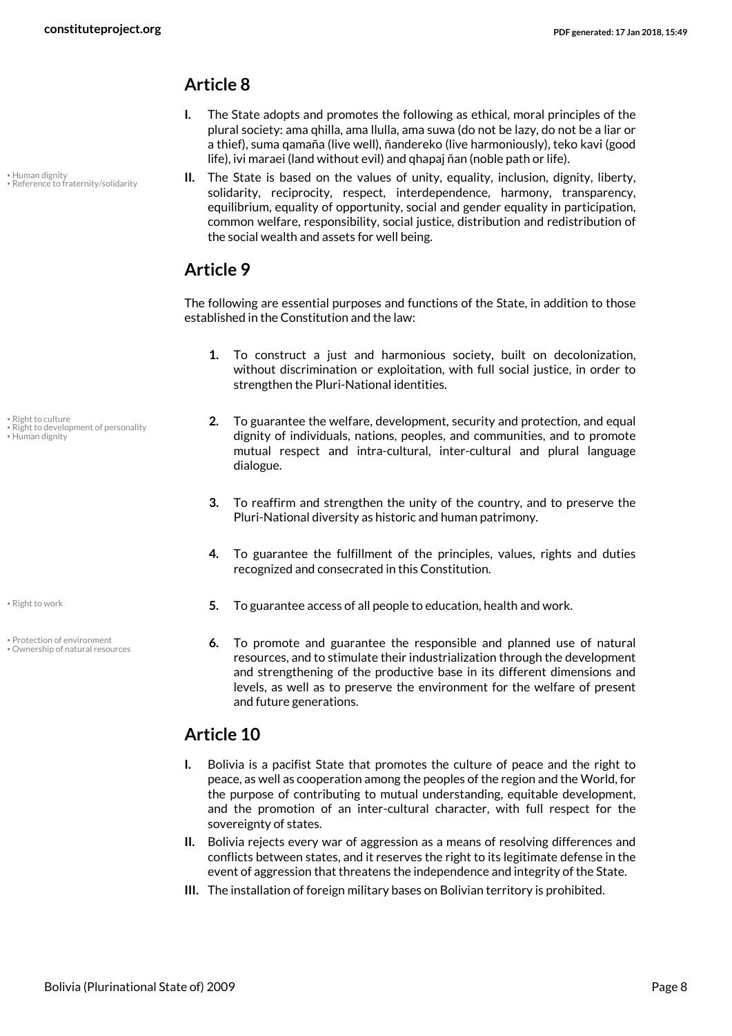## Article 8

**I.** The State adopts and promotes the following as ethical, moral principles of the plural society: ama qhilla, ama llulla, ama suwa (do not be lazy, do not be a liar or a thief), suma qamaña (live well), ñandereko (live harmoniously), teko kavi (good life), ivi maraei (land without evil) and qhapaj ñan (noble path or life).

**II.** The State is based on the values of unity, equality, inclusion, dignity, liberty, solidarity, reciprocity, respect, interdependence, harmony, transparency, equilibrium, equality of opportunity, social and gender equality in participation, common welfare, responsibility, social justice, distribution and redistribution of the social wealth and assets for well being.

• Human dignity
• Reference to fraternity/solidarity

## Article 9

The following are essential purposes and functions of the State, in addition to those established in the Constitution and the law:

1. To construct a just and harmonious society, built on decolonization, without discrimination or exploitation, with full social justice, in order to strengthen the Pluri-National identities.

2. To guarantee the welfare, development, security and protection, and equal dignity of individuals, nations, peoples, and communities, and to promote mutual respect and intra-cultural, inter-cultural and plural language dialogue.

• Right to culture
• Right to development of personality
• Human dignity

3. To reaffirm and strengthen the unity of the country, and to preserve the Pluri-National diversity as historic and human patrimony.

4. To guarantee the fulfillment of the principles, values, rights and duties recognized and consecrated in this Constitution.

5. To guarantee access of all people to education, health and work.

• Right to work

6. To promote and guarantee the responsible and planned use of natural resources, and to stimulate their industrialization through the development and strengthening of the productive base in its different dimensions and levels, as well as to preserve the environment for the welfare of present and future generations.

• Protection of environment
• Ownership of natural resources

## Article 10

**I.** Bolivia is a pacifist State that promotes the culture of peace and the right to peace, as well as cooperation among the peoples of the region and the World, for the purpose of contributing to mutual understanding, equitable development, and the promotion of an inter-cultural character, with full respect for the sovereignty of states.

**II.** Bolivia rejects every war of aggression as a means of resolving differences and conflicts between states, and it reserves the right to its legitimate defense in the event of aggression that threatens the independence and integrity of the State.

**III.** The installation of foreign military bases on Bolivian territory is prohibited.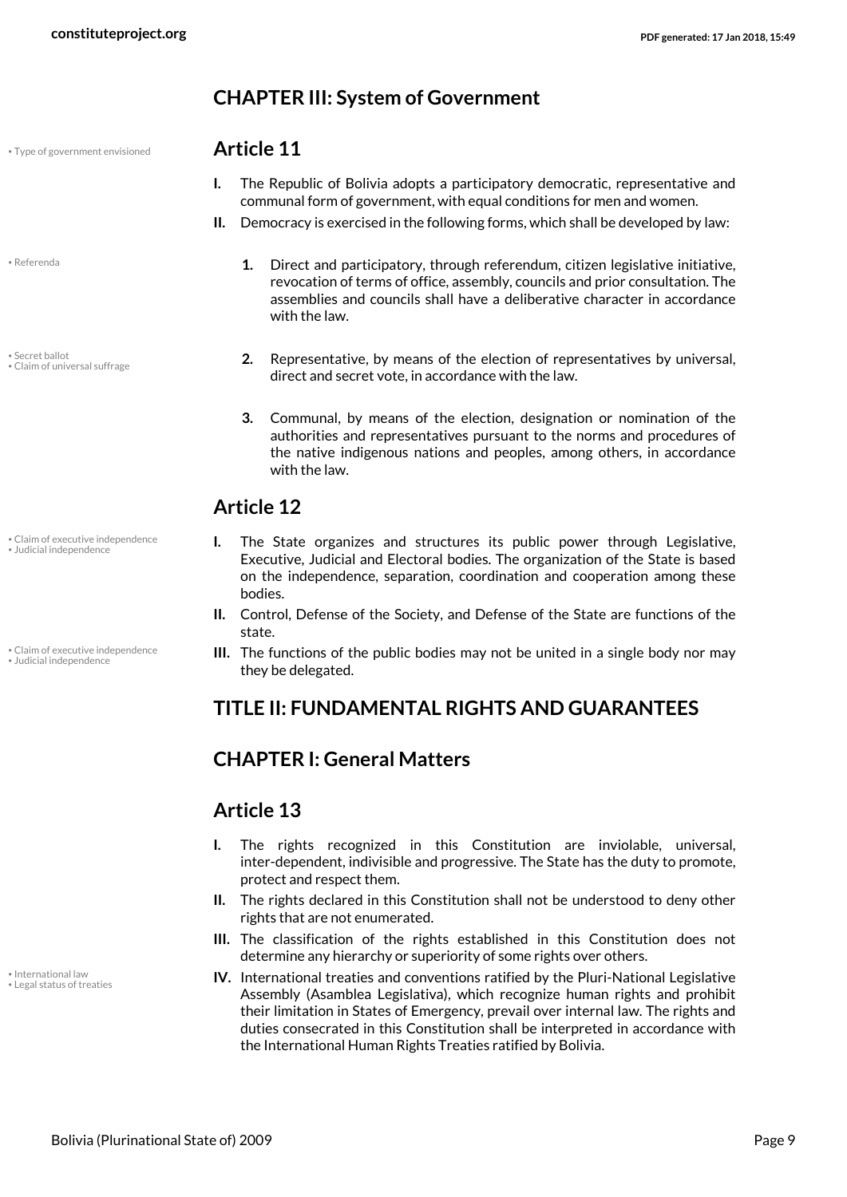## CHAPTER III: System of Government

### Article 11

- Type of government envisioned

**I.** The Republic of Bolivia adopts a participatory democratic, representative and communal form of government, with equal conditions for men and women.

**II.** Democracy is exercised in the following forms, which shall be developed by law:

- Referenda

1. Direct and participatory, through referendum, citizen legislative initiative, revocation of terms of office, assembly, councils and prior consultation. The assemblies and councils shall have a deliberative character in accordance with the law.

- Secret ballot
- Claim of universal suffrage

2. Representative, by means of the election of representatives by universal, direct and secret vote, in accordance with the law.
3. Communal, by means of the election, designation or nomination of the authorities and representatives pursuant to the norms and procedures of the native indigenous nations and peoples, among others, in accordance with the law.

### Article 12

- Claim of executive independence
- Judicial independence

**I.** The State organizes and structures its public power through Legislative, Executive, Judicial and Electoral bodies. The organization of the State is based on the independence, separation, coordination and cooperation among these bodies.

**II.** Control, Defense of the Society, and Defense of the State are functions of the state.

- Claim of executive independence
- Judicial independence

**III.** The functions of the public bodies may not be united in a single body nor may they be delegated.

# TITLE II: FUNDAMENTAL RIGHTS AND GUARANTEES

## CHAPTER I: General Matters

### Article 13

**I.** The rights recognized in this Constitution are inviolable, universal, inter-dependent, indivisible and progressive. The State has the duty to promote, protect and respect them.

**II.** The rights declared in this Constitution shall not be understood to deny other rights that are not enumerated.

**III.** The classification of the rights established in this Constitution does not determine any hierarchy or superiority of some rights over others.

- International law
- Legal status of treaties

**IV.** International treaties and conventions ratified by the Pluri-National Legislative Assembly (Asamblea Legislativa), which recognize human rights and prohibit their limitation in States of Emergency, prevail over internal law. The rights and duties consecrated in this Constitution shall be interpreted in accordance with the International Human Rights Treaties ratified by Bolivia.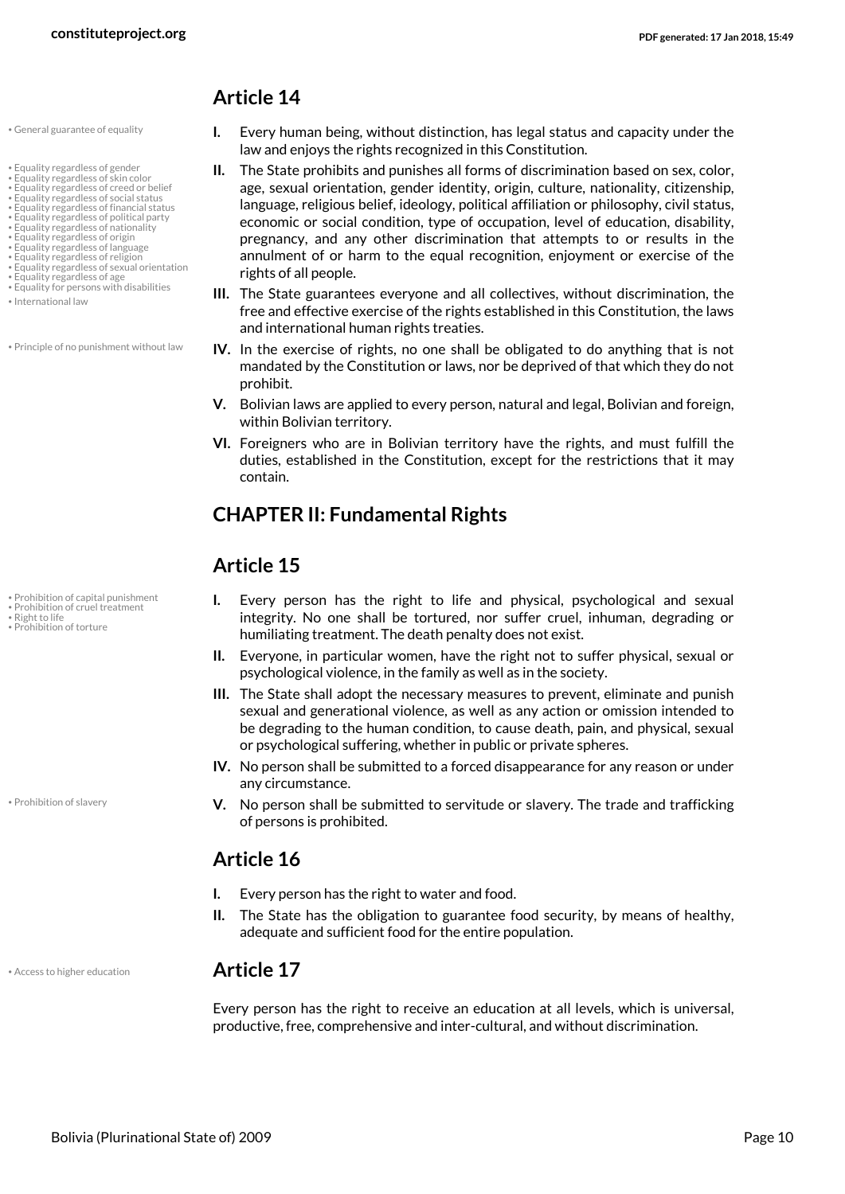## Article 14

- General guarantee of equality

**I.** Every human being, without distinction, has legal status and capacity under the law and enjoys the rights recognized in this Constitution.

- Equality regardless of gender
- Equality regardless of skin color
- Equality regardless of creed or belief
- Equality regardless of social status
- Equality regardless of financial status
- Equality regardless of political party
- Equality regardless of nationality
- Equality regardless of origin
- Equality regardless of language
- Equality regardless of religion
- Equality regardless of sexual orientation
- Equality regardless of age
- Equality for persons with disabilities

**II.** The State prohibits and punishes all forms of discrimination based on sex, color, age, sexual orientation, gender identity, origin, culture, nationality, citizenship, language, religious belief, ideology, political affiliation or philosophy, civil status, economic or social condition, type of occupation, level of education, disability, pregnancy, and any other discrimination that attempts to or results in the annulment of or harm to the equal recognition, enjoyment or exercise of the rights of all people.

- International law

**III.** The State guarantees everyone and all collectives, without discrimination, the free and effective exercise of the rights established in this Constitution, the laws and international human rights treaties.

- Principle of no punishment without law

**IV.** In the exercise of rights, no one shall be obligated to do anything that is not mandated by the Constitution or laws, nor be deprived of that which they do not prohibit.

**V.** Bolivian laws are applied to every person, natural and legal, Bolivian and foreign, within Bolivian territory.

**VI.** Foreigners who are in Bolivian territory have the rights, and must fulfill the duties, established in the Constitution, except for the restrictions that it may contain.

## CHAPTER II: Fundamental Rights

## Article 15

- Prohibition of capital punishment
- Prohibition of cruel treatment
- Right to life
- Prohibition of torture

**I.** Every person has the right to life and physical, psychological and sexual integrity. No one shall be tortured, nor suffer cruel, inhuman, degrading or humiliating treatment. The death penalty does not exist.

**II.** Everyone, in particular women, have the right not to suffer physical, sexual or psychological violence, in the family as well as in the society.

**III.** The State shall adopt the necessary measures to prevent, eliminate and punish sexual and generational violence, as well as any action or omission intended to be degrading to the human condition, to cause death, pain, and physical, sexual or psychological suffering, whether in public or private spheres.

**IV.** No person shall be submitted to a forced disappearance for any reason or under any circumstance.

- Prohibition of slavery

**V.** No person shall be submitted to servitude or slavery. The trade and trafficking of persons is prohibited.

## Article 16

**I.** Every person has the right to water and food.

**II.** The State has the obligation to guarantee food security, by means of healthy, adequate and sufficient food for the entire population.

## Article 17

- Access to higher education

Every person has the right to receive an education at all levels, which is universal, productive, free, comprehensive and inter-cultural, and without discrimination.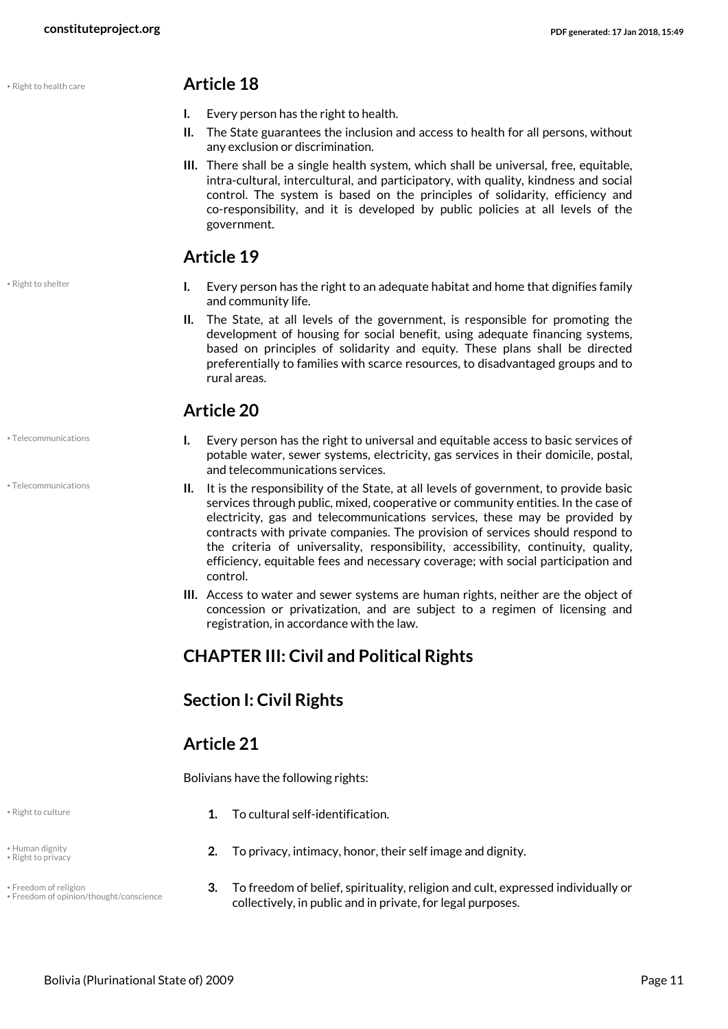## Article 18

I. Every person has the right to health.

II. The State guarantees the inclusion and access to health for all persons, without any exclusion or discrimination.

III. There shall be a single health system, which shall be universal, free, equitable, intra-cultural, intercultural, and participatory, with quality, kindness and social control. The system is based on the principles of solidarity, efficiency and co-responsibility, and it is developed by public policies at all levels of the government.

## Article 19

I. Every person has the right to an adequate habitat and home that dignifies family and community life.

II. The State, at all levels of the government, is responsible for promoting the development of housing for social benefit, using adequate financing systems, based on principles of solidarity and equity. These plans shall be directed preferentially to families with scarce resources, to disadvantaged groups and to rural areas.

## Article 20

I. Every person has the right to universal and equitable access to basic services of potable water, sewer systems, electricity, gas services in their domicile, postal, and telecommunications services.

II. It is the responsibility of the State, at all levels of government, to provide basic services through public, mixed, cooperative or community entities. In the case of electricity, gas and telecommunications services, these may be provided by contracts with private companies. The provision of services should respond to the criteria of universality, responsibility, accessibility, continuity, quality, efficiency, equitable fees and necessary coverage; with social participation and control.

III. Access to water and sewer systems are human rights, neither are the object of concession or privatization, and are subject to a regimen of licensing and registration, in accordance with the law.

# CHAPTER III: Civil and Political Rights

## Section I: Civil Rights

## Article 21

Bolivians have the following rights:

1. To cultural self-identification.
2. To privacy, intimacy, honor, their self image and dignity.
3. To freedom of belief, spirituality, religion and cult, expressed individually or collectively, in public and in private, for legal purposes.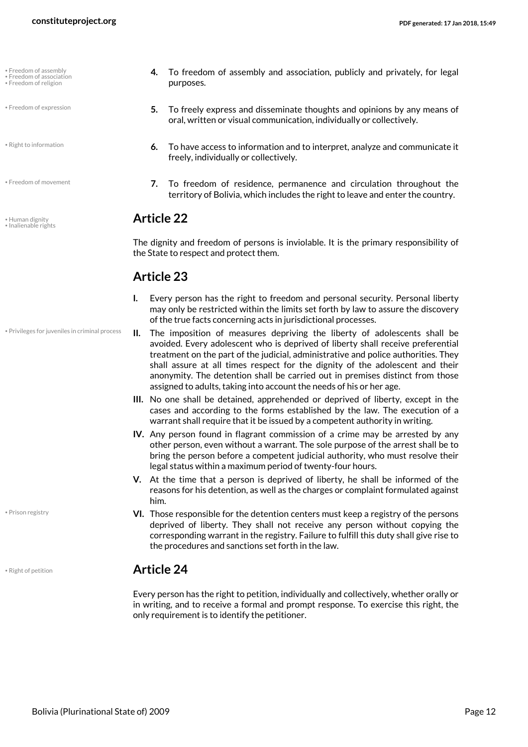4. To freedom of assembly and association, publicly and privately, for legal purposes.
5. To freely express and disseminate thoughts and opinions by any means of oral, written or visual communication, individually or collectively.
6. To have access to information and to interpret, analyze and communicate it freely, individually or collectively.
7. To freedom of residence, permanence and circulation throughout the territory of Bolivia, which includes the right to leave and enter the country.

## Article 22

The dignity and freedom of persons is inviolable. It is the primary responsibility of the State to respect and protect them.

## Article 23

I. Every person has the right to freedom and personal security. Personal liberty may only be restricted within the limits set forth by law to assure the discovery of the true facts concerning acts in jurisdictional processes.

II. The imposition of measures depriving the liberty of adolescents shall be avoided. Every adolescent who is deprived of liberty shall receive preferential treatment on the part of the judicial, administrative and police authorities. They shall assure at all times respect for the dignity of the adolescent and their anonymity. The detention shall be carried out in premises distinct from those assigned to adults, taking into account the needs of his or her age.

III. No one shall be detained, apprehended or deprived of liberty, except in the cases and according to the forms established by the law. The execution of a warrant shall require that it be issued by a competent authority in writing.

IV. Any person found in flagrant commission of a crime may be arrested by any other person, even without a warrant. The sole purpose of the arrest shall be to bring the person before a competent judicial authority, who must resolve their legal status within a maximum period of twenty-four hours.

V. At the time that a person is deprived of liberty, he shall be informed of the reasons for his detention, as well as the charges or complaint formulated against him.

VI. Those responsible for the detention centers must keep a registry of the persons deprived of liberty. They shall not receive any person without copying the corresponding warrant in the registry. Failure to fulfill this duty shall give rise to the procedures and sanctions set forth in the law.

## Article 24

Every person has the right to petition, individually and collectively, whether orally or in writing, and to receive a formal and prompt response. To exercise this right, the only requirement is to identify the petitioner.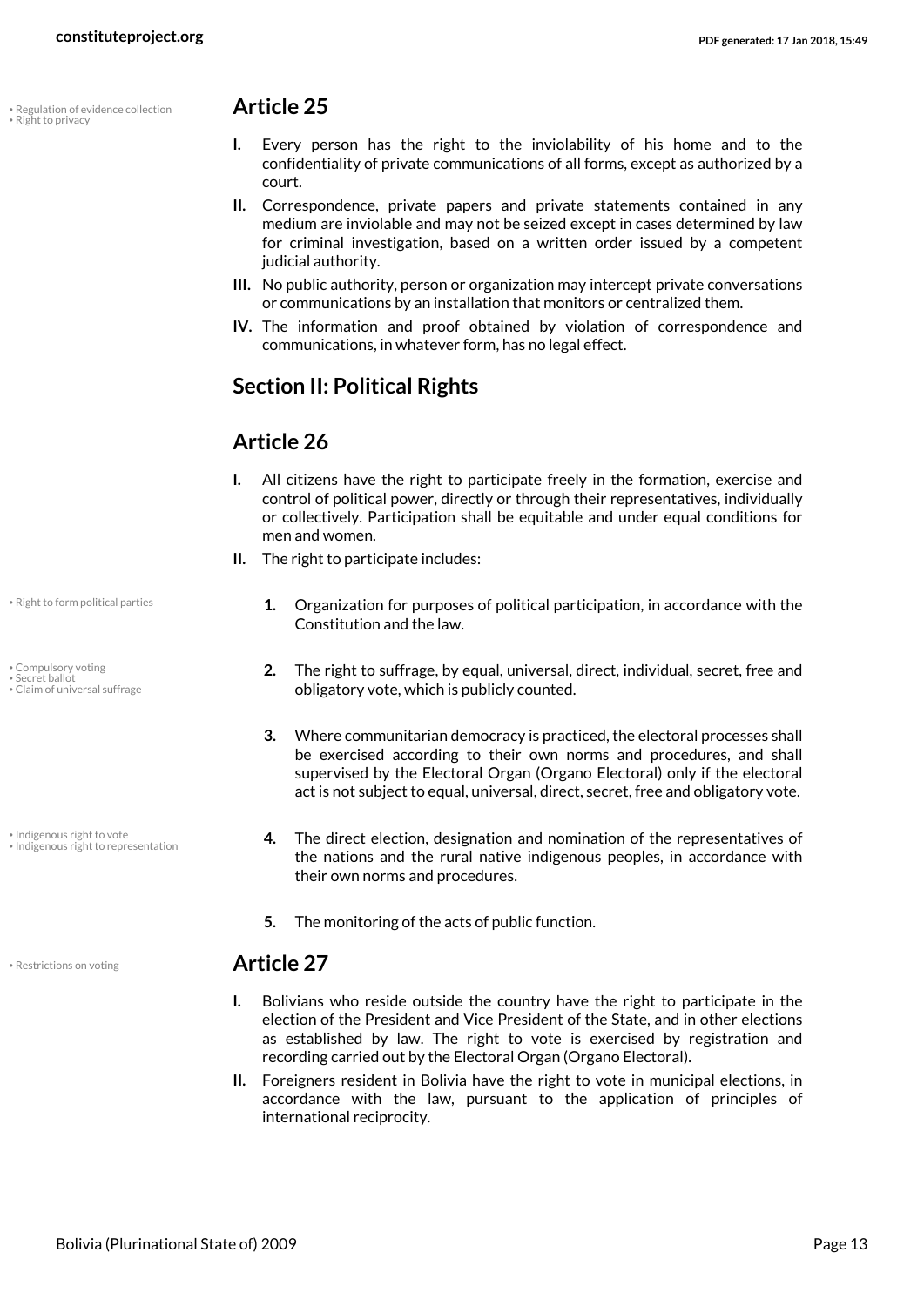## Article 25

- **I.** Every person has the right to the inviolability of his home and to the confidentiality of private communications of all forms, except as authorized by a court.
- **II.** Correspondence, private papers and private statements contained in any medium are inviolable and may not be seized except in cases determined by law for criminal investigation, based on a written order issued by a competent judicial authority.
- **III.** No public authority, person or organization may intercept private conversations or communications by an installation that monitors or centralized them.
- **IV.** The information and proof obtained by violation of correspondence and communications, in whatever form, has no legal effect.

## Section II: Political Rights

## Article 26

- **I.** All citizens have the right to participate freely in the formation, exercise and control of political power, directly or through their representatives, individually or collectively. Participation shall be equitable and under equal conditions for men and women.
- **II.** The right to participate includes:
  1. Organization for purposes of political participation, in accordance with the Constitution and the law.
  2. The right to suffrage, by equal, universal, direct, individual, secret, free and obligatory vote, which is publicly counted.
  3. Where communitarian democracy is practiced, the electoral processes shall be exercised according to their own norms and procedures, and shall supervised by the Electoral Organ (Organo Electoral) only if the electoral act is not subject to equal, universal, direct, secret, free and obligatory vote.
  4. The direct election, designation and nomination of the representatives of the nations and the rural native indigenous peoples, in accordance with their own norms and procedures.
  5. The monitoring of the acts of public function.

## Article 27

- **I.** Bolivians who reside outside the country have the right to participate in the election of the President and Vice President of the State, and in other elections as established by law. The right to vote is exercised by registration and recording carried out by the Electoral Organ (Organo Electoral).
- **II.** Foreigners resident in Bolivia have the right to vote in municipal elections, in accordance with the law, pursuant to the application of principles of international reciprocity.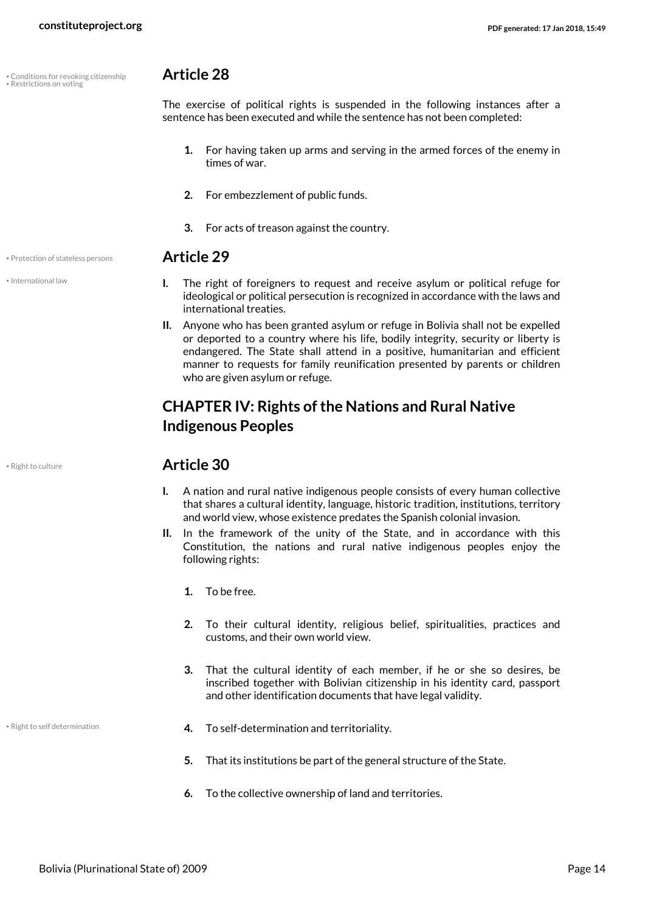## Article 28

The exercise of political rights is suspended in the following instances after a sentence has been executed and while the sentence has not been completed:

1. For having taken up arms and serving in the armed forces of the enemy in times of war.
2. For embezzlement of public funds.
3. For acts of treason against the country.

## Article 29

I. The right of foreigners to request and receive asylum or political refuge for ideological or political persecution is recognized in accordance with the laws and international treaties.

II. Anyone who has been granted asylum or refuge in Bolivia shall not be expelled or deported to a country where his life, bodily integrity, security or liberty is endangered. The State shall attend in a positive, humanitarian and efficient manner to requests for family reunification presented by parents or children who are given asylum or refuge.

# CHAPTER IV: Rights of the Nations and Rural Native Indigenous Peoples

## Article 30

I. A nation and rural native indigenous people consists of every human collective that shares a cultural identity, language, historic tradition, institutions, territory and world view, whose existence predates the Spanish colonial invasion.

II. In the framework of the unity of the State, and in accordance with this Constitution, the nations and rural native indigenous peoples enjoy the following rights:

1. To be free.
2. To their cultural identity, religious belief, spiritualities, practices and customs, and their own world view.
3. That the cultural identity of each member, if he or she so desires, be inscribed together with Bolivian citizenship in his identity card, passport and other identification documents that have legal validity.
4. To self-determination and territoriality.
5. That its institutions be part of the general structure of the State.
6. To the collective ownership of land and territories.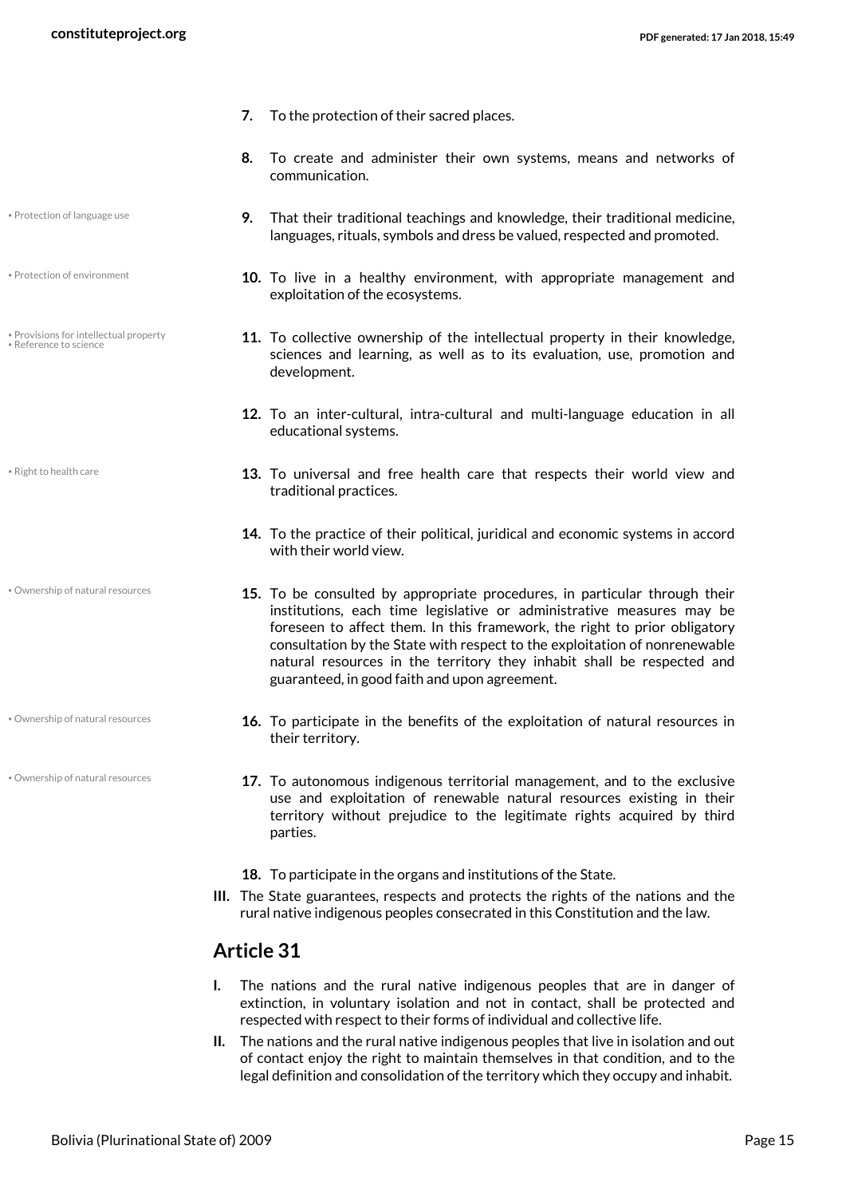7. To the protection of their sacred places.

8. To create and administer their own systems, means and networks of communication.

9. That their traditional teachings and knowledge, their traditional medicine, languages, rituals, symbols and dress be valued, respected and promoted.

10. To live in a healthy environment, with appropriate management and exploitation of the ecosystems.

11. To collective ownership of the intellectual property in their knowledge, sciences and learning, as well as to its evaluation, use, promotion and development.

12. To an inter-cultural, intra-cultural and multi-language education in all educational systems.

13. To universal and free health care that respects their world view and traditional practices.

14. To the practice of their political, juridical and economic systems in accord with their world view.

15. To be consulted by appropriate procedures, in particular through their institutions, each time legislative or administrative measures may be foreseen to affect them. In this framework, the right to prior obligatory consultation by the State with respect to the exploitation of nonrenewable natural resources in the territory they inhabit shall be respected and guaranteed, in good faith and upon agreement.

16. To participate in the benefits of the exploitation of natural resources in their territory.

17. To autonomous indigenous territorial management, and to the exclusive use and exploitation of renewable natural resources existing in their territory without prejudice to the legitimate rights acquired by third parties.

18. To participate in the organs and institutions of the State.

III. The State guarantees, respects and protects the rights of the nations and the rural native indigenous peoples consecrated in this Constitution and the law.

## Article 31

I. The nations and the rural native indigenous peoples that are in danger of extinction, in voluntary isolation and not in contact, shall be protected and respected with respect to their forms of individual and collective life.

II. The nations and the rural native indigenous peoples that live in isolation and out of contact enjoy the right to maintain themselves in that condition, and to the legal definition and consolidation of the territory which they occupy and inhabit.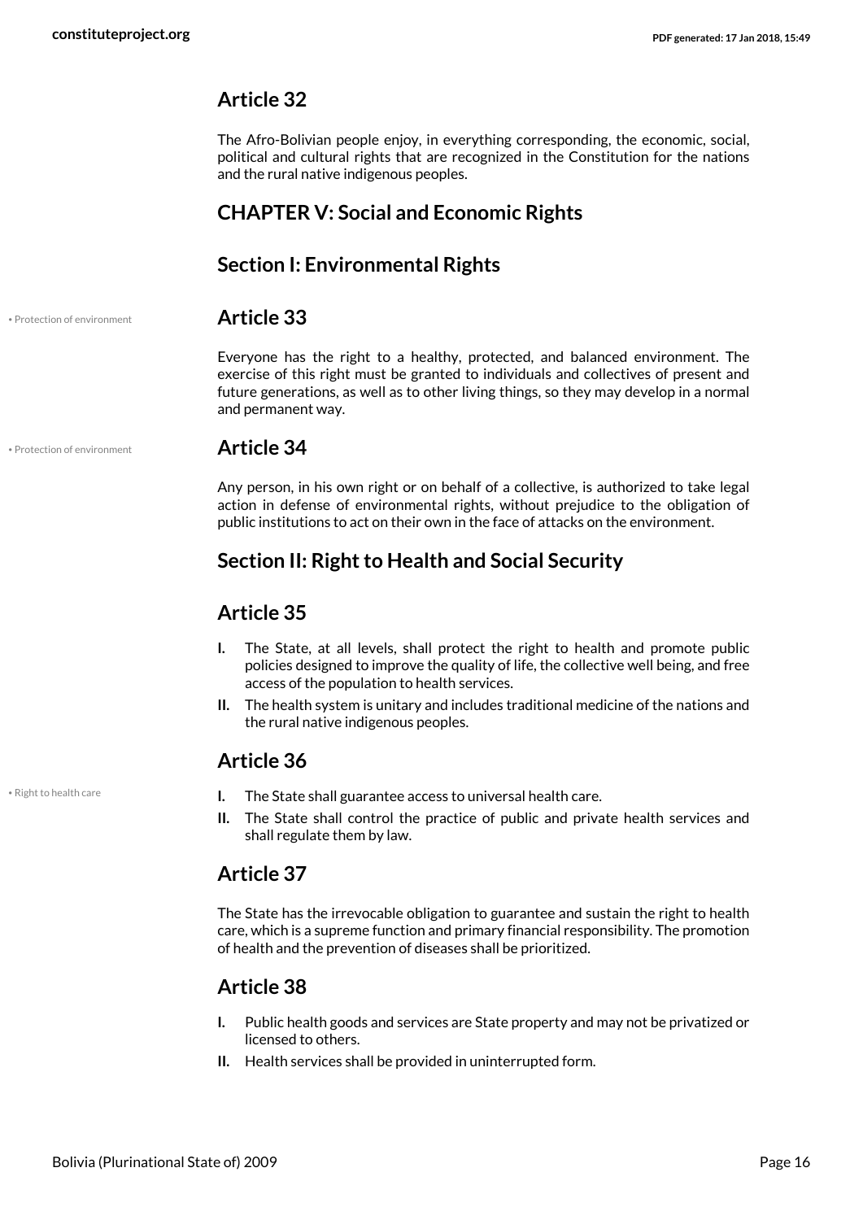## Article 32

The Afro-Bolivian people enjoy, in everything corresponding, the economic, social, political and cultural rights that are recognized in the Constitution for the nations and the rural native indigenous peoples.

## CHAPTER V: Social and Economic Rights

## Section I: Environmental Rights

• Protection of environment

## Article 33

Everyone has the right to a healthy, protected, and balanced environment. The exercise of this right must be granted to individuals and collectives of present and future generations, as well as to other living things, so they may develop in a normal and permanent way.

• Protection of environment

## Article 34

Any person, in his own right or on behalf of a collective, is authorized to take legal action in defense of environmental rights, without prejudice to the obligation of public institutions to act on their own in the face of attacks on the environment.

## Section II: Right to Health and Social Security

## Article 35

**I.** The State, at all levels, shall protect the right to health and promote public policies designed to improve the quality of life, the collective well being, and free access of the population to health services.

**II.** The health system is unitary and includes traditional medicine of the nations and the rural native indigenous peoples.

## Article 36

• Right to health care

**I.** The State shall guarantee access to universal health care.

**II.** The State shall control the practice of public and private health services and shall regulate them by law.

## Article 37

The State has the irrevocable obligation to guarantee and sustain the right to health care, which is a supreme function and primary financial responsibility. The promotion of health and the prevention of diseases shall be prioritized.

## Article 38

**I.** Public health goods and services are State property and may not be privatized or licensed to others.

**II.** Health services shall be provided in uninterrupted form.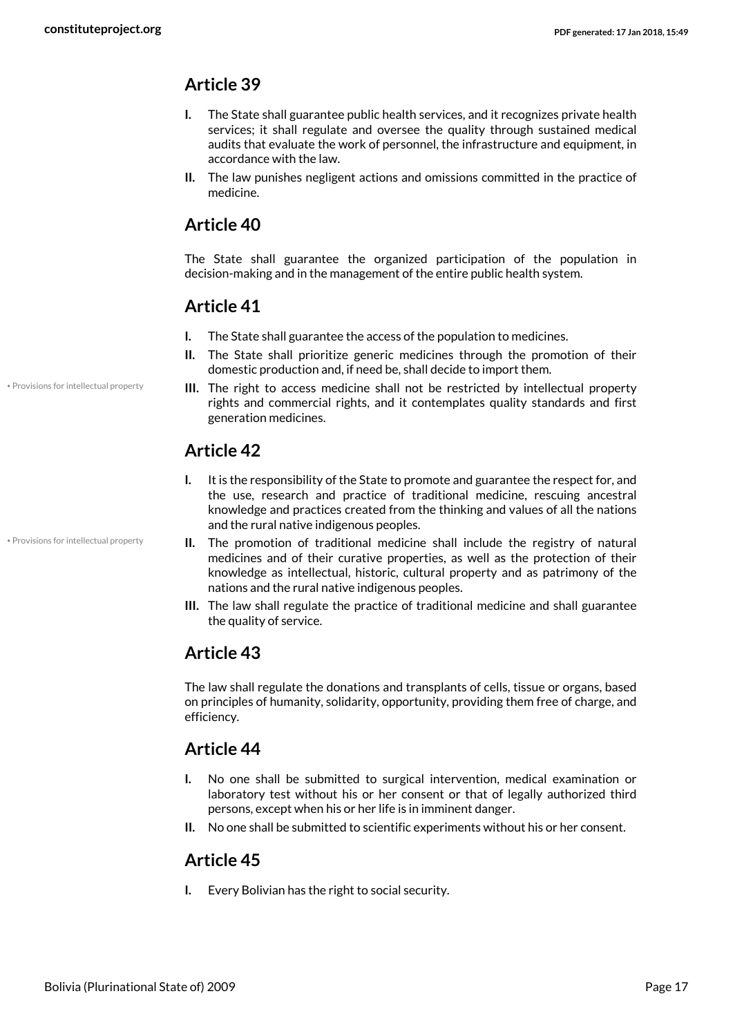## Article 39

- **I.** The State shall guarantee public health services, and it recognizes private health services; it shall regulate and oversee the quality through sustained medical audits that evaluate the work of personnel, the infrastructure and equipment, in accordance with the law.
- **II.** The law punishes negligent actions and omissions committed in the practice of medicine.

## Article 40

The State shall guarantee the organized participation of the population in decision-making and in the management of the entire public health system.

## Article 41

- **I.** The State shall guarantee the access of the population to medicines.
- **II.** The State shall prioritize generic medicines through the promotion of their domestic production and, if need be, shall decide to import them.
- **III.** The right to access medicine shall not be restricted by intellectual property rights and commercial rights, and it contemplates quality standards and first generation medicines.

• Provisions for intellectual property

## Article 42

- **I.** It is the responsibility of the State to promote and guarantee the respect for, and the use, research and practice of traditional medicine, rescuing ancestral knowledge and practices created from the thinking and values of all the nations and the rural native indigenous peoples.
- **II.** The promotion of traditional medicine shall include the registry of natural medicines and of their curative properties, as well as the protection of their knowledge as intellectual, historic, cultural property and as patrimony of the nations and the rural native indigenous peoples.
- **III.** The law shall regulate the practice of traditional medicine and shall guarantee the quality of service.

• Provisions for intellectual property

## Article 43

The law shall regulate the donations and transplants of cells, tissue or organs, based on principles of humanity, solidarity, opportunity, providing them free of charge, and efficiency.

## Article 44

- **I.** No one shall be submitted to surgical intervention, medical examination or laboratory test without his or her consent or that of legally authorized third persons, except when his or her life is in imminent danger.
- **II.** No one shall be submitted to scientific experiments without his or her consent.

## Article 45

- **I.** Every Bolivian has the right to social security.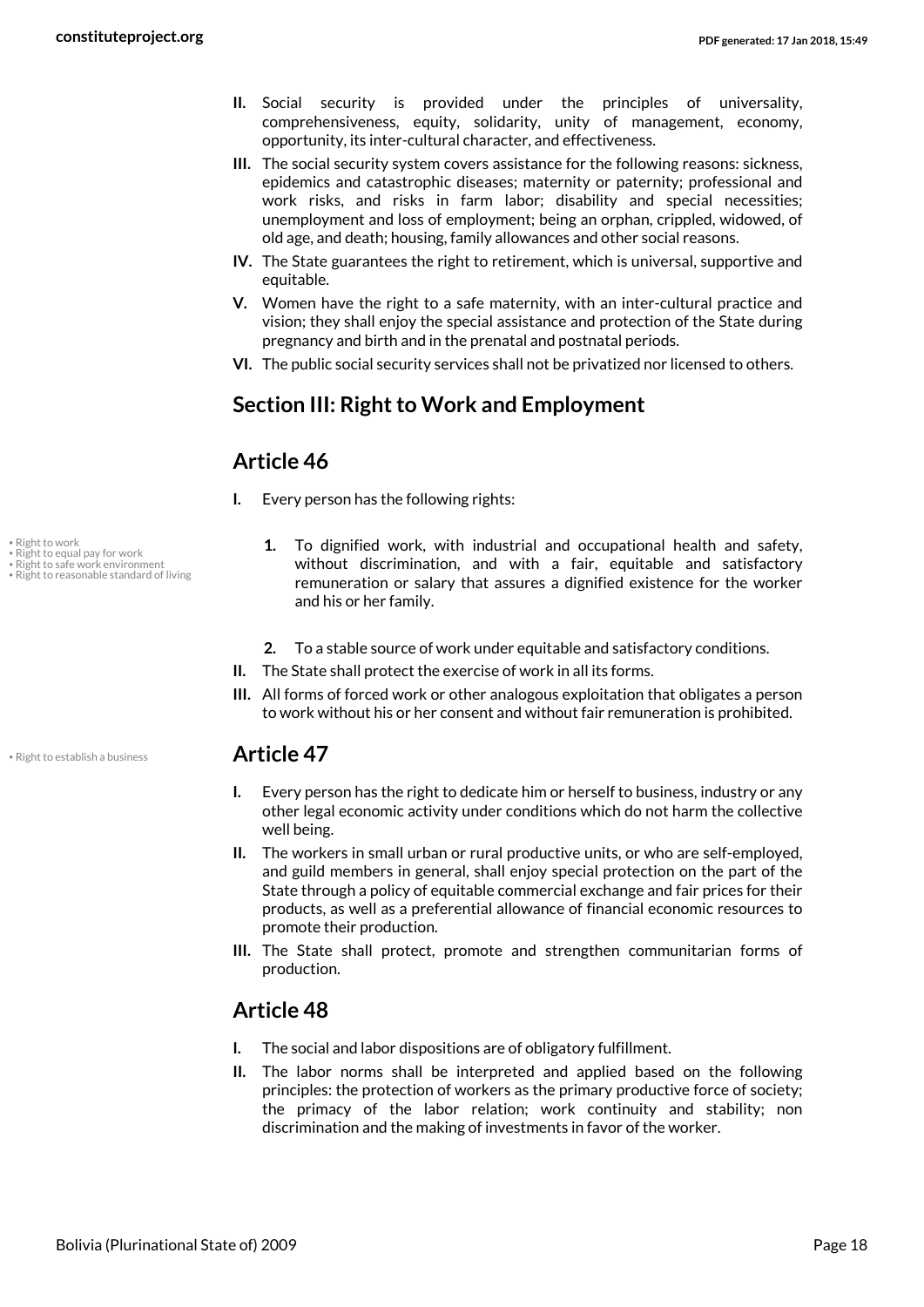**II.** Social security is provided under the principles of universality, comprehensiveness, equity, solidarity, unity of management, economy, opportunity, its inter-cultural character, and effectiveness.

**III.** The social security system covers assistance for the following reasons: sickness, epidemics and catastrophic diseases; maternity or paternity; professional and work risks, and risks in farm labor; disability and special necessities; unemployment and loss of employment; being an orphan, crippled, widowed, of old age, and death; housing, family allowances and other social reasons.

**IV.** The State guarantees the right to retirement, which is universal, supportive and equitable.

**V.** Women have the right to a safe maternity, with an inter-cultural practice and vision; they shall enjoy the special assistance and protection of the State during pregnancy and birth and in the prenatal and postnatal periods.

**VI.** The public social security services shall not be privatized nor licensed to others.

## Section III: Right to Work and Employment

## Article 46

**I.** Every person has the following rights:

- Right to work
- Right to equal pay for work
- Right to safe work environment
- Right to reasonable standard of living

**1.** To dignified work, with industrial and occupational health and safety, without discrimination, and with a fair, equitable and satisfactory remuneration or salary that assures a dignified existence for the worker and his or her family.

**2.** To a stable source of work under equitable and satisfactory conditions.

**II.** The State shall protect the exercise of work in all its forms.

**III.** All forms of forced work or other analogous exploitation that obligates a person to work without his or her consent and without fair remuneration is prohibited.

- Right to establish a business

## Article 47

**I.** Every person has the right to dedicate him or herself to business, industry or any other legal economic activity under conditions which do not harm the collective well being.

**II.** The workers in small urban or rural productive units, or who are self-employed, and guild members in general, shall enjoy special protection on the part of the State through a policy of equitable commercial exchange and fair prices for their products, as well as a preferential allowance of financial economic resources to promote their production.

**III.** The State shall protect, promote and strengthen communitarian forms of production.

## Article 48

**I.** The social and labor dispositions are of obligatory fulfillment.

**II.** The labor norms shall be interpreted and applied based on the following principles: the protection of workers as the primary productive force of society; the primacy of the labor relation; work continuity and stability; non discrimination and the making of investments in favor of the worker.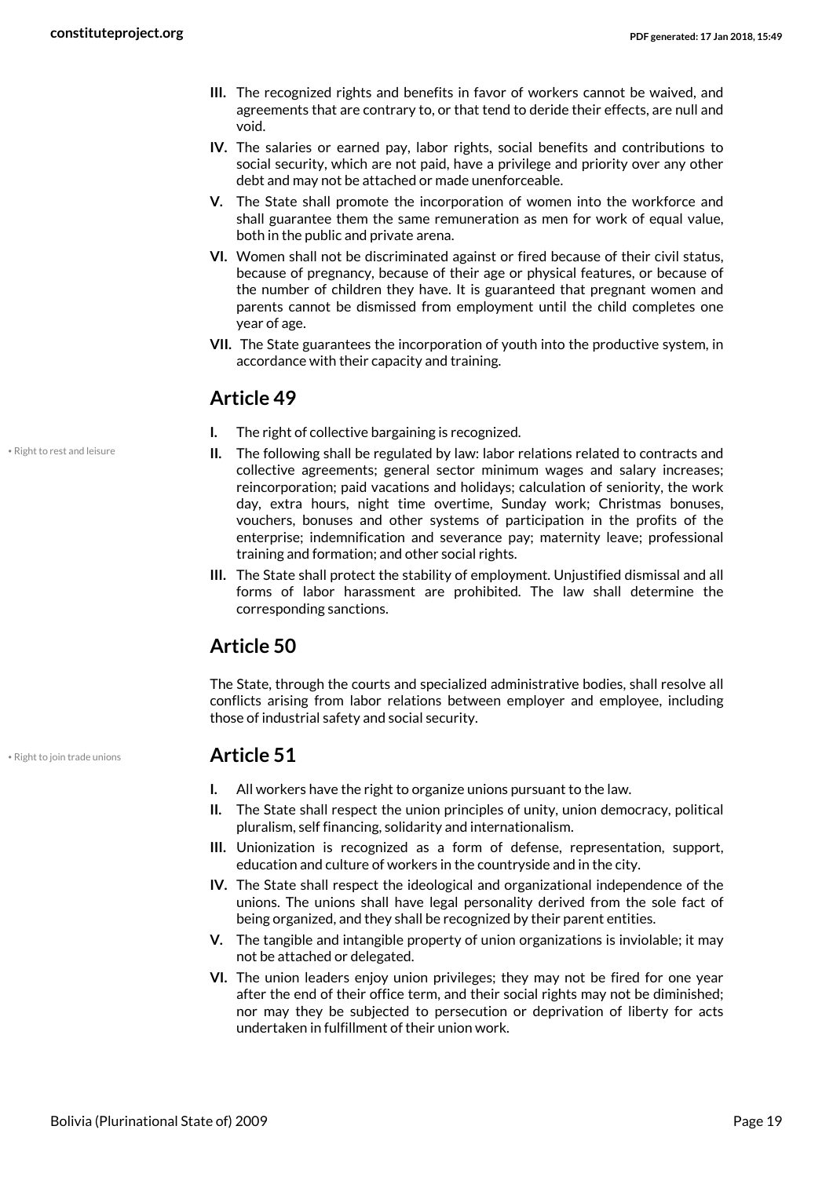**III.** The recognized rights and benefits in favor of workers cannot be waived, and agreements that are contrary to, or that tend to deride their effects, are null and void.

**IV.** The salaries or earned pay, labor rights, social benefits and contributions to social security, which are not paid, have a privilege and priority over any other debt and may not be attached or made unenforceable.

**V.** The State shall promote the incorporation of women into the workforce and shall guarantee them the same remuneration as men for work of equal value, both in the public and private arena.

**VI.** Women shall not be discriminated against or fired because of their civil status, because of pregnancy, because of their age or physical features, or because of the number of children they have. It is guaranteed that pregnant women and parents cannot be dismissed from employment until the child completes one year of age.

**VII.** The State guarantees the incorporation of youth into the productive system, in accordance with their capacity and training.

## Article 49

• Right to rest and leisure

**I.** The right of collective bargaining is recognized.

**II.** The following shall be regulated by law: labor relations related to contracts and collective agreements; general sector minimum wages and salary increases; reincorporation; paid vacations and holidays; calculation of seniority, the work day, extra hours, night time overtime, Sunday work; Christmas bonuses, vouchers, bonuses and other systems of participation in the profits of the enterprise; indemnification and severance pay; maternity leave; professional training and formation; and other social rights.

**III.** The State shall protect the stability of employment. Unjustified dismissal and all forms of labor harassment are prohibited. The law shall determine the corresponding sanctions.

## Article 50

The State, through the courts and specialized administrative bodies, shall resolve all conflicts arising from labor relations between employer and employee, including those of industrial safety and social security.

## Article 51

• Right to join trade unions

**I.** All workers have the right to organize unions pursuant to the law.

**II.** The State shall respect the union principles of unity, union democracy, political pluralism, self financing, solidarity and internationalism.

**III.** Unionization is recognized as a form of defense, representation, support, education and culture of workers in the countryside and in the city.

**IV.** The State shall respect the ideological and organizational independence of the unions. The unions shall have legal personality derived from the sole fact of being organized, and they shall be recognized by their parent entities.

**V.** The tangible and intangible property of union organizations is inviolable; it may not be attached or delegated.

**VI.** The union leaders enjoy union privileges; they may not be fired for one year after the end of their office term, and their social rights may not be diminished; nor may they be subjected to persecution or deprivation of liberty for acts undertaken in fulfillment of their union work.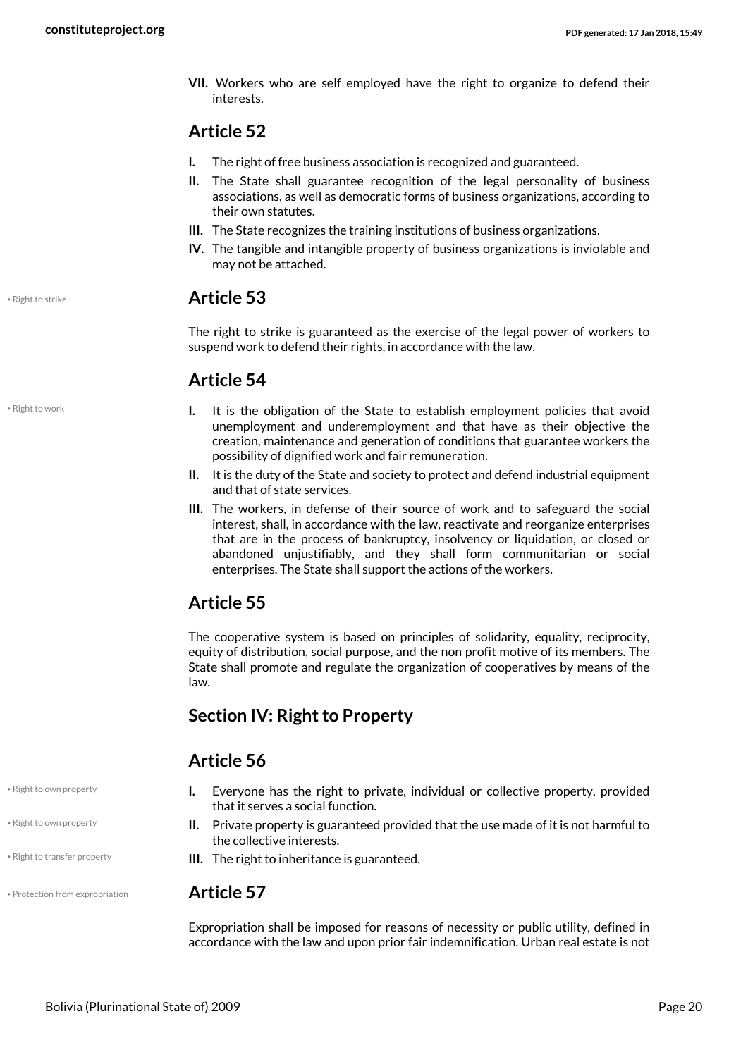**VII.** Workers who are self employed have the right to organize to defend their interests.

## Article 52

**I.** The right of free business association is recognized and guaranteed.

**II.** The State shall guarantee recognition of the legal personality of business associations, as well as democratic forms of business organizations, according to their own statutes.

**III.** The State recognizes the training institutions of business organizations.

**IV.** The tangible and intangible property of business organizations is inviolable and may not be attached.

• Right to strike

## Article 53

The right to strike is guaranteed as the exercise of the legal power of workers to suspend work to defend their rights, in accordance with the law.

## Article 54

• Right to work

**I.** It is the obligation of the State to establish employment policies that avoid unemployment and underemployment and that have as their objective the creation, maintenance and generation of conditions that guarantee workers the possibility of dignified work and fair remuneration.

**II.** It is the duty of the State and society to protect and defend industrial equipment and that of state services.

**III.** The workers, in defense of their source of work and to safeguard the social interest, shall, in accordance with the law, reactivate and reorganize enterprises that are in the process of bankruptcy, insolvency or liquidation, or closed or abandoned unjustifiably, and they shall form communitarian or social enterprises. The State shall support the actions of the workers.

## Article 55

The cooperative system is based on principles of solidarity, equality, reciprocity, equity of distribution, social purpose, and the non profit motive of its members. The State shall promote and regulate the organization of cooperatives by means of the law.

## Section IV: Right to Property

## Article 56

• Right to own property

**I.** Everyone has the right to private, individual or collective property, provided that it serves a social function.

• Right to own property

**II.** Private property is guaranteed provided that the use made of it is not harmful to the collective interests.

• Right to transfer property

**III.** The right to inheritance is guaranteed.

• Protection from expropriation

## Article 57

Expropriation shall be imposed for reasons of necessity or public utility, defined in accordance with the law and upon prior fair indemnification. Urban real estate is not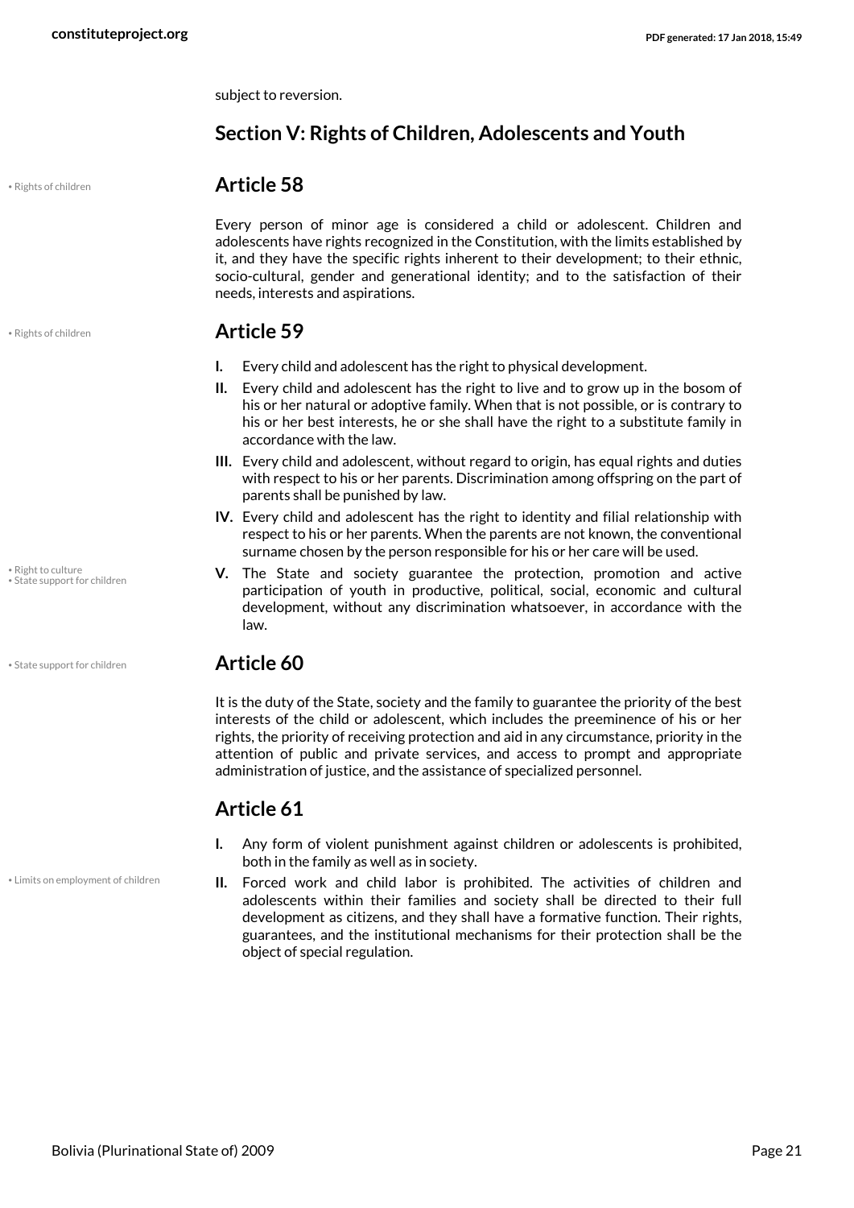subject to reversion.

## Section V: Rights of Children, Adolescents and Youth

• Rights of children

### Article 58

Every person of minor age is considered a child or adolescent. Children and adolescents have rights recognized in the Constitution, with the limits established by it, and they have the specific rights inherent to their development; to their ethnic, socio-cultural, gender and generational identity; and to the satisfaction of their needs, interests and aspirations.

• Rights of children

### Article 59

- **I.** Every child and adolescent has the right to physical development.
- **II.** Every child and adolescent has the right to live and to grow up in the bosom of his or her natural or adoptive family. When that is not possible, or is contrary to his or her best interests, he or she shall have the right to a substitute family in accordance with the law.
- **III.** Every child and adolescent, without regard to origin, has equal rights and duties with respect to his or her parents. Discrimination among offspring on the part of parents shall be punished by law.
- **IV.** Every child and adolescent has the right to identity and filial relationship with respect to his or her parents. When the parents are not known, the conventional surname chosen by the person responsible for his or her care will be used.
- **V.** The State and society guarantee the protection, promotion and active participation of youth in productive, political, social, economic and cultural development, without any discrimination whatsoever, in accordance with the law.

• Right to culture
• State support for children

• State support for children

### Article 60

It is the duty of the State, society and the family to guarantee the priority of the best interests of the child or adolescent, which includes the preeminence of his or her rights, the priority of receiving protection and aid in any circumstance, priority in the attention of public and private services, and access to prompt and appropriate administration of justice, and the assistance of specialized personnel.

### Article 61

- **I.** Any form of violent punishment against children or adolescents is prohibited, both in the family as well as in society.
- **II.** Forced work and child labor is prohibited. The activities of children and adolescents within their families and society shall be directed to their full development as citizens, and they shall have a formative function. Their rights, guarantees, and the institutional mechanisms for their protection shall be the object of special regulation.

• Limits on employment of children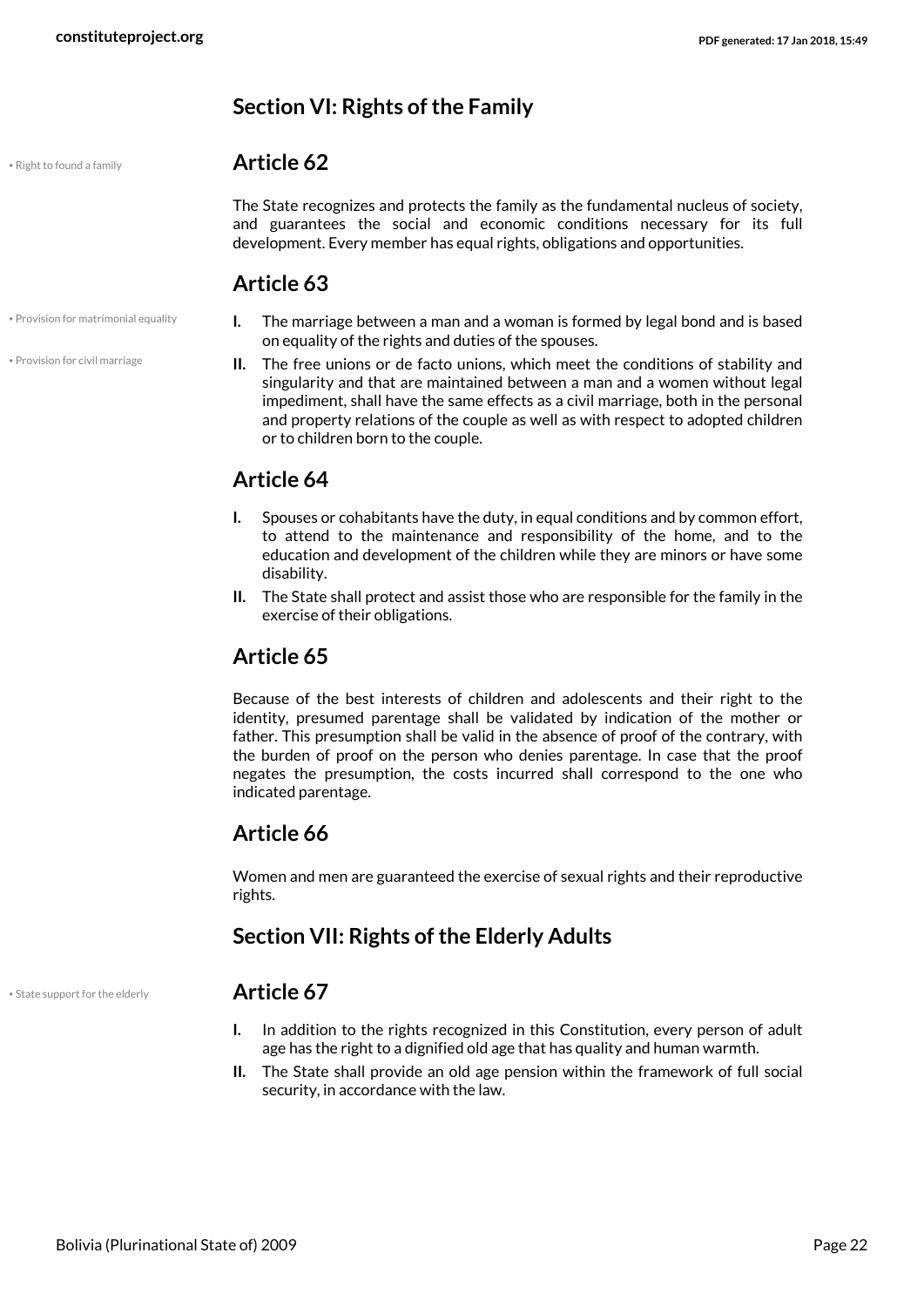## Section VI: Rights of the Family

• Right to found a family

### Article 62

The State recognizes and protects the family as the fundamental nucleus of society, and guarantees the social and economic conditions necessary for its full development. Every member has equal rights, obligations and opportunities.

### Article 63

• Provision for matrimonial equality

• Provision for civil marriage

**I.** The marriage between a man and a woman is formed by legal bond and is based on equality of the rights and duties of the spouses.

**II.** The free unions or de facto unions, which meet the conditions of stability and singularity and that are maintained between a man and a women without legal impediment, shall have the same effects as a civil marriage, both in the personal and property relations of the couple as well as with respect to adopted children or to children born to the couple.

### Article 64

**I.** Spouses or cohabitants have the duty, in equal conditions and by common effort, to attend to the maintenance and responsibility of the home, and to the education and development of the children while they are minors or have some disability.

**II.** The State shall protect and assist those who are responsible for the family in the exercise of their obligations.

### Article 65

Because of the best interests of children and adolescents and their right to the identity, presumed parentage shall be validated by indication of the mother or father. This presumption shall be valid in the absence of proof of the contrary, with the burden of proof on the person who denies parentage. In case that the proof negates the presumption, the costs incurred shall correspond to the one who indicated parentage.

### Article 66

Women and men are guaranteed the exercise of sexual rights and their reproductive rights.

## Section VII: Rights of the Elderly Adults

• State support for the elderly

### Article 67

**I.** In addition to the rights recognized in this Constitution, every person of adult age has the right to a dignified old age that has quality and human warmth.

**II.** The State shall provide an old age pension within the framework of full social security, in accordance with the law.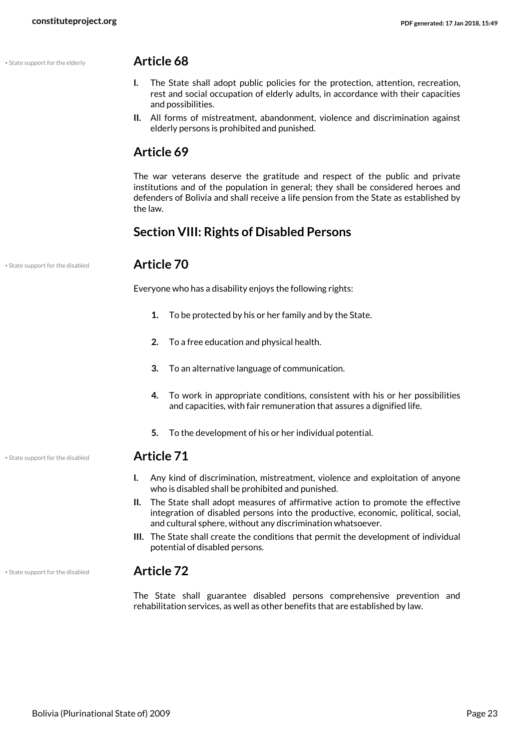• State support for the elderly

## Article 68

**I.** The State shall adopt public policies for the protection, attention, recreation, rest and social occupation of elderly adults, in accordance with their capacities and possibilities.

**II.** All forms of mistreatment, abandonment, violence and discrimination against elderly persons is prohibited and punished.

## Article 69

The war veterans deserve the gratitude and respect of the public and private institutions and of the population in general; they shall be considered heroes and defenders of Bolivia and shall receive a life pension from the State as established by the law.

## Section VIII: Rights of Disabled Persons

• State support for the disabled

## Article 70

Everyone who has a disability enjoys the following rights:

1. To be protected by his or her family and by the State.
2. To a free education and physical health.
3. To an alternative language of communication.
4. To work in appropriate conditions, consistent with his or her possibilities and capacities, with fair remuneration that assures a dignified life.
5. To the development of his or her individual potential.

• State support for the disabled

## Article 71

**I.** Any kind of discrimination, mistreatment, violence and exploitation of anyone who is disabled shall be prohibited and punished.

**II.** The State shall adopt measures of affirmative action to promote the effective integration of disabled persons into the productive, economic, political, social, and cultural sphere, without any discrimination whatsoever.

**III.** The State shall create the conditions that permit the development of individual potential of disabled persons.

• State support for the disabled

## Article 72

The State shall guarantee disabled persons comprehensive prevention and rehabilitation services, as well as other benefits that are established by law.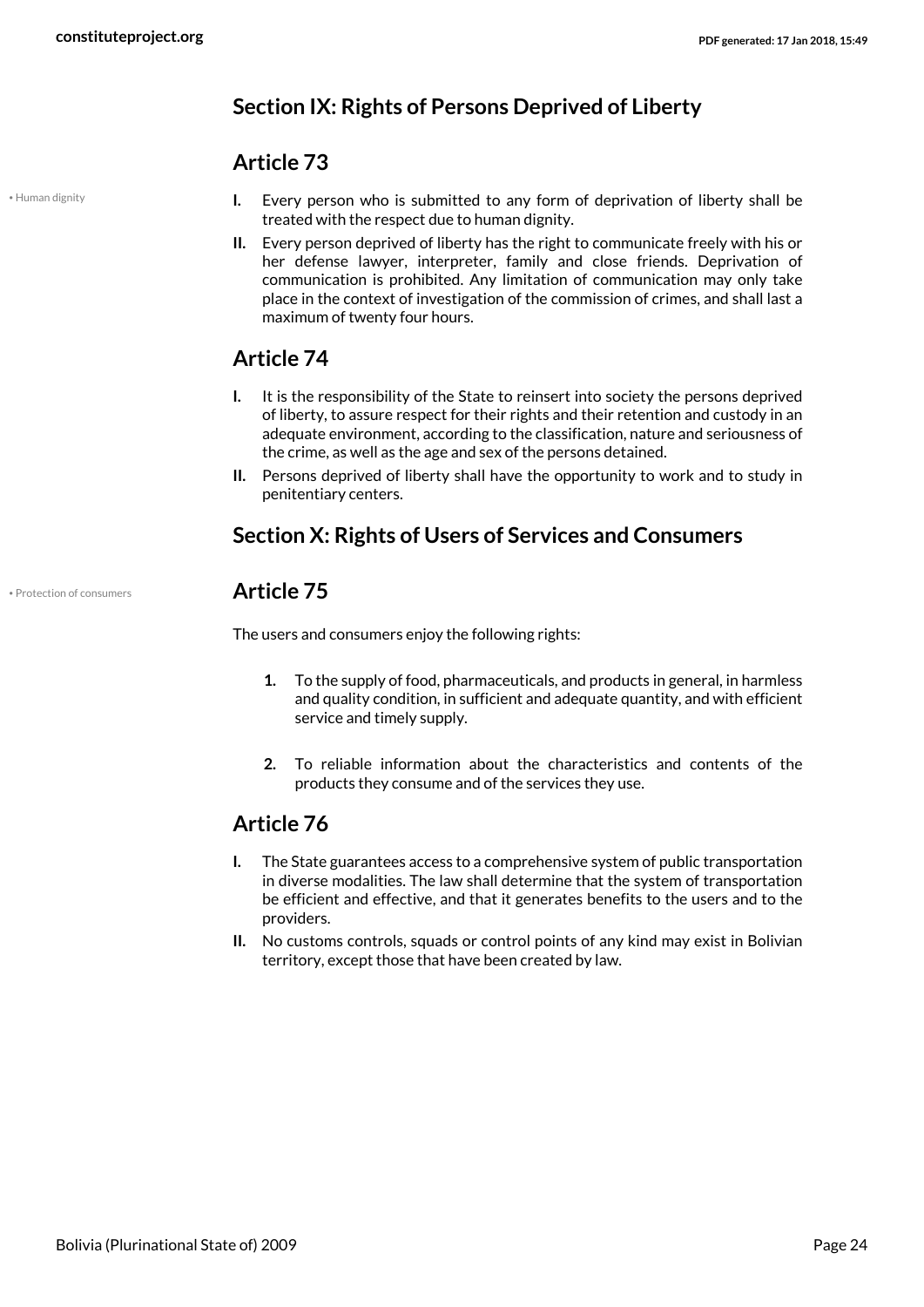## Section IX: Rights of Persons Deprived of Liberty

### Article 73

- Human dignity

**I.** Every person who is submitted to any form of deprivation of liberty shall be treated with the respect due to human dignity.

**II.** Every person deprived of liberty has the right to communicate freely with his or her defense lawyer, interpreter, family and close friends. Deprivation of communication is prohibited. Any limitation of communication may only take place in the context of investigation of the commission of crimes, and shall last a maximum of twenty four hours.

### Article 74

**I.** It is the responsibility of the State to reinsert into society the persons deprived of liberty, to assure respect for their rights and their retention and custody in an adequate environment, according to the classification, nature and seriousness of the crime, as well as the age and sex of the persons detained.

**II.** Persons deprived of liberty shall have the opportunity to work and to study in penitentiary centers.

## Section X: Rights of Users of Services and Consumers

### Article 75

- Protection of consumers

The users and consumers enjoy the following rights:

1. To the supply of food, pharmaceuticals, and products in general, in harmless and quality condition, in sufficient and adequate quantity, and with efficient service and timely supply.

2. To reliable information about the characteristics and contents of the products they consume and of the services they use.

### Article 76

**I.** The State guarantees access to a comprehensive system of public transportation in diverse modalities. The law shall determine that the system of transportation be efficient and effective, and that it generates benefits to the users and to the providers.

**II.** No customs controls, squads or control points of any kind may exist in Bolivian territory, except those that have been created by law.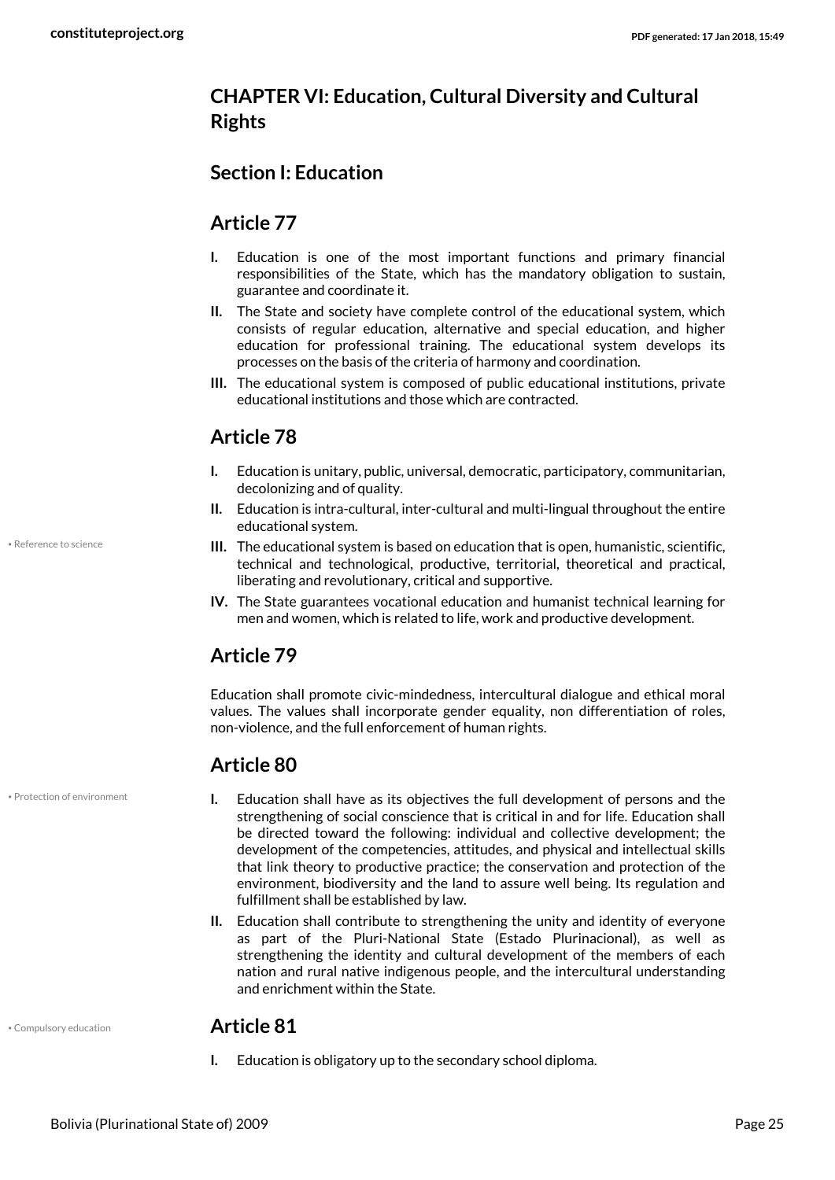## CHAPTER VI: Education, Cultural Diversity and Cultural Rights

### Section I: Education

### Article 77

**I.** Education is one of the most important functions and primary financial responsibilities of the State, which has the mandatory obligation to sustain, guarantee and coordinate it.

**II.** The State and society have complete control of the educational system, which consists of regular education, alternative and special education, and higher education for professional training. The educational system develops its processes on the basis of the criteria of harmony and coordination.

**III.** The educational system is composed of public educational institutions, private educational institutions and those which are contracted.

### Article 78

**I.** Education is unitary, public, universal, democratic, participatory, communitarian, decolonizing and of quality.

**II.** Education is intra-cultural, inter-cultural and multi-lingual throughout the entire educational system.

• Reference to science

**III.** The educational system is based on education that is open, humanistic, scientific, technical and technological, productive, territorial, theoretical and practical, liberating and revolutionary, critical and supportive.

**IV.** The State guarantees vocational education and humanist technical learning for men and women, which is related to life, work and productive development.

### Article 79

Education shall promote civic-mindedness, intercultural dialogue and ethical moral values. The values shall incorporate gender equality, non differentiation of roles, non-violence, and the full enforcement of human rights.

### Article 80

• Protection of environment

**I.** Education shall have as its objectives the full development of persons and the strengthening of social conscience that is critical in and for life. Education shall be directed toward the following: individual and collective development; the development of the competencies, attitudes, and physical and intellectual skills that link theory to productive practice; the conservation and protection of the environment, biodiversity and the land to assure well being. Its regulation and fulfillment shall be established by law.

**II.** Education shall contribute to strengthening the unity and identity of everyone as part of the Pluri-National State (Estado Plurinacional), as well as strengthening the identity and cultural development of the members of each nation and rural native indigenous people, and the intercultural understanding and enrichment within the State.

• Compulsory education

### Article 81

**I.** Education is obligatory up to the secondary school diploma.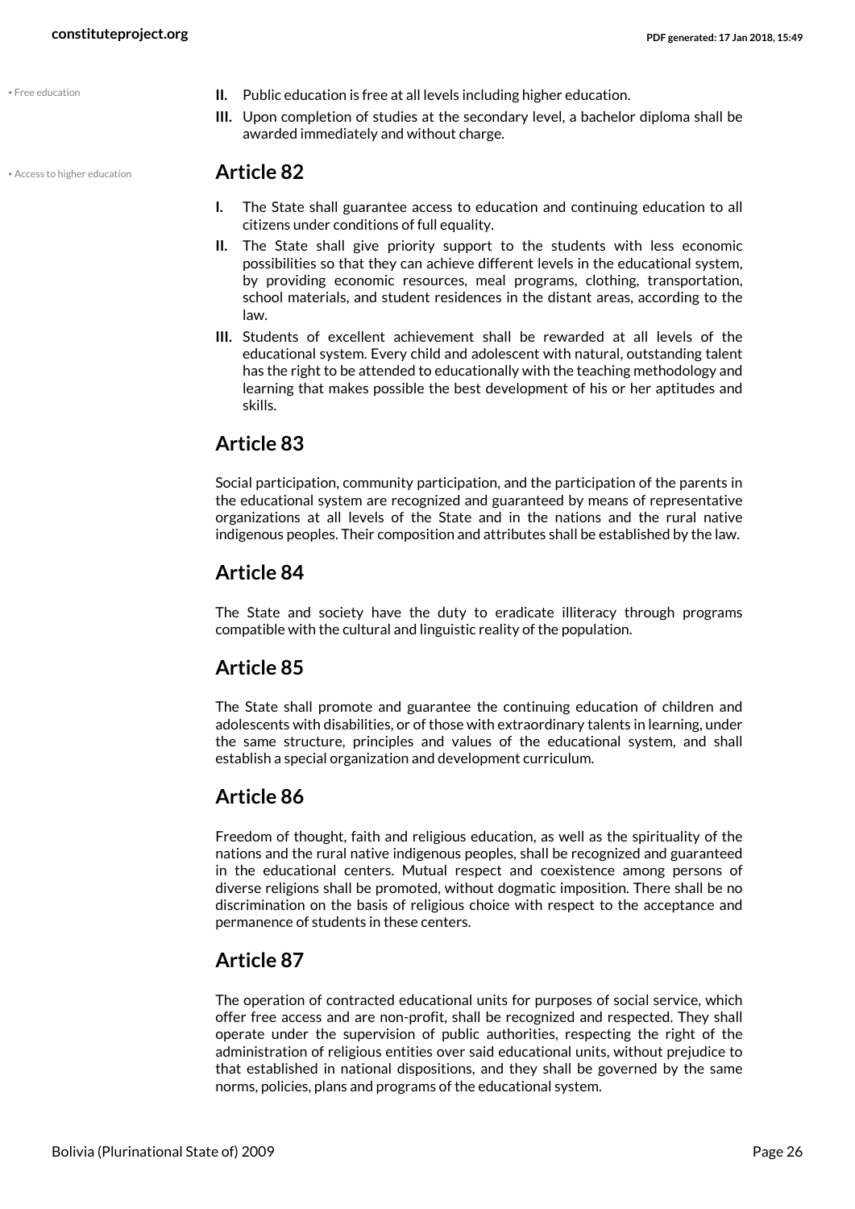• Free education

II. Public education is free at all levels including higher education.

III. Upon completion of studies at the secondary level, a bachelor diploma shall be awarded immediately and without charge.

• Access to higher education

## Article 82

I. The State shall guarantee access to education and continuing education to all citizens under conditions of full equality.

II. The State shall give priority support to the students with less economic possibilities so that they can achieve different levels in the educational system, by providing economic resources, meal programs, clothing, transportation, school materials, and student residences in the distant areas, according to the law.

III. Students of excellent achievement shall be rewarded at all levels of the educational system. Every child and adolescent with natural, outstanding talent has the right to be attended to educationally with the teaching methodology and learning that makes possible the best development of his or her aptitudes and skills.

## Article 83

Social participation, community participation, and the participation of the parents in the educational system are recognized and guaranteed by means of representative organizations at all levels of the State and in the nations and the rural native indigenous peoples. Their composition and attributes shall be established by the law.

## Article 84

The State and society have the duty to eradicate illiteracy through programs compatible with the cultural and linguistic reality of the population.

## Article 85

The State shall promote and guarantee the continuing education of children and adolescents with disabilities, or of those with extraordinary talents in learning, under the same structure, principles and values of the educational system, and shall establish a special organization and development curriculum.

## Article 86

Freedom of thought, faith and religious education, as well as the spirituality of the nations and the rural native indigenous peoples, shall be recognized and guaranteed in the educational centers. Mutual respect and coexistence among persons of diverse religions shall be promoted, without dogmatic imposition. There shall be no discrimination on the basis of religious choice with respect to the acceptance and permanence of students in these centers.

## Article 87

The operation of contracted educational units for purposes of social service, which offer free access and are non-profit, shall be recognized and respected. They shall operate under the supervision of public authorities, respecting the right of the administration of religious entities over said educational units, without prejudice to that established in national dispositions, and they shall be governed by the same norms, policies, plans and programs of the educational system.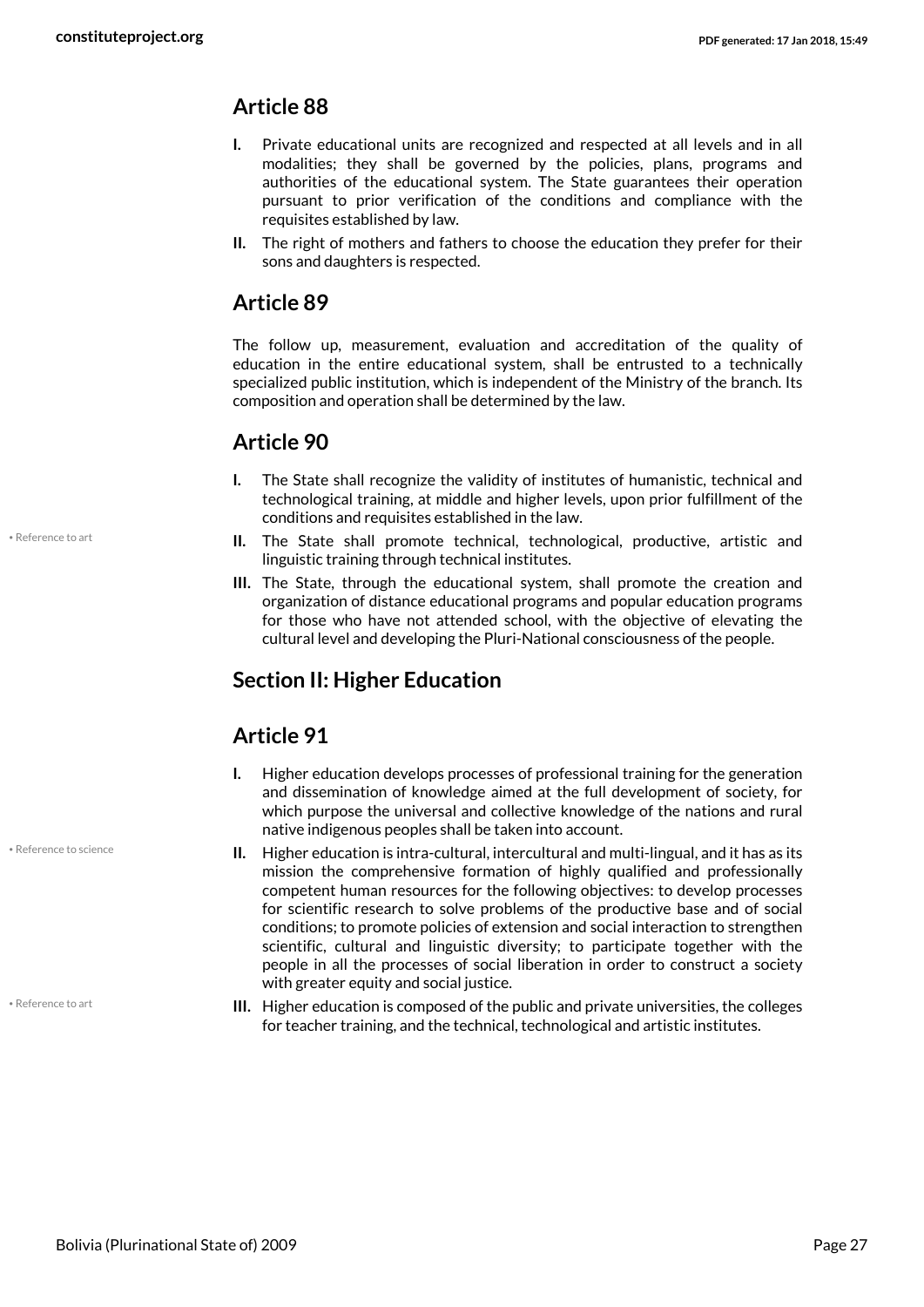## Article 88

- **I.** Private educational units are recognized and respected at all levels and in all modalities; they shall be governed by the policies, plans, programs and authorities of the educational system. The State guarantees their operation pursuant to prior verification of the conditions and compliance with the requisites established by law.
- **II.** The right of mothers and fathers to choose the education they prefer for their sons and daughters is respected.

## Article 89

The follow up, measurement, evaluation and accreditation of the quality of education in the entire educational system, shall be entrusted to a technically specialized public institution, which is independent of the Ministry of the branch. Its composition and operation shall be determined by the law.

## Article 90

- **I.** The State shall recognize the validity of institutes of humanistic, technical and technological training, at middle and higher levels, upon prior fulfillment of the conditions and requisites established in the law.
- **II.** The State shall promote technical, technological, productive, artistic and linguistic training through technical institutes.
- **III.** The State, through the educational system, shall promote the creation and organization of distance educational programs and popular education programs for those who have not attended school, with the objective of elevating the cultural level and developing the Pluri-National consciousness of the people.

## Section II: Higher Education

## Article 91

- **I.** Higher education develops processes of professional training for the generation and dissemination of knowledge aimed at the full development of society, for which purpose the universal and collective knowledge of the nations and rural native indigenous peoples shall be taken into account.
- **II.** Higher education is intra-cultural, intercultural and multi-lingual, and it has as its mission the comprehensive formation of highly qualified and professionally competent human resources for the following objectives: to develop processes for scientific research to solve problems of the productive base and of social conditions; to promote policies of extension and social interaction to strengthen scientific, cultural and linguistic diversity; to participate together with the people in all the processes of social liberation in order to construct a society with greater equity and social justice.
- **III.** Higher education is composed of the public and private universities, the colleges for teacher training, and the technical, technological and artistic institutes.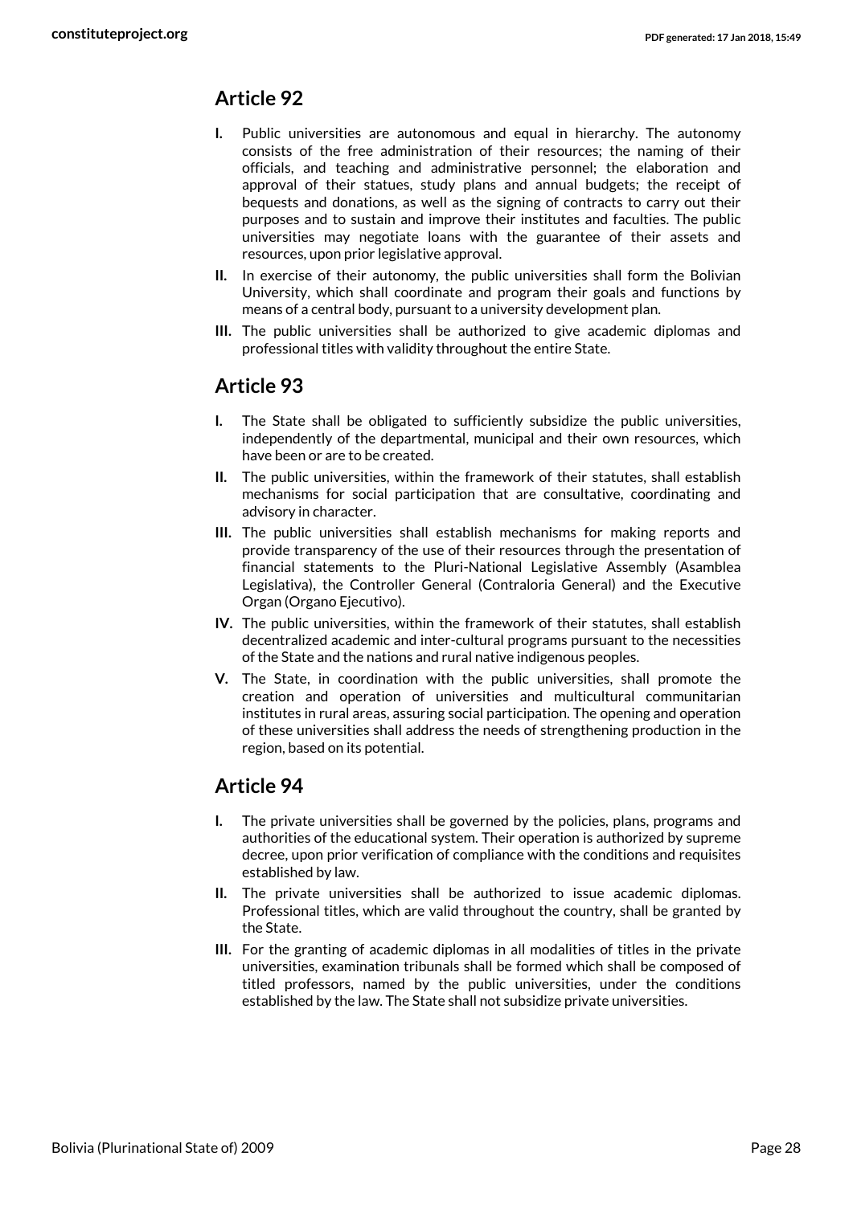## Article 92

- **I.** Public universities are autonomous and equal in hierarchy. The autonomy consists of the free administration of their resources; the naming of their officials, and teaching and administrative personnel; the elaboration and approval of their statues, study plans and annual budgets; the receipt of bequests and donations, as well as the signing of contracts to carry out their purposes and to sustain and improve their institutes and faculties. The public universities may negotiate loans with the guarantee of their assets and resources, upon prior legislative approval.
- **II.** In exercise of their autonomy, the public universities shall form the Bolivian University, which shall coordinate and program their goals and functions by means of a central body, pursuant to a university development plan.
- **III.** The public universities shall be authorized to give academic diplomas and professional titles with validity throughout the entire State.

## Article 93

- **I.** The State shall be obligated to sufficiently subsidize the public universities, independently of the departmental, municipal and their own resources, which have been or are to be created.
- **II.** The public universities, within the framework of their statutes, shall establish mechanisms for social participation that are consultative, coordinating and advisory in character.
- **III.** The public universities shall establish mechanisms for making reports and provide transparency of the use of their resources through the presentation of financial statements to the Pluri-National Legislative Assembly (Asamblea Legislativa), the Controller General (Contraloria General) and the Executive Organ (Organo Ejecutivo).
- **IV.** The public universities, within the framework of their statutes, shall establish decentralized academic and inter-cultural programs pursuant to the necessities of the State and the nations and rural native indigenous peoples.
- **V.** The State, in coordination with the public universities, shall promote the creation and operation of universities and multicultural communitarian institutes in rural areas, assuring social participation. The opening and operation of these universities shall address the needs of strengthening production in the region, based on its potential.

## Article 94

- **I.** The private universities shall be governed by the policies, plans, programs and authorities of the educational system. Their operation is authorized by supreme decree, upon prior verification of compliance with the conditions and requisites established by law.
- **II.** The private universities shall be authorized to issue academic diplomas. Professional titles, which are valid throughout the country, shall be granted by the State.
- **III.** For the granting of academic diplomas in all modalities of titles in the private universities, examination tribunals shall be formed which shall be composed of titled professors, named by the public universities, under the conditions established by the law. The State shall not subsidize private universities.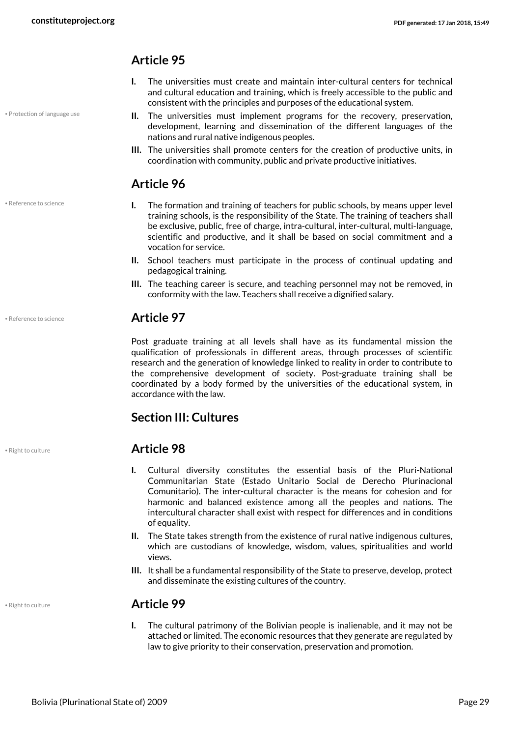## Article 95

• Protection of language use

**I.** The universities must create and maintain inter-cultural centers for technical and cultural education and training, which is freely accessible to the public and consistent with the principles and purposes of the educational system.

**II.** The universities must implement programs for the recovery, preservation, development, learning and dissemination of the different languages of the nations and rural native indigenous peoples.

**III.** The universities shall promote centers for the creation of productive units, in coordination with community, public and private productive initiatives.

## Article 96

• Reference to science

**I.** The formation and training of teachers for public schools, by means upper level training schools, is the responsibility of the State. The training of teachers shall be exclusive, public, free of charge, intra-cultural, inter-cultural, multi-language, scientific and productive, and it shall be based on social commitment and a vocation for service.

**II.** School teachers must participate in the process of continual updating and pedagogical training.

**III.** The teaching career is secure, and teaching personnel may not be removed, in conformity with the law. Teachers shall receive a dignified salary.

## Article 97

• Reference to science

Post graduate training at all levels shall have as its fundamental mission the qualification of professionals in different areas, through processes of scientific research and the generation of knowledge linked to reality in order to contribute to the comprehensive development of society. Post-graduate training shall be coordinated by a body formed by the universities of the educational system, in accordance with the law.

## Section III: Cultures

## Article 98

• Right to culture

**I.** Cultural diversity constitutes the essential basis of the Pluri-National Communitarian State (Estado Unitario Social de Derecho Plurinacional Comunitario). The inter-cultural character is the means for cohesion and for harmonic and balanced existence among all the peoples and nations. The intercultural character shall exist with respect for differences and in conditions of equality.

**II.** The State takes strength from the existence of rural native indigenous cultures, which are custodians of knowledge, wisdom, values, spiritualities and world views.

**III.** It shall be a fundamental responsibility of the State to preserve, develop, protect and disseminate the existing cultures of the country.

## Article 99

• Right to culture

**I.** The cultural patrimony of the Bolivian people is inalienable, and it may not be attached or limited. The economic resources that they generate are regulated by law to give priority to their conservation, preservation and promotion.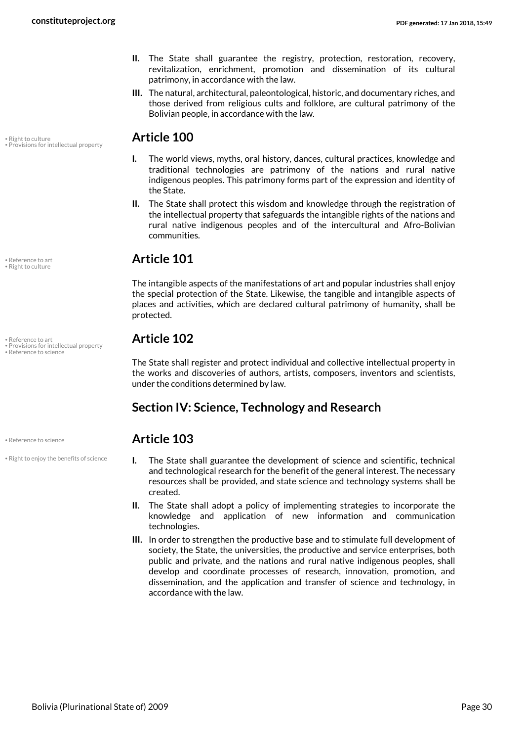II. The State shall guarantee the registry, protection, restoration, recovery, revitalization, enrichment, promotion and dissemination of its cultural patrimony, in accordance with the law.

III. The natural, architectural, paleontological, historic, and documentary riches, and those derived from religious cults and folklore, are cultural patrimony of the Bolivian people, in accordance with the law.

• Right to culture
• Provisions for intellectual property

## Article 100

I. The world views, myths, oral history, dances, cultural practices, knowledge and traditional technologies are patrimony of the nations and rural native indigenous peoples. This patrimony forms part of the expression and identity of the State.

II. The State shall protect this wisdom and knowledge through the registration of the intellectual property that safeguards the intangible rights of the nations and rural native indigenous peoples and of the intercultural and Afro-Bolivian communities.

• Reference to art
• Right to culture

## Article 101

The intangible aspects of the manifestations of art and popular industries shall enjoy the special protection of the State. Likewise, the tangible and intangible aspects of places and activities, which are declared cultural patrimony of humanity, shall be protected.

• Reference to art
• Provisions for intellectual property
• Reference to science

## Article 102

The State shall register and protect individual and collective intellectual property in the works and discoveries of authors, artists, composers, inventors and scientists, under the conditions determined by law.

## Section IV: Science, Technology and Research

• Reference to science

## Article 103

• Right to enjoy the benefits of science

I. The State shall guarantee the development of science and scientific, technical and technological research for the benefit of the general interest. The necessary resources shall be provided, and state science and technology systems shall be created.

II. The State shall adopt a policy of implementing strategies to incorporate the knowledge and application of new information and communication technologies.

III. In order to strengthen the productive base and to stimulate full development of society, the State, the universities, the productive and service enterprises, both public and private, and the nations and rural native indigenous peoples, shall develop and coordinate processes of research, innovation, promotion, and dissemination, and the application and transfer of science and technology, in accordance with the law.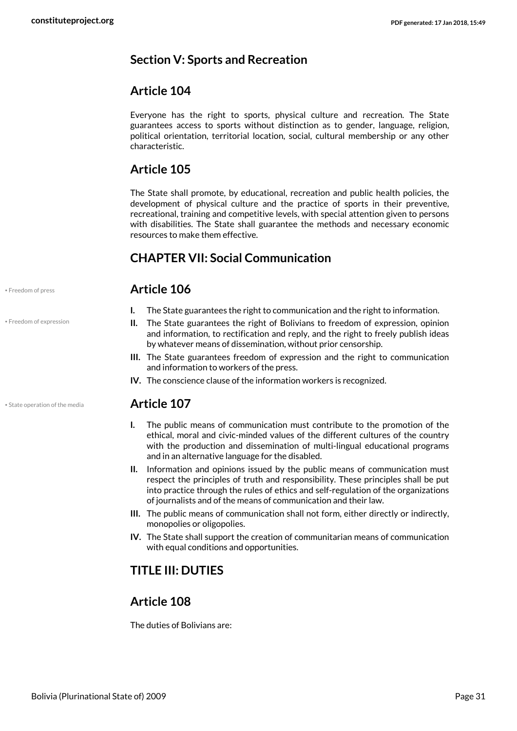## Section V: Sports and Recreation

### Article 104

Everyone has the right to sports, physical culture and recreation. The State guarantees access to sports without distinction as to gender, language, religion, political orientation, territorial location, social, cultural membership or any other characteristic.

### Article 105

The State shall promote, by educational, recreation and public health policies, the development of physical culture and the practice of sports in their preventive, recreational, training and competitive levels, with special attention given to persons with disabilities. The State shall guarantee the methods and necessary economic resources to make them effective.

## CHAPTER VII: Social Communication

### Article 106

• Freedom of press

• Freedom of expression

**I.** The State guarantees the right to communication and the right to information.

**II.** The State guarantees the right of Bolivians to freedom of expression, opinion and information, to rectification and reply, and the right to freely publish ideas by whatever means of dissemination, without prior censorship.

**III.** The State guarantees freedom of expression and the right to communication and information to workers of the press.

**IV.** The conscience clause of the information workers is recognized.

### Article 107

• State operation of the media

**I.** The public means of communication must contribute to the promotion of the ethical, moral and civic-minded values of the different cultures of the country with the production and dissemination of multi-lingual educational programs and in an alternative language for the disabled.

**II.** Information and opinions issued by the public means of communication must respect the principles of truth and responsibility. These principles shall be put into practice through the rules of ethics and self-regulation of the organizations of journalists and of the means of communication and their law.

**III.** The public means of communication shall not form, either directly or indirectly, monopolies or oligopolies.

**IV.** The State shall support the creation of communitarian means of communication with equal conditions and opportunities.

## TITLE III: DUTIES

### Article 108

The duties of Bolivians are: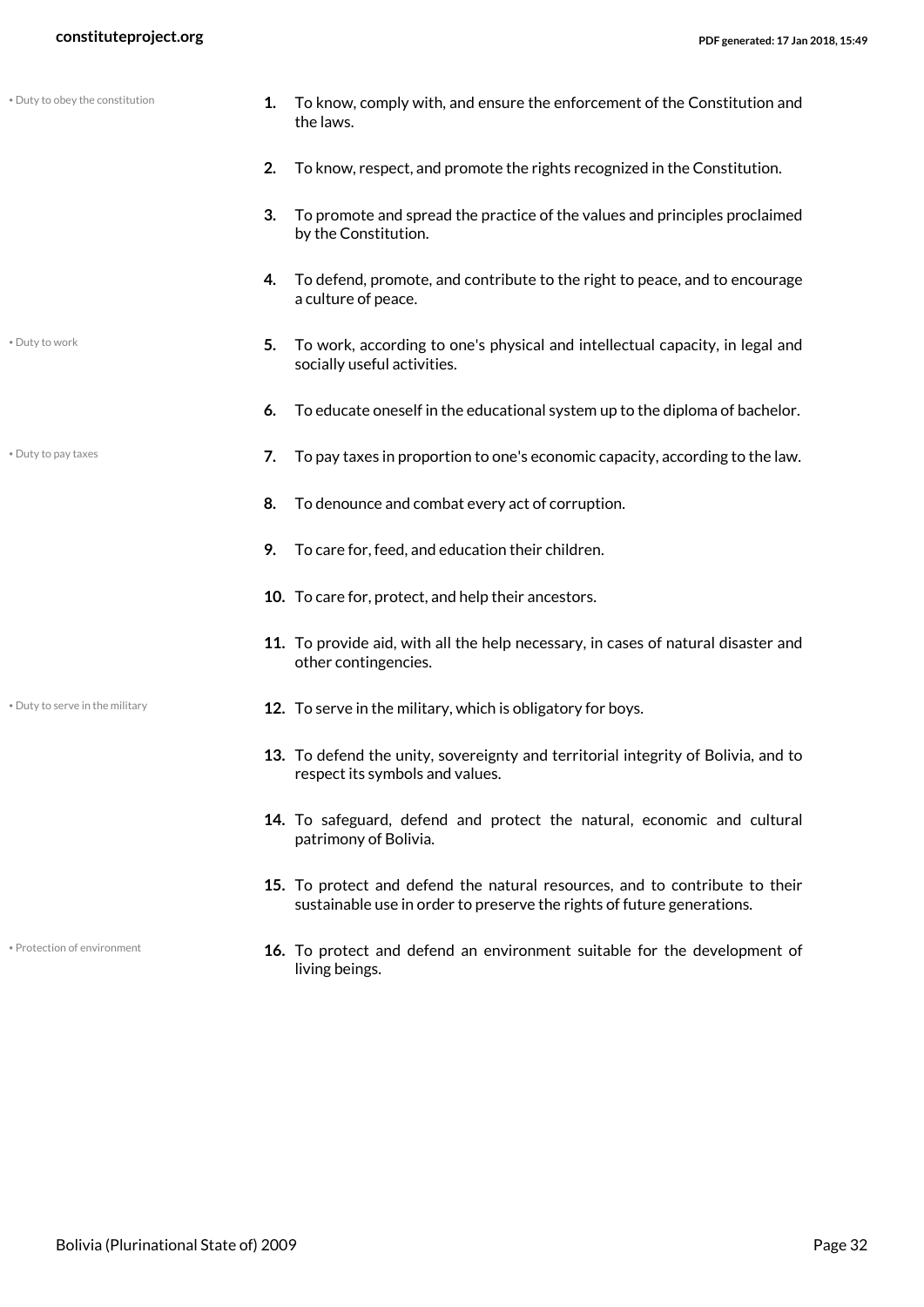• Duty to obey the constitution

1. To know, comply with, and ensure the enforcement of the Constitution and the laws.

2. To know, respect, and promote the rights recognized in the Constitution.

3. To promote and spread the practice of the values and principles proclaimed by the Constitution.

4. To defend, promote, and contribute to the right to peace, and to encourage a culture of peace.

• Duty to work

5. To work, according to one's physical and intellectual capacity, in legal and socially useful activities.

6. To educate oneself in the educational system up to the diploma of bachelor.

• Duty to pay taxes

7. To pay taxes in proportion to one's economic capacity, according to the law.

8. To denounce and combat every act of corruption.

9. To care for, feed, and education their children.

10. To care for, protect, and help their ancestors.

11. To provide aid, with all the help necessary, in cases of natural disaster and other contingencies.

• Duty to serve in the military

12. To serve in the military, which is obligatory for boys.

13. To defend the unity, sovereignty and territorial integrity of Bolivia, and to respect its symbols and values.

14. To safeguard, defend and protect the natural, economic and cultural patrimony of Bolivia.

15. To protect and defend the natural resources, and to contribute to their sustainable use in order to preserve the rights of future generations.

• Protection of environment

16. To protect and defend an environment suitable for the development of living beings.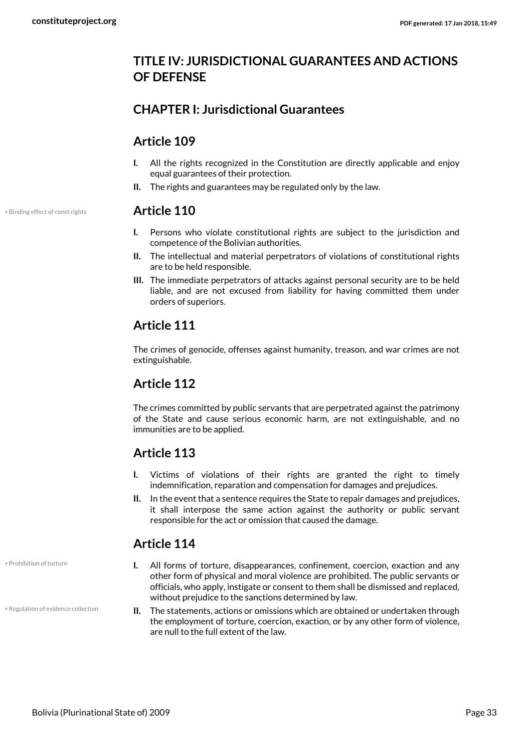## TITLE IV: JURISDICTIONAL GUARANTEES AND ACTIONS OF DEFENSE

### CHAPTER I: Jurisdictional Guarantees

### Article 109

**I.** All the rights recognized in the Constitution are directly applicable and enjoy equal guarantees of their protection.

**II.** The rights and guarantees may be regulated only by the law.

• Binding effect of const rights

### Article 110

**I.** Persons who violate constitutional rights are subject to the jurisdiction and competence of the Bolivian authorities.

**II.** The intellectual and material perpetrators of violations of constitutional rights are to be held responsible.

**III.** The immediate perpetrators of attacks against personal security are to be held liable, and are not excused from liability for having committed them under orders of superiors.

### Article 111

The crimes of genocide, offenses against humanity, treason, and war crimes are not extinguishable.

### Article 112

The crimes committed by public servants that are perpetrated against the patrimony of the State and cause serious economic harm, are not extinguishable, and no immunities are to be applied.

### Article 113

**I.** Victims of violations of their rights are granted the right to timely indemnification, reparation and compensation for damages and prejudices.

**II.** In the event that a sentence requires the State to repair damages and prejudices, it shall interpose the same action against the authority or public servant responsible for the act or omission that caused the damage.

### Article 114

• Prohibition of torture

**I.** All forms of torture, disappearances, confinement, coercion, exaction and any other form of physical and moral violence are prohibited. The public servants or officials, who apply, instigate or consent to them shall be dismissed and replaced, without prejudice to the sanctions determined by law.

• Regulation of evidence collection

**II.** The statements, actions or omissions which are obtained or undertaken through the employment of torture, coercion, exaction, or by any other form of violence, are null to the full extent of the law.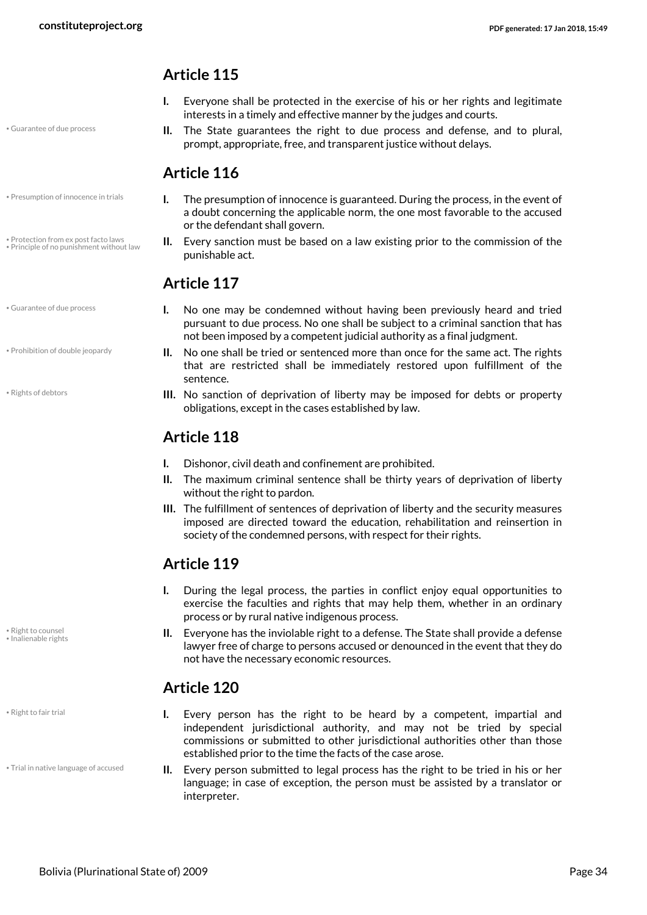## Article 115

**I.** Everyone shall be protected in the exercise of his or her rights and legitimate interests in a timely and effective manner by the judges and courts.

• Guarantee of due process

**II.** The State guarantees the right to due process and defense, and to plural, prompt, appropriate, free, and transparent justice without delays.

## Article 116

• Presumption of innocence in trials

**I.** The presumption of innocence is guaranteed. During the process, in the event of a doubt concerning the applicable norm, the one most favorable to the accused or the defendant shall govern.

• Protection from ex post facto laws
• Principle of no punishment without law

**II.** Every sanction must be based on a law existing prior to the commission of the punishable act.

## Article 117

• Guarantee of due process

**I.** No one may be condemned without having been previously heard and tried pursuant to due process. No one shall be subject to a criminal sanction that has not been imposed by a competent judicial authority as a final judgment.

• Prohibition of double jeopardy

**II.** No one shall be tried or sentenced more than once for the same act. The rights that are restricted shall be immediately restored upon fulfillment of the sentence.

• Rights of debtors

**III.** No sanction of deprivation of liberty may be imposed for debts or property obligations, except in the cases established by law.

## Article 118

**I.** Dishonor, civil death and confinement are prohibited.

**II.** The maximum criminal sentence shall be thirty years of deprivation of liberty without the right to pardon.

**III.** The fulfillment of sentences of deprivation of liberty and the security measures imposed are directed toward the education, rehabilitation and reinsertion in society of the condemned persons, with respect for their rights.

## Article 119

**I.** During the legal process, the parties in conflict enjoy equal opportunities to exercise the faculties and rights that may help them, whether in an ordinary process or by rural native indigenous process.

• Right to counsel
• Inalienable rights

**II.** Everyone has the inviolable right to a defense. The State shall provide a defense lawyer free of charge to persons accused or denounced in the event that they do not have the necessary economic resources.

## Article 120

• Right to fair trial

**I.** Every person has the right to be heard by a competent, impartial and independent jurisdictional authority, and may not be tried by special commissions or submitted to other jurisdictional authorities other than those established prior to the time the facts of the case arose.

• Trial in native language of accused

**II.** Every person submitted to legal process has the right to be tried in his or her language; in case of exception, the person must be assisted by a translator or interpreter.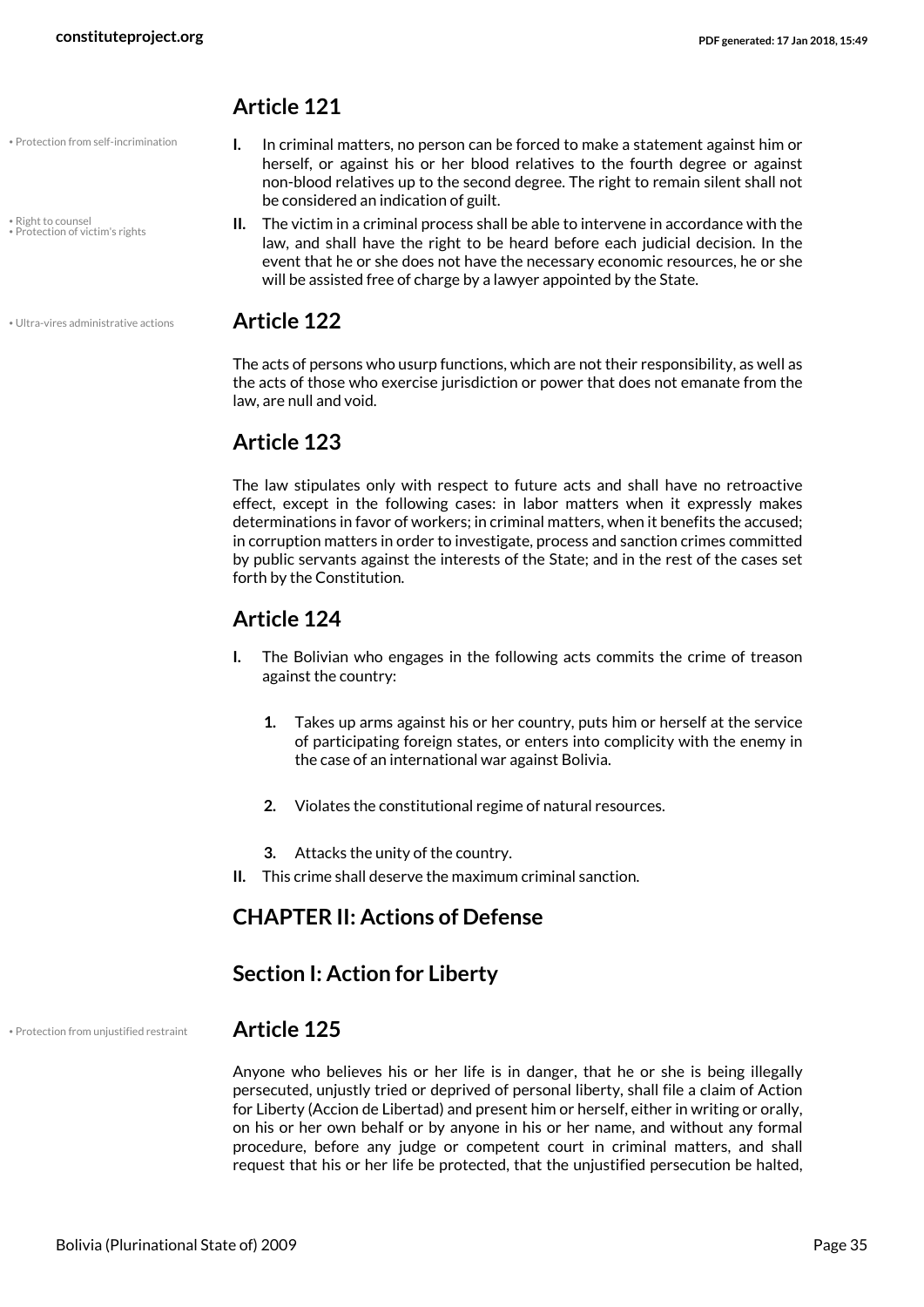## Article 121

**I.** In criminal matters, no person can be forced to make a statement against him or herself, or against his or her blood relatives to the fourth degree or against non-blood relatives up to the second degree. The right to remain silent shall not be considered an indication of guilt.

**II.** The victim in a criminal process shall be able to intervene in accordance with the law, and shall have the right to be heard before each judicial decision. In the event that he or she does not have the necessary economic resources, he or she will be assisted free of charge by a lawyer appointed by the State.

## Article 122

The acts of persons who usurp functions, which are not their responsibility, as well as the acts of those who exercise jurisdiction or power that does not emanate from the law, are null and void.

## Article 123

The law stipulates only with respect to future acts and shall have no retroactive effect, except in the following cases: in labor matters when it expressly makes determinations in favor of workers; in criminal matters, when it benefits the accused; in corruption matters in order to investigate, process and sanction crimes committed by public servants against the interests of the State; and in the rest of the cases set forth by the Constitution.

## Article 124

**I.** The Bolivian who engages in the following acts commits the crime of treason against the country:

1. Takes up arms against his or her country, puts him or herself at the service of participating foreign states, or enters into complicity with the enemy in the case of an international war against Bolivia.
2. Violates the constitutional regime of natural resources.
3. Attacks the unity of the country.

**II.** This crime shall deserve the maximum criminal sanction.

## CHAPTER II: Actions of Defense

### Section I: Action for Liberty

## Article 125

Anyone who believes his or her life is in danger, that he or she is being illegally persecuted, unjustly tried or deprived of personal liberty, shall file a claim of Action for Liberty (Accion de Libertad) and present him or herself, either in writing or orally, on his or her own behalf or by anyone in his or her name, and without any formal procedure, before any judge or competent court in criminal matters, and shall request that his or her life be protected, that the unjustified persecution be halted,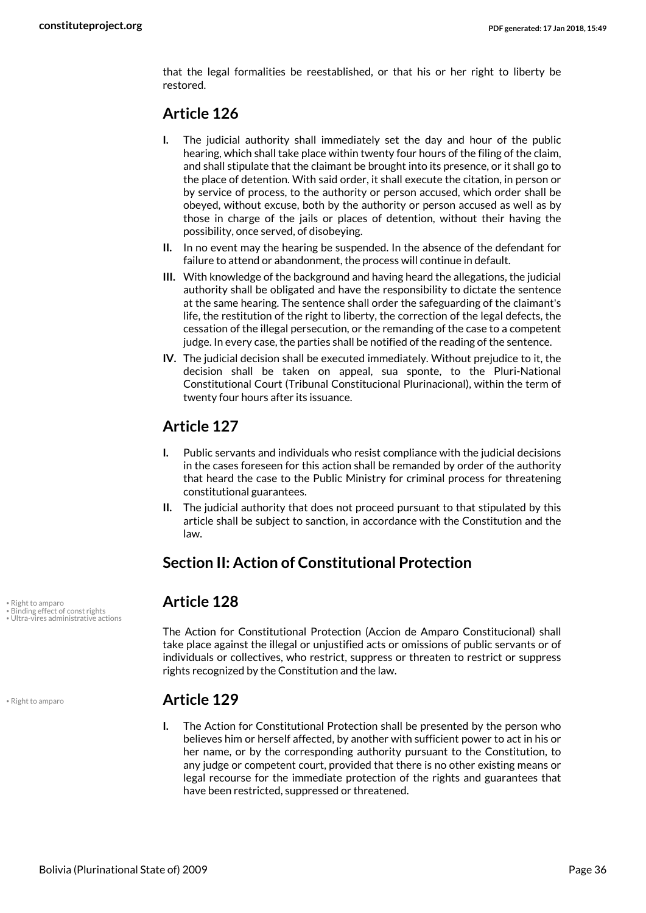that the legal formalities be reestablished, or that his or her right to liberty be restored.

## Article 126

**I.** The judicial authority shall immediately set the day and hour of the public hearing, which shall take place within twenty four hours of the filing of the claim, and shall stipulate that the claimant be brought into its presence, or it shall go to the place of detention. With said order, it shall execute the citation, in person or by service of process, to the authority or person accused, which order shall be obeyed, without excuse, both by the authority or person accused as well as by those in charge of the jails or places of detention, without their having the possibility, once served, of disobeying.

**II.** In no event may the hearing be suspended. In the absence of the defendant for failure to attend or abandonment, the process will continue in default.

**III.** With knowledge of the background and having heard the allegations, the judicial authority shall be obligated and have the responsibility to dictate the sentence at the same hearing. The sentence shall order the safeguarding of the claimant's life, the restitution of the right to liberty, the correction of the legal defects, the cessation of the illegal persecution, or the remanding of the case to a competent judge. In every case, the parties shall be notified of the reading of the sentence.

**IV.** The judicial decision shall be executed immediately. Without prejudice to it, the decision shall be taken on appeal, sua sponte, to the Pluri-National Constitutional Court (Tribunal Constitucional Plurinacional), within the term of twenty four hours after its issuance.

## Article 127

**I.** Public servants and individuals who resist compliance with the judicial decisions in the cases foreseen for this action shall be remanded by order of the authority that heard the case to the Public Ministry for criminal process for threatening constitutional guarantees.

**II.** The judicial authority that does not proceed pursuant to that stipulated by this article shall be subject to sanction, in accordance with the Constitution and the law.

## Section II: Action of Constitutional Protection

## Article 128

• Right to amparo
• Binding effect of const rights
• Ultra-vires administrative actions

The Action for Constitutional Protection (Accion de Amparo Constitucional) shall take place against the illegal or unjustified acts or omissions of public servants or of individuals or collectives, who restrict, suppress or threaten to restrict or suppress rights recognized by the Constitution and the law.

## Article 129

• Right to amparo

**I.** The Action for Constitutional Protection shall be presented by the person who believes him or herself affected, by another with sufficient power to act in his or her name, or by the corresponding authority pursuant to the Constitution, to any judge or competent court, provided that there is no other existing means or legal recourse for the immediate protection of the rights and guarantees that have been restricted, suppressed or threatened.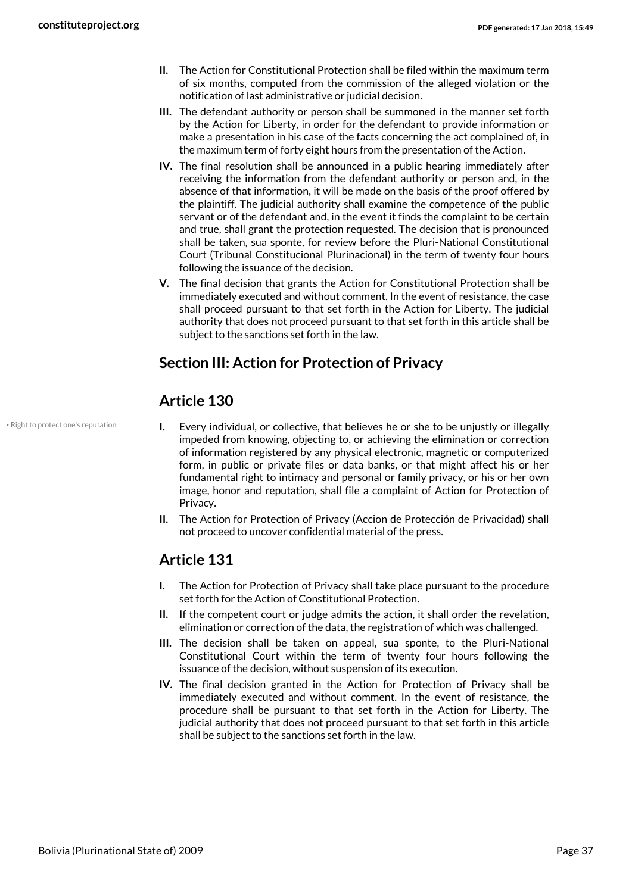**II.** The Action for Constitutional Protection shall be filed within the maximum term of six months, computed from the commission of the alleged violation or the notification of last administrative or judicial decision.

**III.** The defendant authority or person shall be summoned in the manner set forth by the Action for Liberty, in order for the defendant to provide information or make a presentation in his case of the facts concerning the act complained of, in the maximum term of forty eight hours from the presentation of the Action.

**IV.** The final resolution shall be announced in a public hearing immediately after receiving the information from the defendant authority or person and, in the absence of that information, it will be made on the basis of the proof offered by the plaintiff. The judicial authority shall examine the competence of the public servant or of the defendant and, in the event it finds the complaint to be certain and true, shall grant the protection requested. The decision that is pronounced shall be taken, sua sponte, for review before the Pluri-National Constitutional Court (Tribunal Constitucional Plurinacional) in the term of twenty four hours following the issuance of the decision.

**V.** The final decision that grants the Action for Constitutional Protection shall be immediately executed and without comment. In the event of resistance, the case shall proceed pursuant to that set forth in the Action for Liberty. The judicial authority that does not proceed pursuant to that set forth in this article shall be subject to the sanctions set forth in the law.

## Section III: Action for Protection of Privacy

## Article 130

• Right to protect one's reputation

**I.** Every individual, or collective, that believes he or she to be unjustly or illegally impeded from knowing, objecting to, or achieving the elimination or correction of information registered by any physical electronic, magnetic or computerized form, in public or private files or data banks, or that might affect his or her fundamental right to intimacy and personal or family privacy, or his or her own image, honor and reputation, shall file a complaint of Action for Protection of Privacy.

**II.** The Action for Protection of Privacy (Accion de Protección de Privacidad) shall not proceed to uncover confidential material of the press.

## Article 131

**I.** The Action for Protection of Privacy shall take place pursuant to the procedure set forth for the Action of Constitutional Protection.

**II.** If the competent court or judge admits the action, it shall order the revelation, elimination or correction of the data, the registration of which was challenged.

**III.** The decision shall be taken on appeal, sua sponte, to the Pluri-National Constitutional Court within the term of twenty four hours following the issuance of the decision, without suspension of its execution.

**IV.** The final decision granted in the Action for Protection of Privacy shall be immediately executed and without comment. In the event of resistance, the procedure shall be pursuant to that set forth in the Action for Liberty. The judicial authority that does not proceed pursuant to that set forth in this article shall be subject to the sanctions set forth in the law.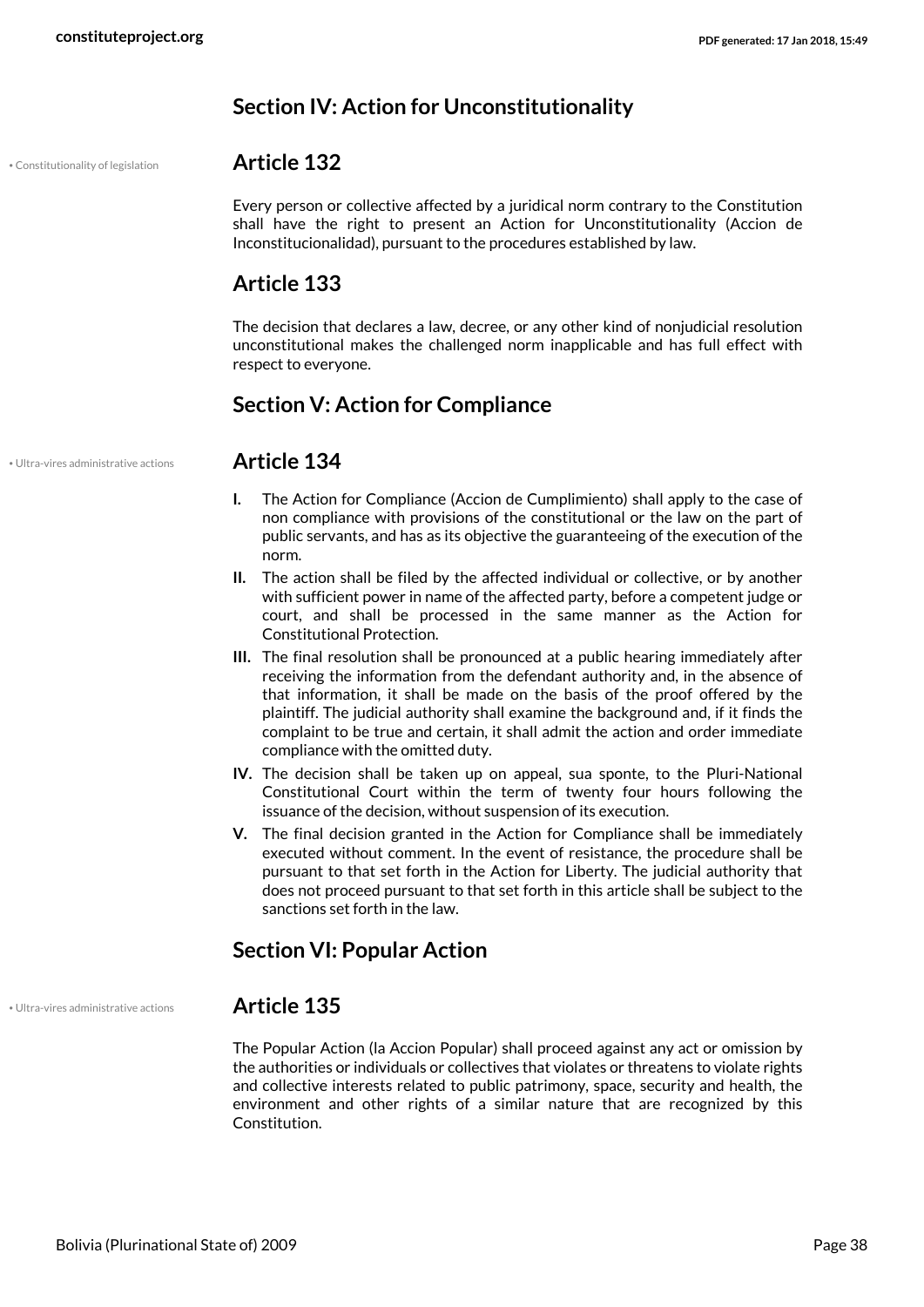## Section IV: Action for Unconstitutionality

• Constitutionality of legislation

### Article 132

Every person or collective affected by a juridical norm contrary to the Constitution shall have the right to present an Action for Unconstitutionality (Accion de Inconstitucionalidad), pursuant to the procedures established by law.

### Article 133

The decision that declares a law, decree, or any other kind of nonjudicial resolution unconstitutional makes the challenged norm inapplicable and has full effect with respect to everyone.

## Section V: Action for Compliance

• Ultra-vires administrative actions

### Article 134

**I.** The Action for Compliance (Accion de Cumplimiento) shall apply to the case of non compliance with provisions of the constitutional or the law on the part of public servants, and has as its objective the guaranteeing of the execution of the norm.

**II.** The action shall be filed by the affected individual or collective, or by another with sufficient power in name of the affected party, before a competent judge or court, and shall be processed in the same manner as the Action for Constitutional Protection.

**III.** The final resolution shall be pronounced at a public hearing immediately after receiving the information from the defendant authority and, in the absence of that information, it shall be made on the basis of the proof offered by the plaintiff. The judicial authority shall examine the background and, if it finds the complaint to be true and certain, it shall admit the action and order immediate compliance with the omitted duty.

**IV.** The decision shall be taken up on appeal, sua sponte, to the Pluri-National Constitutional Court within the term of twenty four hours following the issuance of the decision, without suspension of its execution.

**V.** The final decision granted in the Action for Compliance shall be immediately executed without comment. In the event of resistance, the procedure shall be pursuant to that set forth in the Action for Liberty. The judicial authority that does not proceed pursuant to that set forth in this article shall be subject to the sanctions set forth in the law.

## Section VI: Popular Action

• Ultra-vires administrative actions

### Article 135

The Popular Action (la Accion Popular) shall proceed against any act or omission by the authorities or individuals or collectives that violates or threatens to violate rights and collective interests related to public patrimony, space, security and health, the environment and other rights of a similar nature that are recognized by this Constitution.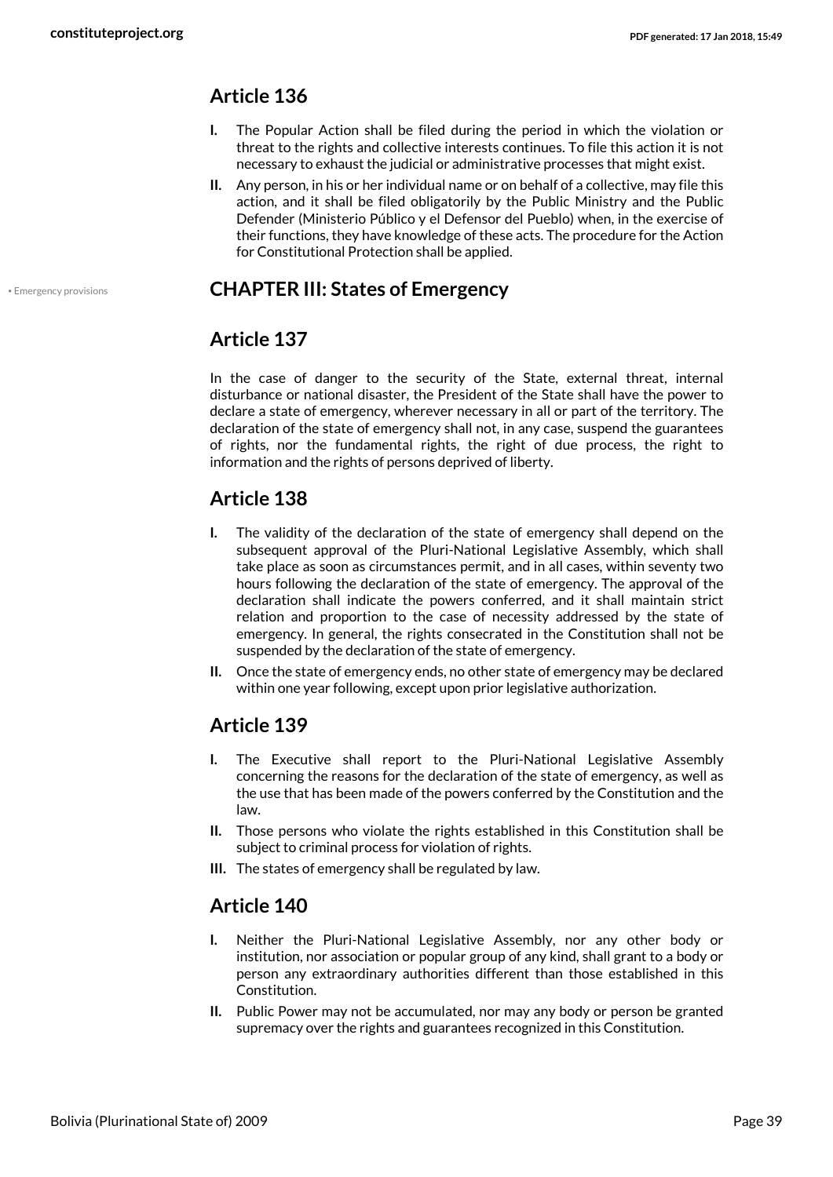## Article 136

**I.** The Popular Action shall be filed during the period in which the violation or threat to the rights and collective interests continues. To file this action it is not necessary to exhaust the judicial or administrative processes that might exist.

**II.** Any person, in his or her individual name or on behalf of a collective, may file this action, and it shall be filed obligatorily by the Public Ministry and the Public Defender (Ministerio Público y el Defensor del Pueblo) when, in the exercise of their functions, they have knowledge of these acts. The procedure for the Action for Constitutional Protection shall be applied.

• Emergency provisions

## CHAPTER III: States of Emergency

## Article 137

In the case of danger to the security of the State, external threat, internal disturbance or national disaster, the President of the State shall have the power to declare a state of emergency, wherever necessary in all or part of the territory. The declaration of the state of emergency shall not, in any case, suspend the guarantees of rights, nor the fundamental rights, the right of due process, the right to information and the rights of persons deprived of liberty.

## Article 138

**I.** The validity of the declaration of the state of emergency shall depend on the subsequent approval of the Pluri-National Legislative Assembly, which shall take place as soon as circumstances permit, and in all cases, within seventy two hours following the declaration of the state of emergency. The approval of the declaration shall indicate the powers conferred, and it shall maintain strict relation and proportion to the case of necessity addressed by the state of emergency. In general, the rights consecrated in the Constitution shall not be suspended by the declaration of the state of emergency.

**II.** Once the state of emergency ends, no other state of emergency may be declared within one year following, except upon prior legislative authorization.

## Article 139

**I.** The Executive shall report to the Pluri-National Legislative Assembly concerning the reasons for the declaration of the state of emergency, as well as the use that has been made of the powers conferred by the Constitution and the law.

**II.** Those persons who violate the rights established in this Constitution shall be subject to criminal process for violation of rights.

**III.** The states of emergency shall be regulated by law.

## Article 140

**I.** Neither the Pluri-National Legislative Assembly, nor any other body or institution, nor association or popular group of any kind, shall grant to a body or person any extraordinary authorities different than those established in this Constitution.

**II.** Public Power may not be accumulated, nor may any body or person be granted supremacy over the rights and guarantees recognized in this Constitution.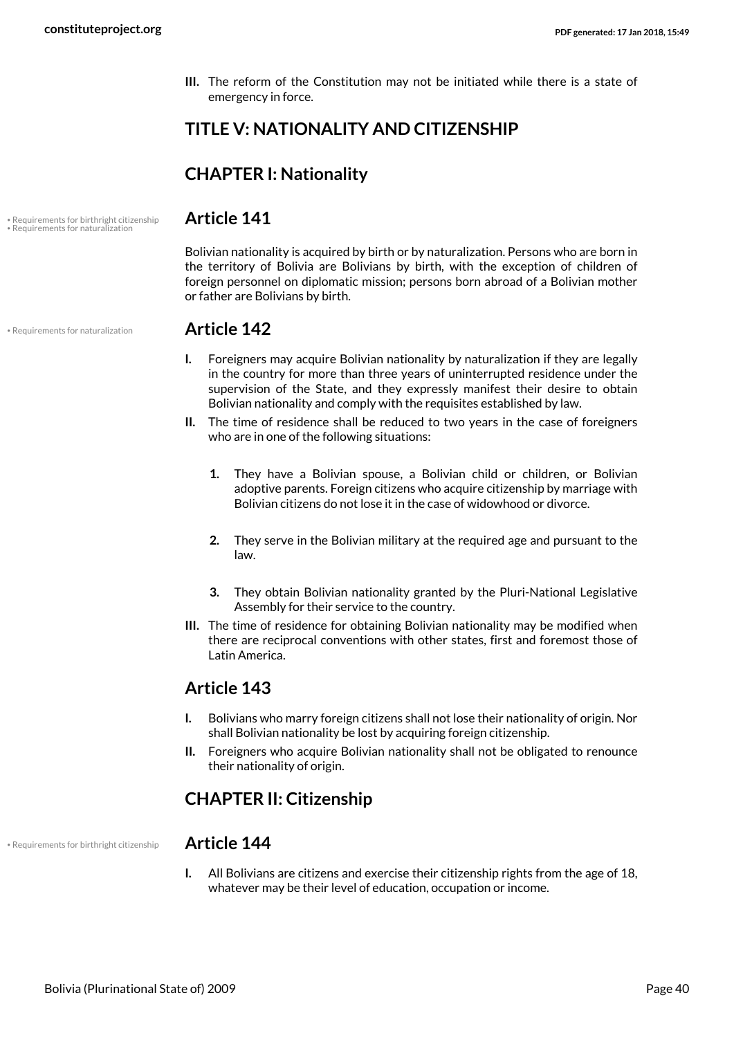**III.** The reform of the Constitution may not be initiated while there is a state of emergency in force.

# TITLE V: NATIONALITY AND CITIZENSHIP

## CHAPTER I: Nationality

### Article 141

Bolivian nationality is acquired by birth or by naturalization. Persons who are born in the territory of Bolivia are Bolivians by birth, with the exception of children of foreign personnel on diplomatic mission; persons born abroad of a Bolivian mother or father are Bolivians by birth.

### Article 142

**I.** Foreigners may acquire Bolivian nationality by naturalization if they are legally in the country for more than three years of uninterrupted residence under the supervision of the State, and they expressly manifest their desire to obtain Bolivian nationality and comply with the requisites established by law.

**II.** The time of residence shall be reduced to two years in the case of foreigners who are in one of the following situations:

1. They have a Bolivian spouse, a Bolivian child or children, or Bolivian adoptive parents. Foreign citizens who acquire citizenship by marriage with Bolivian citizens do not lose it in the case of widowhood or divorce.
2. They serve in the Bolivian military at the required age and pursuant to the law.
3. They obtain Bolivian nationality granted by the Pluri-National Legislative Assembly for their service to the country.

**III.** The time of residence for obtaining Bolivian nationality may be modified when there are reciprocal conventions with other states, first and foremost those of Latin America.

### Article 143

**I.** Bolivians who marry foreign citizens shall not lose their nationality of origin. Nor shall Bolivian nationality be lost by acquiring foreign citizenship.

**II.** Foreigners who acquire Bolivian nationality shall not be obligated to renounce their nationality of origin.

## CHAPTER II: Citizenship

### Article 144

**I.** All Bolivians are citizens and exercise their citizenship rights from the age of 18, whatever may be their level of education, occupation or income.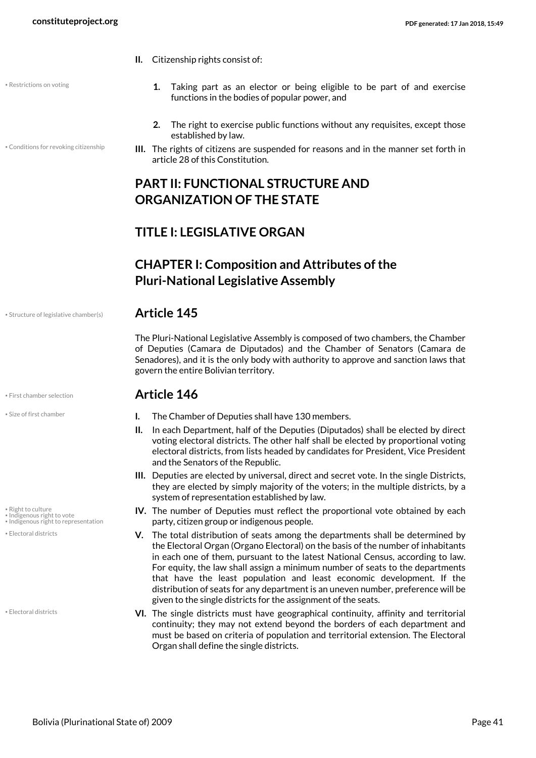II. Citizenship rights consist of:

1. Taking part as an elector or being eligible to be part of and exercise functions in the bodies of popular power, and

2. The right to exercise public functions without any requisites, except those established by law.

III. The rights of citizens are suspended for reasons and in the manner set forth in article 28 of this Constitution.

# PART II: FUNCTIONAL STRUCTURE AND ORGANIZATION OF THE STATE

## TITLE I: LEGISLATIVE ORGAN

### CHAPTER I: Composition and Attributes of the Pluri-National Legislative Assembly

#### Article 145

The Pluri-National Legislative Assembly is composed of two chambers, the Chamber of Deputies (Camara de Diputados) and the Chamber of Senators (Camara de Senadores), and it is the only body with authority to approve and sanction laws that govern the entire Bolivian territory.

#### Article 146

I. The Chamber of Deputies shall have 130 members.

II. In each Department, half of the Deputies (Diputados) shall be elected by direct voting electoral districts. The other half shall be elected by proportional voting electoral districts, from lists headed by candidates for President, Vice President and the Senators of the Republic.

III. Deputies are elected by universal, direct and secret vote. In the single Districts, they are elected by simply majority of the voters; in the multiple districts, by a system of representation established by law.

IV. The number of Deputies must reflect the proportional vote obtained by each party, citizen group or indigenous people.

V. The total distribution of seats among the departments shall be determined by the Electoral Organ (Organo Electoral) on the basis of the number of inhabitants in each one of them, pursuant to the latest National Census, according to law. For equity, the law shall assign a minimum number of seats to the departments that have the least population and least economic development. If the distribution of seats for any department is an uneven number, preference will be given to the single districts for the assignment of the seats.

VI. The single districts must have geographical continuity, affinity and territorial continuity; they may not extend beyond the borders of each department and must be based on criteria of population and territorial extension. The Electoral Organ shall define the single districts.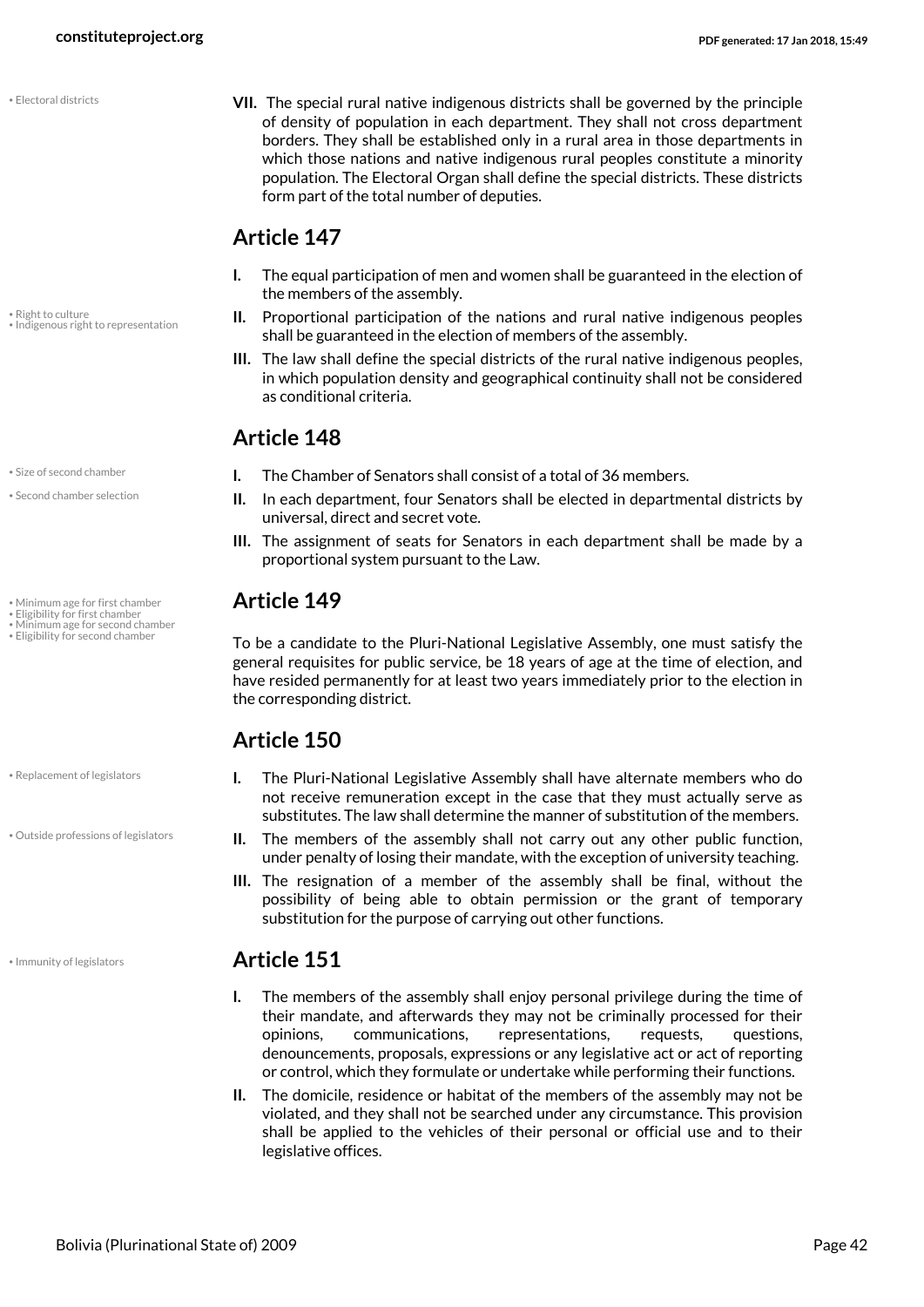**VII.** The special rural native indigenous districts shall be governed by the principle of density of population in each department. They shall not cross department borders. They shall be established only in a rural area in those departments in which those nations and native indigenous rural peoples constitute a minority population. The Electoral Organ shall define the special districts. These districts form part of the total number of deputies.

## Article 147

**I.** The equal participation of men and women shall be guaranteed in the election of the members of the assembly.

**II.** Proportional participation of the nations and rural native indigenous peoples shall be guaranteed in the election of members of the assembly.

**III.** The law shall define the special districts of the rural native indigenous peoples, in which population density and geographical continuity shall not be considered as conditional criteria.

## Article 148

**I.** The Chamber of Senators shall consist of a total of 36 members.

**II.** In each department, four Senators shall be elected in departmental districts by universal, direct and secret vote.

**III.** The assignment of seats for Senators in each department shall be made by a proportional system pursuant to the Law.

## Article 149

To be a candidate to the Pluri-National Legislative Assembly, one must satisfy the general requisites for public service, be 18 years of age at the time of election, and have resided permanently for at least two years immediately prior to the election in the corresponding district.

## Article 150

**I.** The Pluri-National Legislative Assembly shall have alternate members who do not receive remuneration except in the case that they must actually serve as substitutes. The law shall determine the manner of substitution of the members.

**II.** The members of the assembly shall not carry out any other public function, under penalty of losing their mandate, with the exception of university teaching.

**III.** The resignation of a member of the assembly shall be final, without the possibility of being able to obtain permission or the grant of temporary substitution for the purpose of carrying out other functions.

## Article 151

**I.** The members of the assembly shall enjoy personal privilege during the time of their mandate, and afterwards they may not be criminally processed for their opinions, communications, representations, requests, questions, denouncements, proposals, expressions or any legislative act or act of reporting or control, which they formulate or undertake while performing their functions.

**II.** The domicile, residence or habitat of the members of the assembly may not be violated, and they shall not be searched under any circumstance. This provision shall be applied to the vehicles of their personal or official use and to their legislative offices.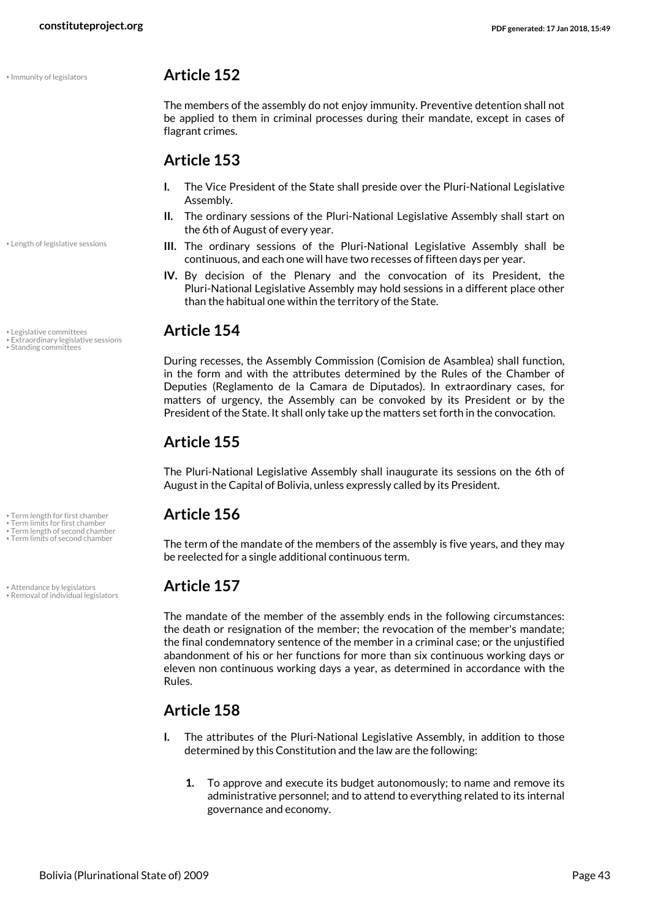## Article 152

The members of the assembly do not enjoy immunity. Preventive detention shall not be applied to them in criminal processes during their mandate, except in cases of flagrant crimes.

## Article 153

- **I.** The Vice President of the State shall preside over the Pluri-National Legislative Assembly.
- **II.** The ordinary sessions of the Pluri-National Legislative Assembly shall start on the 6th of August of every year.
- **III.** The ordinary sessions of the Pluri-National Legislative Assembly shall be continuous, and each one will have two recesses of fifteen days per year.
- **IV.** By decision of the Plenary and the convocation of its President, the Pluri-National Legislative Assembly may hold sessions in a different place other than the habitual one within the territory of the State.

## Article 154

During recesses, the Assembly Commission (Comision de Asamblea) shall function, in the form and with the attributes determined by the Rules of the Chamber of Deputies (Reglamento de la Camara de Diputados). In extraordinary cases, for matters of urgency, the Assembly can be convoked by its President or by the President of the State. It shall only take up the matters set forth in the convocation.

## Article 155

The Pluri-National Legislative Assembly shall inaugurate its sessions on the 6th of August in the Capital of Bolivia, unless expressly called by its President.

## Article 156

The term of the mandate of the members of the assembly is five years, and they may be reelected for a single additional continuous term.

## Article 157

The mandate of the member of the assembly ends in the following circumstances: the death or resignation of the member; the revocation of the member's mandate; the final condemnatory sentence of the member in a criminal case; or the unjustified abandonment of his or her functions for more than six continuous working days or eleven non continuous working days a year, as determined in accordance with the Rules.

## Article 158

- **I.** The attributes of the Pluri-National Legislative Assembly, in addition to those determined by this Constitution and the law are the following:

    1. To approve and execute its budget autonomously; to name and remove its administrative personnel; and to attend to everything related to its internal governance and economy.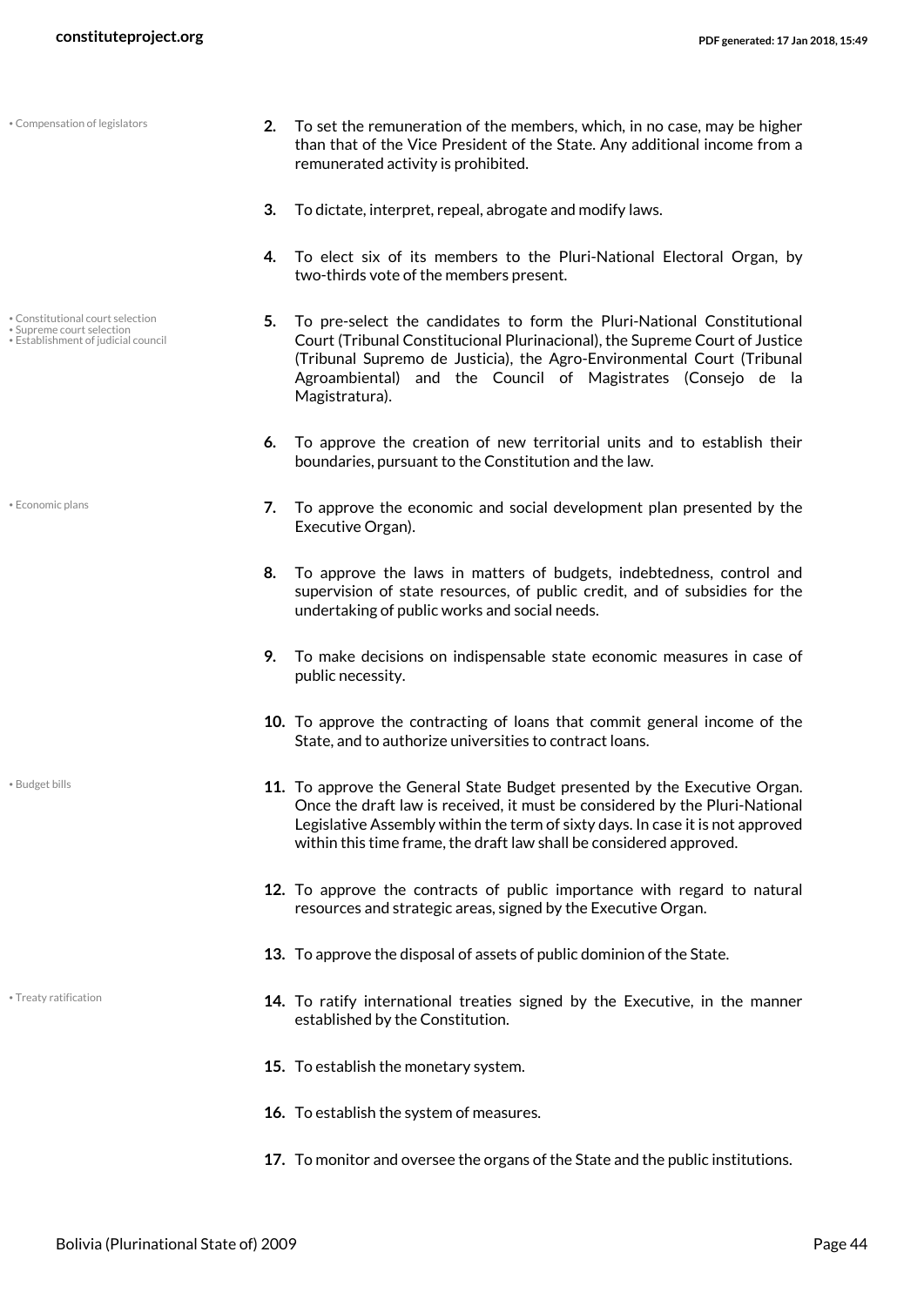- Compensation of legislators

2. To set the remuneration of the members, which, in no case, may be higher than that of the Vice President of the State. Any additional income from a remunerated activity is prohibited.

3. To dictate, interpret, repeal, abrogate and modify laws.

4. To elect six of its members to the Pluri-National Electoral Organ, by two-thirds vote of the members present.

- Constitutional court selection
- Supreme court selection
- Establishment of judicial council

5. To pre-select the candidates to form the Pluri-National Constitutional Court (Tribunal Constitucional Plurinacional), the Supreme Court of Justice (Tribunal Supremo de Justicia), the Agro-Environmental Court (Tribunal Agroambiental) and the Council of Magistrates (Consejo de la Magistratura).

6. To approve the creation of new territorial units and to establish their boundaries, pursuant to the Constitution and the law.

- Economic plans

7. To approve the economic and social development plan presented by the Executive Organ).

8. To approve the laws in matters of budgets, indebtedness, control and supervision of state resources, of public credit, and of subsidies for the undertaking of public works and social needs.

9. To make decisions on indispensable state economic measures in case of public necessity.

10. To approve the contracting of loans that commit general income of the State, and to authorize universities to contract loans.

- Budget bills

11. To approve the General State Budget presented by the Executive Organ. Once the draft law is received, it must be considered by the Pluri-National Legislative Assembly within the term of sixty days. In case it is not approved within this time frame, the draft law shall be considered approved.

12. To approve the contracts of public importance with regard to natural resources and strategic areas, signed by the Executive Organ.

13. To approve the disposal of assets of public dominion of the State.

- Treaty ratification

14. To ratify international treaties signed by the Executive, in the manner established by the Constitution.

15. To establish the monetary system.

16. To establish the system of measures.

17. To monitor and oversee the organs of the State and the public institutions.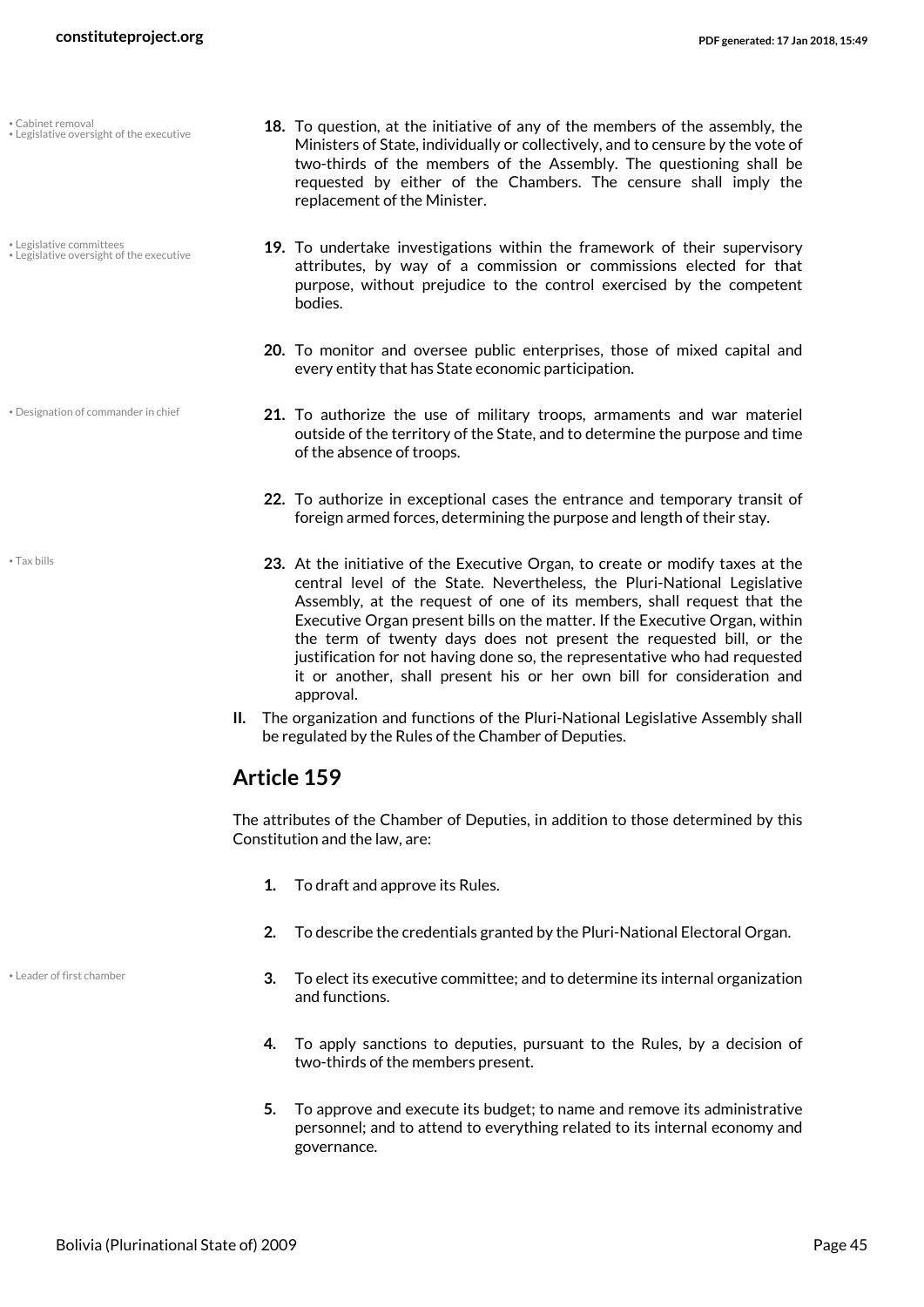18. To question, at the initiative of any of the members of the assembly, the Ministers of State, individually or collectively, and to censure by the vote of two-thirds of the members of the Assembly. The questioning shall be requested by either of the Chambers. The censure shall imply the replacement of the Minister.

19. To undertake investigations within the framework of their supervisory attributes, by way of a commission or commissions elected for that purpose, without prejudice to the control exercised by the competent bodies.

20. To monitor and oversee public enterprises, those of mixed capital and every entity that has State economic participation.

21. To authorize the use of military troops, armaments and war materiel outside of the territory of the State, and to determine the purpose and time of the absence of troops.

22. To authorize in exceptional cases the entrance and temporary transit of foreign armed forces, determining the purpose and length of their stay.

23. At the initiative of the Executive Organ, to create or modify taxes at the central level of the State. Nevertheless, the Pluri-National Legislative Assembly, at the request of one of its members, shall request that the Executive Organ present bills on the matter. If the Executive Organ, within the term of twenty days does not present the requested bill, or the justification for not having done so, the representative who had requested it or another, shall present his or her own bill for consideration and approval.

**II.** The organization and functions of the Pluri-National Legislative Assembly shall be regulated by the Rules of the Chamber of Deputies.

## Article 159

The attributes of the Chamber of Deputies, in addition to those determined by this Constitution and the law, are:

1. To draft and approve its Rules.

2. To describe the credentials granted by the Pluri-National Electoral Organ.

3. To elect its executive committee; and to determine its internal organization and functions.

4. To apply sanctions to deputies, pursuant to the Rules, by a decision of two-thirds of the members present.

5. To approve and execute its budget; to name and remove its administrative personnel; and to attend to everything related to its internal economy and governance.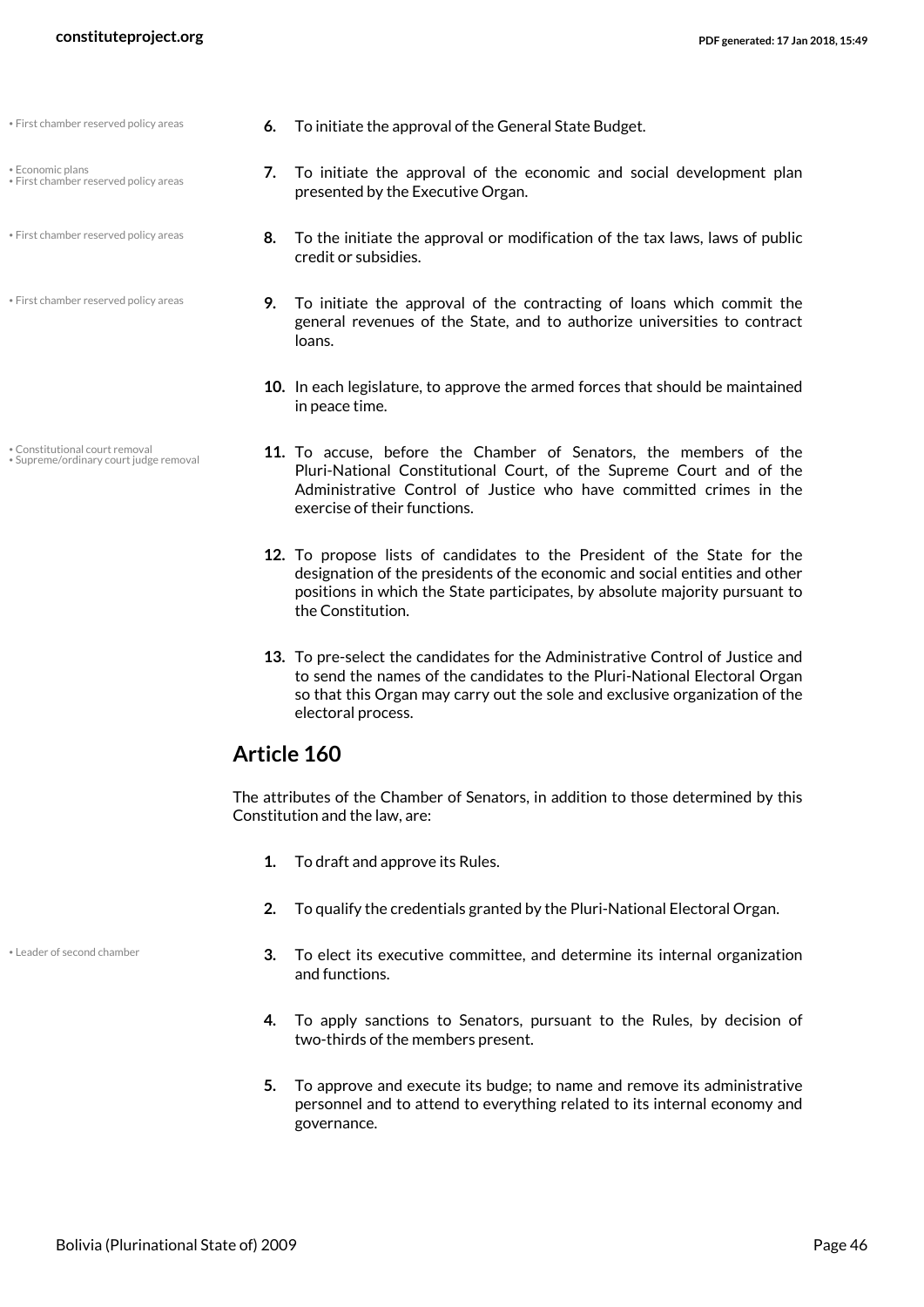6. To initiate the approval of the General State Budget.

7. To initiate the approval of the economic and social development plan presented by the Executive Organ.

8. To the initiate the approval or modification of the tax laws, laws of public credit or subsidies.

9. To initiate the approval of the contracting of loans which commit the general revenues of the State, and to authorize universities to contract loans.

10. In each legislature, to approve the armed forces that should be maintained in peace time.

11. To accuse, before the Chamber of Senators, the members of the Pluri-National Constitutional Court, of the Supreme Court and of the Administrative Control of Justice who have committed crimes in the exercise of their functions.

12. To propose lists of candidates to the President of the State for the designation of the presidents of the economic and social entities and other positions in which the State participates, by absolute majority pursuant to the Constitution.

13. To pre-select the candidates for the Administrative Control of Justice and to send the names of the candidates to the Pluri-National Electoral Organ so that this Organ may carry out the sole and exclusive organization of the electoral process.

## Article 160

The attributes of the Chamber of Senators, in addition to those determined by this Constitution and the law, are:

1. To draft and approve its Rules.

2. To qualify the credentials granted by the Pluri-National Electoral Organ.

3. To elect its executive committee, and determine its internal organization and functions.

4. To apply sanctions to Senators, pursuant to the Rules, by decision of two-thirds of the members present.

5. To approve and execute its budge; to name and remove its administrative personnel and to attend to everything related to its internal economy and governance.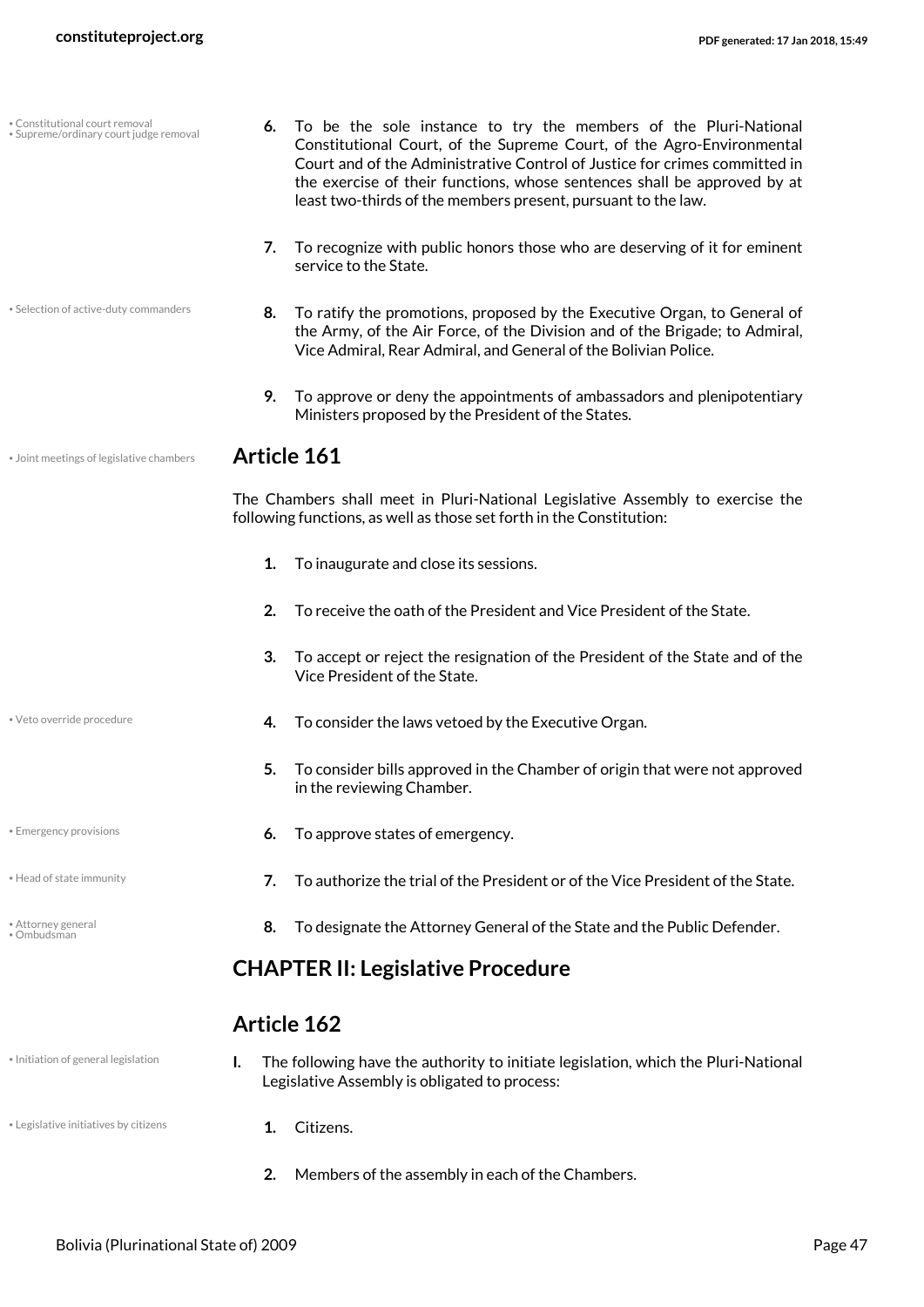6. To be the sole instance to try the members of the Pluri-National Constitutional Court, of the Supreme Court, of the Agro-Environmental Court and of the Administrative Control of Justice for crimes committed in the exercise of their functions, whose sentences shall be approved by at least two-thirds of the members present, pursuant to the law.

7. To recognize with public honors those who are deserving of it for eminent service to the State.

8. To ratify the promotions, proposed by the Executive Organ, to General of the Army, of the Air Force, of the Division and of the Brigade; to Admiral, Vice Admiral, Rear Admiral, and General of the Bolivian Police.

9. To approve or deny the appointments of ambassadors and plenipotentiary Ministers proposed by the President of the States.

## Article 161

The Chambers shall meet in Pluri-National Legislative Assembly to exercise the following functions, as well as those set forth in the Constitution:

1. To inaugurate and close its sessions.

2. To receive the oath of the President and Vice President of the State.

3. To accept or reject the resignation of the President of the State and of the Vice President of the State.

4. To consider the laws vetoed by the Executive Organ.

5. To consider bills approved in the Chamber of origin that were not approved in the reviewing Chamber.

6. To approve states of emergency.

7. To authorize the trial of the President or of the Vice President of the State.

8. To designate the Attorney General of the State and the Public Defender.

# CHAPTER II: Legislative Procedure

## Article 162

**I.** The following have the authority to initiate legislation, which the Pluri-National Legislative Assembly is obligated to process:

1. Citizens.

2. Members of the assembly in each of the Chambers.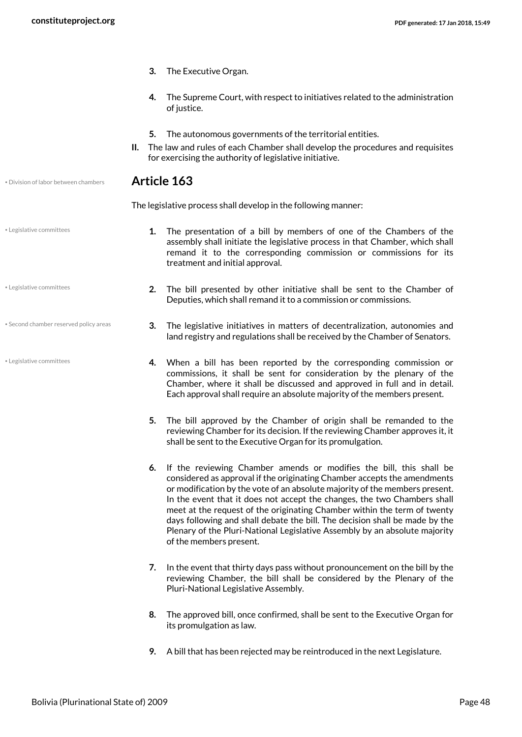3. The Executive Organ.

4. The Supreme Court, with respect to initiatives related to the administration of justice.

5. The autonomous governments of the territorial entities.

II. The law and rules of each Chamber shall develop the procedures and requisites for exercising the authority of legislative initiative.

• Division of labor between chambers

## Article 163

The legislative process shall develop in the following manner:

• Legislative committees

1. The presentation of a bill by members of one of the Chambers of the assembly shall initiate the legislative process in that Chamber, which shall remand it to the corresponding commission or commissions for its treatment and initial approval.

• Legislative committees

2. The bill presented by other initiative shall be sent to the Chamber of Deputies, which shall remand it to a commission or commissions.

• Second chamber reserved policy areas

3. The legislative initiatives in matters of decentralization, autonomies and land registry and regulations shall be received by the Chamber of Senators.

• Legislative committees

4. When a bill has been reported by the corresponding commission or commissions, it shall be sent for consideration by the plenary of the Chamber, where it shall be discussed and approved in full and in detail. Each approval shall require an absolute majority of the members present.

5. The bill approved by the Chamber of origin shall be remanded to the reviewing Chamber for its decision. If the reviewing Chamber approves it, it shall be sent to the Executive Organ for its promulgation.

6. If the reviewing Chamber amends or modifies the bill, this shall be considered as approval if the originating Chamber accepts the amendments or modification by the vote of an absolute majority of the members present. In the event that it does not accept the changes, the two Chambers shall meet at the request of the originating Chamber within the term of twenty days following and shall debate the bill. The decision shall be made by the Plenary of the Pluri-National Legislative Assembly by an absolute majority of the members present.

7. In the event that thirty days pass without pronouncement on the bill by the reviewing Chamber, the bill shall be considered by the Plenary of the Pluri-National Legislative Assembly.

8. The approved bill, once confirmed, shall be sent to the Executive Organ for its promulgation as law.

9. A bill that has been rejected may be reintroduced in the next Legislature.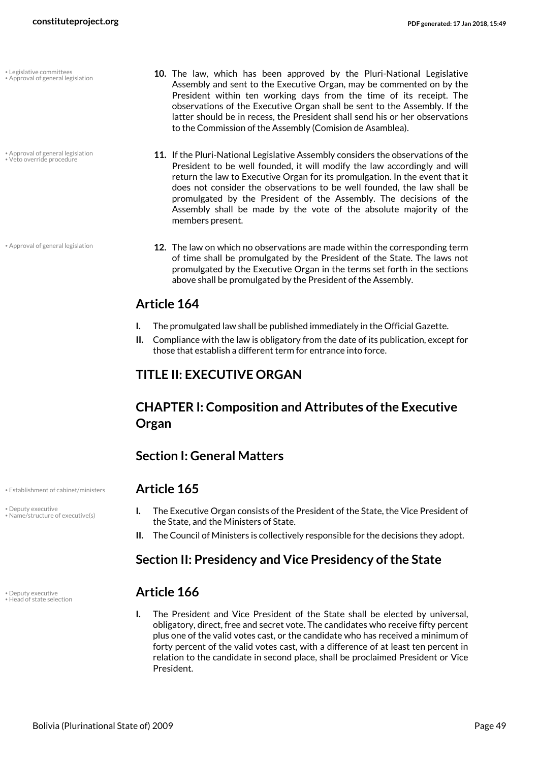• Legislative committees
• Approval of general legislation

10. The law, which has been approved by the Pluri-National Legislative Assembly and sent to the Executive Organ, may be commented on by the President within ten working days from the time of its receipt. The observations of the Executive Organ shall be sent to the Assembly. If the latter should be in recess, the President shall send his or her observations to the Commission of the Assembly (Comision de Asamblea).

• Approval of general legislation
• Veto override procedure

11. If the Pluri-National Legislative Assembly considers the observations of the President to be well founded, it will modify the law accordingly and will return the law to Executive Organ for its promulgation. In the event that it does not consider the observations to be well founded, the law shall be promulgated by the President of the Assembly. The decisions of the Assembly shall be made by the vote of the absolute majority of the members present.

• Approval of general legislation

12. The law on which no observations are made within the corresponding term of time shall be promulgated by the President of the State. The laws not promulgated by the Executive Organ in the terms set forth in the sections above shall be promulgated by the President of the Assembly.

## Article 164

**I.** The promulgated law shall be published immediately in the Official Gazette.

**II.** Compliance with the law is obligatory from the date of its publication, except for those that establish a different term for entrance into force.

## TITLE II: EXECUTIVE ORGAN

## CHAPTER I: Composition and Attributes of the Executive Organ

### Section I: General Matters

• Establishment of cabinet/ministers

## Article 165

• Deputy executive
• Name/structure of executive(s)

**I.** The Executive Organ consists of the President of the State, the Vice President of the State, and the Ministers of State.

**II.** The Council of Ministers is collectively responsible for the decisions they adopt.

### Section II: Presidency and Vice Presidency of the State

• Deputy executive
• Head of state selection

## Article 166

**I.** The President and Vice President of the State shall be elected by universal, obligatory, direct, free and secret vote. The candidates who receive fifty percent plus one of the valid votes cast, or the candidate who has received a minimum of forty percent of the valid votes cast, with a difference of at least ten percent in relation to the candidate in second place, shall be proclaimed President or Vice President.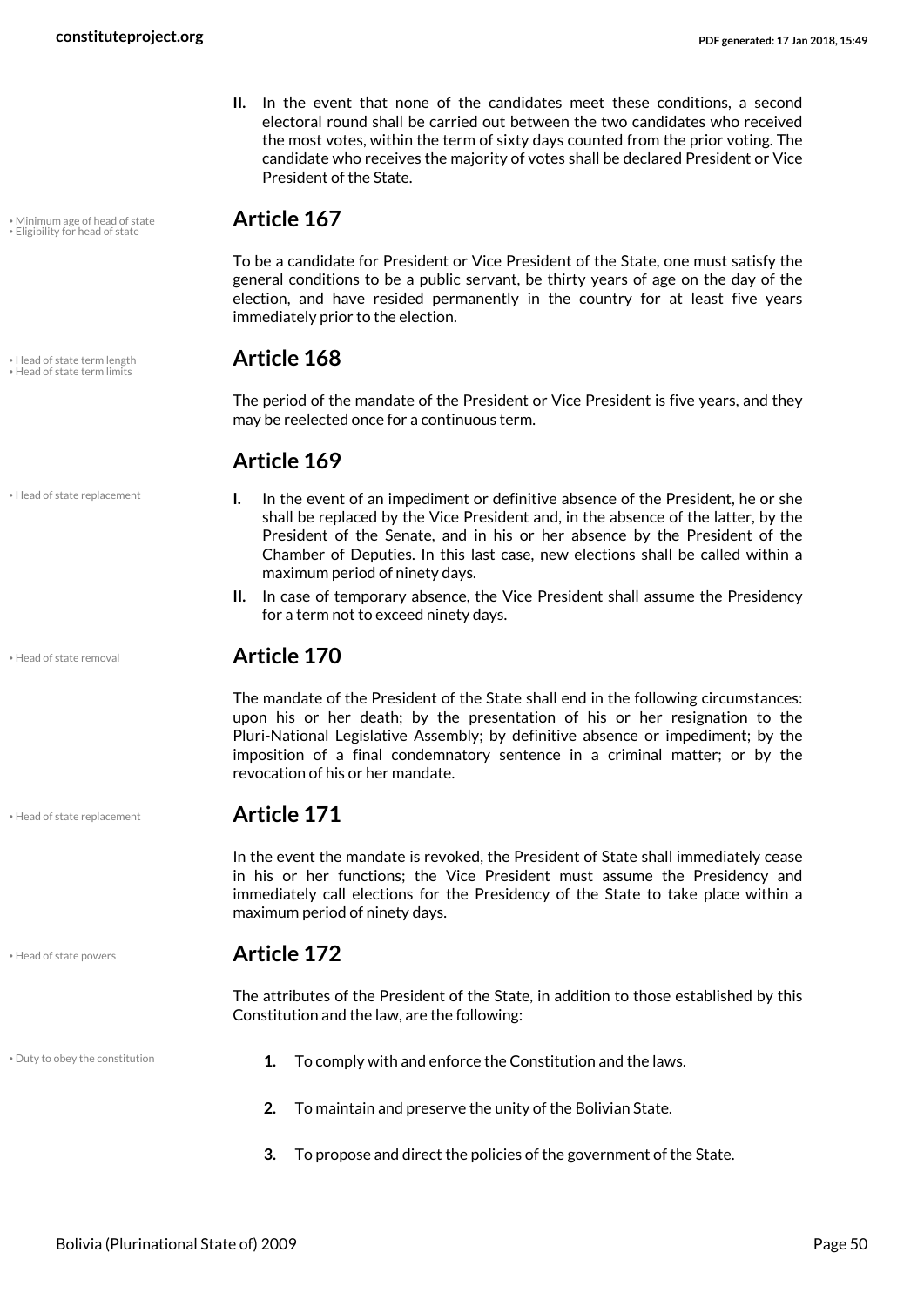**II.** In the event that none of the candidates meet these conditions, a second electoral round shall be carried out between the two candidates who received the most votes, within the term of sixty days counted from the prior voting. The candidate who receives the majority of votes shall be declared President or Vice President of the State.

## Article 167

To be a candidate for President or Vice President of the State, one must satisfy the general conditions to be a public servant, be thirty years of age on the day of the election, and have resided permanently in the country for at least five years immediately prior to the election.

## Article 168

The period of the mandate of the President or Vice President is five years, and they may be reelected once for a continuous term.

## Article 169

**I.** In the event of an impediment or definitive absence of the President, he or she shall be replaced by the Vice President and, in the absence of the latter, by the President of the Senate, and in his or her absence by the President of the Chamber of Deputies. In this last case, new elections shall be called within a maximum period of ninety days.

**II.** In case of temporary absence, the Vice President shall assume the Presidency for a term not to exceed ninety days.

## Article 170

The mandate of the President of the State shall end in the following circumstances: upon his or her death; by the presentation of his or her resignation to the Pluri-National Legislative Assembly; by definitive absence or impediment; by the imposition of a final condemnatory sentence in a criminal matter; or by the revocation of his or her mandate.

## Article 171

In the event the mandate is revoked, the President of State shall immediately cease in his or her functions; the Vice President must assume the Presidency and immediately call elections for the Presidency of the State to take place within a maximum period of ninety days.

## Article 172

The attributes of the President of the State, in addition to those established by this Constitution and the law, are the following:

1. To comply with and enforce the Constitution and the laws.
2. To maintain and preserve the unity of the Bolivian State.
3. To propose and direct the policies of the government of the State.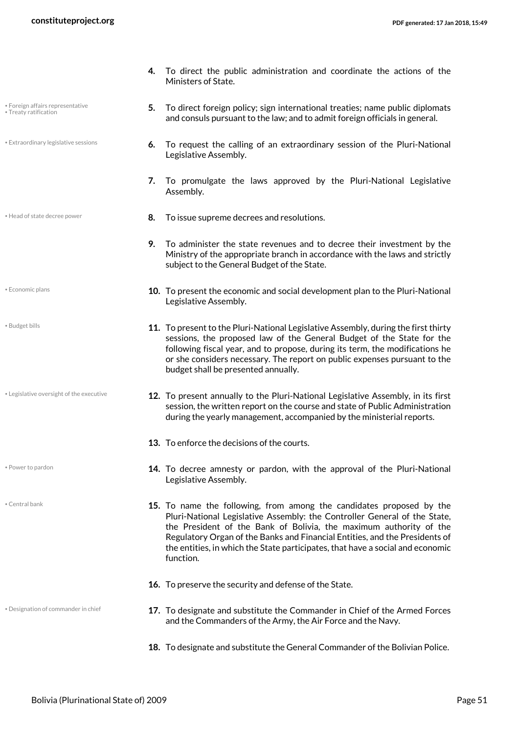4. To direct the public administration and coordinate the actions of the Ministers of State.

5. To direct foreign policy; sign international treaties; name public diplomats and consuls pursuant to the law; and to admit foreign officials in general.

6. To request the calling of an extraordinary session of the Pluri-National Legislative Assembly.

7. To promulgate the laws approved by the Pluri-National Legislative Assembly.

8. To issue supreme decrees and resolutions.

9. To administer the state revenues and to decree their investment by the Ministry of the appropriate branch in accordance with the laws and strictly subject to the General Budget of the State.

10. To present the economic and social development plan to the Pluri-National Legislative Assembly.

11. To present to the Pluri-National Legislative Assembly, during the first thirty sessions, the proposed law of the General Budget of the State for the following fiscal year, and to propose, during its term, the modifications he or she considers necessary. The report on public expenses pursuant to the budget shall be presented annually.

12. To present annually to the Pluri-National Legislative Assembly, in its first session, the written report on the course and state of Public Administration during the yearly management, accompanied by the ministerial reports.

13. To enforce the decisions of the courts.

14. To decree amnesty or pardon, with the approval of the Pluri-National Legislative Assembly.

15. To name the following, from among the candidates proposed by the Pluri-National Legislative Assembly: the Controller General of the State, the President of the Bank of Bolivia, the maximum authority of the Regulatory Organ of the Banks and Financial Entities, and the Presidents of the entities, in which the State participates, that have a social and economic function.

16. To preserve the security and defense of the State.

17. To designate and substitute the Commander in Chief of the Armed Forces and the Commanders of the Army, the Air Force and the Navy.

18. To designate and substitute the General Commander of the Bolivian Police.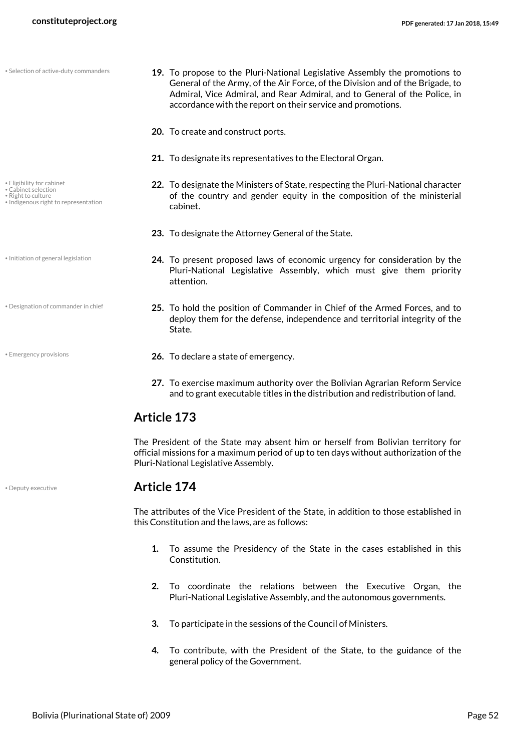19. To propose to the Pluri-National Legislative Assembly the promotions to General of the Army, of the Air Force, of the Division and of the Brigade, to Admiral, Vice Admiral, and Rear Admiral, and to General of the Police, in accordance with the report on their service and promotions.

20. To create and construct ports.

21. To designate its representatives to the Electoral Organ.

22. To designate the Ministers of State, respecting the Pluri-National character of the country and gender equity in the composition of the ministerial cabinet.

23. To designate the Attorney General of the State.

24. To present proposed laws of economic urgency for consideration by the Pluri-National Legislative Assembly, which must give them priority attention.

25. To hold the position of Commander in Chief of the Armed Forces, and to deploy them for the defense, independence and territorial integrity of the State.

26. To declare a state of emergency.

27. To exercise maximum authority over the Bolivian Agrarian Reform Service and to grant executable titles in the distribution and redistribution of land.

## Article 173

The President of the State may absent him or herself from Bolivian territory for official missions for a maximum period of up to ten days without authorization of the Pluri-National Legislative Assembly.

## Article 174

The attributes of the Vice President of the State, in addition to those established in this Constitution and the laws, are as follows:

1. To assume the Presidency of the State in the cases established in this Constitution.

2. To coordinate the relations between the Executive Organ, the Pluri-National Legislative Assembly, and the autonomous governments.

3. To participate in the sessions of the Council of Ministers.

4. To contribute, with the President of the State, to the guidance of the general policy of the Government.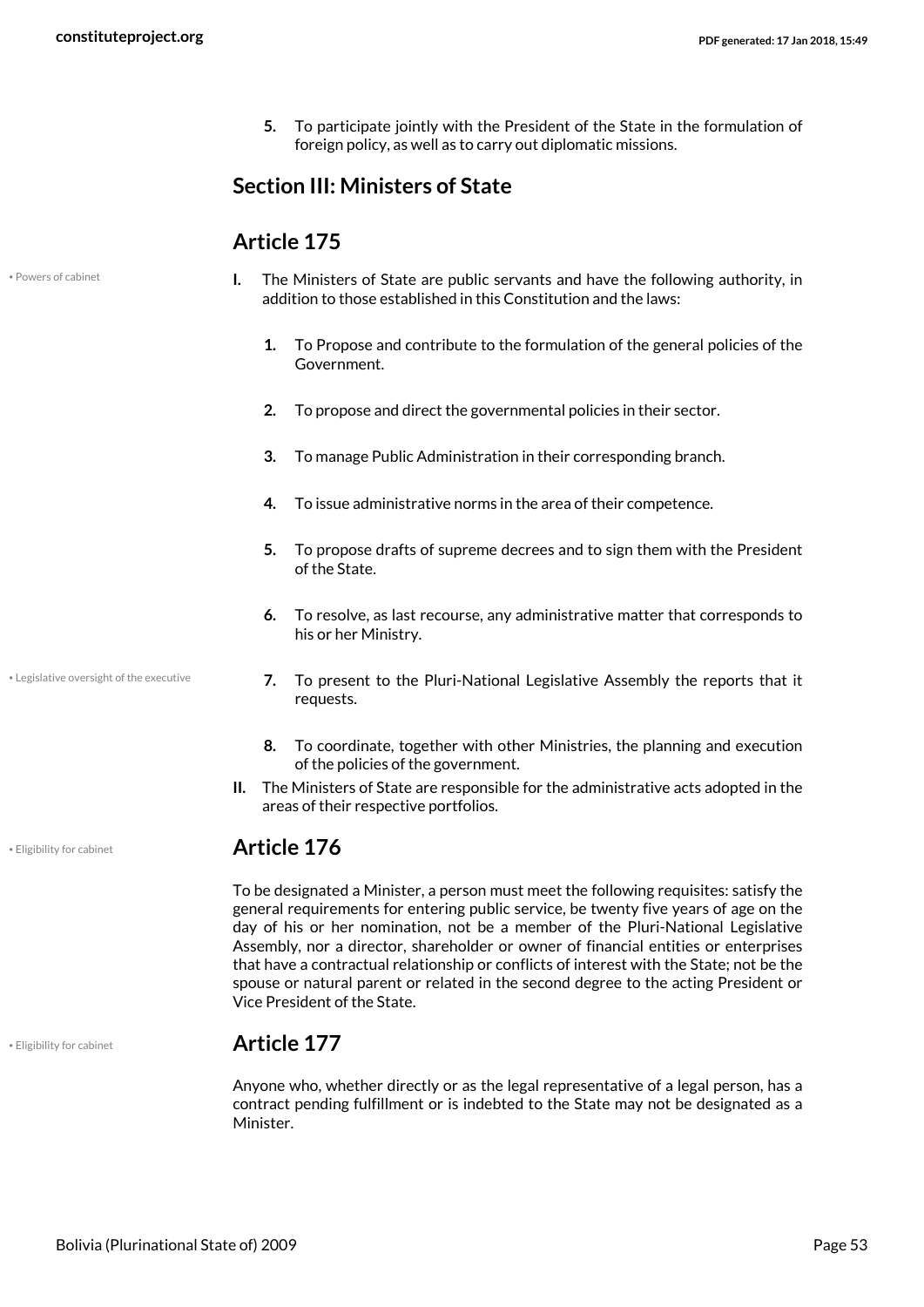5. To participate jointly with the President of the State in the formulation of foreign policy, as well as to carry out diplomatic missions.

## Section III: Ministers of State

## Article 175

• Powers of cabinet

**I.** The Ministers of State are public servants and have the following authority, in addition to those established in this Constitution and the laws:

1. To Propose and contribute to the formulation of the general policies of the Government.
2. To propose and direct the governmental policies in their sector.
3. To manage Public Administration in their corresponding branch.
4. To issue administrative norms in the area of their competence.
5. To propose drafts of supreme decrees and to sign them with the President of the State.
6. To resolve, as last recourse, any administrative matter that corresponds to his or her Ministry.
7. To present to the Pluri-National Legislative Assembly the reports that it requests.

• Legislative oversight of the executive

8. To coordinate, together with other Ministries, the planning and execution of the policies of the government.

**II.** The Ministers of State are responsible for the administrative acts adopted in the areas of their respective portfolios.

## Article 176

• Eligibility for cabinet

To be designated a Minister, a person must meet the following requisites: satisfy the general requirements for entering public service, be twenty five years of age on the day of his or her nomination, not be a member of the Pluri-National Legislative Assembly, nor a director, shareholder or owner of financial entities or enterprises that have a contractual relationship or conflicts of interest with the State; not be the spouse or natural parent or related in the second degree to the acting President or Vice President of the State.

## Article 177

• Eligibility for cabinet

Anyone who, whether directly or as the legal representative of a legal person, has a contract pending fulfillment or is indebted to the State may not be designated as a Minister.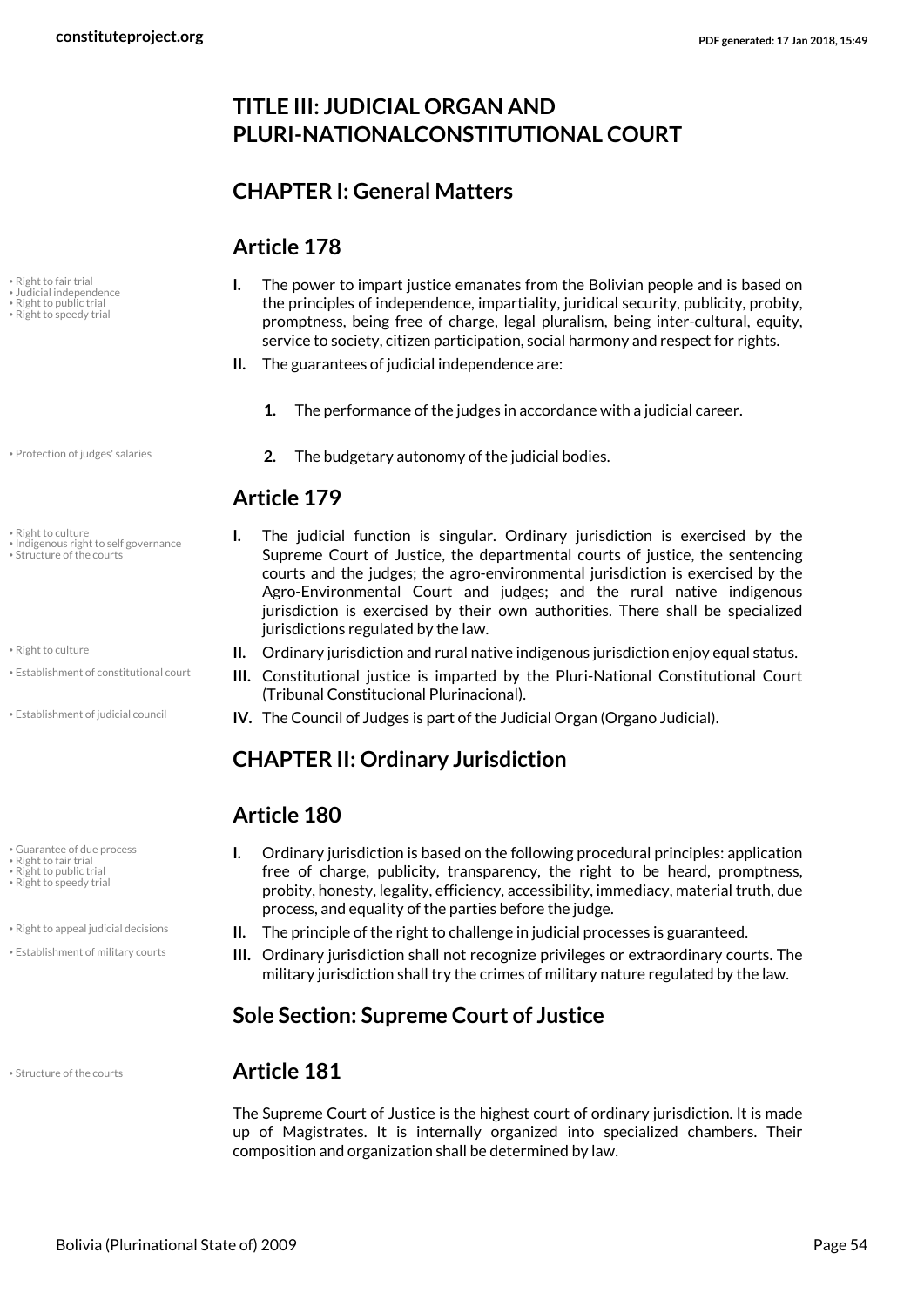## TITLE III: JUDICIAL ORGAN AND PLURI-NATIONALCONSTITUTIONAL COURT

### CHAPTER I: General Matters

### Article 178

**I.** The power to impart justice emanates from the Bolivian people and is based on the principles of independence, impartiality, juridical security, publicity, probity, promptness, being free of charge, legal pluralism, being inter-cultural, equity, service to society, citizen participation, social harmony and respect for rights.

**II.** The guarantees of judicial independence are:

1. The performance of the judges in accordance with a judicial career.
2. The budgetary autonomy of the judicial bodies.

### Article 179

**I.** The judicial function is singular. Ordinary jurisdiction is exercised by the Supreme Court of Justice, the departmental courts of justice, the sentencing courts and the judges; the agro-environmental jurisdiction is exercised by the Agro-Environmental Court and judges; and the rural native indigenous jurisdiction is exercised by their own authorities. There shall be specialized jurisdictions regulated by the law.

**II.** Ordinary jurisdiction and rural native indigenous jurisdiction enjoy equal status.

**III.** Constitutional justice is imparted by the Pluri-National Constitutional Court (Tribunal Constitucional Plurinacional).

**IV.** The Council of Judges is part of the Judicial Organ (Organo Judicial).

### CHAPTER II: Ordinary Jurisdiction

### Article 180

**I.** Ordinary jurisdiction is based on the following procedural principles: application free of charge, publicity, transparency, the right to be heard, promptness, probity, honesty, legality, efficiency, accessibility, immediacy, material truth, due process, and equality of the parties before the judge.

**II.** The principle of the right to challenge in judicial processes is guaranteed.

**III.** Ordinary jurisdiction shall not recognize privileges or extraordinary courts. The military jurisdiction shall try the crimes of military nature regulated by the law.

### Sole Section: Supreme Court of Justice

### Article 181

The Supreme Court of Justice is the highest court of ordinary jurisdiction. It is made up of Magistrates. It is internally organized into specialized chambers. Their composition and organization shall be determined by law.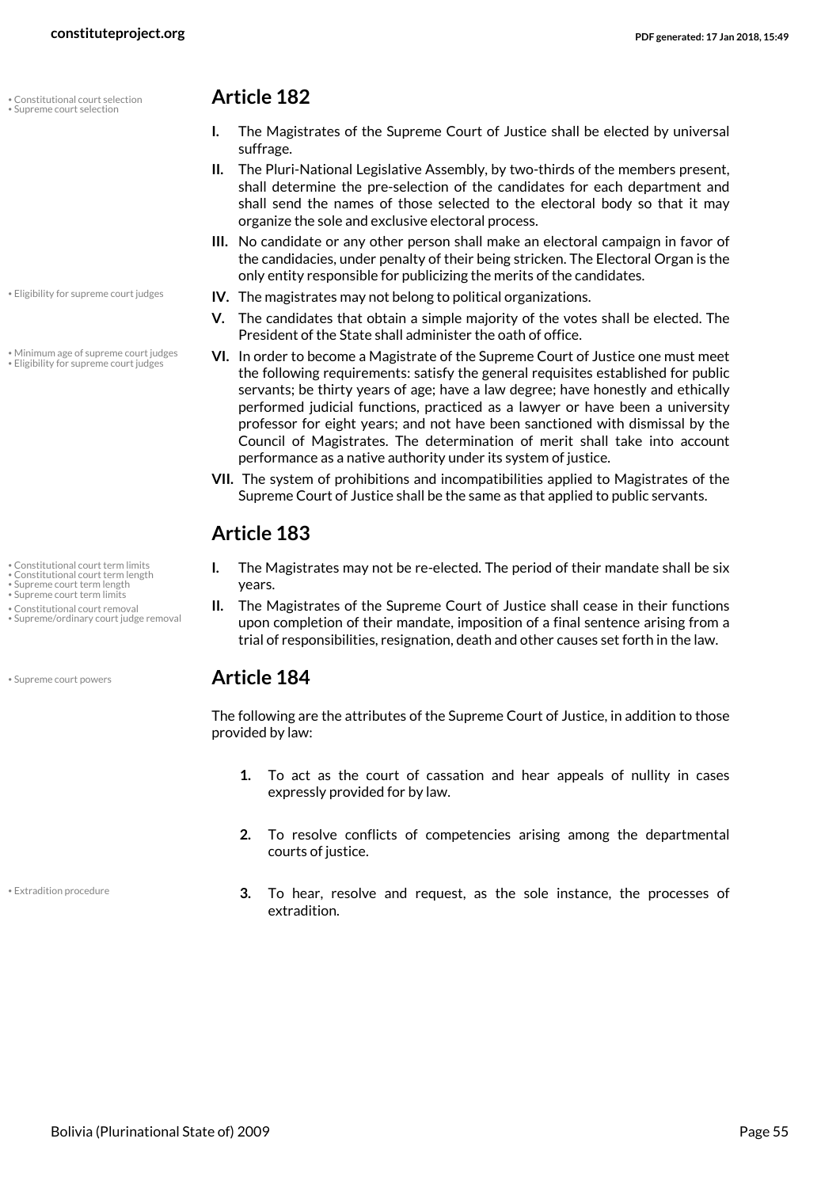• Constitutional court selection
• Supreme court selection

## Article 182

**I.** The Magistrates of the Supreme Court of Justice shall be elected by universal suffrage.

**II.** The Pluri-National Legislative Assembly, by two-thirds of the members present, shall determine the pre-selection of the candidates for each department and shall send the names of those selected to the electoral body so that it may organize the sole and exclusive electoral process.

**III.** No candidate or any other person shall make an electoral campaign in favor of the candidacies, under penalty of their being stricken. The Electoral Organ is the only entity responsible for publicizing the merits of the candidates.

• Eligibility for supreme court judges

**IV.** The magistrates may not belong to political organizations.

**V.** The candidates that obtain a simple majority of the votes shall be elected. The President of the State shall administer the oath of office.

• Minimum age of supreme court judges
• Eligibility for supreme court judges

**VI.** In order to become a Magistrate of the Supreme Court of Justice one must meet the following requirements: satisfy the general requisites established for public servants; be thirty years of age; have a law degree; have honestly and ethically performed judicial functions, practiced as a lawyer or have been a university professor for eight years; and not have been sanctioned with dismissal by the Council of Magistrates. The determination of merit shall take into account performance as a native authority under its system of justice.

**VII.** The system of prohibitions and incompatibilities applied to Magistrates of the Supreme Court of Justice shall be the same as that applied to public servants.

## Article 183

• Constitutional court term limits
• Constitutional court term length
• Supreme court term length
• Supreme court term limits
• Constitutional court removal
• Supreme/ordinary court judge removal

**I.** The Magistrates may not be re-elected. The period of their mandate shall be six years.

**II.** The Magistrates of the Supreme Court of Justice shall cease in their functions upon completion of their mandate, imposition of a final sentence arising from a trial of responsibilities, resignation, death and other causes set forth in the law.

• Supreme court powers

## Article 184

The following are the attributes of the Supreme Court of Justice, in addition to those provided by law:

1. To act as the court of cassation and hear appeals of nullity in cases expressly provided for by law.

2. To resolve conflicts of competencies arising among the departmental courts of justice.

• Extradition procedure

3. To hear, resolve and request, as the sole instance, the processes of extradition.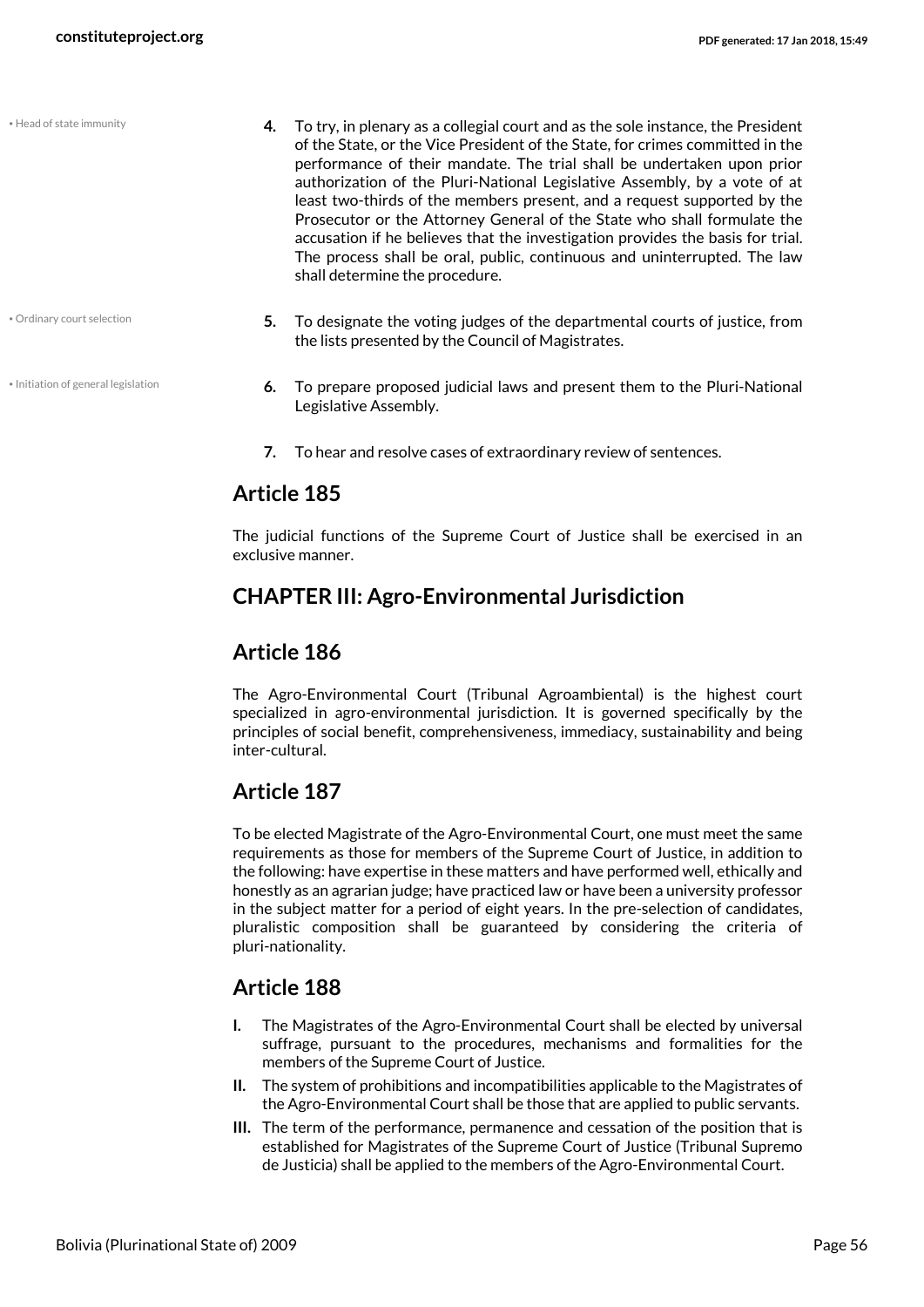4. To try, in plenary as a collegial court and as the sole instance, the President of the State, or the Vice President of the State, for crimes committed in the performance of their mandate. The trial shall be undertaken upon prior authorization of the Pluri-National Legislative Assembly, by a vote of at least two-thirds of the members present, and a request supported by the Prosecutor or the Attorney General of the State who shall formulate the accusation if he believes that the investigation provides the basis for trial. The process shall be oral, public, continuous and uninterrupted. The law shall determine the procedure.
5. To designate the voting judges of the departmental courts of justice, from the lists presented by the Council of Magistrates.
6. To prepare proposed judicial laws and present them to the Pluri-National Legislative Assembly.
7. To hear and resolve cases of extraordinary review of sentences.

## Article 185

The judicial functions of the Supreme Court of Justice shall be exercised in an exclusive manner.

## CHAPTER III: Agro-Environmental Jurisdiction

## Article 186

The Agro-Environmental Court (Tribunal Agroambiental) is the highest court specialized in agro-environmental jurisdiction. It is governed specifically by the principles of social benefit, comprehensiveness, immediacy, sustainability and being inter-cultural.

## Article 187

To be elected Magistrate of the Agro-Environmental Court, one must meet the same requirements as those for members of the Supreme Court of Justice, in addition to the following: have expertise in these matters and have performed well, ethically and honestly as an agrarian judge; have practiced law or have been a university professor in the subject matter for a period of eight years. In the pre-selection of candidates, pluralistic composition shall be guaranteed by considering the criteria of pluri-nationality.

## Article 188

I. The Magistrates of the Agro-Environmental Court shall be elected by universal suffrage, pursuant to the procedures, mechanisms and formalities for the members of the Supreme Court of Justice.

II. The system of prohibitions and incompatibilities applicable to the Magistrates of the Agro-Environmental Court shall be those that are applied to public servants.

III. The term of the performance, permanence and cessation of the position that is established for Magistrates of the Supreme Court of Justice (Tribunal Supremo de Justicia) shall be applied to the members of the Agro-Environmental Court.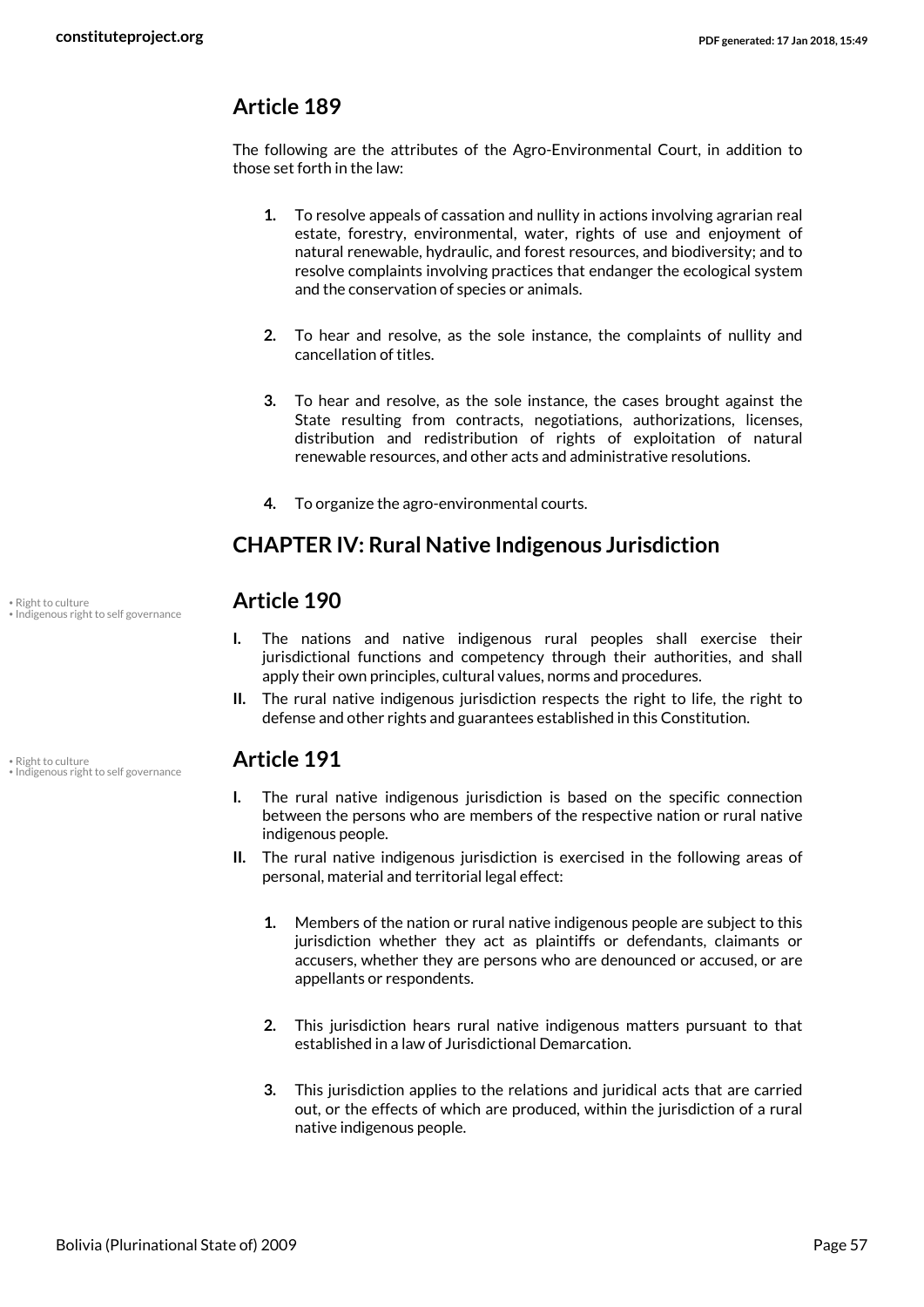## Article 189

The following are the attributes of the Agro-Environmental Court, in addition to those set forth in the law:

1. To resolve appeals of cassation and nullity in actions involving agrarian real estate, forestry, environmental, water, rights of use and enjoyment of natural renewable, hydraulic, and forest resources, and biodiversity; and to resolve complaints involving practices that endanger the ecological system and the conservation of species or animals.

2. To hear and resolve, as the sole instance, the complaints of nullity and cancellation of titles.

3. To hear and resolve, as the sole instance, the cases brought against the State resulting from contracts, negotiations, authorizations, licenses, distribution and redistribution of rights of exploitation of natural renewable resources, and other acts and administrative resolutions.

4. To organize the agro-environmental courts.

## CHAPTER IV: Rural Native Indigenous Jurisdiction

## Article 190

• Right to culture
• Indigenous right to self governance

**I.** The nations and native indigenous rural peoples shall exercise their jurisdictional functions and competency through their authorities, and shall apply their own principles, cultural values, norms and procedures.

**II.** The rural native indigenous jurisdiction respects the right to life, the right to defense and other rights and guarantees established in this Constitution.

## Article 191

• Right to culture
• Indigenous right to self governance

**I.** The rural native indigenous jurisdiction is based on the specific connection between the persons who are members of the respective nation or rural native indigenous people.

**II.** The rural native indigenous jurisdiction is exercised in the following areas of personal, material and territorial legal effect:

1. Members of the nation or rural native indigenous people are subject to this jurisdiction whether they act as plaintiffs or defendants, claimants or accusers, whether they are persons who are denounced or accused, or are appellants or respondents.

2. This jurisdiction hears rural native indigenous matters pursuant to that established in a law of Jurisdictional Demarcation.

3. This jurisdiction applies to the relations and juridical acts that are carried out, or the effects of which are produced, within the jurisdiction of a rural native indigenous people.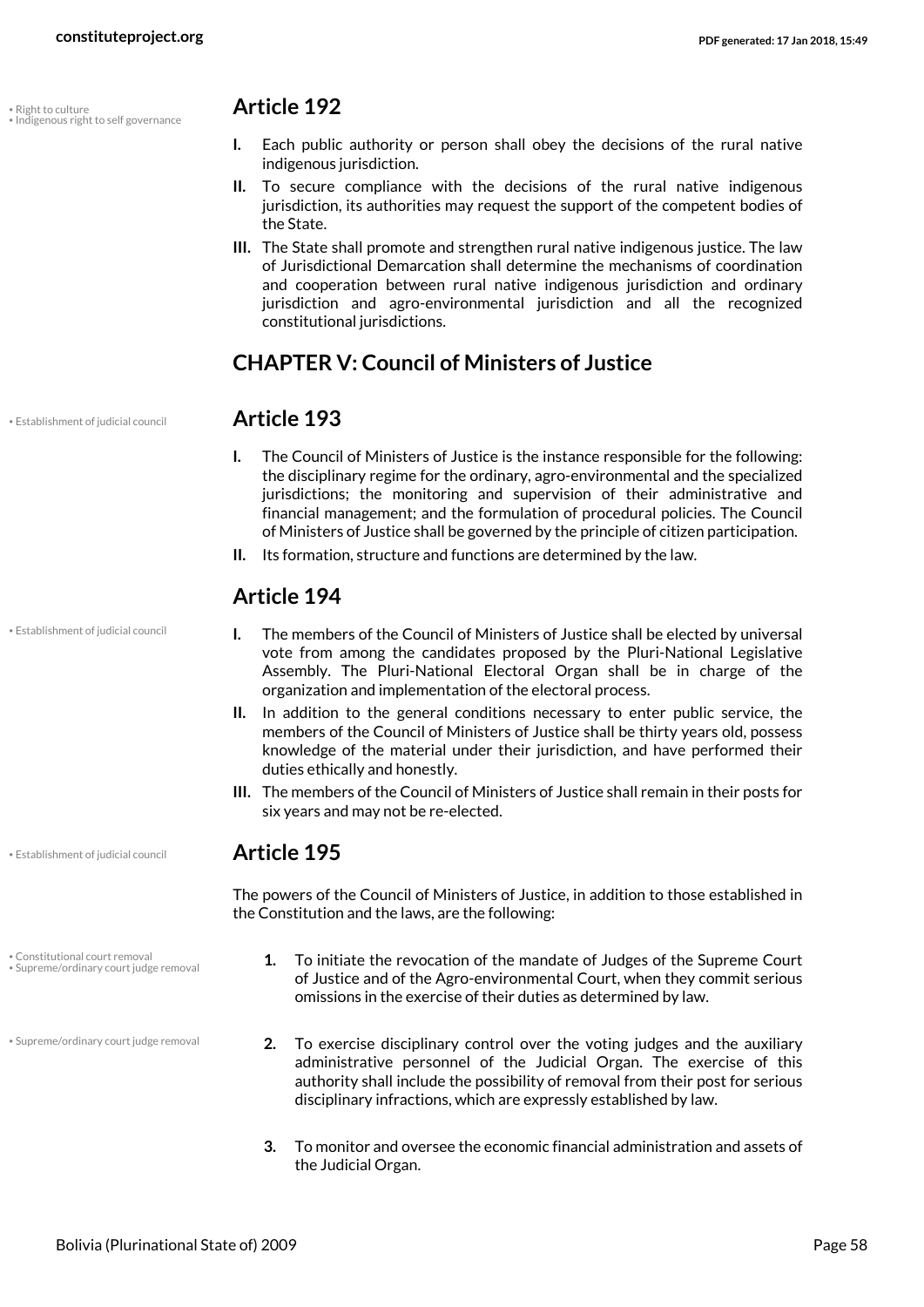• Right to culture
• Indigenous right to self governance

## Article 192

**I.** Each public authority or person shall obey the decisions of the rural native indigenous jurisdiction.

**II.** To secure compliance with the decisions of the rural native indigenous jurisdiction, its authorities may request the support of the competent bodies of the State.

**III.** The State shall promote and strengthen rural native indigenous justice. The law of Jurisdictional Demarcation shall determine the mechanisms of coordination and cooperation between rural native indigenous jurisdiction and ordinary jurisdiction and agro-environmental jurisdiction and all the recognized constitutional jurisdictions.

# CHAPTER V: Council of Ministers of Justice

• Establishment of judicial council

## Article 193

**I.** The Council of Ministers of Justice is the instance responsible for the following: the disciplinary regime for the ordinary, agro-environmental and the specialized jurisdictions; the monitoring and supervision of their administrative and financial management; and the formulation of procedural policies. The Council of Ministers of Justice shall be governed by the principle of citizen participation.

**II.** Its formation, structure and functions are determined by the law.

## Article 194

• Establishment of judicial council

**I.** The members of the Council of Ministers of Justice shall be elected by universal vote from among the candidates proposed by the Pluri-National Legislative Assembly. The Pluri-National Electoral Organ shall be in charge of the organization and implementation of the electoral process.

**II.** In addition to the general conditions necessary to enter public service, the members of the Council of Ministers of Justice shall be thirty years old, possess knowledge of the material under their jurisdiction, and have performed their duties ethically and honestly.

**III.** The members of the Council of Ministers of Justice shall remain in their posts for six years and may not be re-elected.

• Establishment of judicial council

## Article 195

The powers of the Council of Ministers of Justice, in addition to those established in the Constitution and the laws, are the following:

• Constitutional court removal
• Supreme/ordinary court judge removal

1. To initiate the revocation of the mandate of Judges of the Supreme Court of Justice and of the Agro-environmental Court, when they commit serious omissions in the exercise of their duties as determined by law.

• Supreme/ordinary court judge removal

2. To exercise disciplinary control over the voting judges and the auxiliary administrative personnel of the Judicial Organ. The exercise of this authority shall include the possibility of removal from their post for serious disciplinary infractions, which are expressly established by law.

3. To monitor and oversee the economic financial administration and assets of the Judicial Organ.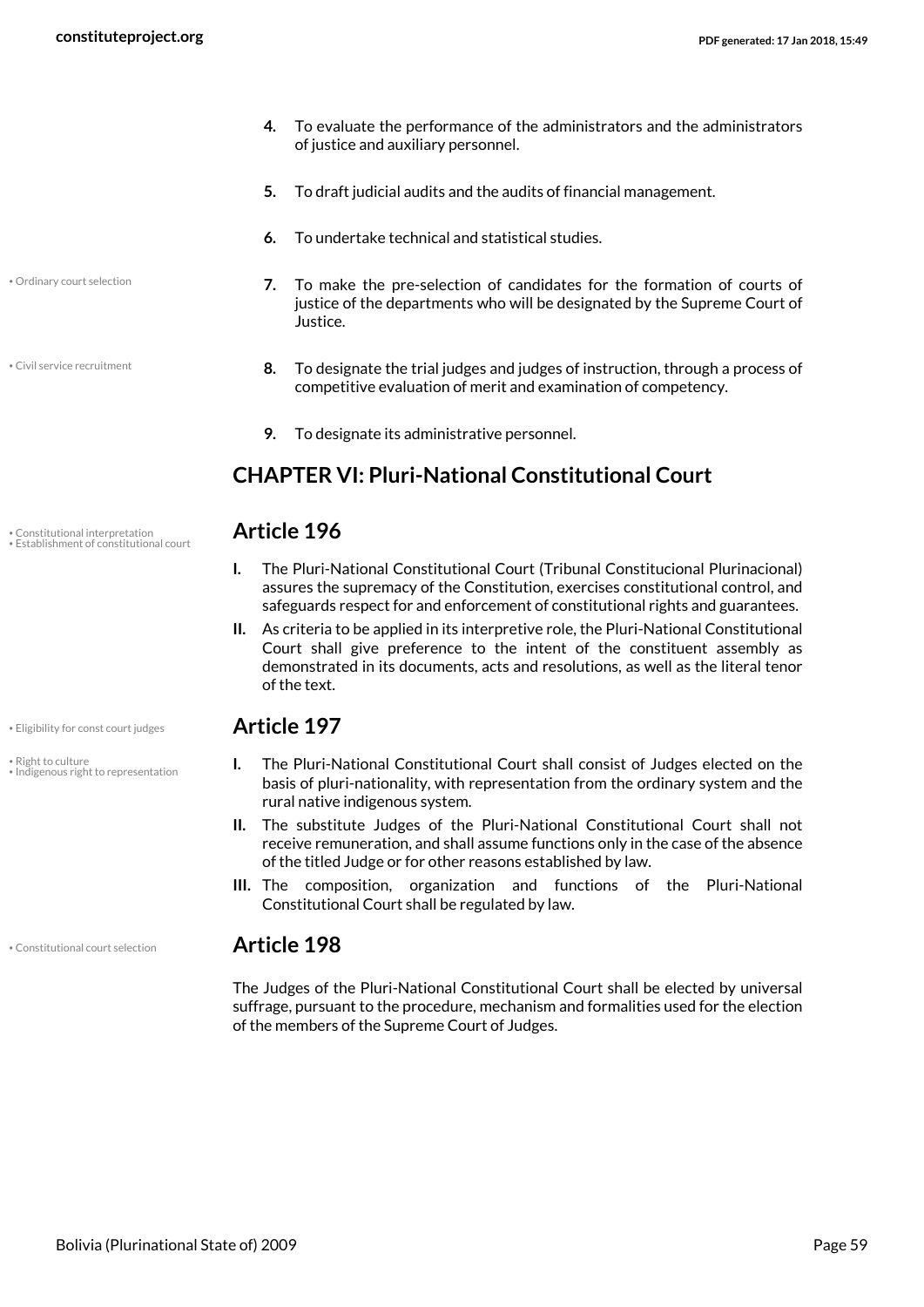4. To evaluate the performance of the administrators and the administrators of justice and auxiliary personnel.

5. To draft judicial audits and the audits of financial management.

6. To undertake technical and statistical studies.

7. To make the pre-selection of candidates for the formation of courts of justice of the departments who will be designated by the Supreme Court of Justice.

8. To designate the trial judges and judges of instruction, through a process of competitive evaluation of merit and examination of competency.

9. To designate its administrative personnel.

## CHAPTER VI: Pluri-National Constitutional Court

### Article 196

I. The Pluri-National Constitutional Court (Tribunal Constitucional Plurinacional) assures the supremacy of the Constitution, exercises constitutional control, and safeguards respect for and enforcement of constitutional rights and guarantees.

II. As criteria to be applied in its interpretive role, the Pluri-National Constitutional Court shall give preference to the intent of the constituent assembly as demonstrated in its documents, acts and resolutions, as well as the literal tenor of the text.

### Article 197

I. The Pluri-National Constitutional Court shall consist of Judges elected on the basis of pluri-nationality, with representation from the ordinary system and the rural native indigenous system.

II. The substitute Judges of the Pluri-National Constitutional Court shall not receive remuneration, and shall assume functions only in the case of the absence of the titled Judge or for other reasons established by law.

III. The composition, organization and functions of the Pluri-National Constitutional Court shall be regulated by law.

### Article 198

The Judges of the Pluri-National Constitutional Court shall be elected by universal suffrage, pursuant to the procedure, mechanism and formalities used for the election of the members of the Supreme Court of Judges.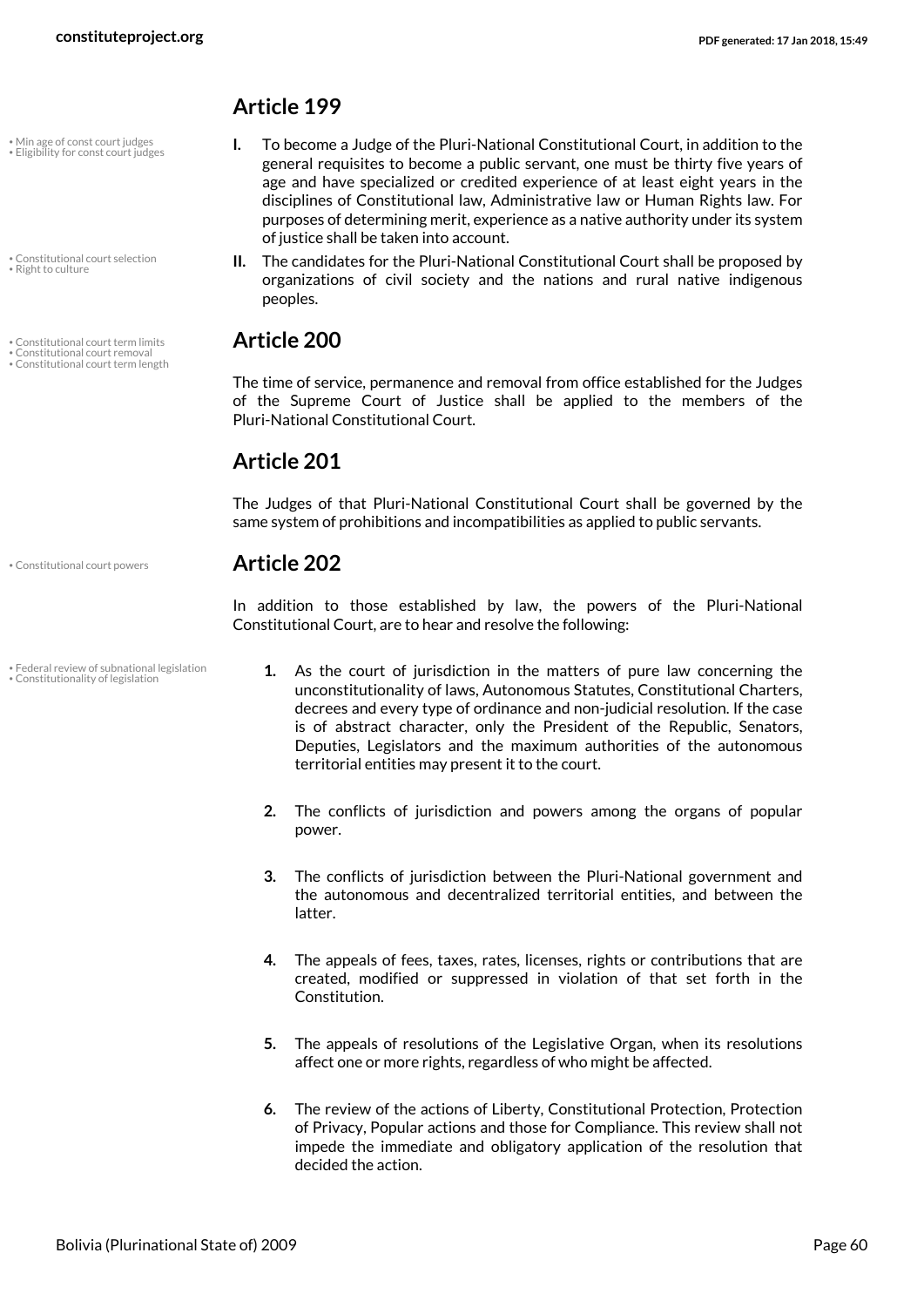## Article 199

- Min age of const court judges
- Eligibility for const court judges

**I.** To become a Judge of the Pluri-National Constitutional Court, in addition to the general requisites to become a public servant, one must be thirty five years of age and have specialized or credited experience of at least eight years in the disciplines of Constitutional law, Administrative law or Human Rights law. For purposes of determining merit, experience as a native authority under its system of justice shall be taken into account.

- Constitutional court selection
- Right to culture

**II.** The candidates for the Pluri-National Constitutional Court shall be proposed by organizations of civil society and the nations and rural native indigenous peoples.

## Article 200

- Constitutional court term limits
- Constitutional court removal
- Constitutional court term length

The time of service, permanence and removal from office established for the Judges of the Supreme Court of Justice shall be applied to the members of the Pluri-National Constitutional Court.

## Article 201

The Judges of that Pluri-National Constitutional Court shall be governed by the same system of prohibitions and incompatibilities as applied to public servants.

## Article 202

- Constitutional court powers

In addition to those established by law, the powers of the Pluri-National Constitutional Court, are to hear and resolve the following:

- Federal review of subnational legislation
- Constitutionality of legislation

1. As the court of jurisdiction in the matters of pure law concerning the unconstitutionality of laws, Autonomous Statutes, Constitutional Charters, decrees and every type of ordinance and non-judicial resolution. If the case is of abstract character, only the President of the Republic, Senators, Deputies, Legislators and the maximum authorities of the autonomous territorial entities may present it to the court.

2. The conflicts of jurisdiction and powers among the organs of popular power.

3. The conflicts of jurisdiction between the Pluri-National government and the autonomous and decentralized territorial entities, and between the latter.

4. The appeals of fees, taxes, rates, licenses, rights or contributions that are created, modified or suppressed in violation of that set forth in the Constitution.

5. The appeals of resolutions of the Legislative Organ, when its resolutions affect one or more rights, regardless of who might be affected.

6. The review of the actions of Liberty, Constitutional Protection, Protection of Privacy, Popular actions and those for Compliance. This review shall not impede the immediate and obligatory application of the resolution that decided the action.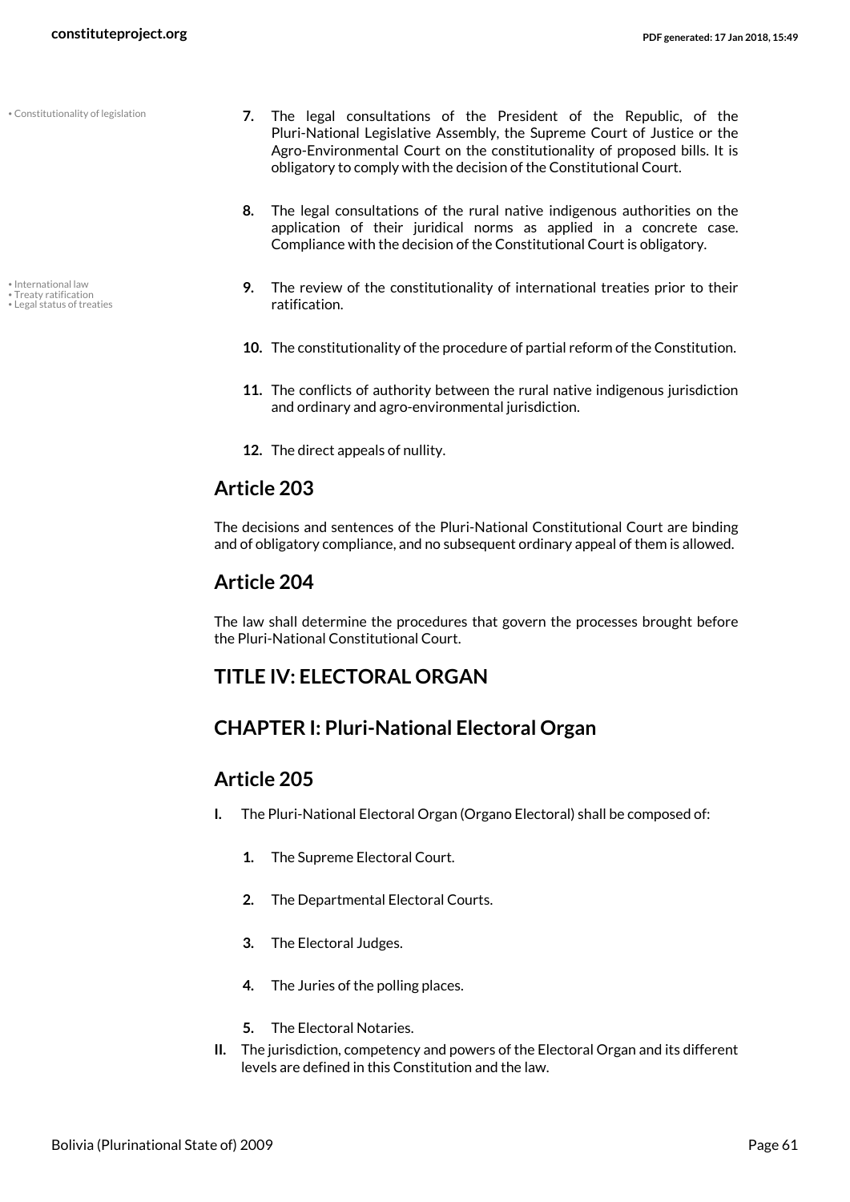7. The legal consultations of the President of the Republic, of the Pluri-National Legislative Assembly, the Supreme Court of Justice or the Agro-Environmental Court on the constitutionality of proposed bills. It is obligatory to comply with the decision of the Constitutional Court.

8. The legal consultations of the rural native indigenous authorities on the application of their juridical norms as applied in a concrete case. Compliance with the decision of the Constitutional Court is obligatory.

9. The review of the constitutionality of international treaties prior to their ratification.

10. The constitutionality of the procedure of partial reform of the Constitution.

11. The conflicts of authority between the rural native indigenous jurisdiction and ordinary and agro-environmental jurisdiction.

12. The direct appeals of nullity.

## Article 203

The decisions and sentences of the Pluri-National Constitutional Court are binding and of obligatory compliance, and no subsequent ordinary appeal of them is allowed.

## Article 204

The law shall determine the procedures that govern the processes brought before the Pluri-National Constitutional Court.

## TITLE IV: ELECTORAL ORGAN

## CHAPTER I: Pluri-National Electoral Organ

## Article 205

I. The Pluri-National Electoral Organ (Organo Electoral) shall be composed of:

   1. The Supreme Electoral Court.

   2. The Departmental Electoral Courts.

   3. The Electoral Judges.

   4. The Juries of the polling places.

   5. The Electoral Notaries.

II. The jurisdiction, competency and powers of the Electoral Organ and its different levels are defined in this Constitution and the law.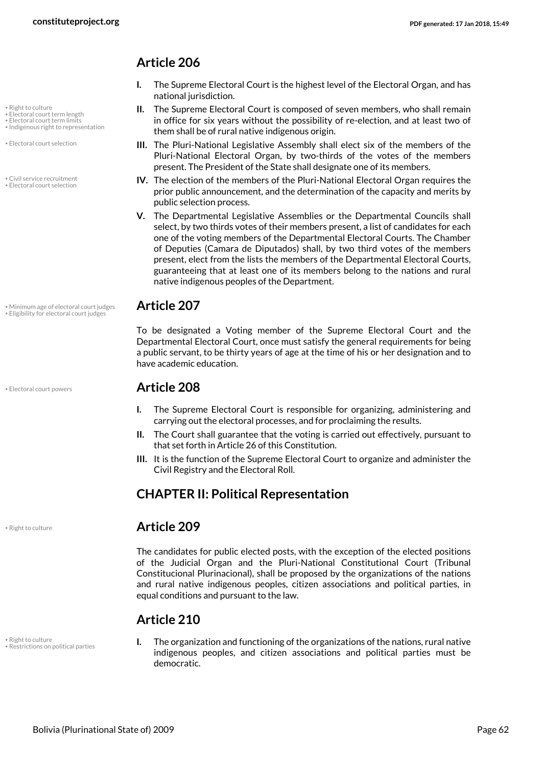## Article 206

**I.** The Supreme Electoral Court is the highest level of the Electoral Organ, and has national jurisdiction.

**II.** The Supreme Electoral Court is composed of seven members, who shall remain in office for six years without the possibility of re-election, and at least two of them shall be of rural native indigenous origin.

**III.** The Pluri-National Legislative Assembly shall elect six of the members of the Pluri-National Electoral Organ, by two-thirds of the votes of the members present. The President of the State shall designate one of its members.

**IV.** The election of the members of the Pluri-National Electoral Organ requires the prior public announcement, and the determination of the capacity and merits by public selection process.

**V.** The Departmental Legislative Assemblies or the Departmental Councils shall select, by two thirds votes of their members present, a list of candidates for each one of the voting members of the Departmental Electoral Courts. The Chamber of Deputies (Camara de Diputados) shall, by two third votes of the members present, elect from the lists the members of the Departmental Electoral Courts, guaranteeing that at least one of its members belong to the nations and rural native indigenous peoples of the Department.

## Article 207

To be designated a Voting member of the Supreme Electoral Court and the Departmental Electoral Court, once must satisfy the general requirements for being a public servant, to be thirty years of age at the time of his or her designation and to have academic education.

## Article 208

**I.** The Supreme Electoral Court is responsible for organizing, administering and carrying out the electoral processes, and for proclaiming the results.

**II.** The Court shall guarantee that the voting is carried out effectively, pursuant to that set forth in Article 26 of this Constitution.

**III.** It is the function of the Supreme Electoral Court to organize and administer the Civil Registry and the Electoral Roll.

# CHAPTER II: Political Representation

## Article 209

The candidates for public elected posts, with the exception of the elected positions of the Judicial Organ and the Pluri-National Constitutional Court (Tribunal Constitucional Plurinacional), shall be proposed by the organizations of the nations and rural native indigenous peoples, citizen associations and political parties, in equal conditions and pursuant to the law.

## Article 210

**I.** The organization and functioning of the organizations of the nations, rural native indigenous peoples, and citizen associations and political parties must be democratic.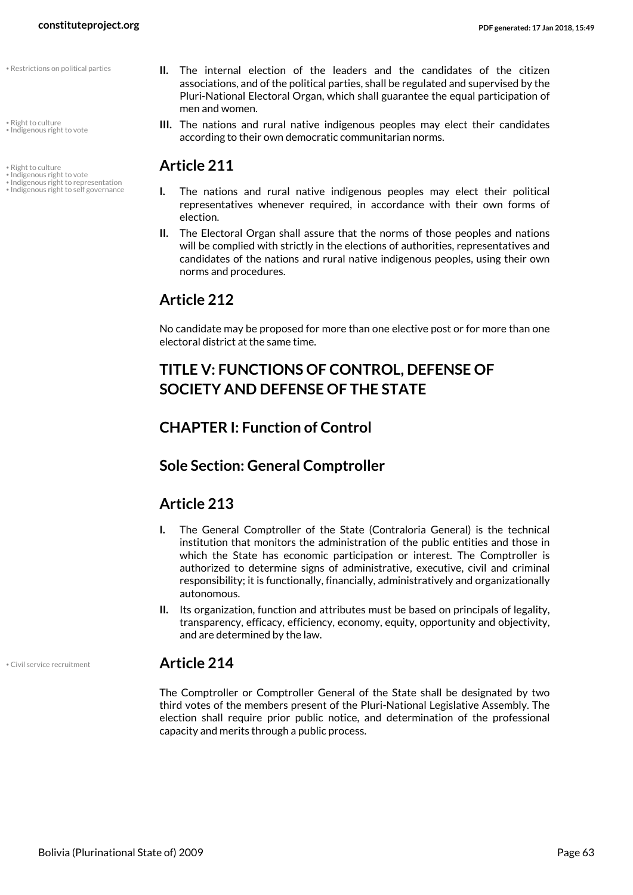• Restrictions on political parties

**II.** The internal election of the leaders and the candidates of the citizen associations, and of the political parties, shall be regulated and supervised by the Pluri-National Electoral Organ, which shall guarantee the equal participation of men and women.

• Right to culture
• Indigenous right to vote

**III.** The nations and rural native indigenous peoples may elect their candidates according to their own democratic communitarian norms.

• Right to culture
• Indigenous right to vote
• Indigenous right to representation
• Indigenous right to self governance

## Article 211

**I.** The nations and rural native indigenous peoples may elect their political representatives whenever required, in accordance with their own forms of election.

**II.** The Electoral Organ shall assure that the norms of those peoples and nations will be complied with strictly in the elections of authorities, representatives and candidates of the nations and rural native indigenous peoples, using their own norms and procedures.

## Article 212

No candidate may be proposed for more than one elective post or for more than one electoral district at the same time.

# TITLE V: FUNCTIONS OF CONTROL, DEFENSE OF SOCIETY AND DEFENSE OF THE STATE

## CHAPTER I: Function of Control

## Sole Section: General Comptroller

## Article 213

**I.** The General Comptroller of the State (Contraloria General) is the technical institution that monitors the administration of the public entities and those in which the State has economic participation or interest. The Comptroller is authorized to determine signs of administrative, executive, civil and criminal responsibility; it is functionally, financially, administratively and organizationally autonomous.

**II.** Its organization, function and attributes must be based on principals of legality, transparency, efficacy, efficiency, economy, equity, opportunity and objectivity, and are determined by the law.

• Civil service recruitment

## Article 214

The Comptroller or Comptroller General of the State shall be designated by two third votes of the members present of the Pluri-National Legislative Assembly. The election shall require prior public notice, and determination of the professional capacity and merits through a public process.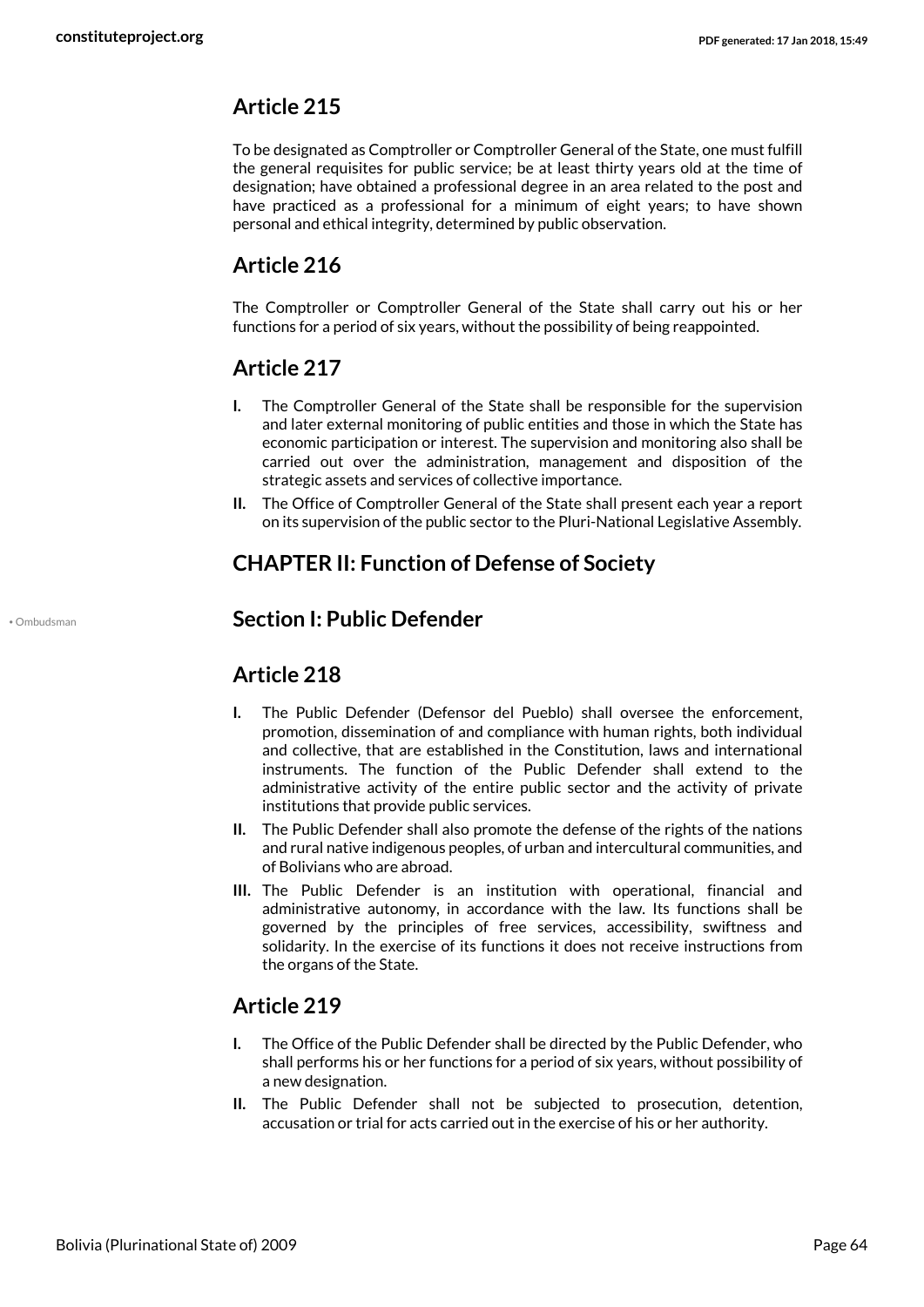## Article 215

To be designated as Comptroller or Comptroller General of the State, one must fulfill the general requisites for public service; be at least thirty years old at the time of designation; have obtained a professional degree in an area related to the post and have practiced as a professional for a minimum of eight years; to have shown personal and ethical integrity, determined by public observation.

## Article 216

The Comptroller or Comptroller General of the State shall carry out his or her functions for a period of six years, without the possibility of being reappointed.

## Article 217

**I.** The Comptroller General of the State shall be responsible for the supervision and later external monitoring of public entities and those in which the State has economic participation or interest. The supervision and monitoring also shall be carried out over the administration, management and disposition of the strategic assets and services of collective importance.

**II.** The Office of Comptroller General of the State shall present each year a report on its supervision of the public sector to the Pluri-National Legislative Assembly.

## CHAPTER II: Function of Defense of Society

• Ombudsman

## Section I: Public Defender

## Article 218

**I.** The Public Defender (Defensor del Pueblo) shall oversee the enforcement, promotion, dissemination of and compliance with human rights, both individual and collective, that are established in the Constitution, laws and international instruments. The function of the Public Defender shall extend to the administrative activity of the entire public sector and the activity of private institutions that provide public services.

**II.** The Public Defender shall also promote the defense of the rights of the nations and rural native indigenous peoples, of urban and intercultural communities, and of Bolivians who are abroad.

**III.** The Public Defender is an institution with operational, financial and administrative autonomy, in accordance with the law. Its functions shall be governed by the principles of free services, accessibility, swiftness and solidarity. In the exercise of its functions it does not receive instructions from the organs of the State.

## Article 219

**I.** The Office of the Public Defender shall be directed by the Public Defender, who shall performs his or her functions for a period of six years, without possibility of a new designation.

**II.** The Public Defender shall not be subjected to prosecution, detention, accusation or trial for acts carried out in the exercise of his or her authority.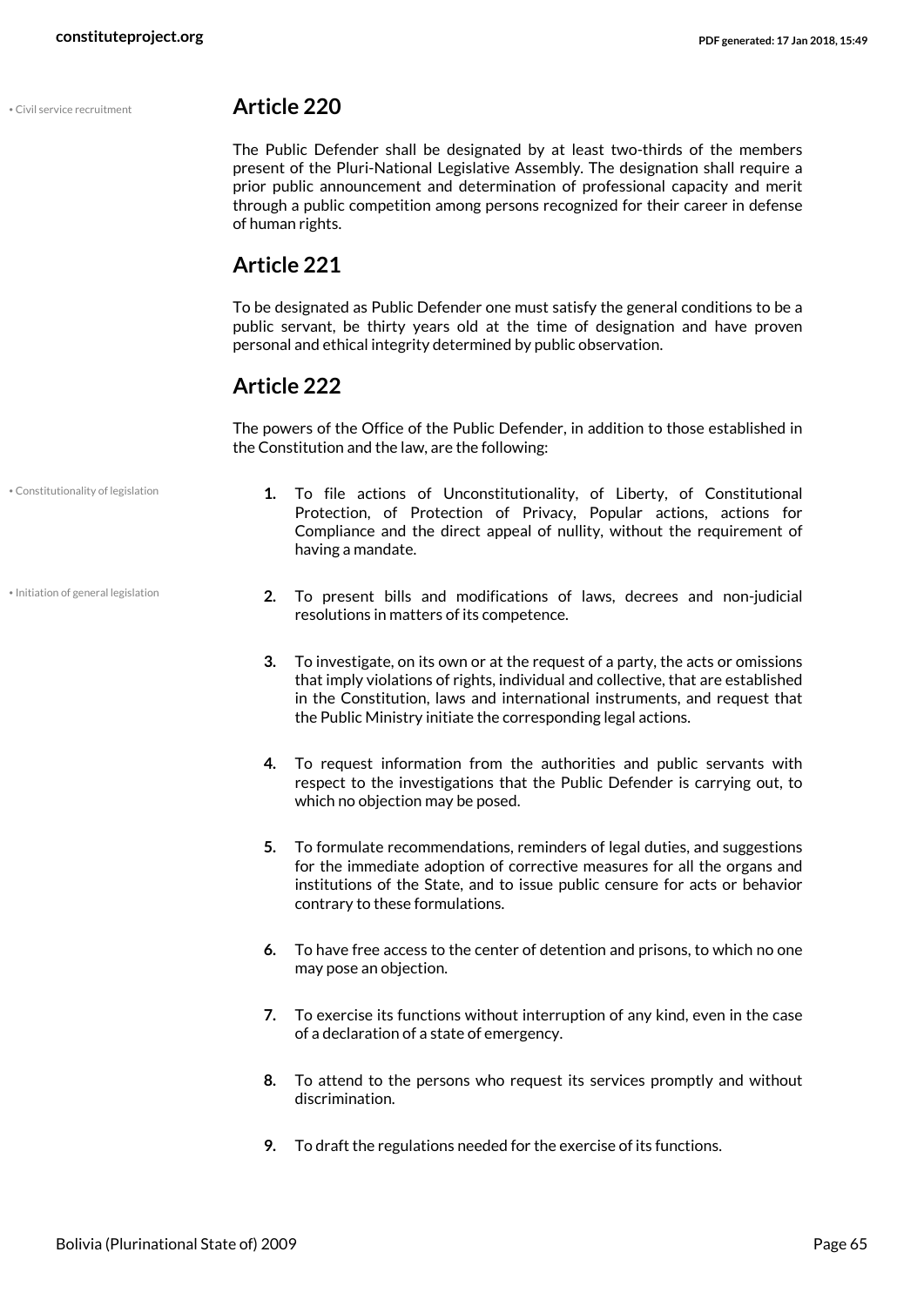## Article 220

The Public Defender shall be designated by at least two-thirds of the members present of the Pluri-National Legislative Assembly. The designation shall require a prior public announcement and determination of professional capacity and merit through a public competition among persons recognized for their career in defense of human rights.

## Article 221

To be designated as Public Defender one must satisfy the general conditions to be a public servant, be thirty years old at the time of designation and have proven personal and ethical integrity determined by public observation.

## Article 222

The powers of the Office of the Public Defender, in addition to those established in the Constitution and the law, are the following:

1. To file actions of Unconstitutionality, of Liberty, of Constitutional Protection, of Protection of Privacy, Popular actions, actions for Compliance and the direct appeal of nullity, without the requirement of having a mandate.
2. To present bills and modifications of laws, decrees and non-judicial resolutions in matters of its competence.
3. To investigate, on its own or at the request of a party, the acts or omissions that imply violations of rights, individual and collective, that are established in the Constitution, laws and international instruments, and request that the Public Ministry initiate the corresponding legal actions.
4. To request information from the authorities and public servants with respect to the investigations that the Public Defender is carrying out, to which no objection may be posed.
5. To formulate recommendations, reminders of legal duties, and suggestions for the immediate adoption of corrective measures for all the organs and institutions of the State, and to issue public censure for acts or behavior contrary to these formulations.
6. To have free access to the center of detention and prisons, to which no one may pose an objection.
7. To exercise its functions without interruption of any kind, even in the case of a declaration of a state of emergency.
8. To attend to the persons who request its services promptly and without discrimination.
9. To draft the regulations needed for the exercise of its functions.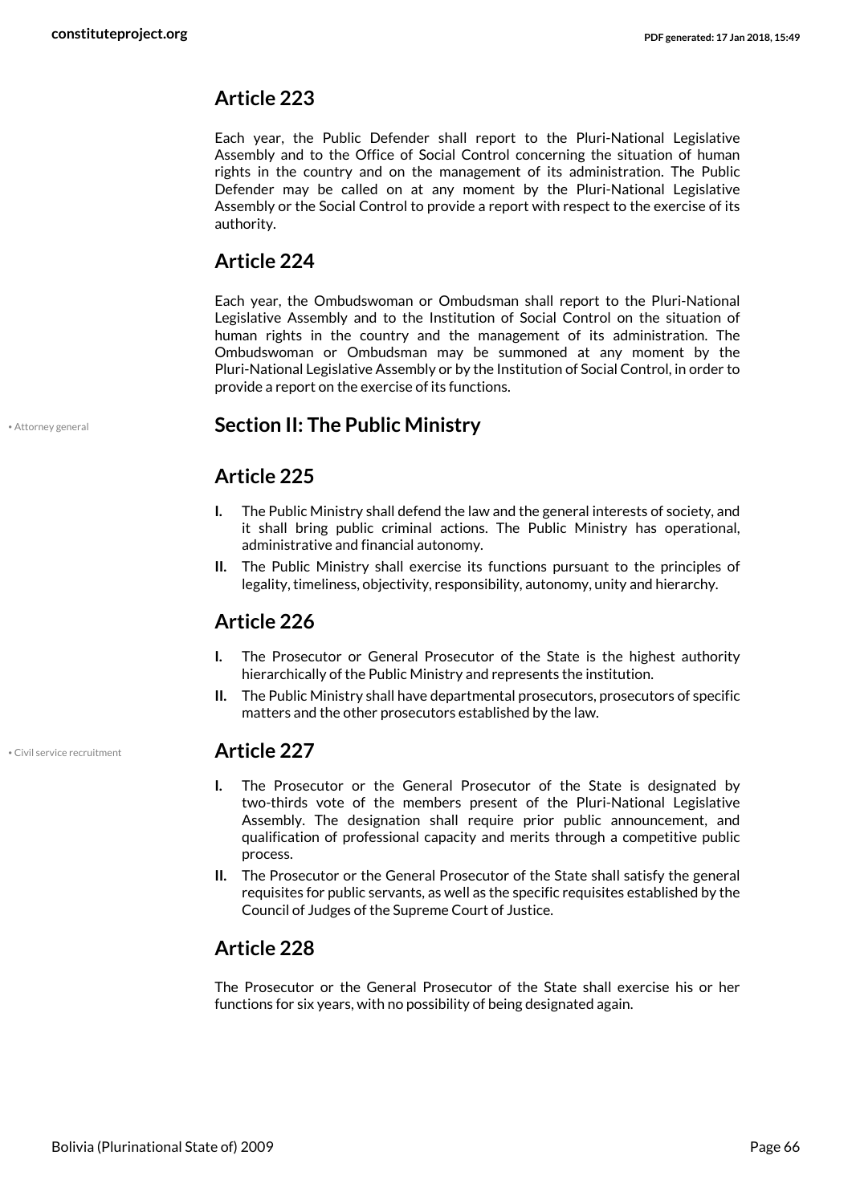## Article 223

Each year, the Public Defender shall report to the Pluri-National Legislative Assembly and to the Office of Social Control concerning the situation of human rights in the country and on the management of its administration. The Public Defender may be called on at any moment by the Pluri-National Legislative Assembly or the Social Control to provide a report with respect to the exercise of its authority.

## Article 224

Each year, the Ombudswoman or Ombudsman shall report to the Pluri-National Legislative Assembly and to the Institution of Social Control on the situation of human rights in the country and the management of its administration. The Ombudswoman or Ombudsman may be summoned at any moment by the Pluri-National Legislative Assembly or by the Institution of Social Control, in order to provide a report on the exercise of its functions.

• Attorney general

## Section II: The Public Ministry

## Article 225

**I.** The Public Ministry shall defend the law and the general interests of society, and it shall bring public criminal actions. The Public Ministry has operational, administrative and financial autonomy.

**II.** The Public Ministry shall exercise its functions pursuant to the principles of legality, timeliness, objectivity, responsibility, autonomy, unity and hierarchy.

## Article 226

**I.** The Prosecutor or General Prosecutor of the State is the highest authority hierarchically of the Public Ministry and represents the institution.

**II.** The Public Ministry shall have departmental prosecutors, prosecutors of specific matters and the other prosecutors established by the law.

• Civil service recruitment

## Article 227

**I.** The Prosecutor or the General Prosecutor of the State is designated by two-thirds vote of the members present of the Pluri-National Legislative Assembly. The designation shall require prior public announcement, and qualification of professional capacity and merits through a competitive public process.

**II.** The Prosecutor or the General Prosecutor of the State shall satisfy the general requisites for public servants, as well as the specific requisites established by the Council of Judges of the Supreme Court of Justice.

## Article 228

The Prosecutor or the General Prosecutor of the State shall exercise his or her functions for six years, with no possibility of being designated again.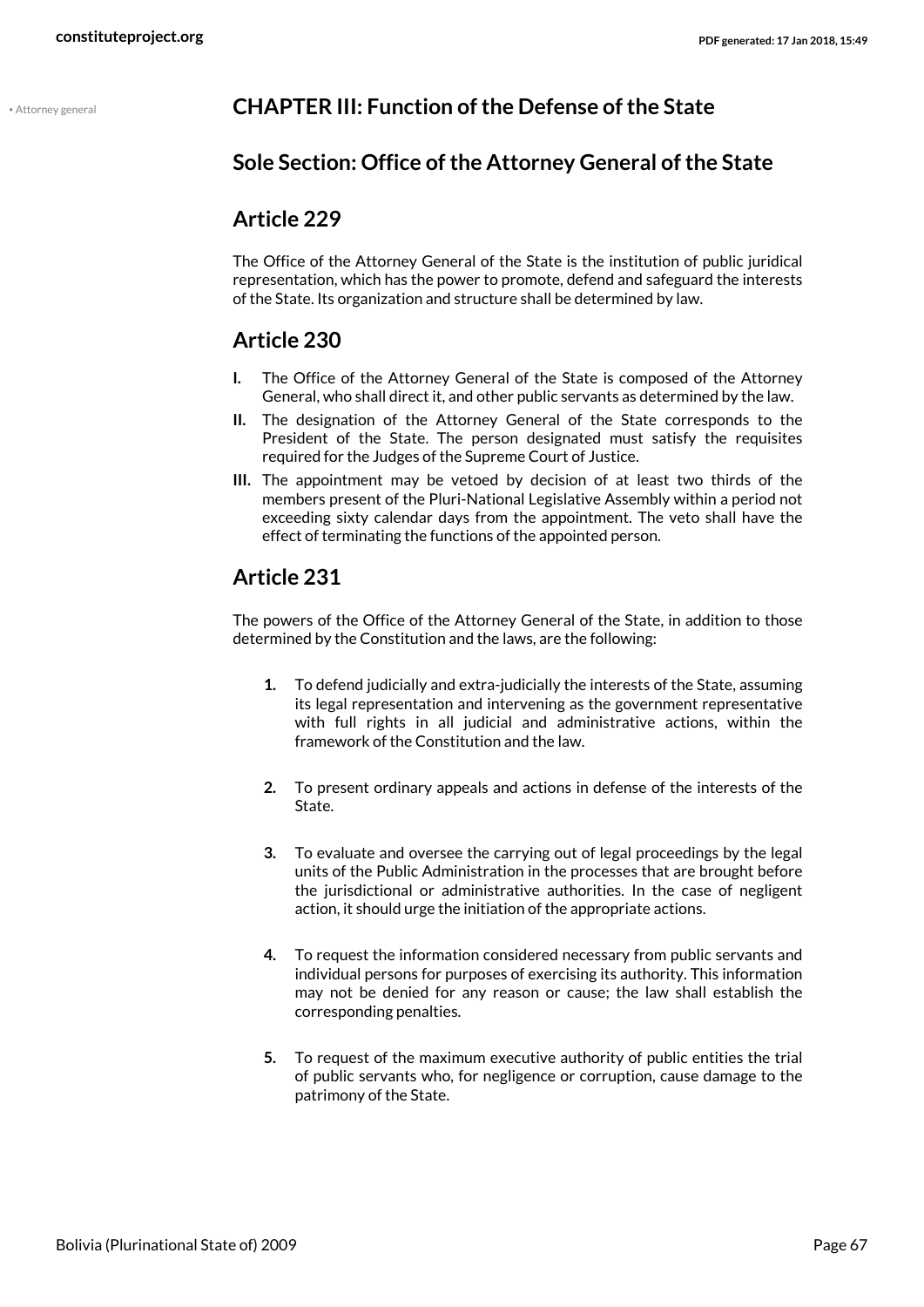• Attorney general

## CHAPTER III: Function of the Defense of the State

### Sole Section: Office of the Attorney General of the State

### Article 229

The Office of the Attorney General of the State is the institution of public juridical representation, which has the power to promote, defend and safeguard the interests of the State. Its organization and structure shall be determined by law.

### Article 230

**I.** The Office of the Attorney General of the State is composed of the Attorney General, who shall direct it, and other public servants as determined by the law.

**II.** The designation of the Attorney General of the State corresponds to the President of the State. The person designated must satisfy the requisites required for the Judges of the Supreme Court of Justice.

**III.** The appointment may be vetoed by decision of at least two thirds of the members present of the Pluri-National Legislative Assembly within a period not exceeding sixty calendar days from the appointment. The veto shall have the effect of terminating the functions of the appointed person.

### Article 231

The powers of the Office of the Attorney General of the State, in addition to those determined by the Constitution and the laws, are the following:

1. To defend judicially and extra-judicially the interests of the State, assuming its legal representation and intervening as the government representative with full rights in all judicial and administrative actions, within the framework of the Constitution and the law.

2. To present ordinary appeals and actions in defense of the interests of the State.

3. To evaluate and oversee the carrying out of legal proceedings by the legal units of the Public Administration in the processes that are brought before the jurisdictional or administrative authorities. In the case of negligent action, it should urge the initiation of the appropriate actions.

4. To request the information considered necessary from public servants and individual persons for purposes of exercising its authority. This information may not be denied for any reason or cause; the law shall establish the corresponding penalties.

5. To request of the maximum executive authority of public entities the trial of public servants who, for negligence or corruption, cause damage to the patrimony of the State.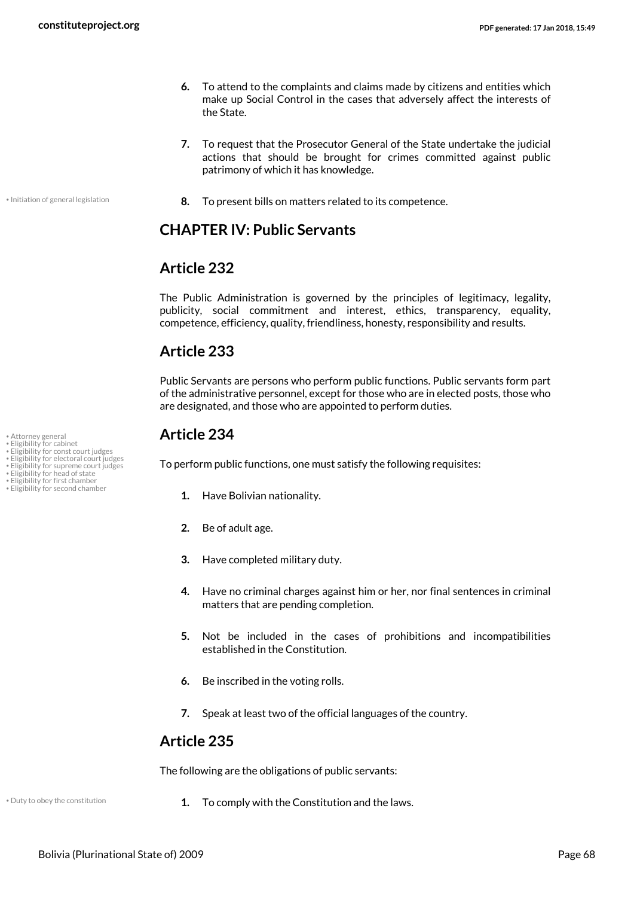6. To attend to the complaints and claims made by citizens and entities which make up Social Control in the cases that adversely affect the interests of the State.

7. To request that the Prosecutor General of the State undertake the judicial actions that should be brought for crimes committed against public patrimony of which it has knowledge.

8. To present bills on matters related to its competence.

## CHAPTER IV: Public Servants

### Article 232

The Public Administration is governed by the principles of legitimacy, legality, publicity, social commitment and interest, ethics, transparency, equality, competence, efficiency, quality, friendliness, honesty, responsibility and results.

### Article 233

Public Servants are persons who perform public functions. Public servants form part of the administrative personnel, except for those who are in elected posts, those who are designated, and those who are appointed to perform duties.

### Article 234

To perform public functions, one must satisfy the following requisites:

1. Have Bolivian nationality.

2. Be of adult age.

3. Have completed military duty.

4. Have no criminal charges against him or her, nor final sentences in criminal matters that are pending completion.

5. Not be included in the cases of prohibitions and incompatibilities established in the Constitution.

6. Be inscribed in the voting rolls.

7. Speak at least two of the official languages of the country.

### Article 235

The following are the obligations of public servants:

1. To comply with the Constitution and the laws.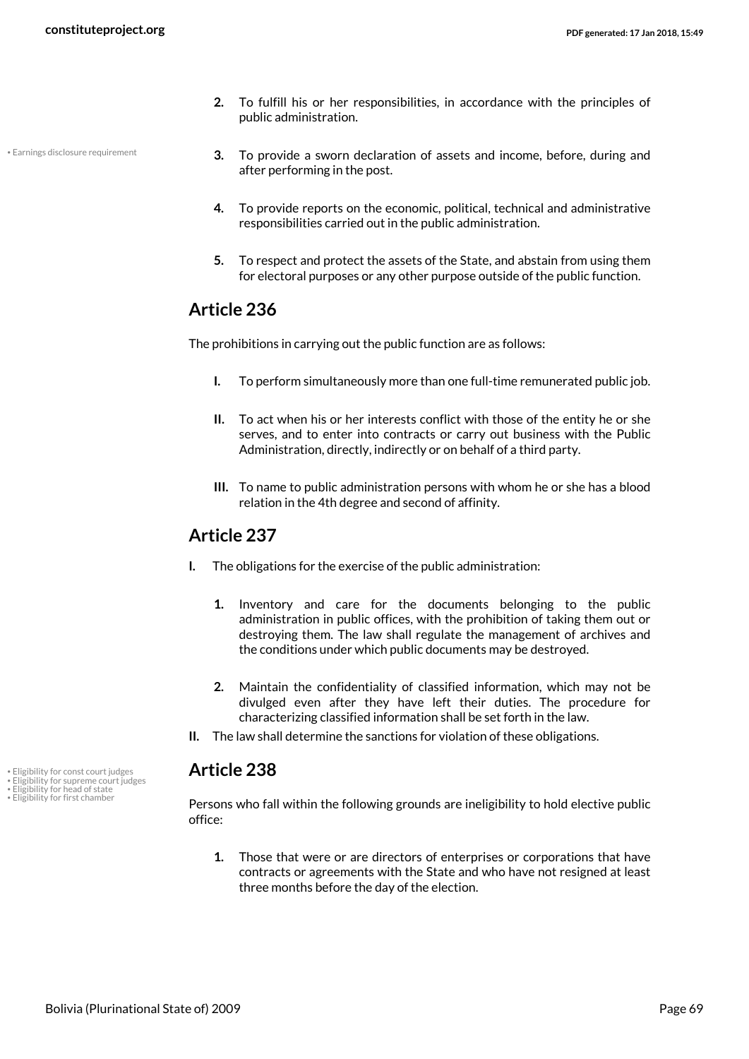2. To fulfill his or her responsibilities, in accordance with the principles of public administration.

- Earnings disclosure requirement

3. To provide a sworn declaration of assets and income, before, during and after performing in the post.

4. To provide reports on the economic, political, technical and administrative responsibilities carried out in the public administration.

5. To respect and protect the assets of the State, and abstain from using them for electoral purposes or any other purpose outside of the public function.

## Article 236

The prohibitions in carrying out the public function are as follows:

**I.** To perform simultaneously more than one full-time remunerated public job.

**II.** To act when his or her interests conflict with those of the entity he or she serves, and to enter into contracts or carry out business with the Public Administration, directly, indirectly or on behalf of a third party.

**III.** To name to public administration persons with whom he or she has a blood relation in the 4th degree and second of affinity.

## Article 237

**I.** The obligations for the exercise of the public administration:

1. Inventory and care for the documents belonging to the public administration in public offices, with the prohibition of taking them out or destroying them. The law shall regulate the management of archives and the conditions under which public documents may be destroyed.

2. Maintain the confidentiality of classified information, which may not be divulged even after they have left their duties. The procedure for characterizing classified information shall be set forth in the law.

**II.** The law shall determine the sanctions for violation of these obligations.

- Eligibility for const court judges
- Eligibility for supreme court judges
- Eligibility for head of state
- Eligibility for first chamber

## Article 238

Persons who fall within the following grounds are ineligibility to hold elective public office:

1. Those that were or are directors of enterprises or corporations that have contracts or agreements with the State and who have not resigned at least three months before the day of the election.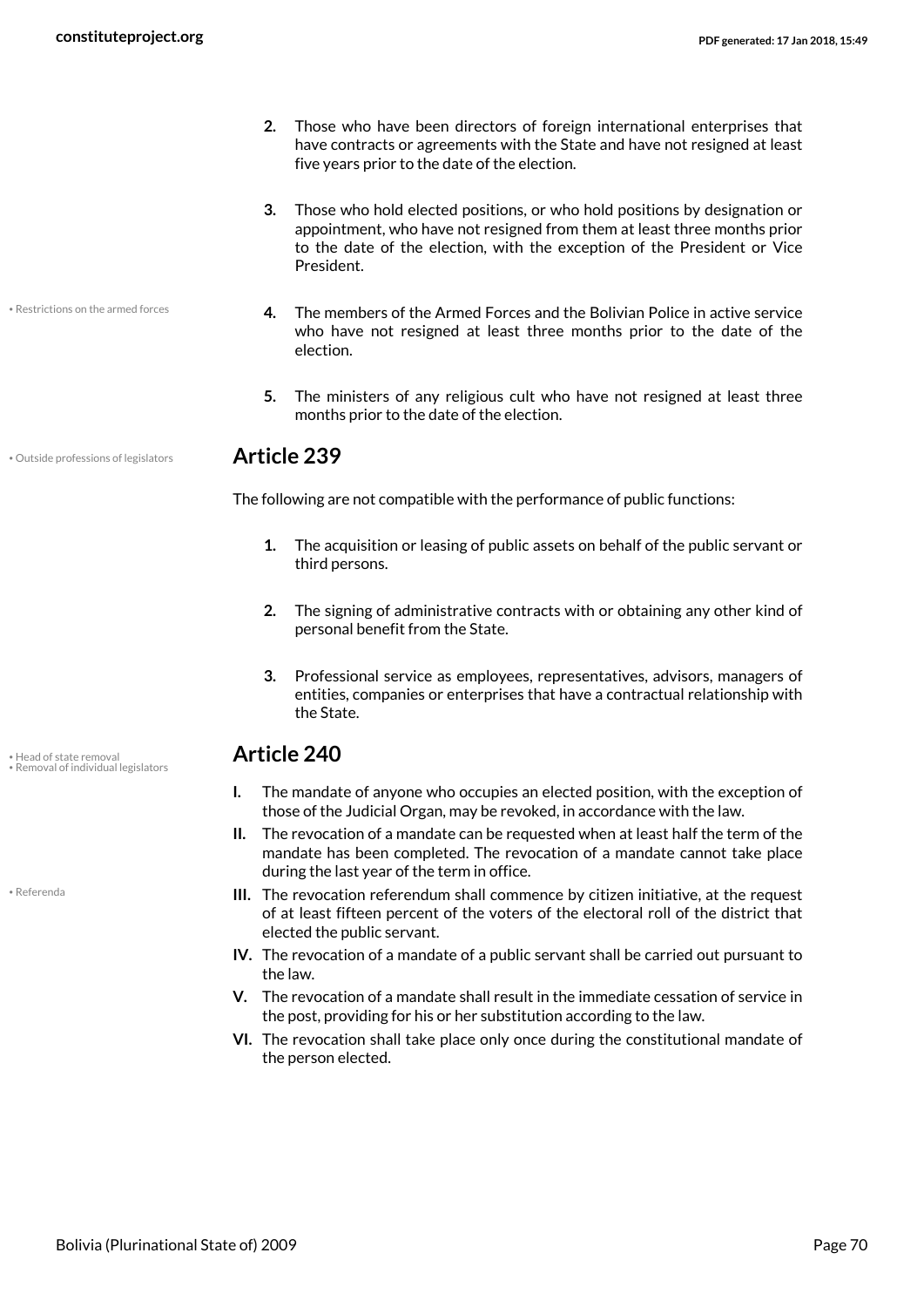2. Those who have been directors of foreign international enterprises that have contracts or agreements with the State and have not resigned at least five years prior to the date of the election.

3. Those who hold elected positions, or who hold positions by designation or appointment, who have not resigned from them at least three months prior to the date of the election, with the exception of the President or Vice President.

• Restrictions on the armed forces

4. The members of the Armed Forces and the Bolivian Police in active service who have not resigned at least three months prior to the date of the election.

5. The ministers of any religious cult who have not resigned at least three months prior to the date of the election.

• Outside professions of legislators

## Article 239

The following are not compatible with the performance of public functions:

1. The acquisition or leasing of public assets on behalf of the public servant or third persons.

2. The signing of administrative contracts with or obtaining any other kind of personal benefit from the State.

3. Professional service as employees, representatives, advisors, managers of entities, companies or enterprises that have a contractual relationship with the State.

• Head of state removal
• Removal of individual legislators

## Article 240

**I.** The mandate of anyone who occupies an elected position, with the exception of those of the Judicial Organ, may be revoked, in accordance with the law.

**II.** The revocation of a mandate can be requested when at least half the term of the mandate has been completed. The revocation of a mandate cannot take place during the last year of the term in office.

• Referenda

**III.** The revocation referendum shall commence by citizen initiative, at the request of at least fifteen percent of the voters of the electoral roll of the district that elected the public servant.

**IV.** The revocation of a mandate of a public servant shall be carried out pursuant to the law.

**V.** The revocation of a mandate shall result in the immediate cessation of service in the post, providing for his or her substitution according to the law.

**VI.** The revocation shall take place only once during the constitutional mandate of the person elected.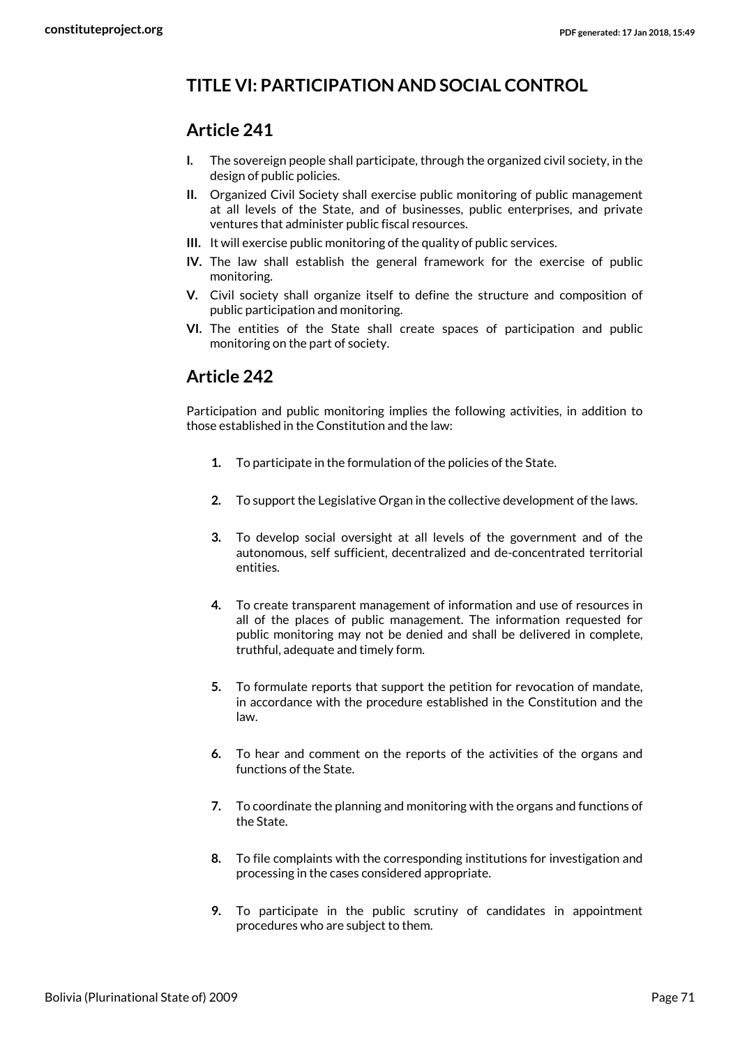## TITLE VI: PARTICIPATION AND SOCIAL CONTROL

### Article 241

**I.** The sovereign people shall participate, through the organized civil society, in the design of public policies.

**II.** Organized Civil Society shall exercise public monitoring of public management at all levels of the State, and of businesses, public enterprises, and private ventures that administer public fiscal resources.

**III.** It will exercise public monitoring of the quality of public services.

**IV.** The law shall establish the general framework for the exercise of public monitoring.

**V.** Civil society shall organize itself to define the structure and composition of public participation and monitoring.

**VI.** The entities of the State shall create spaces of participation and public monitoring on the part of society.

### Article 242

Participation and public monitoring implies the following activities, in addition to those established in the Constitution and the law:

1. To participate in the formulation of the policies of the State.
2. To support the Legislative Organ in the collective development of the laws.
3. To develop social oversight at all levels of the government and of the autonomous, self sufficient, decentralized and de-concentrated territorial entities.
4. To create transparent management of information and use of resources in all of the places of public management. The information requested for public monitoring may not be denied and shall be delivered in complete, truthful, adequate and timely form.
5. To formulate reports that support the petition for revocation of mandate, in accordance with the procedure established in the Constitution and the law.
6. To hear and comment on the reports of the activities of the organs and functions of the State.
7. To coordinate the planning and monitoring with the organs and functions of the State.
8. To file complaints with the corresponding institutions for investigation and processing in the cases considered appropriate.
9. To participate in the public scrutiny of candidates in appointment procedures who are subject to them.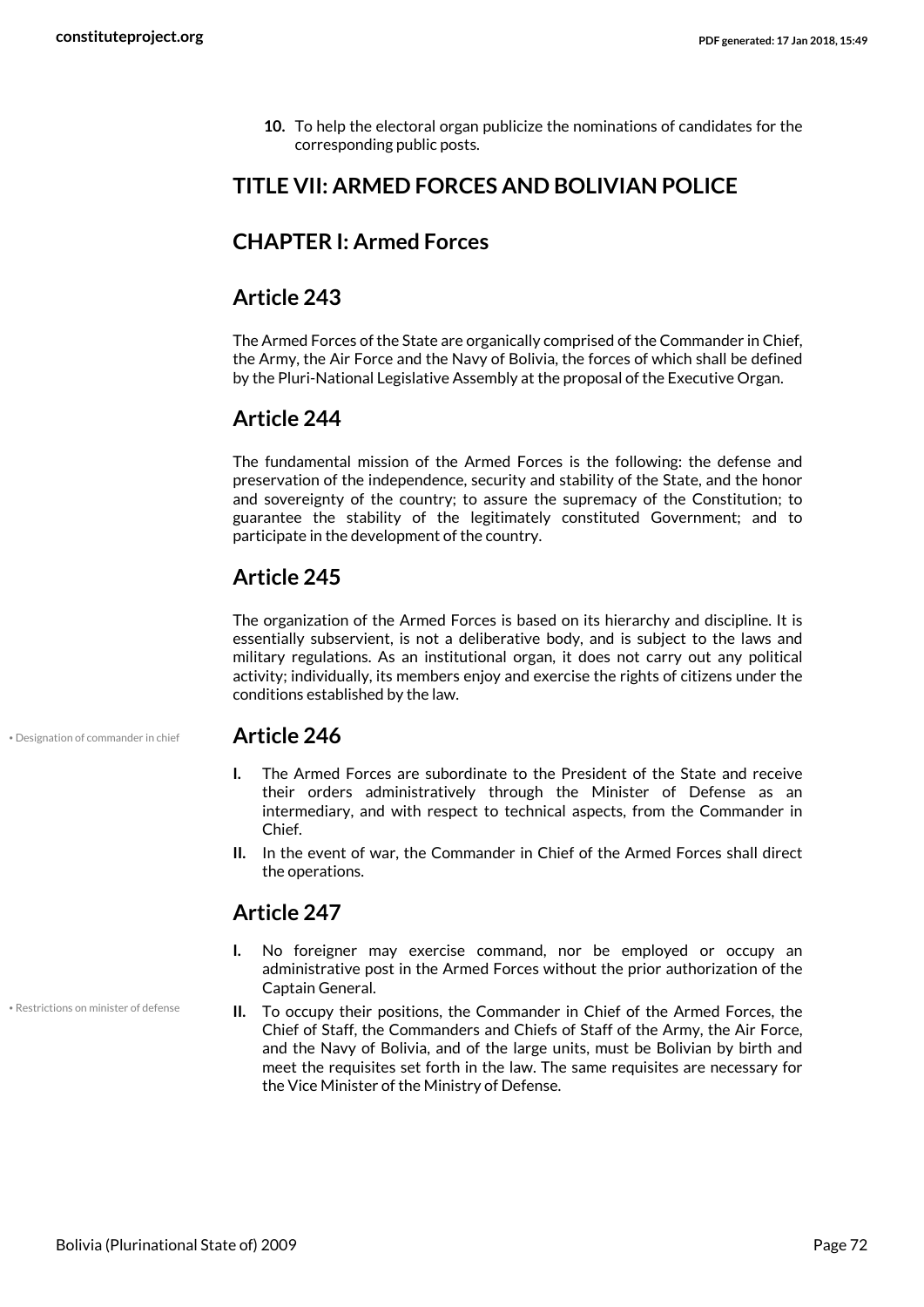10. To help the electoral organ publicize the nominations of candidates for the corresponding public posts.

## TITLE VII: ARMED FORCES AND BOLIVIAN POLICE

## CHAPTER I: Armed Forces

### Article 243

The Armed Forces of the State are organically comprised of the Commander in Chief, the Army, the Air Force and the Navy of Bolivia, the forces of which shall be defined by the Pluri-National Legislative Assembly at the proposal of the Executive Organ.

### Article 244

The fundamental mission of the Armed Forces is the following: the defense and preservation of the independence, security and stability of the State, and the honor and sovereignty of the country; to assure the supremacy of the Constitution; to guarantee the stability of the legitimately constituted Government; and to participate in the development of the country.

### Article 245

The organization of the Armed Forces is based on its hierarchy and discipline. It is essentially subservient, is not a deliberative body, and is subject to the laws and military regulations. As an institutional organ, it does not carry out any political activity; individually, its members enjoy and exercise the rights of citizens under the conditions established by the law.

• Designation of commander in chief

### Article 246

**I.** The Armed Forces are subordinate to the President of the State and receive their orders administratively through the Minister of Defense as an intermediary, and with respect to technical aspects, from the Commander in Chief.

**II.** In the event of war, the Commander in Chief of the Armed Forces shall direct the operations.

### Article 247

**I.** No foreigner may exercise command, nor be employed or occupy an administrative post in the Armed Forces without the prior authorization of the Captain General.

• Restrictions on minister of defense

**II.** To occupy their positions, the Commander in Chief of the Armed Forces, the Chief of Staff, the Commanders and Chiefs of Staff of the Army, the Air Force, and the Navy of Bolivia, and of the large units, must be Bolivian by birth and meet the requisites set forth in the law. The same requisites are necessary for the Vice Minister of the Ministry of Defense.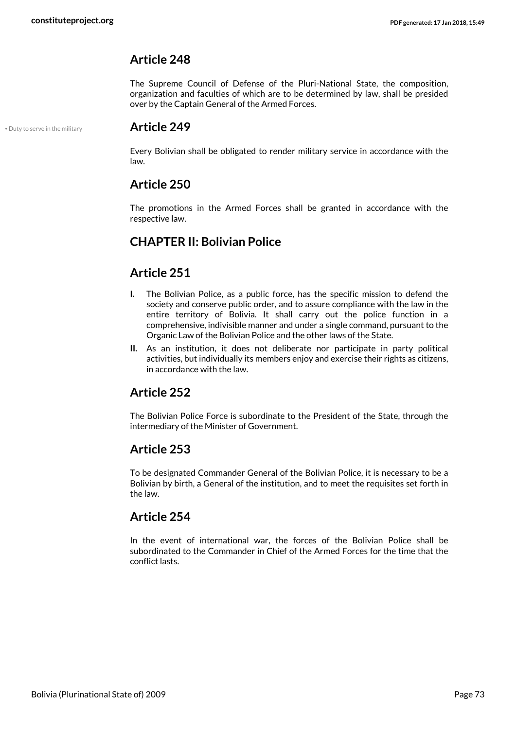## Article 248

The Supreme Council of Defense of the Pluri-National State, the composition, organization and faculties of which are to be determined by law, shall be presided over by the Captain General of the Armed Forces.

• Duty to serve in the military

## Article 249

Every Bolivian shall be obligated to render military service in accordance with the law.

## Article 250

The promotions in the Armed Forces shall be granted in accordance with the respective law.

## CHAPTER II: Bolivian Police

## Article 251

**I.** The Bolivian Police, as a public force, has the specific mission to defend the society and conserve public order, and to assure compliance with the law in the entire territory of Bolivia. It shall carry out the police function in a comprehensive, indivisible manner and under a single command, pursuant to the Organic Law of the Bolivian Police and the other laws of the State.

**II.** As an institution, it does not deliberate nor participate in party political activities, but individually its members enjoy and exercise their rights as citizens, in accordance with the law.

## Article 252

The Bolivian Police Force is subordinate to the President of the State, through the intermediary of the Minister of Government.

## Article 253

To be designated Commander General of the Bolivian Police, it is necessary to be a Bolivian by birth, a General of the institution, and to meet the requisites set forth in the law.

## Article 254

In the event of international war, the forces of the Bolivian Police shall be subordinated to the Commander in Chief of the Armed Forces for the time that the conflict lasts.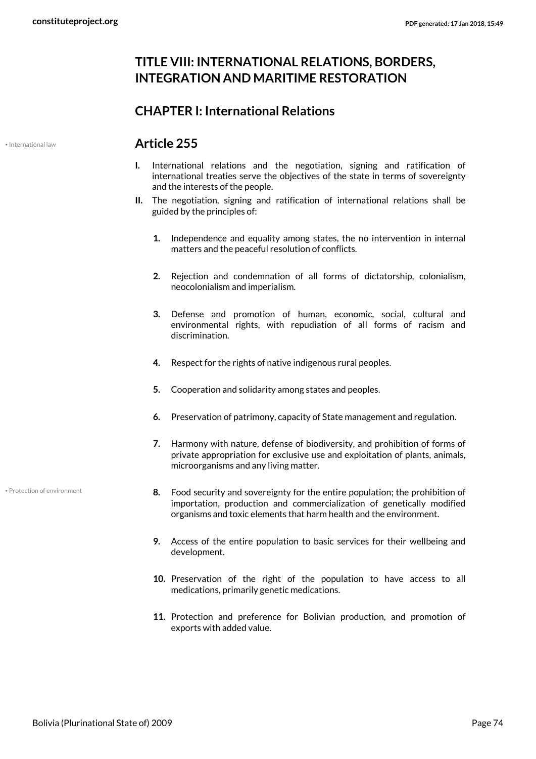## TITLE VIII: INTERNATIONAL RELATIONS, BORDERS, INTEGRATION AND MARITIME RESTORATION

### CHAPTER I: International Relations

• International law

### Article 255

**I.** International relations and the negotiation, signing and ratification of international treaties serve the objectives of the state in terms of sovereignty and the interests of the people.

**II.** The negotiation, signing and ratification of international relations shall be guided by the principles of:

1. Independence and equality among states, the no intervention in internal matters and the peaceful resolution of conflicts.
2. Rejection and condemnation of all forms of dictatorship, colonialism, neocolonialism and imperialism.
3. Defense and promotion of human, economic, social, cultural and environmental rights, with repudiation of all forms of racism and discrimination.
4. Respect for the rights of native indigenous rural peoples.
5. Cooperation and solidarity among states and peoples.
6. Preservation of patrimony, capacity of State management and regulation.
7. Harmony with nature, defense of biodiversity, and prohibition of forms of private appropriation for exclusive use and exploitation of plants, animals, microorganisms and any living matter.
8. Food security and sovereignty for the entire population; the prohibition of importation, production and commercialization of genetically modified organisms and toxic elements that harm health and the environment.
9. Access of the entire population to basic services for their wellbeing and development.
10. Preservation of the right of the population to have access to all medications, primarily genetic medications.
11. Protection and preference for Bolivian production, and promotion of exports with added value.

• Protection of environment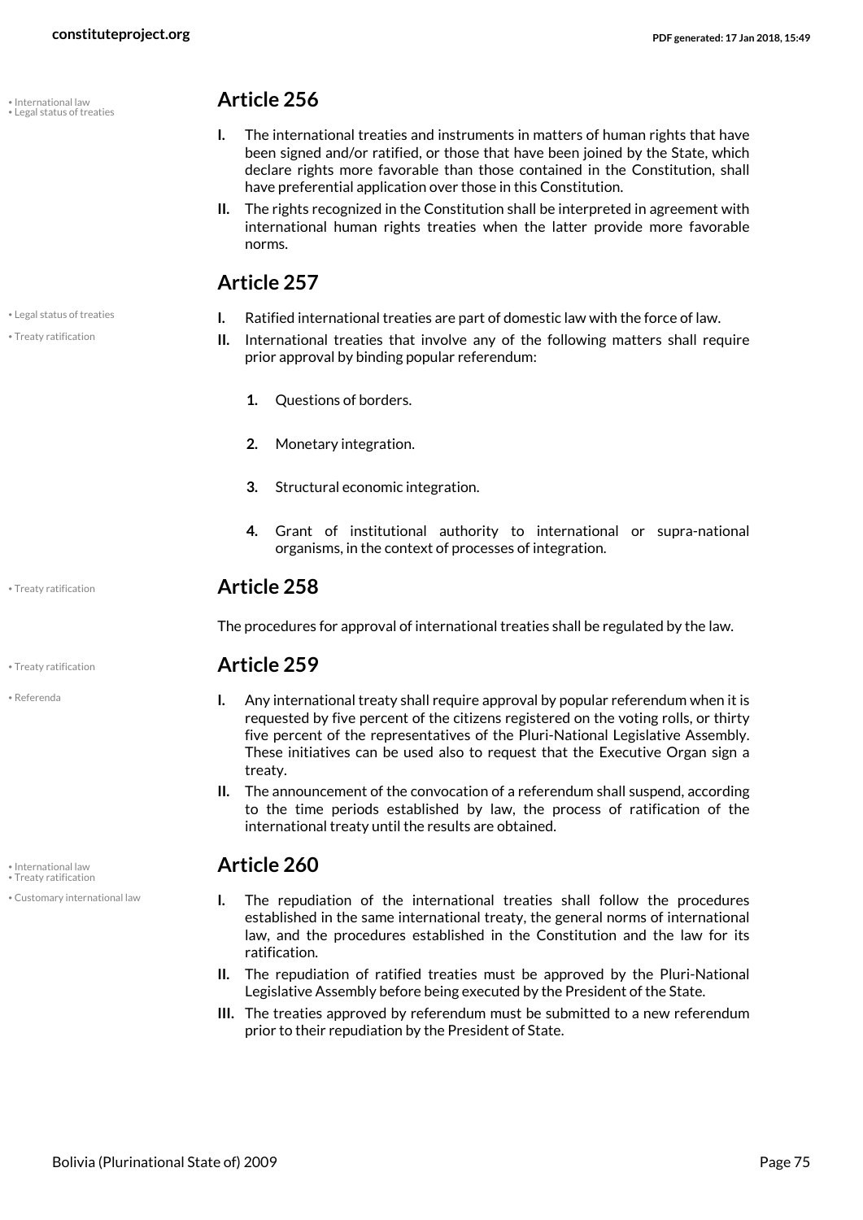## Article 256

**I.** The international treaties and instruments in matters of human rights that have been signed and/or ratified, or those that have been joined by the State, which declare rights more favorable than those contained in the Constitution, shall have preferential application over those in this Constitution.

**II.** The rights recognized in the Constitution shall be interpreted in agreement with international human rights treaties when the latter provide more favorable norms.

## Article 257

**I.** Ratified international treaties are part of domestic law with the force of law.

**II.** International treaties that involve any of the following matters shall require prior approval by binding popular referendum:

1. Questions of borders.
2. Monetary integration.
3. Structural economic integration.
4. Grant of institutional authority to international or supra-national organisms, in the context of processes of integration.

## Article 258

The procedures for approval of international treaties shall be regulated by the law.

## Article 259

**I.** Any international treaty shall require approval by popular referendum when it is requested by five percent of the citizens registered on the voting rolls, or thirty five percent of the representatives of the Pluri-National Legislative Assembly. These initiatives can be used also to request that the Executive Organ sign a treaty.

**II.** The announcement of the convocation of a referendum shall suspend, according to the time periods established by law, the process of ratification of the international treaty until the results are obtained.

## Article 260

**I.** The repudiation of the international treaties shall follow the procedures established in the same international treaty, the general norms of international law, and the procedures established in the Constitution and the law for its ratification.

**II.** The repudiation of ratified treaties must be approved by the Pluri-National Legislative Assembly before being executed by the President of the State.

**III.** The treaties approved by referendum must be submitted to a new referendum prior to their repudiation by the President of State.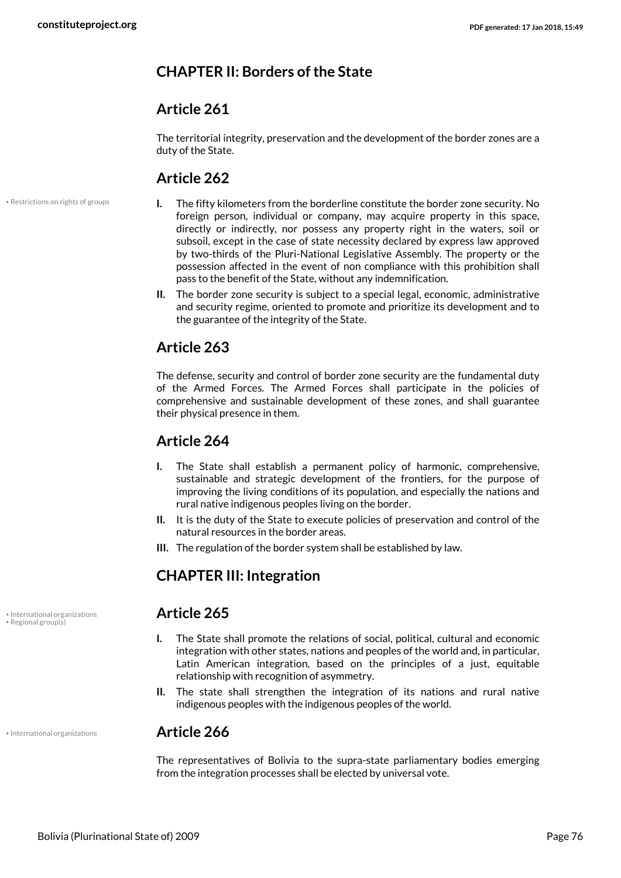## CHAPTER II: Borders of the State

### Article 261

The territorial integrity, preservation and the development of the border zones are a duty of the State.

### Article 262

• Restrictions on rights of groups

**I.** The fifty kilometers from the borderline constitute the border zone security. No foreign person, individual or company, may acquire property in this space, directly or indirectly, nor possess any property right in the waters, soil or subsoil, except in the case of state necessity declared by express law approved by two-thirds of the Pluri-National Legislative Assembly. The property or the possession affected in the event of non compliance with this prohibition shall pass to the benefit of the State, without any indemnification.

**II.** The border zone security is subject to a special legal, economic, administrative and security regime, oriented to promote and prioritize its development and to the guarantee of the integrity of the State.

### Article 263

The defense, security and control of border zone security are the fundamental duty of the Armed Forces. The Armed Forces shall participate in the policies of comprehensive and sustainable development of these zones, and shall guarantee their physical presence in them.

### Article 264

**I.** The State shall establish a permanent policy of harmonic, comprehensive, sustainable and strategic development of the frontiers, for the purpose of improving the living conditions of its population, and especially the nations and rural native indigenous peoples living on the border.

**II.** It is the duty of the State to execute policies of preservation and control of the natural resources in the border areas.

**III.** The regulation of the border system shall be established by law.

## CHAPTER III: Integration

• International organizations
• Regional group(s)

### Article 265

**I.** The State shall promote the relations of social, political, cultural and economic integration with other states, nations and peoples of the world and, in particular, Latin American integration, based on the principles of a just, equitable relationship with recognition of asymmetry.

**II.** The state shall strengthen the integration of its nations and rural native indigenous peoples with the indigenous peoples of the world.

• International organizations

### Article 266

The representatives of Bolivia to the supra-state parliamentary bodies emerging from the integration processes shall be elected by universal vote.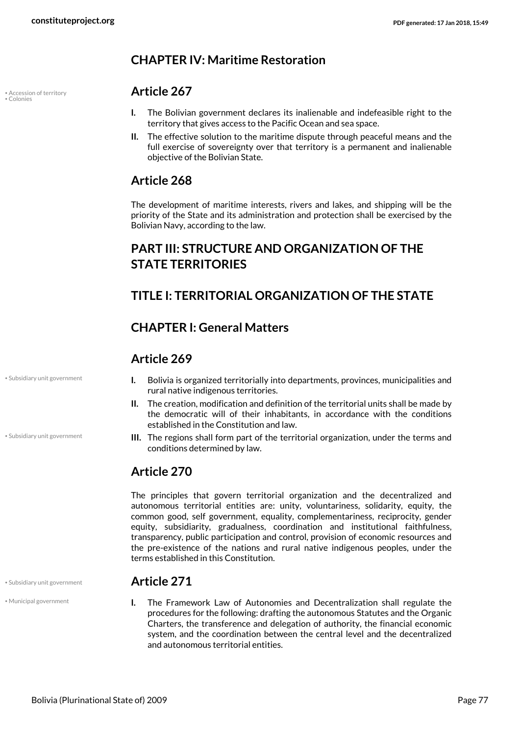## CHAPTER IV: Maritime Restoration

### Article 267

**I.** The Bolivian government declares its inalienable and indefeasible right to the territory that gives access to the Pacific Ocean and sea space.

**II.** The effective solution to the maritime dispute through peaceful means and the full exercise of sovereignty over that territory is a permanent and inalienable objective of the Bolivian State.

### Article 268

The development of maritime interests, rivers and lakes, and shipping will be the priority of the State and its administration and protection shall be exercised by the Bolivian Navy, according to the law.

# PART III: STRUCTURE AND ORGANIZATION OF THE STATE TERRITORIES

## TITLE I: TERRITORIAL ORGANIZATION OF THE STATE

## CHAPTER I: General Matters

### Article 269

**I.** Bolivia is organized territorially into departments, provinces, municipalities and rural native indigenous territories.

**II.** The creation, modification and definition of the territorial units shall be made by the democratic will of their inhabitants, in accordance with the conditions established in the Constitution and law.

**III.** The regions shall form part of the territorial organization, under the terms and conditions determined by law.

### Article 270

The principles that govern territorial organization and the decentralized and autonomous territorial entities are: unity, voluntariness, solidarity, equity, the common good, self government, equality, complementariness, reciprocity, gender equity, subsidiarity, gradualness, coordination and institutional faithfulness, transparency, public participation and control, provision of economic resources and the pre-existence of the nations and rural native indigenous peoples, under the terms established in this Constitution.

### Article 271

**I.** The Framework Law of Autonomies and Decentralization shall regulate the procedures for the following: drafting the autonomous Statutes and the Organic Charters, the transference and delegation of authority, the financial economic system, and the coordination between the central level and the decentralized and autonomous territorial entities.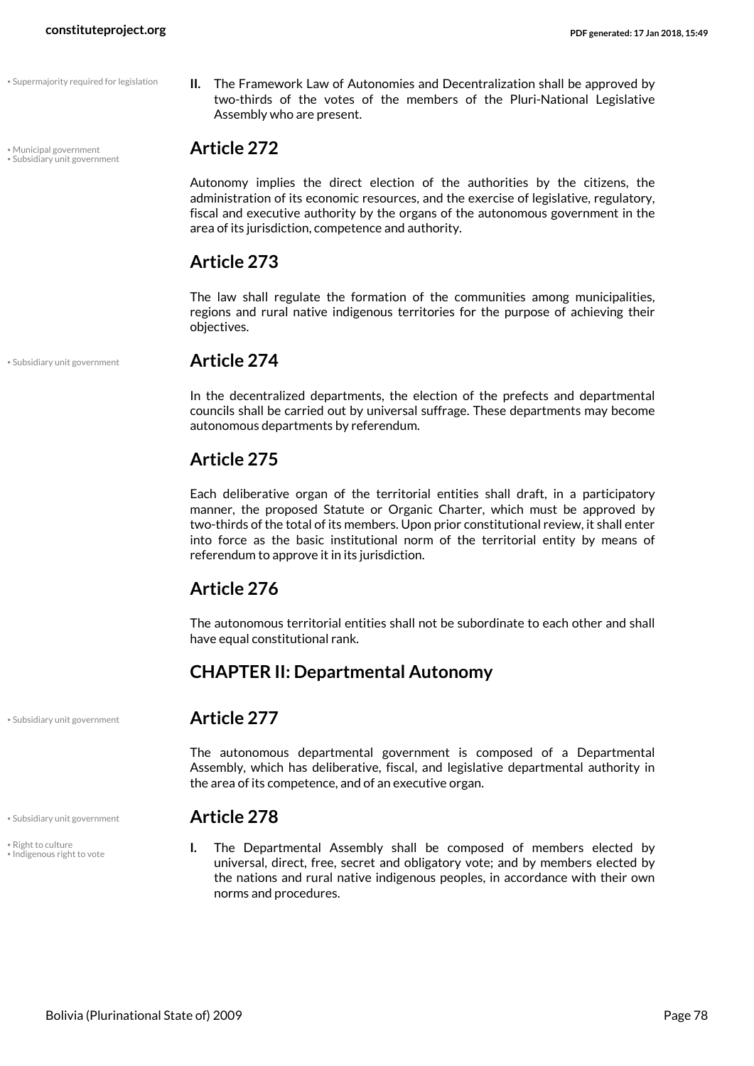**II.** The Framework Law of Autonomies and Decentralization shall be approved by two-thirds of the votes of the members of the Pluri-National Legislative Assembly who are present.

## Article 272

Autonomy implies the direct election of the authorities by the citizens, the administration of its economic resources, and the exercise of legislative, regulatory, fiscal and executive authority by the organs of the autonomous government in the area of its jurisdiction, competence and authority.

## Article 273

The law shall regulate the formation of the communities among municipalities, regions and rural native indigenous territories for the purpose of achieving their objectives.

## Article 274

In the decentralized departments, the election of the prefects and departmental councils shall be carried out by universal suffrage. These departments may become autonomous departments by referendum.

## Article 275

Each deliberative organ of the territorial entities shall draft, in a participatory manner, the proposed Statute or Organic Charter, which must be approved by two-thirds of the total of its members. Upon prior constitutional review, it shall enter into force as the basic institutional norm of the territorial entity by means of referendum to approve it in its jurisdiction.

## Article 276

The autonomous territorial entities shall not be subordinate to each other and shall have equal constitutional rank.

## CHAPTER II: Departmental Autonomy

## Article 277

The autonomous departmental government is composed of a Departmental Assembly, which has deliberative, fiscal, and legislative departmental authority in the area of its competence, and of an executive organ.

## Article 278

**I.** The Departmental Assembly shall be composed of members elected by universal, direct, free, secret and obligatory vote; and by members elected by the nations and rural native indigenous peoples, in accordance with their own norms and procedures.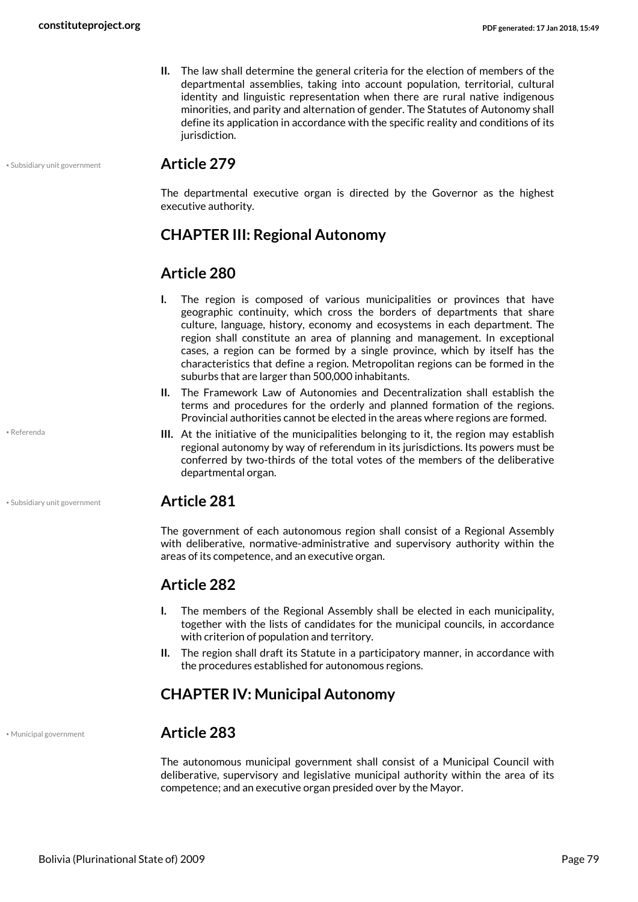II. The law shall determine the general criteria for the election of members of the departmental assemblies, taking into account population, territorial, cultural identity and linguistic representation when there are rural native indigenous minorities, and parity and alternation of gender. The Statutes of Autonomy shall define its application in accordance with the specific reality and conditions of its jurisdiction.

• Subsidiary unit government

## Article 279

The departmental executive organ is directed by the Governor as the highest executive authority.

## CHAPTER III: Regional Autonomy

## Article 280

I. The region is composed of various municipalities or provinces that have geographic continuity, which cross the borders of departments that share culture, language, history, economy and ecosystems in each department. The region shall constitute an area of planning and management. In exceptional cases, a region can be formed by a single province, which by itself has the characteristics that define a region. Metropolitan regions can be formed in the suburbs that are larger than 500,000 inhabitants.

II. The Framework Law of Autonomies and Decentralization shall establish the terms and procedures for the orderly and planned formation of the regions. Provincial authorities cannot be elected in the areas where regions are formed.

• Referenda

III. At the initiative of the municipalities belonging to it, the region may establish regional autonomy by way of referendum in its jurisdictions. Its powers must be conferred by two-thirds of the total votes of the members of the deliberative departmental organ.

• Subsidiary unit government

## Article 281

The government of each autonomous region shall consist of a Regional Assembly with deliberative, normative-administrative and supervisory authority within the areas of its competence, and an executive organ.

## Article 282

I. The members of the Regional Assembly shall be elected in each municipality, together with the lists of candidates for the municipal councils, in accordance with criterion of population and territory.

II. The region shall draft its Statute in a participatory manner, in accordance with the procedures established for autonomous regions.

## CHAPTER IV: Municipal Autonomy

• Municipal government

## Article 283

The autonomous municipal government shall consist of a Municipal Council with deliberative, supervisory and legislative municipal authority within the area of its competence; and an executive organ presided over by the Mayor.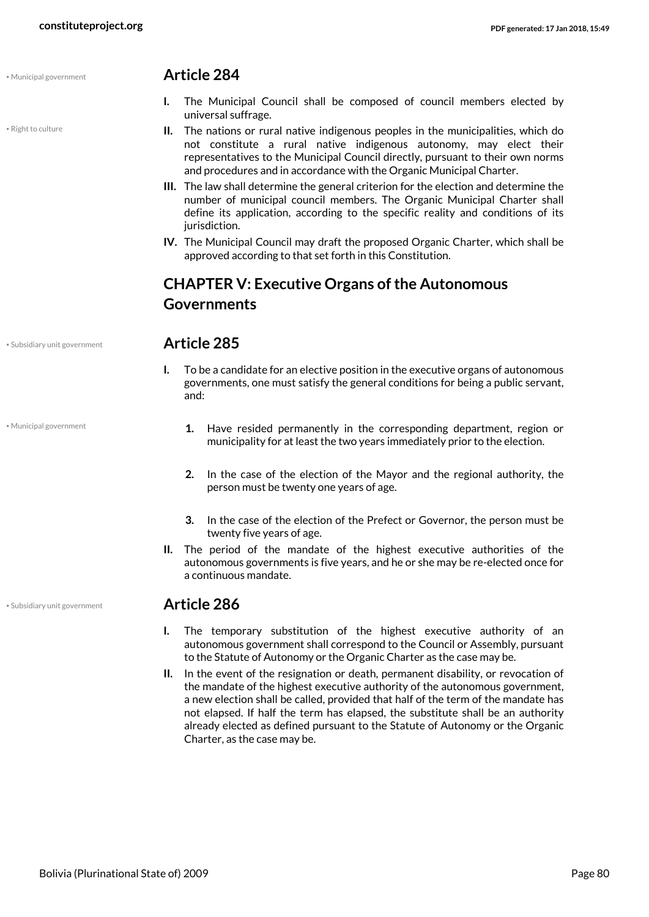## Article 284

**I.** The Municipal Council shall be composed of council members elected by universal suffrage.

**II.** The nations or rural native indigenous peoples in the municipalities, which do not constitute a rural native indigenous autonomy, may elect their representatives to the Municipal Council directly, pursuant to their own norms and procedures and in accordance with the Organic Municipal Charter.

**III.** The law shall determine the general criterion for the election and determine the number of municipal council members. The Organic Municipal Charter shall define its application, according to the specific reality and conditions of its jurisdiction.

**IV.** The Municipal Council may draft the proposed Organic Charter, which shall be approved according to that set forth in this Constitution.

## CHAPTER V: Executive Organs of the Autonomous Governments

## Article 285

**I.** To be a candidate for an elective position in the executive organs of autonomous governments, one must satisfy the general conditions for being a public servant, and:

1. Have resided permanently in the corresponding department, region or municipality for at least the two years immediately prior to the election.
2. In the case of the election of the Mayor and the regional authority, the person must be twenty one years of age.
3. In the case of the election of the Prefect or Governor, the person must be twenty five years of age.

**II.** The period of the mandate of the highest executive authorities of the autonomous governments is five years, and he or she may be re-elected once for a continuous mandate.

## Article 286

**I.** The temporary substitution of the highest executive authority of an autonomous government shall correspond to the Council or Assembly, pursuant to the Statute of Autonomy or the Organic Charter as the case may be.

**II.** In the event of the resignation or death, permanent disability, or revocation of the mandate of the highest executive authority of the autonomous government, a new election shall be called, provided that half of the term of the mandate has not elapsed. If half the term has elapsed, the substitute shall be an authority already elected as defined pursuant to the Statute of Autonomy or the Organic Charter, as the case may be.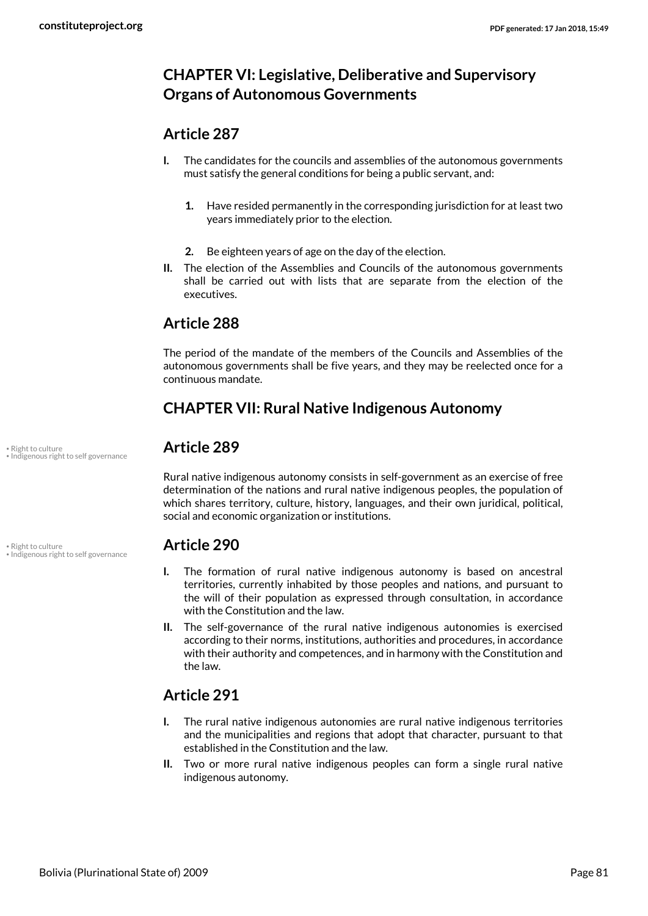## CHAPTER VI: Legislative, Deliberative and Supervisory Organs of Autonomous Governments

### Article 287

**I.** The candidates for the councils and assemblies of the autonomous governments must satisfy the general conditions for being a public servant, and:

1. Have resided permanently in the corresponding jurisdiction for at least two years immediately prior to the election.
2. Be eighteen years of age on the day of the election.

**II.** The election of the Assemblies and Councils of the autonomous governments shall be carried out with lists that are separate from the election of the executives.

### Article 288

The period of the mandate of the members of the Councils and Assemblies of the autonomous governments shall be five years, and they may be reelected once for a continuous mandate.

## CHAPTER VII: Rural Native Indigenous Autonomy

• Right to culture
• Indigenous right to self governance

### Article 289

Rural native indigenous autonomy consists in self-government as an exercise of free determination of the nations and rural native indigenous peoples, the population of which shares territory, culture, history, languages, and their own juridical, political, social and economic organization or institutions.

• Right to culture
• Indigenous right to self governance

### Article 290

**I.** The formation of rural native indigenous autonomy is based on ancestral territories, currently inhabited by those peoples and nations, and pursuant to the will of their population as expressed through consultation, in accordance with the Constitution and the law.

**II.** The self-governance of the rural native indigenous autonomies is exercised according to their norms, institutions, authorities and procedures, in accordance with their authority and competences, and in harmony with the Constitution and the law.

### Article 291

**I.** The rural native indigenous autonomies are rural native indigenous territories and the municipalities and regions that adopt that character, pursuant to that established in the Constitution and the law.

**II.** Two or more rural native indigenous peoples can form a single rural native indigenous autonomy.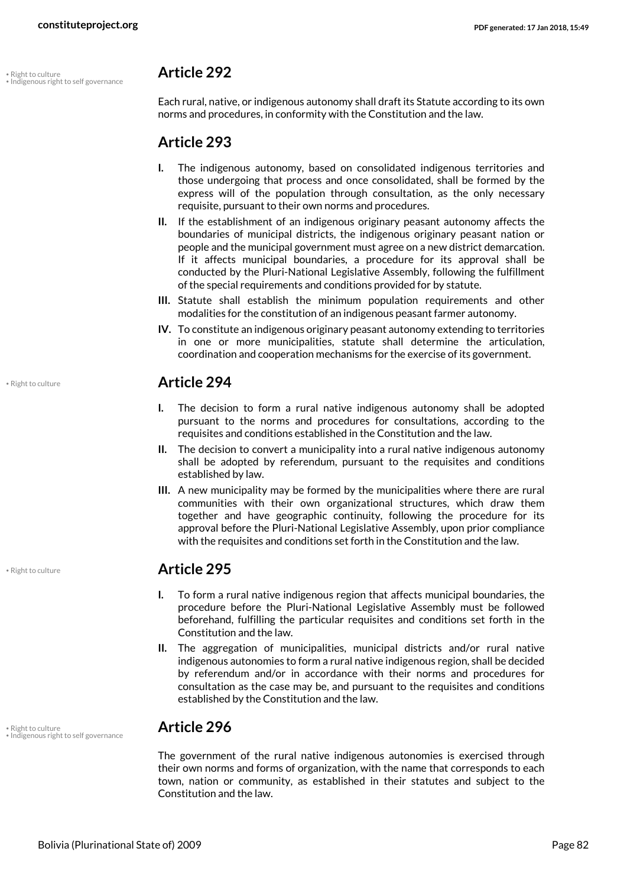• Right to culture
• Indigenous right to self governance

## Article 292

Each rural, native, or indigenous autonomy shall draft its Statute according to its own norms and procedures, in conformity with the Constitution and the law.

## Article 293

**I.** The indigenous autonomy, based on consolidated indigenous territories and those undergoing that process and once consolidated, shall be formed by the express will of the population through consultation, as the only necessary requisite, pursuant to their own norms and procedures.

**II.** If the establishment of an indigenous originary peasant autonomy affects the boundaries of municipal districts, the indigenous originary peasant nation or people and the municipal government must agree on a new district demarcation. If it affects municipal boundaries, a procedure for its approval shall be conducted by the Pluri-National Legislative Assembly, following the fulfillment of the special requirements and conditions provided for by statute.

**III.** Statute shall establish the minimum population requirements and other modalities for the constitution of an indigenous peasant farmer autonomy.

**IV.** To constitute an indigenous originary peasant autonomy extending to territories in one or more municipalities, statute shall determine the articulation, coordination and cooperation mechanisms for the exercise of its government.

• Right to culture

## Article 294

**I.** The decision to form a rural native indigenous autonomy shall be adopted pursuant to the norms and procedures for consultations, according to the requisites and conditions established in the Constitution and the law.

**II.** The decision to convert a municipality into a rural native indigenous autonomy shall be adopted by referendum, pursuant to the requisites and conditions established by law.

**III.** A new municipality may be formed by the municipalities where there are rural communities with their own organizational structures, which draw them together and have geographic continuity, following the procedure for its approval before the Pluri-National Legislative Assembly, upon prior compliance with the requisites and conditions set forth in the Constitution and the law.

• Right to culture

## Article 295

**I.** To form a rural native indigenous region that affects municipal boundaries, the procedure before the Pluri-National Legislative Assembly must be followed beforehand, fulfilling the particular requisites and conditions set forth in the Constitution and the law.

**II.** The aggregation of municipalities, municipal districts and/or rural native indigenous autonomies to form a rural native indigenous region, shall be decided by referendum and/or in accordance with their norms and procedures for consultation as the case may be, and pursuant to the requisites and conditions established by the Constitution and the law.

• Right to culture
• Indigenous right to self governance

## Article 296

The government of the rural native indigenous autonomies is exercised through their own norms and forms of organization, with the name that corresponds to each town, nation or community, as established in their statutes and subject to the Constitution and the law.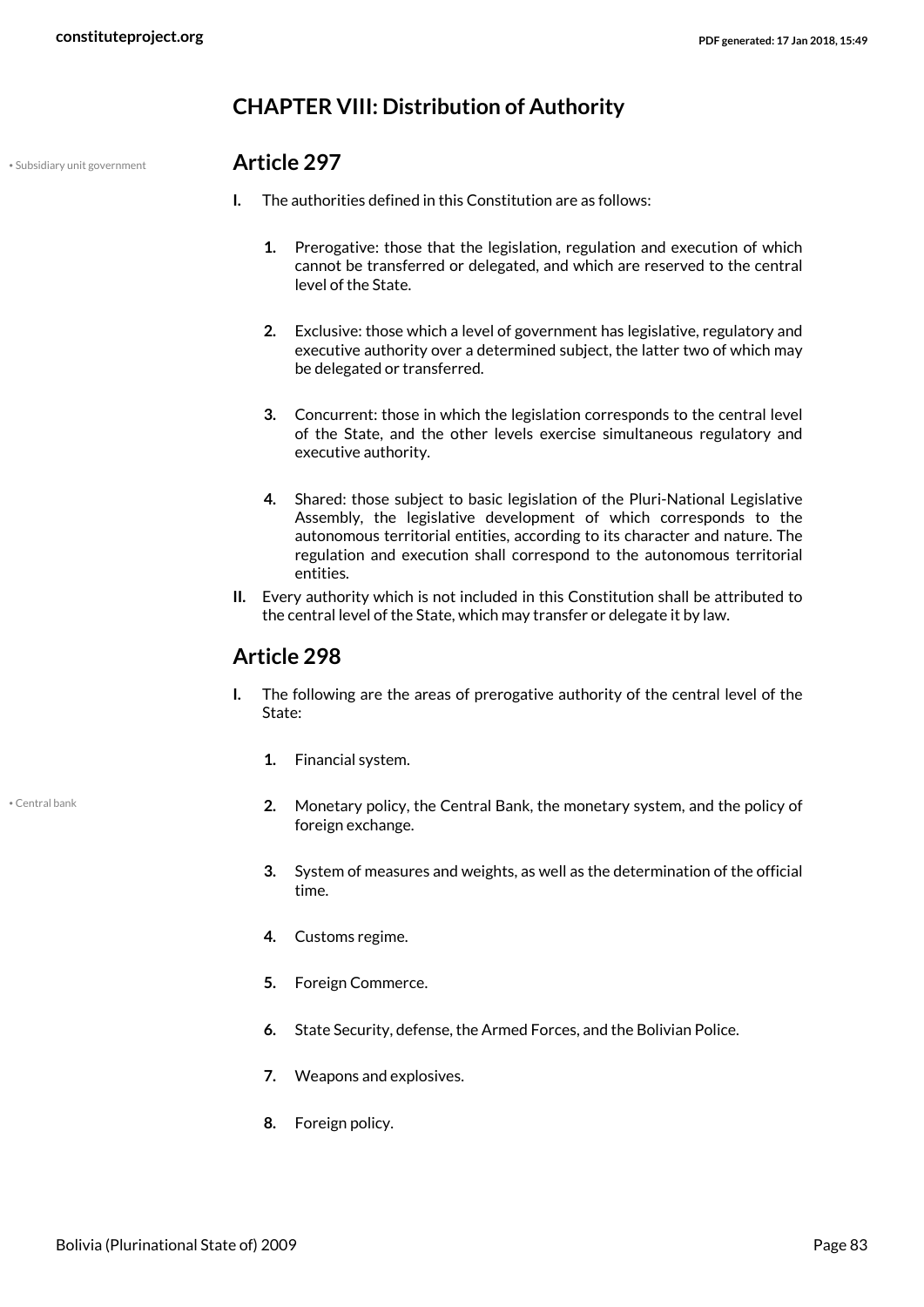## CHAPTER VIII: Distribution of Authority

• Subsidiary unit government

### Article 297

**I.** The authorities defined in this Constitution are as follows:

1. Prerogative: those that the legislation, regulation and execution of which cannot be transferred or delegated, and which are reserved to the central level of the State.

2. Exclusive: those which a level of government has legislative, regulatory and executive authority over a determined subject, the latter two of which may be delegated or transferred.

3. Concurrent: those in which the legislation corresponds to the central level of the State, and the other levels exercise simultaneous regulatory and executive authority.

4. Shared: those subject to basic legislation of the Pluri-National Legislative Assembly, the legislative development of which corresponds to the autonomous territorial entities, according to its character and nature. The regulation and execution shall correspond to the autonomous territorial entities.

**II.** Every authority which is not included in this Constitution shall be attributed to the central level of the State, which may transfer or delegate it by law.

### Article 298

**I.** The following are the areas of prerogative authority of the central level of the State:

1. Financial system.

• Central bank

2. Monetary policy, the Central Bank, the monetary system, and the policy of foreign exchange.

3. System of measures and weights, as well as the determination of the official time.

4. Customs regime.

5. Foreign Commerce.

6. State Security, defense, the Armed Forces, and the Bolivian Police.

7. Weapons and explosives.

8. Foreign policy.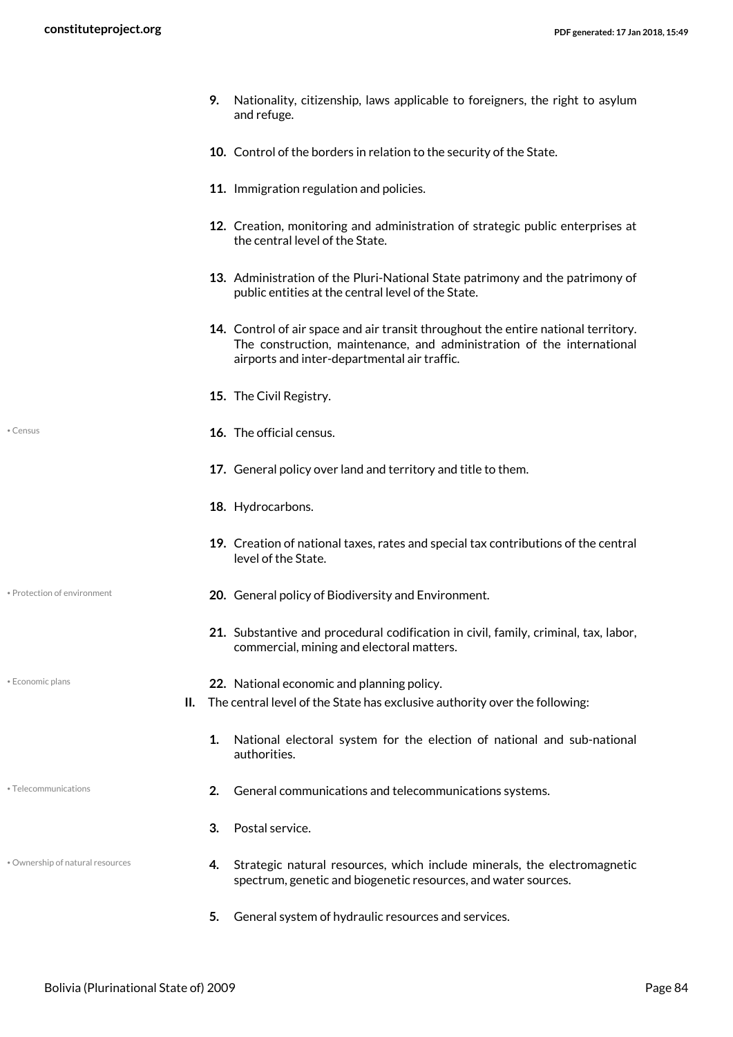9. Nationality, citizenship, laws applicable to foreigners, the right to asylum and refuge.

10. Control of the borders in relation to the security of the State.

11. Immigration regulation and policies.

12. Creation, monitoring and administration of strategic public enterprises at the central level of the State.

13. Administration of the Pluri-National State patrimony and the patrimony of public entities at the central level of the State.

14. Control of air space and air transit throughout the entire national territory. The construction, maintenance, and administration of the international airports and inter-departmental air traffic.

15. The Civil Registry.

16. The official census.

17. General policy over land and territory and title to them.

18. Hydrocarbons.

19. Creation of national taxes, rates and special tax contributions of the central level of the State.

20. General policy of Biodiversity and Environment.

21. Substantive and procedural codification in civil, family, criminal, tax, labor, commercial, mining and electoral matters.

22. National economic and planning policy.

**II.** The central level of the State has exclusive authority over the following:

1. National electoral system for the election of national and sub-national authorities.

2. General communications and telecommunications systems.

3. Postal service.

4. Strategic natural resources, which include minerals, the electromagnetic spectrum, genetic and biogenetic resources, and water sources.

5. General system of hydraulic resources and services.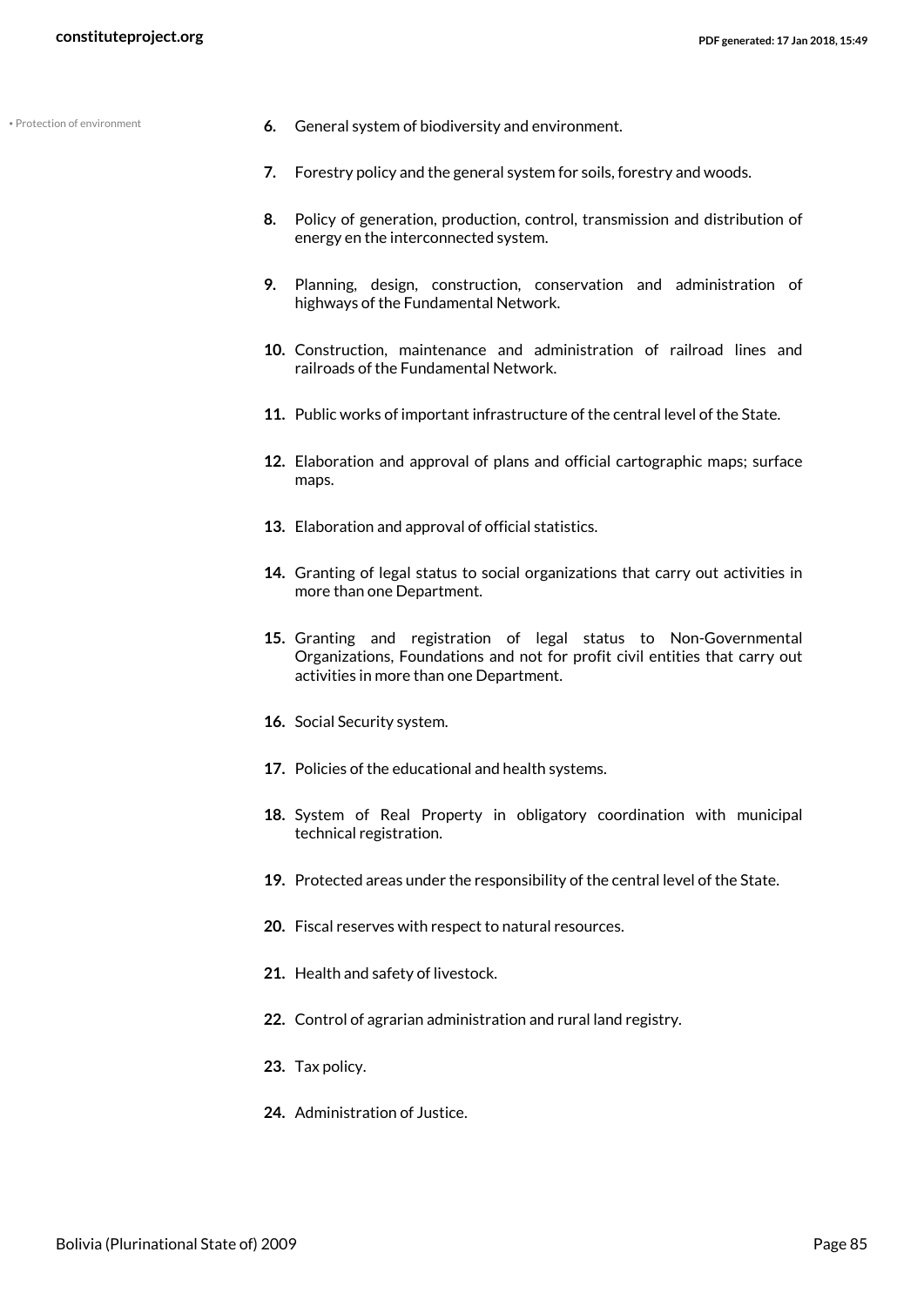• Protection of environment

6. General system of biodiversity and environment.

7. Forestry policy and the general system for soils, forestry and woods.

8. Policy of generation, production, control, transmission and distribution of energy en the interconnected system.

9. Planning, design, construction, conservation and administration of highways of the Fundamental Network.

10. Construction, maintenance and administration of railroad lines and railroads of the Fundamental Network.

11. Public works of important infrastructure of the central level of the State.

12. Elaboration and approval of plans and official cartographic maps; surface maps.

13. Elaboration and approval of official statistics.

14. Granting of legal status to social organizations that carry out activities in more than one Department.

15. Granting and registration of legal status to Non-Governmental Organizations, Foundations and not for profit civil entities that carry out activities in more than one Department.

16. Social Security system.

17. Policies of the educational and health systems.

18. System of Real Property in obligatory coordination with municipal technical registration.

19. Protected areas under the responsibility of the central level of the State.

20. Fiscal reserves with respect to natural resources.

21. Health and safety of livestock.

22. Control of agrarian administration and rural land registry.

23. Tax policy.

24. Administration of Justice.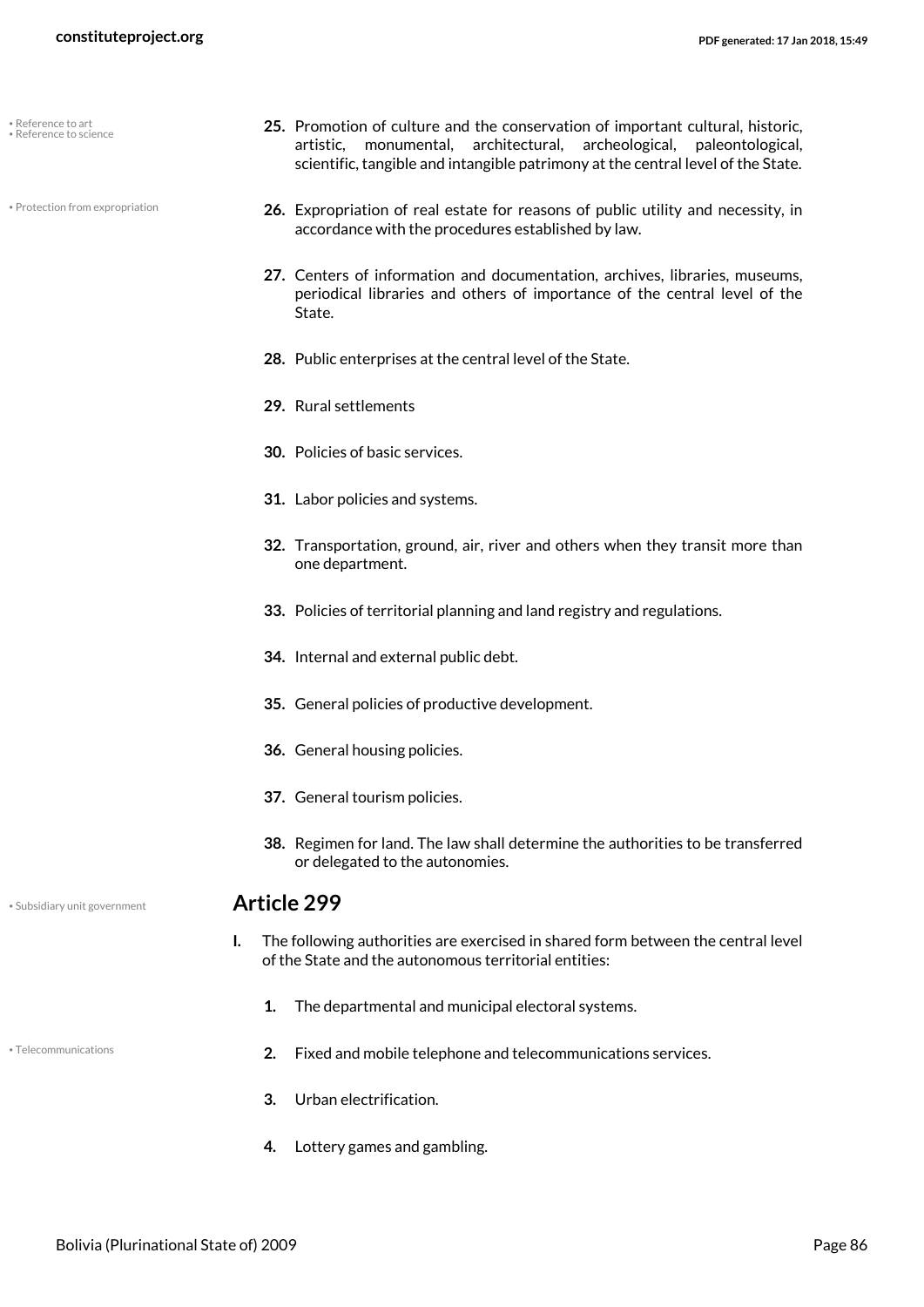25. Promotion of culture and the conservation of important cultural, historic, artistic, monumental, architectural, archeological, paleontological, scientific, tangible and intangible patrimony at the central level of the State.

26. Expropriation of real estate for reasons of public utility and necessity, in accordance with the procedures established by law.

27. Centers of information and documentation, archives, libraries, museums, periodical libraries and others of importance of the central level of the State.

28. Public enterprises at the central level of the State.

29. Rural settlements

30. Policies of basic services.

31. Labor policies and systems.

32. Transportation, ground, air, river and others when they transit more than one department.

33. Policies of territorial planning and land registry and regulations.

34. Internal and external public debt.

35. General policies of productive development.

36. General housing policies.

37. General tourism policies.

38. Regimen for land. The law shall determine the authorities to be transferred or delegated to the autonomies.

## Article 299

I. The following authorities are exercised in shared form between the central level of the State and the autonomous territorial entities:

1. The departmental and municipal electoral systems.

2. Fixed and mobile telephone and telecommunications services.

3. Urban electrification.

4. Lottery games and gambling.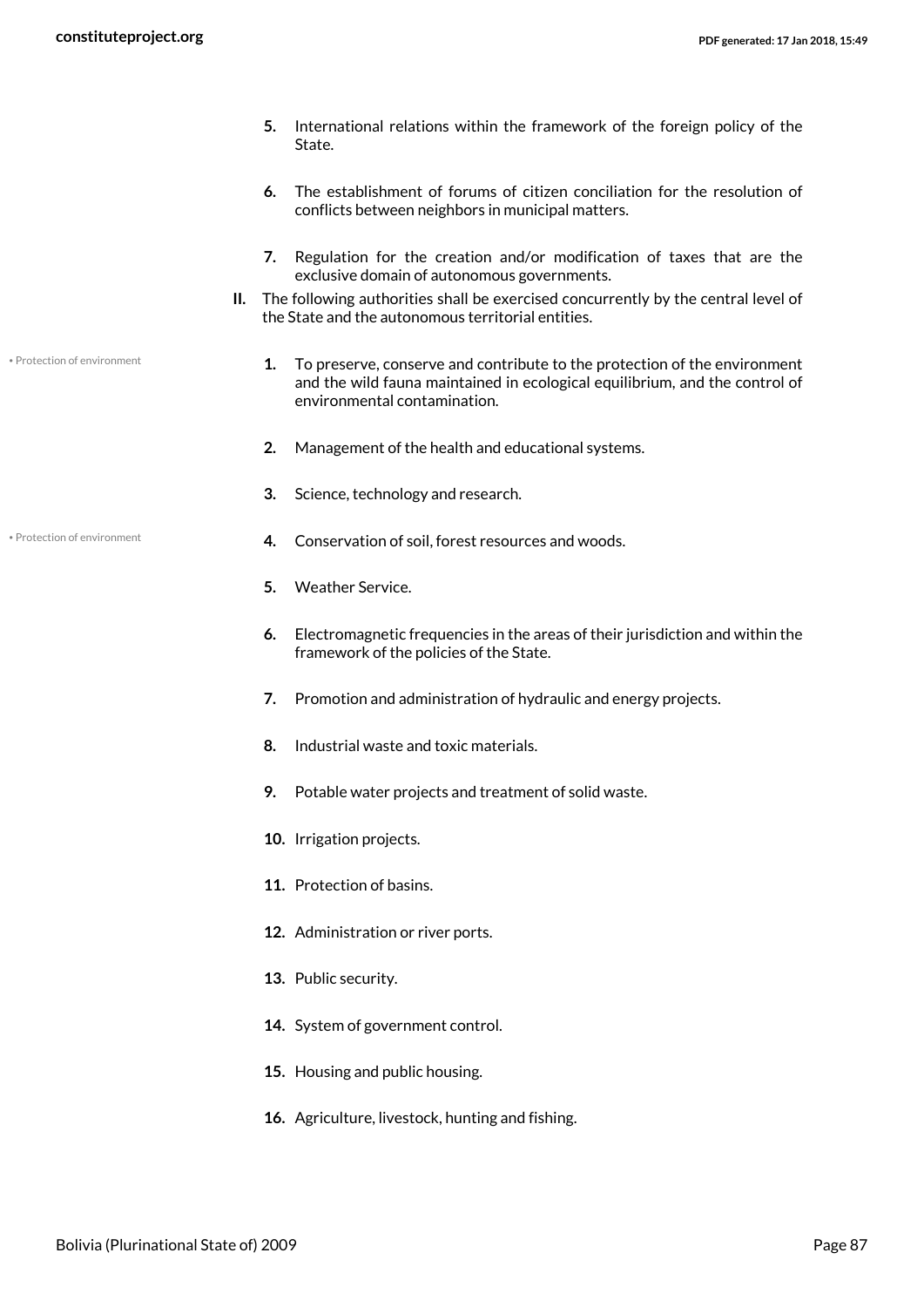5. International relations within the framework of the foreign policy of the State.

6. The establishment of forums of citizen conciliation for the resolution of conflicts between neighbors in municipal matters.

7. Regulation for the creation and/or modification of taxes that are the exclusive domain of autonomous governments.

II. The following authorities shall be exercised concurrently by the central level of the State and the autonomous territorial entities.

• Protection of environment

1. To preserve, conserve and contribute to the protection of the environment and the wild fauna maintained in ecological equilibrium, and the control of environmental contamination.

2. Management of the health and educational systems.

3. Science, technology and research.

• Protection of environment

4. Conservation of soil, forest resources and woods.

5. Weather Service.

6. Electromagnetic frequencies in the areas of their jurisdiction and within the framework of the policies of the State.

7. Promotion and administration of hydraulic and energy projects.

8. Industrial waste and toxic materials.

9. Potable water projects and treatment of solid waste.

10. Irrigation projects.

11. Protection of basins.

12. Administration or river ports.

13. Public security.

14. System of government control.

15. Housing and public housing.

16. Agriculture, livestock, hunting and fishing.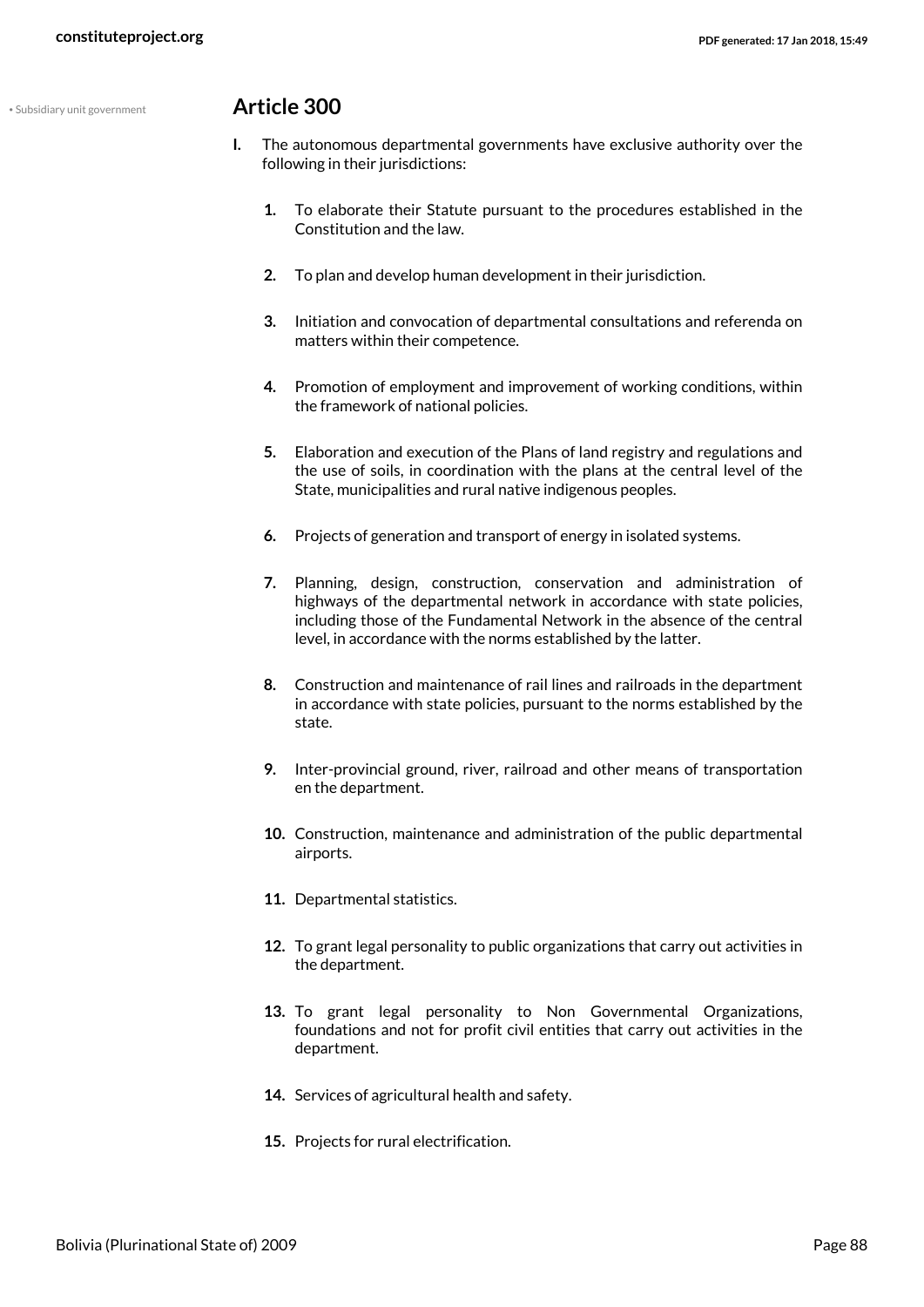• Subsidiary unit government

## Article 300

**I.** The autonomous departmental governments have exclusive authority over the following in their jurisdictions:

1. To elaborate their Statute pursuant to the procedures established in the Constitution and the law.
2. To plan and develop human development in their jurisdiction.
3. Initiation and convocation of departmental consultations and referenda on matters within their competence.
4. Promotion of employment and improvement of working conditions, within the framework of national policies.
5. Elaboration and execution of the Plans of land registry and regulations and the use of soils, in coordination with the plans at the central level of the State, municipalities and rural native indigenous peoples.
6. Projects of generation and transport of energy in isolated systems.
7. Planning, design, construction, conservation and administration of highways of the departmental network in accordance with state policies, including those of the Fundamental Network in the absence of the central level, in accordance with the norms established by the latter.
8. Construction and maintenance of rail lines and railroads in the department in accordance with state policies, pursuant to the norms established by the state.
9. Inter-provincial ground, river, railroad and other means of transportation en the department.
10. Construction, maintenance and administration of the public departmental airports.
11. Departmental statistics.
12. To grant legal personality to public organizations that carry out activities in the department.
13. To grant legal personality to Non Governmental Organizations, foundations and not for profit civil entities that carry out activities in the department.
14. Services of agricultural health and safety.
15. Projects for rural electrification.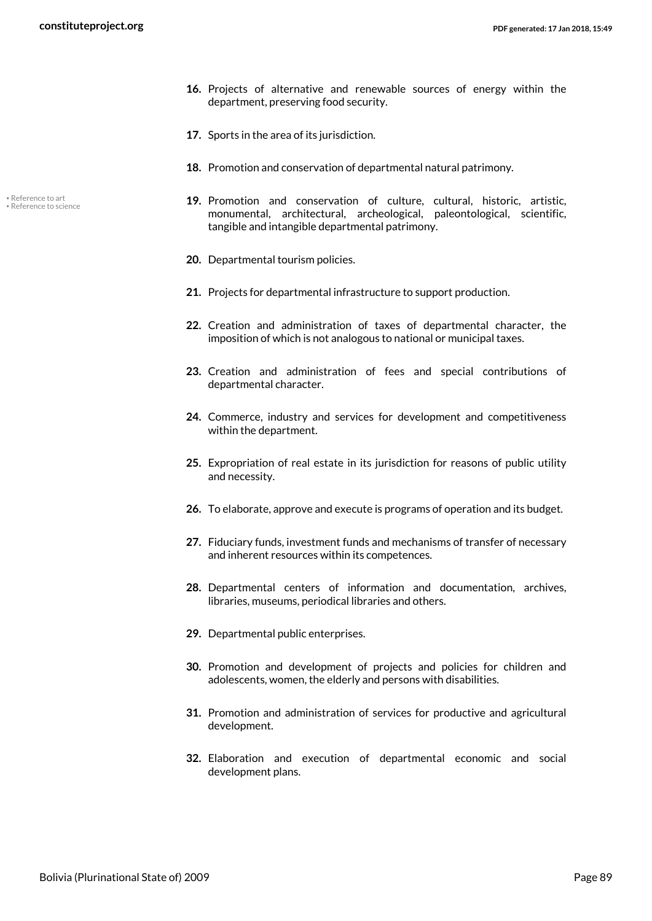16. Projects of alternative and renewable sources of energy within the department, preserving food security.

17. Sports in the area of its jurisdiction.

18. Promotion and conservation of departmental natural patrimony.

• Reference to art
• Reference to science

19. Promotion and conservation of culture, cultural, historic, artistic, monumental, architectural, archeological, paleontological, scientific, tangible and intangible departmental patrimony.

20. Departmental tourism policies.

21. Projects for departmental infrastructure to support production.

22. Creation and administration of taxes of departmental character, the imposition of which is not analogous to national or municipal taxes.

23. Creation and administration of fees and special contributions of departmental character.

24. Commerce, industry and services for development and competitiveness within the department.

25. Expropriation of real estate in its jurisdiction for reasons of public utility and necessity.

26. To elaborate, approve and execute is programs of operation and its budget.

27. Fiduciary funds, investment funds and mechanisms of transfer of necessary and inherent resources within its competences.

28. Departmental centers of information and documentation, archives, libraries, museums, periodical libraries and others.

29. Departmental public enterprises.

30. Promotion and development of projects and policies for children and adolescents, women, the elderly and persons with disabilities.

31. Promotion and administration of services for productive and agricultural development.

32. Elaboration and execution of departmental economic and social development plans.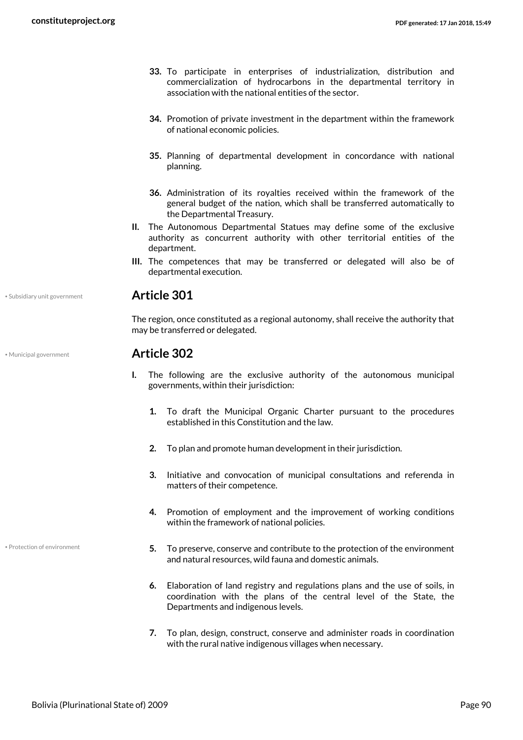33. To participate in enterprises of industrialization, distribution and commercialization of hydrocarbons in the departmental territory in association with the national entities of the sector.

34. Promotion of private investment in the department within the framework of national economic policies.

35. Planning of departmental development in concordance with national planning.

36. Administration of its royalties received within the framework of the general budget of the nation, which shall be transferred automatically to the Departmental Treasury.

II. The Autonomous Departmental Statues may define some of the exclusive authority as concurrent authority with other territorial entities of the department.

III. The competences that may be transferred or delegated will also be of departmental execution.

• Subsidiary unit government

## Article 301

The region, once constituted as a regional autonomy, shall receive the authority that may be transferred or delegated.

• Municipal government

## Article 302

I. The following are the exclusive authority of the autonomous municipal governments, within their jurisdiction:

1. To draft the Municipal Organic Charter pursuant to the procedures established in this Constitution and the law.

2. To plan and promote human development in their jurisdiction.

3. Initiative and convocation of municipal consultations and referenda in matters of their competence.

4. Promotion of employment and the improvement of working conditions within the framework of national policies.

• Protection of environment

5. To preserve, conserve and contribute to the protection of the environment and natural resources, wild fauna and domestic animals.

6. Elaboration of land registry and regulations plans and the use of soils, in coordination with the plans of the central level of the State, the Departments and indigenous levels.

7. To plan, design, construct, conserve and administer roads in coordination with the rural native indigenous villages when necessary.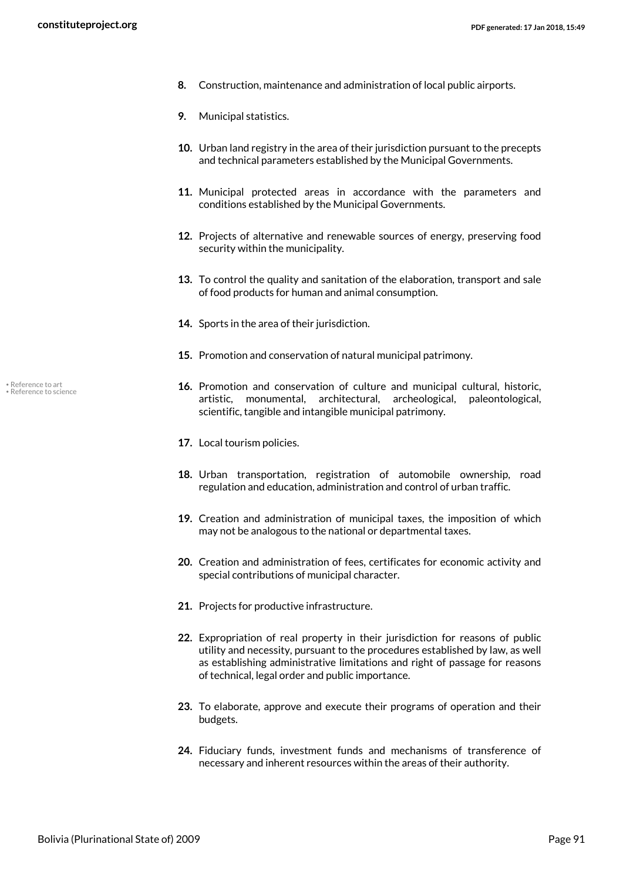8. Construction, maintenance and administration of local public airports.

9. Municipal statistics.

10. Urban land registry in the area of their jurisdiction pursuant to the precepts and technical parameters established by the Municipal Governments.

11. Municipal protected areas in accordance with the parameters and conditions established by the Municipal Governments.

12. Projects of alternative and renewable sources of energy, preserving food security within the municipality.

13. To control the quality and sanitation of the elaboration, transport and sale of food products for human and animal consumption.

14. Sports in the area of their jurisdiction.

15. Promotion and conservation of natural municipal patrimony.

• Reference to art
• Reference to science

16. Promotion and conservation of culture and municipal cultural, historic, artistic, monumental, architectural, archeological, paleontological, scientific, tangible and intangible municipal patrimony.

17. Local tourism policies.

18. Urban transportation, registration of automobile ownership, road regulation and education, administration and control of urban traffic.

19. Creation and administration of municipal taxes, the imposition of which may not be analogous to the national or departmental taxes.

20. Creation and administration of fees, certificates for economic activity and special contributions of municipal character.

21. Projects for productive infrastructure.

22. Expropriation of real property in their jurisdiction for reasons of public utility and necessity, pursuant to the procedures established by law, as well as establishing administrative limitations and right of passage for reasons of technical, legal order and public importance.

23. To elaborate, approve and execute their programs of operation and their budgets.

24. Fiduciary funds, investment funds and mechanisms of transference of necessary and inherent resources within the areas of their authority.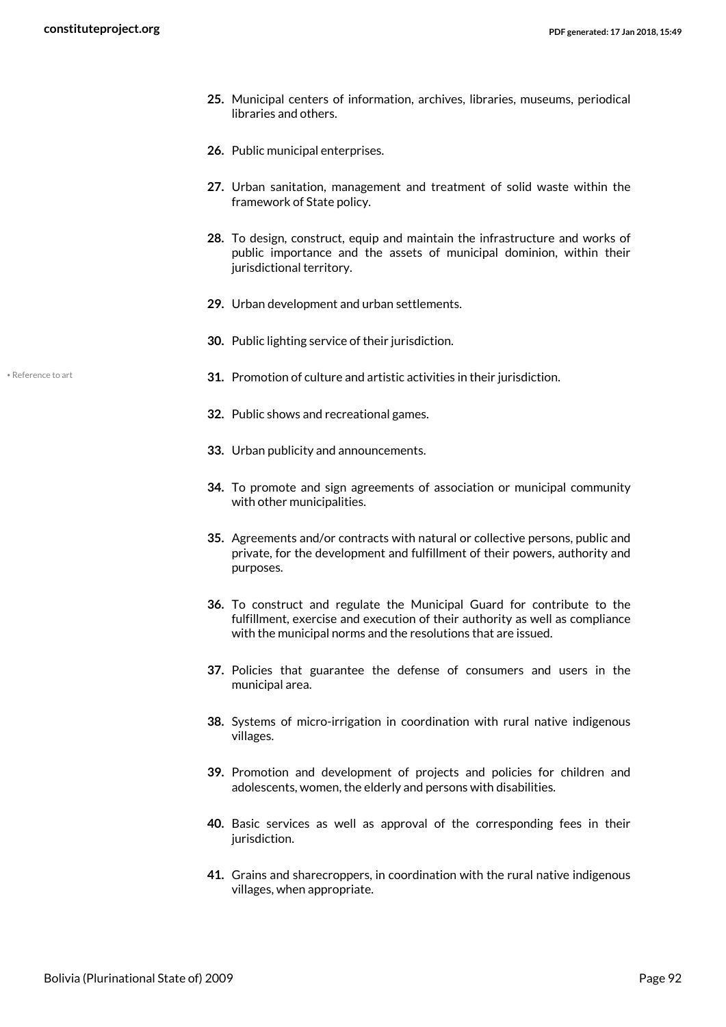25. Municipal centers of information, archives, libraries, museums, periodical libraries and others.

26. Public municipal enterprises.

27. Urban sanitation, management and treatment of solid waste within the framework of State policy.

28. To design, construct, equip and maintain the infrastructure and works of public importance and the assets of municipal dominion, within their jurisdictional territory.

29. Urban development and urban settlements.

30. Public lighting service of their jurisdiction.

31. Promotion of culture and artistic activities in their jurisdiction.

32. Public shows and recreational games.

33. Urban publicity and announcements.

34. To promote and sign agreements of association or municipal community with other municipalities.

35. Agreements and/or contracts with natural or collective persons, public and private, for the development and fulfillment of their powers, authority and purposes.

36. To construct and regulate the Municipal Guard for contribute to the fulfillment, exercise and execution of their authority as well as compliance with the municipal norms and the resolutions that are issued.

37. Policies that guarantee the defense of consumers and users in the municipal area.

38. Systems of micro-irrigation in coordination with rural native indigenous villages.

39. Promotion and development of projects and policies for children and adolescents, women, the elderly and persons with disabilities.

40. Basic services as well as approval of the corresponding fees in their jurisdiction.

41. Grains and sharecroppers, in coordination with the rural native indigenous villages, when appropriate.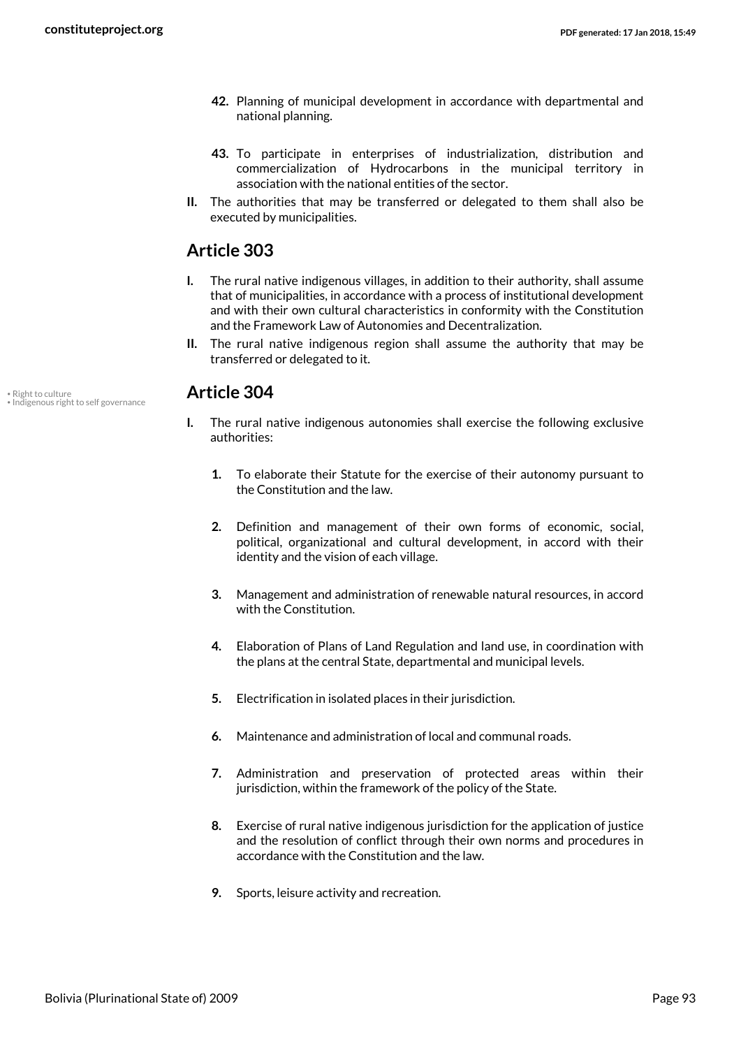42. Planning of municipal development in accordance with departmental and national planning.

43. To participate in enterprises of industrialization, distribution and commercialization of Hydrocarbons in the municipal territory in association with the national entities of the sector.

**II.** The authorities that may be transferred or delegated to them shall also be executed by municipalities.

## Article 303

**I.** The rural native indigenous villages, in addition to their authority, shall assume that of municipalities, in accordance with a process of institutional development and with their own cultural characteristics in conformity with the Constitution and the Framework Law of Autonomies and Decentralization.

**II.** The rural native indigenous region shall assume the authority that may be transferred or delegated to it.

## Article 304

• Right to culture
• Indigenous right to self governance

**I.** The rural native indigenous autonomies shall exercise the following exclusive authorities:

1. To elaborate their Statute for the exercise of their autonomy pursuant to the Constitution and the law.

2. Definition and management of their own forms of economic, social, political, organizational and cultural development, in accord with their identity and the vision of each village.

3. Management and administration of renewable natural resources, in accord with the Constitution.

4. Elaboration of Plans of Land Regulation and land use, in coordination with the plans at the central State, departmental and municipal levels.

5. Electrification in isolated places in their jurisdiction.

6. Maintenance and administration of local and communal roads.

7. Administration and preservation of protected areas within their jurisdiction, within the framework of the policy of the State.

8. Exercise of rural native indigenous jurisdiction for the application of justice and the resolution of conflict through their own norms and procedures in accordance with the Constitution and the law.

9. Sports, leisure activity and recreation.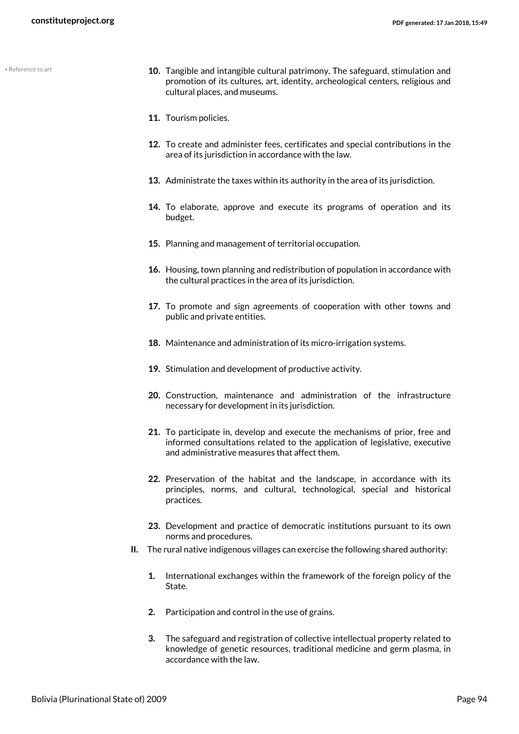10. Tangible and intangible cultural patrimony. The safeguard, stimulation and promotion of its cultures, art, identity, archeological centers, religious and cultural places, and museums.

11. Tourism policies.

12. To create and administer fees, certificates and special contributions in the area of its jurisdiction in accordance with the law.

13. Administrate the taxes within its authority in the area of its jurisdiction.

14. To elaborate, approve and execute its programs of operation and its budget.

15. Planning and management of territorial occupation.

16. Housing, town planning and redistribution of population in accordance with the cultural practices in the area of its jurisdiction.

17. To promote and sign agreements of cooperation with other towns and public and private entities.

18. Maintenance and administration of its micro-irrigation systems.

19. Stimulation and development of productive activity.

20. Construction, maintenance and administration of the infrastructure necessary for development in its jurisdiction.

21. To participate in, develop and execute the mechanisms of prior, free and informed consultations related to the application of legislative, executive and administrative measures that affect them.

22. Preservation of the habitat and the landscape, in accordance with its principles, norms, and cultural, technological, special and historical practices.

23. Development and practice of democratic institutions pursuant to its own norms and procedures.

II. The rural native indigenous villages can exercise the following shared authority:

1. International exchanges within the framework of the foreign policy of the State.

2. Participation and control in the use of grains.

3. The safeguard and registration of collective intellectual property related to knowledge of genetic resources, traditional medicine and germ plasma, in accordance with the law.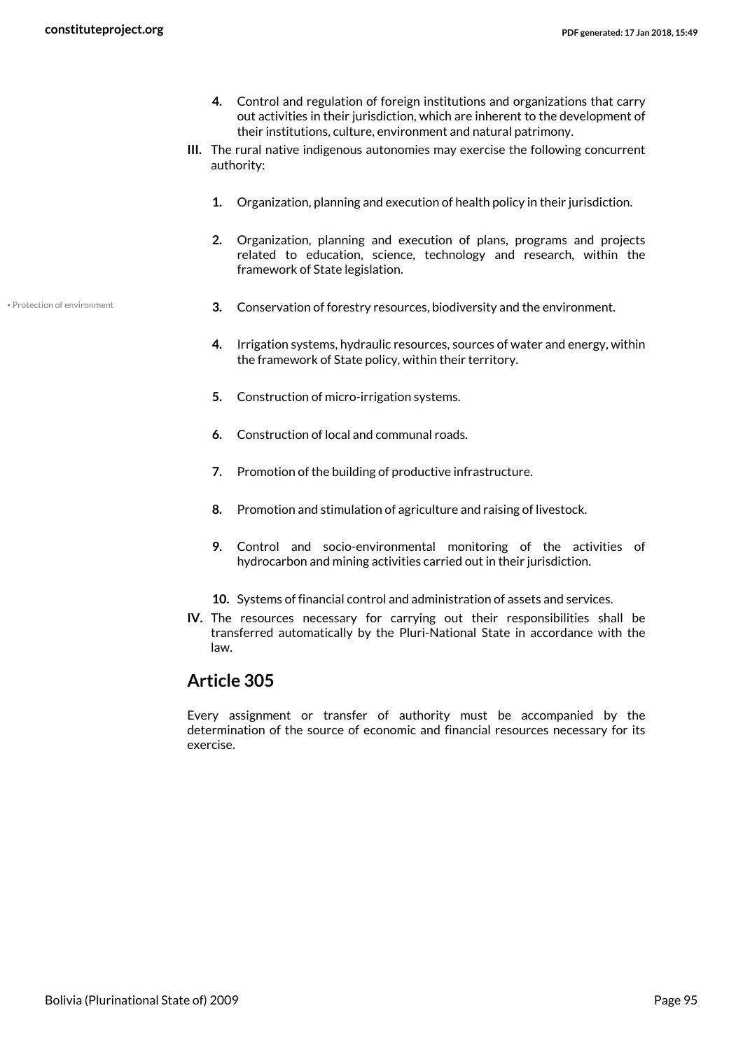4. Control and regulation of foreign institutions and organizations that carry out activities in their jurisdiction, which are inherent to the development of their institutions, culture, environment and natural patrimony.

III. The rural native indigenous autonomies may exercise the following concurrent authority:

1. Organization, planning and execution of health policy in their jurisdiction.
2. Organization, planning and execution of plans, programs and projects related to education, science, technology and research, within the framework of State legislation.
3. Conservation of forestry resources, biodiversity and the environment.
4. Irrigation systems, hydraulic resources, sources of water and energy, within the framework of State policy, within their territory.
5. Construction of micro-irrigation systems.
6. Construction of local and communal roads.
7. Promotion of the building of productive infrastructure.
8. Promotion and stimulation of agriculture and raising of livestock.
9. Control and socio-environmental monitoring of the activities of hydrocarbon and mining activities carried out in their jurisdiction.
10. Systems of financial control and administration of assets and services.

IV. The resources necessary for carrying out their responsibilities shall be transferred automatically by the Pluri-National State in accordance with the law.

## Article 305

Every assignment or transfer of authority must be accompanied by the determination of the source of economic and financial resources necessary for its exercise.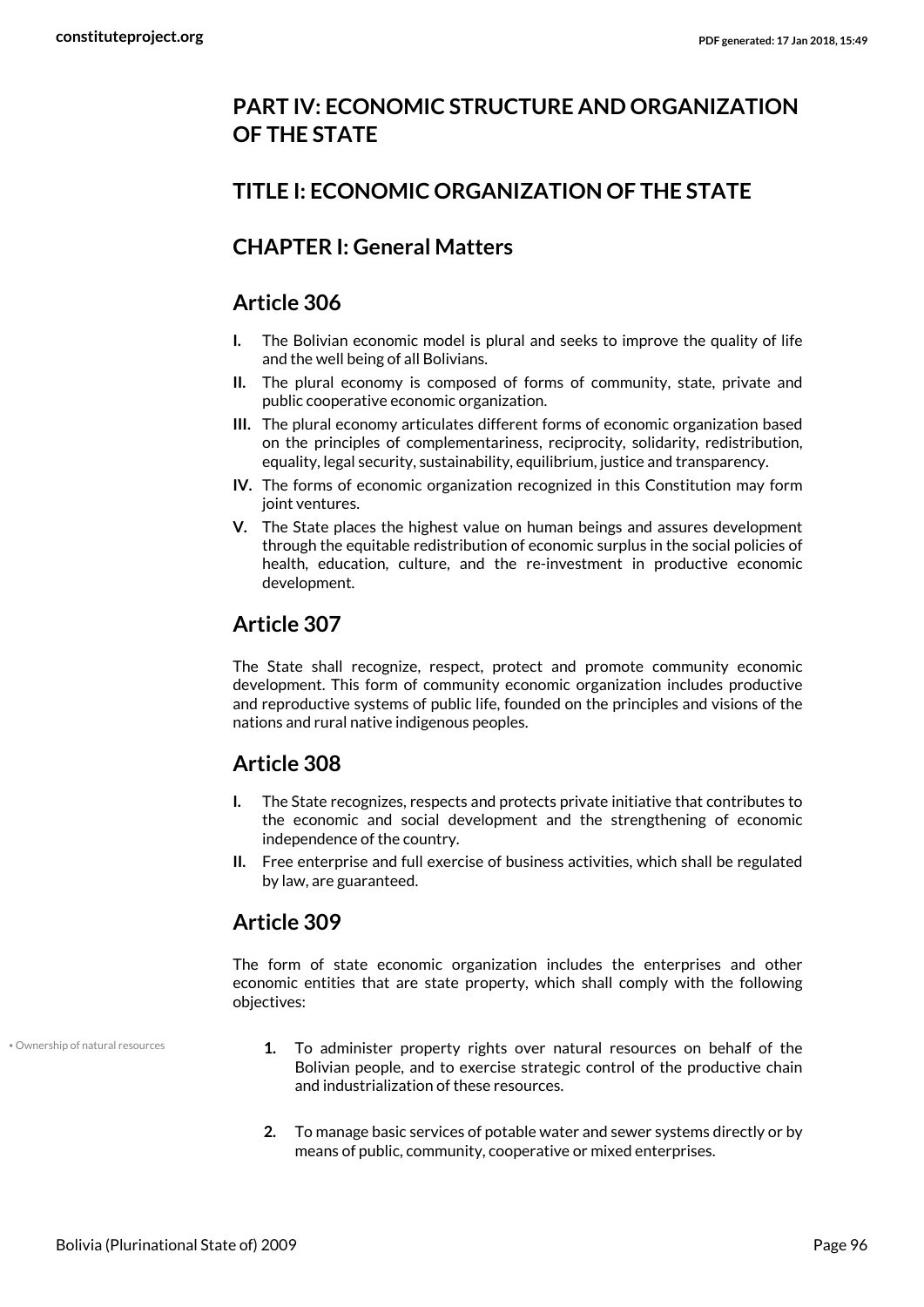## PART IV: ECONOMIC STRUCTURE AND ORGANIZATION OF THE STATE

## TITLE I: ECONOMIC ORGANIZATION OF THE STATE

## CHAPTER I: General Matters

### Article 306

**I.** The Bolivian economic model is plural and seeks to improve the quality of life and the well being of all Bolivians.

**II.** The plural economy is composed of forms of community, state, private and public cooperative economic organization.

**III.** The plural economy articulates different forms of economic organization based on the principles of complementariness, reciprocity, solidarity, redistribution, equality, legal security, sustainability, equilibrium, justice and transparency.

**IV.** The forms of economic organization recognized in this Constitution may form joint ventures.

**V.** The State places the highest value on human beings and assures development through the equitable redistribution of economic surplus in the social policies of health, education, culture, and the re-investment in productive economic development.

### Article 307

The State shall recognize, respect, protect and promote community economic development. This form of community economic organization includes productive and reproductive systems of public life, founded on the principles and visions of the nations and rural native indigenous peoples.

### Article 308

**I.** The State recognizes, respects and protects private initiative that contributes to the economic and social development and the strengthening of economic independence of the country.

**II.** Free enterprise and full exercise of business activities, which shall be regulated by law, are guaranteed.

### Article 309

The form of state economic organization includes the enterprises and other economic entities that are state property, which shall comply with the following objectives:

• Ownership of natural resources

1. To administer property rights over natural resources on behalf of the Bolivian people, and to exercise strategic control of the productive chain and industrialization of these resources.

2. To manage basic services of potable water and sewer systems directly or by means of public, community, cooperative or mixed enterprises.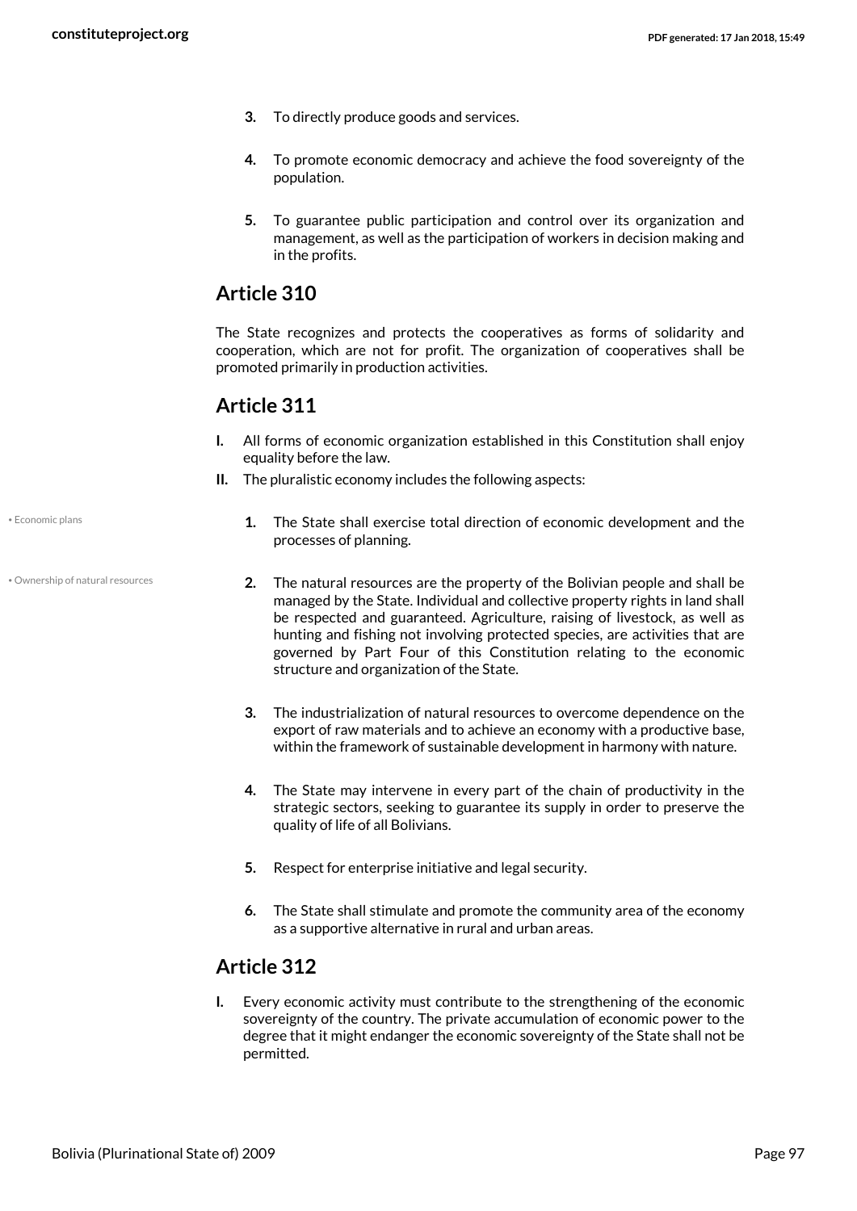3. To directly produce goods and services.

4. To promote economic democracy and achieve the food sovereignty of the population.

5. To guarantee public participation and control over its organization and management, as well as the participation of workers in decision making and in the profits.

## Article 310

The State recognizes and protects the cooperatives as forms of solidarity and cooperation, which are not for profit. The organization of cooperatives shall be promoted primarily in production activities.

## Article 311

**I.** All forms of economic organization established in this Constitution shall enjoy equality before the law.

**II.** The pluralistic economy includes the following aspects:

• Economic plans

1. The State shall exercise total direction of economic development and the processes of planning.

• Ownership of natural resources

2. The natural resources are the property of the Bolivian people and shall be managed by the State. Individual and collective property rights in land shall be respected and guaranteed. Agriculture, raising of livestock, as well as hunting and fishing not involving protected species, are activities that are governed by Part Four of this Constitution relating to the economic structure and organization of the State.

3. The industrialization of natural resources to overcome dependence on the export of raw materials and to achieve an economy with a productive base, within the framework of sustainable development in harmony with nature.

4. The State may intervene in every part of the chain of productivity in the strategic sectors, seeking to guarantee its supply in order to preserve the quality of life of all Bolivians.

5. Respect for enterprise initiative and legal security.

6. The State shall stimulate and promote the community area of the economy as a supportive alternative in rural and urban areas.

## Article 312

**I.** Every economic activity must contribute to the strengthening of the economic sovereignty of the country. The private accumulation of economic power to the degree that it might endanger the economic sovereignty of the State shall not be permitted.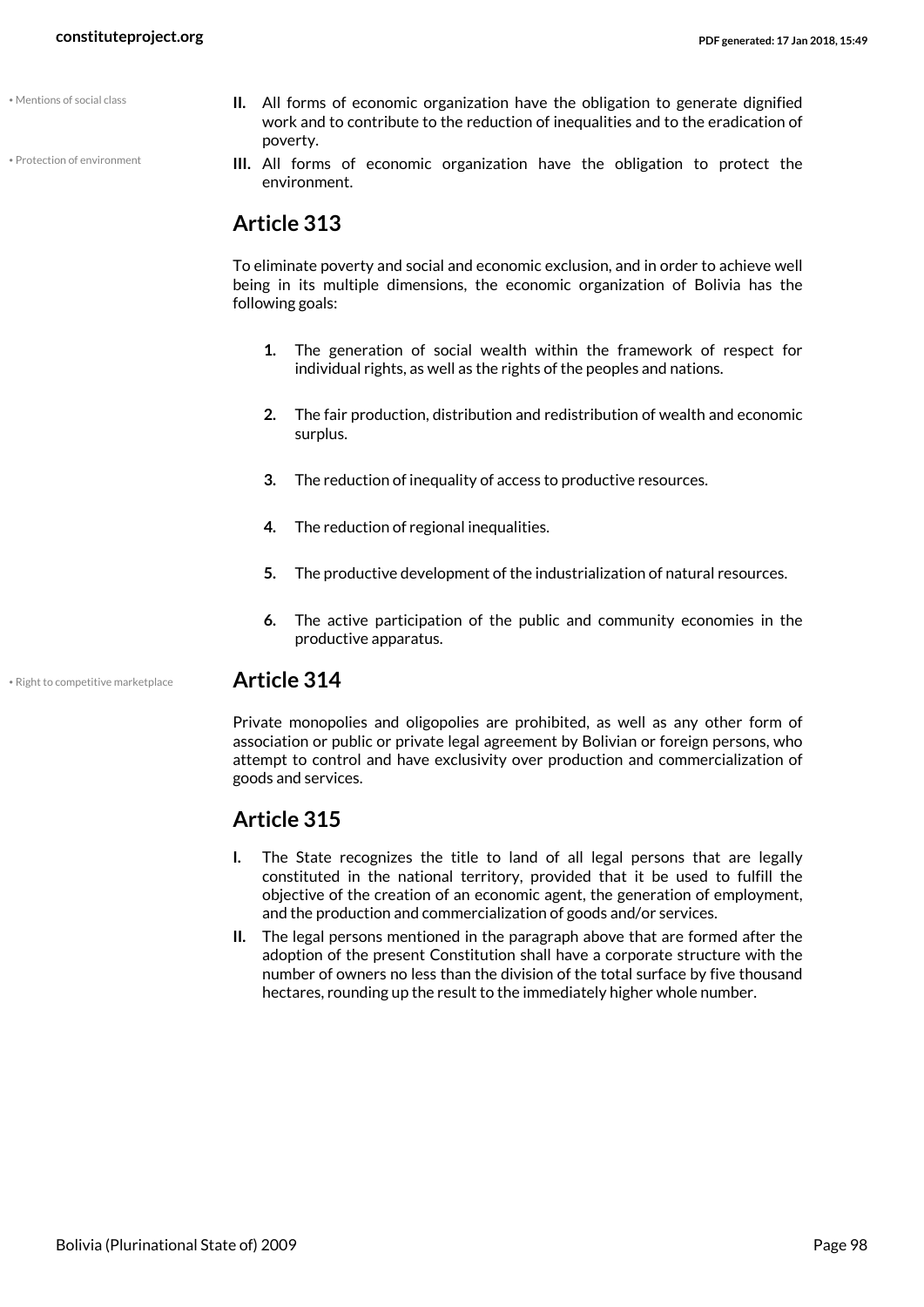- Mentions of social class
- Protection of environment

II. All forms of economic organization have the obligation to generate dignified work and to contribute to the reduction of inequalities and to the eradication of poverty.

III. All forms of economic organization have the obligation to protect the environment.

## Article 313

To eliminate poverty and social and economic exclusion, and in order to achieve well being in its multiple dimensions, the economic organization of Bolivia has the following goals:

1. The generation of social wealth within the framework of respect for individual rights, as well as the rights of the peoples and nations.
2. The fair production, distribution and redistribution of wealth and economic surplus.
3. The reduction of inequality of access to productive resources.
4. The reduction of regional inequalities.
5. The productive development of the industrialization of natural resources.
6. The active participation of the public and community economies in the productive apparatus.

- Right to competitive marketplace

## Article 314

Private monopolies and oligopolies are prohibited, as well as any other form of association or public or private legal agreement by Bolivian or foreign persons, who attempt to control and have exclusivity over production and commercialization of goods and services.

## Article 315

I. The State recognizes the title to land of all legal persons that are legally constituted in the national territory, provided that it be used to fulfill the objective of the creation of an economic agent, the generation of employment, and the production and commercialization of goods and/or services.

II. The legal persons mentioned in the paragraph above that are formed after the adoption of the present Constitution shall have a corporate structure with the number of owners no less than the division of the total surface by five thousand hectares, rounding up the result to the immediately higher whole number.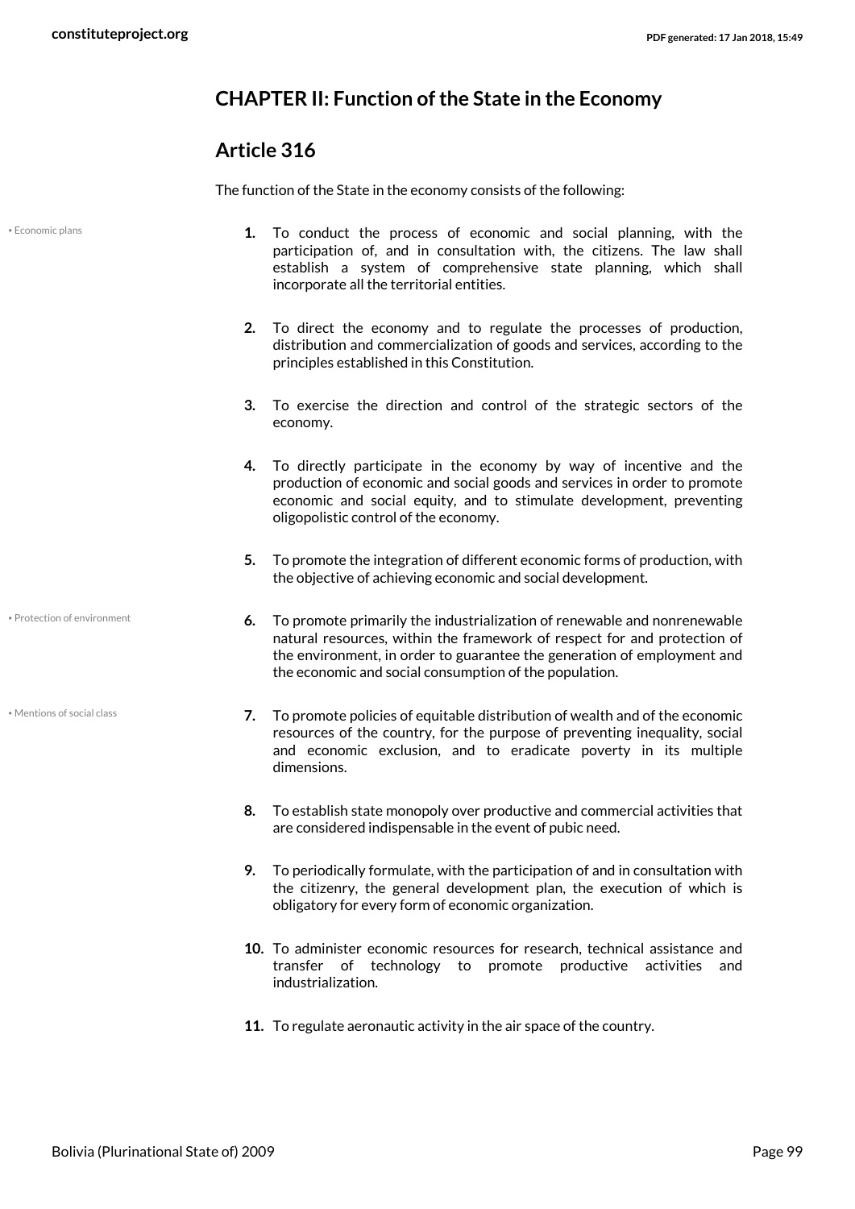## CHAPTER II: Function of the State in the Economy

### Article 316

The function of the State in the economy consists of the following:

1. To conduct the process of economic and social planning, with the participation of, and in consultation with, the citizens. The law shall establish a system of comprehensive state planning, which shall incorporate all the territorial entities.
2. To direct the economy and to regulate the processes of production, distribution and commercialization of goods and services, according to the principles established in this Constitution.
3. To exercise the direction and control of the strategic sectors of the economy.
4. To directly participate in the economy by way of incentive and the production of economic and social goods and services in order to promote economic and social equity, and to stimulate development, preventing oligopolistic control of the economy.
5. To promote the integration of different economic forms of production, with the objective of achieving economic and social development.
6. To promote primarily the industrialization of renewable and nonrenewable natural resources, within the framework of respect for and protection of the environment, in order to guarantee the generation of employment and the economic and social consumption of the population.
7. To promote policies of equitable distribution of wealth and of the economic resources of the country, for the purpose of preventing inequality, social and economic exclusion, and to eradicate poverty in its multiple dimensions.
8. To establish state monopoly over productive and commercial activities that are considered indispensable in the event of pubic need.
9. To periodically formulate, with the participation of and in consultation with the citizenry, the general development plan, the execution of which is obligatory for every form of economic organization.
10. To administer economic resources for research, technical assistance and transfer of technology to promote productive activities and industrialization.
11. To regulate aeronautic activity in the air space of the country.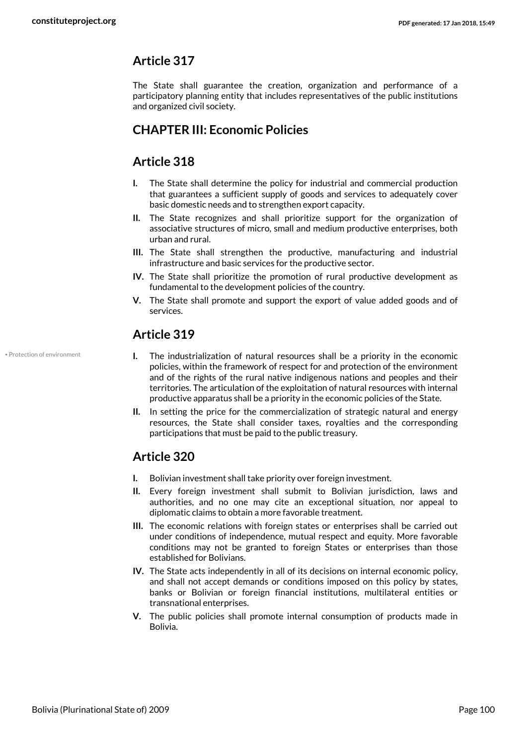## Article 317

The State shall guarantee the creation, organization and performance of a participatory planning entity that includes representatives of the public institutions and organized civil society.

## CHAPTER III: Economic Policies

## Article 318

**I.** The State shall determine the policy for industrial and commercial production that guarantees a sufficient supply of goods and services to adequately cover basic domestic needs and to strengthen export capacity.

**II.** The State recognizes and shall prioritize support for the organization of associative structures of micro, small and medium productive enterprises, both urban and rural.

**III.** The State shall strengthen the productive, manufacturing and industrial infrastructure and basic services for the productive sector.

**IV.** The State shall prioritize the promotion of rural productive development as fundamental to the development policies of the country.

**V.** The State shall promote and support the export of value added goods and of services.

## Article 319

• Protection of environment

**I.** The industrialization of natural resources shall be a priority in the economic policies, within the framework of respect for and protection of the environment and of the rights of the rural native indigenous nations and peoples and their territories. The articulation of the exploitation of natural resources with internal productive apparatus shall be a priority in the economic policies of the State.

**II.** In setting the price for the commercialization of strategic natural and energy resources, the State shall consider taxes, royalties and the corresponding participations that must be paid to the public treasury.

## Article 320

**I.** Bolivian investment shall take priority over foreign investment.

**II.** Every foreign investment shall submit to Bolivian jurisdiction, laws and authorities, and no one may cite an exceptional situation, nor appeal to diplomatic claims to obtain a more favorable treatment.

**III.** The economic relations with foreign states or enterprises shall be carried out under conditions of independence, mutual respect and equity. More favorable conditions may not be granted to foreign States or enterprises than those established for Bolivians.

**IV.** The State acts independently in all of its decisions on internal economic policy, and shall not accept demands or conditions imposed on this policy by states, banks or Bolivian or foreign financial institutions, multilateral entities or transnational enterprises.

**V.** The public policies shall promote internal consumption of products made in Bolivia.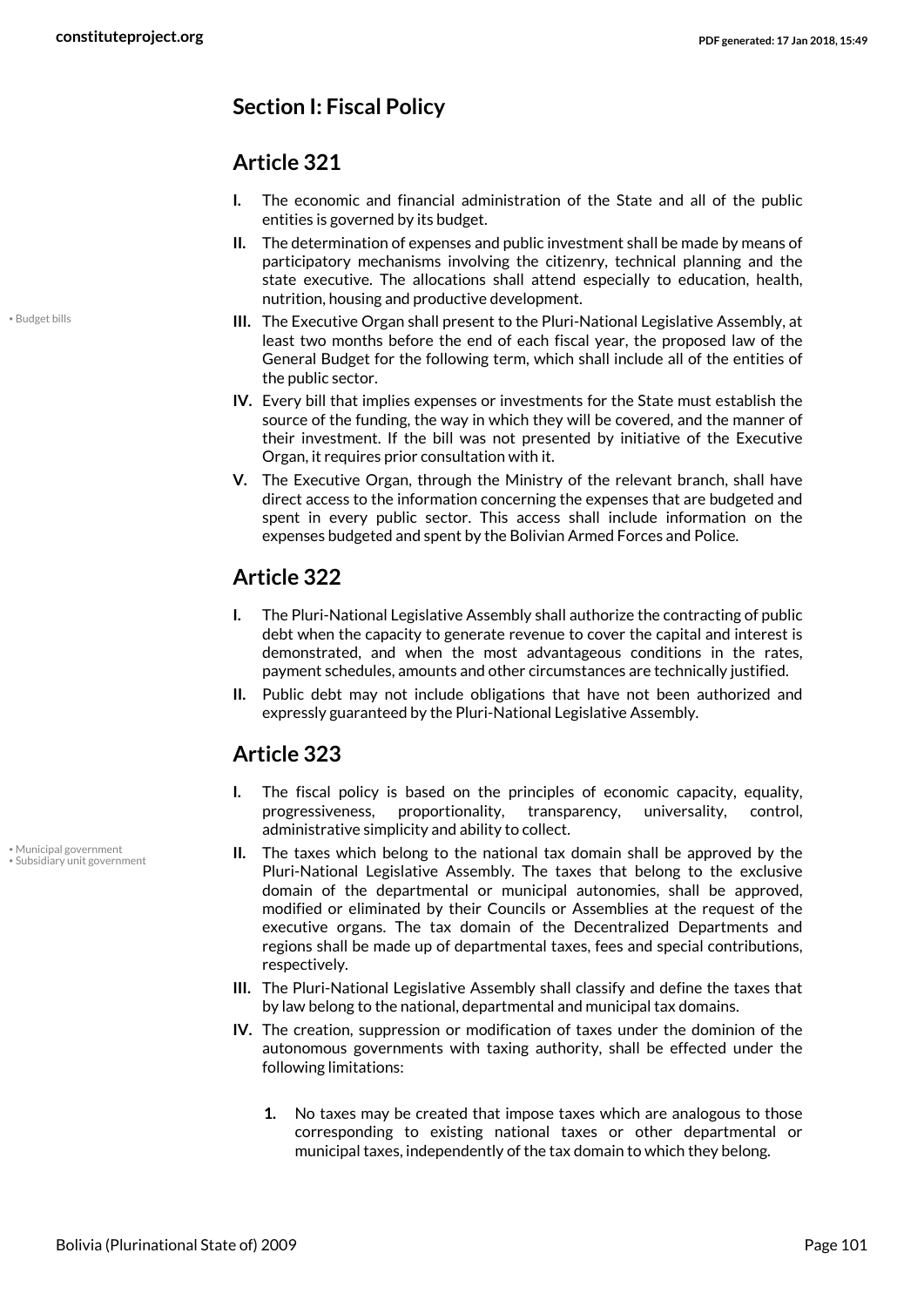## Section I: Fiscal Policy

## Article 321

**I.** The economic and financial administration of the State and all of the public entities is governed by its budget.

**II.** The determination of expenses and public investment shall be made by means of participatory mechanisms involving the citizenry, technical planning and the state executive. The allocations shall attend especially to education, health, nutrition, housing and productive development.

• Budget bills

**III.** The Executive Organ shall present to the Pluri-National Legislative Assembly, at least two months before the end of each fiscal year, the proposed law of the General Budget for the following term, which shall include all of the entities of the public sector.

**IV.** Every bill that implies expenses or investments for the State must establish the source of the funding, the way in which they will be covered, and the manner of their investment. If the bill was not presented by initiative of the Executive Organ, it requires prior consultation with it.

**V.** The Executive Organ, through the Ministry of the relevant branch, shall have direct access to the information concerning the expenses that are budgeted and spent in every public sector. This access shall include information on the expenses budgeted and spent by the Bolivian Armed Forces and Police.

## Article 322

**I.** The Pluri-National Legislative Assembly shall authorize the contracting of public debt when the capacity to generate revenue to cover the capital and interest is demonstrated, and when the most advantageous conditions in the rates, payment schedules, amounts and other circumstances are technically justified.

**II.** Public debt may not include obligations that have not been authorized and expressly guaranteed by the Pluri-National Legislative Assembly.

## Article 323

**I.** The fiscal policy is based on the principles of economic capacity, equality, progressiveness, proportionality, transparency, universality, control, administrative simplicity and ability to collect.

• Municipal government
• Subsidiary unit government

**II.** The taxes which belong to the national tax domain shall be approved by the Pluri-National Legislative Assembly. The taxes that belong to the exclusive domain of the departmental or municipal autonomies, shall be approved, modified or eliminated by their Councils or Assemblies at the request of the executive organs. The tax domain of the Decentralized Departments and regions shall be made up of departmental taxes, fees and special contributions, respectively.

**III.** The Pluri-National Legislative Assembly shall classify and define the taxes that by law belong to the national, departmental and municipal tax domains.

**IV.** The creation, suppression or modification of taxes under the dominion of the autonomous governments with taxing authority, shall be effected under the following limitations:

1. No taxes may be created that impose taxes which are analogous to those corresponding to existing national taxes or other departmental or municipal taxes, independently of the tax domain to which they belong.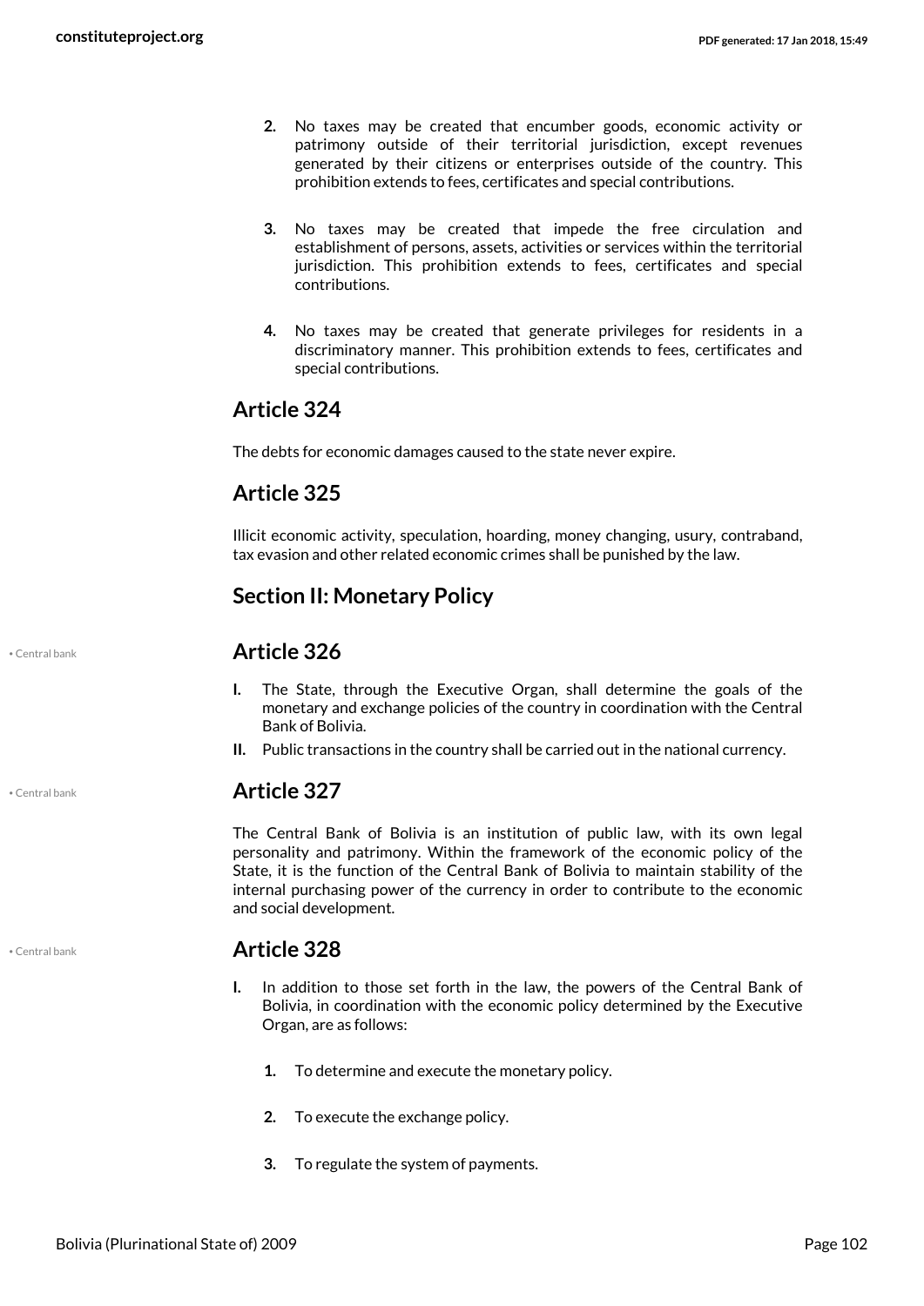2. No taxes may be created that encumber goods, economic activity or patrimony outside of their territorial jurisdiction, except revenues generated by their citizens or enterprises outside of the country. This prohibition extends to fees, certificates and special contributions.

3. No taxes may be created that impede the free circulation and establishment of persons, assets, activities or services within the territorial jurisdiction. This prohibition extends to fees, certificates and special contributions.

4. No taxes may be created that generate privileges for residents in a discriminatory manner. This prohibition extends to fees, certificates and special contributions.

## Article 324

The debts for economic damages caused to the state never expire.

## Article 325

Illicit economic activity, speculation, hoarding, money changing, usury, contraband, tax evasion and other related economic crimes shall be punished by the law.

## Section II: Monetary Policy

• Central bank

## Article 326

**I.** The State, through the Executive Organ, shall determine the goals of the monetary and exchange policies of the country in coordination with the Central Bank of Bolivia.

**II.** Public transactions in the country shall be carried out in the national currency.

• Central bank

## Article 327

The Central Bank of Bolivia is an institution of public law, with its own legal personality and patrimony. Within the framework of the economic policy of the State, it is the function of the Central Bank of Bolivia to maintain stability of the internal purchasing power of the currency in order to contribute to the economic and social development.

• Central bank

## Article 328

**I.** In addition to those set forth in the law, the powers of the Central Bank of Bolivia, in coordination with the economic policy determined by the Executive Organ, are as follows:

1. To determine and execute the monetary policy.

2. To execute the exchange policy.

3. To regulate the system of payments.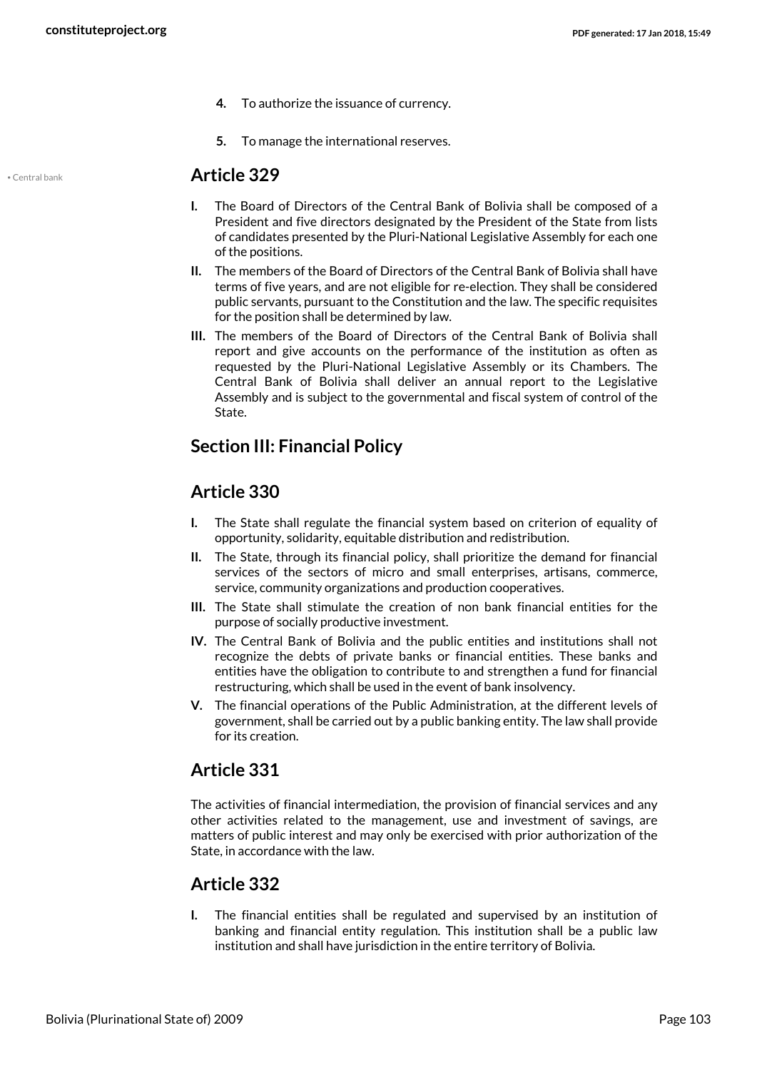4. To authorize the issuance of currency.
5. To manage the international reserves.

## Article 329

- **I.** The Board of Directors of the Central Bank of Bolivia shall be composed of a President and five directors designated by the President of the State from lists of candidates presented by the Pluri-National Legislative Assembly for each one of the positions.
- **II.** The members of the Board of Directors of the Central Bank of Bolivia shall have terms of five years, and are not eligible for re-election. They shall be considered public servants, pursuant to the Constitution and the law. The specific requisites for the position shall be determined by law.
- **III.** The members of the Board of Directors of the Central Bank of Bolivia shall report and give accounts on the performance of the institution as often as requested by the Pluri-National Legislative Assembly or its Chambers. The Central Bank of Bolivia shall deliver an annual report to the Legislative Assembly and is subject to the governmental and fiscal system of control of the State.

## Section III: Financial Policy

## Article 330

- **I.** The State shall regulate the financial system based on criterion of equality of opportunity, solidarity, equitable distribution and redistribution.
- **II.** The State, through its financial policy, shall prioritize the demand for financial services of the sectors of micro and small enterprises, artisans, commerce, service, community organizations and production cooperatives.
- **III.** The State shall stimulate the creation of non bank financial entities for the purpose of socially productive investment.
- **IV.** The Central Bank of Bolivia and the public entities and institutions shall not recognize the debts of private banks or financial entities. These banks and entities have the obligation to contribute to and strengthen a fund for financial restructuring, which shall be used in the event of bank insolvency.
- **V.** The financial operations of the Public Administration, at the different levels of government, shall be carried out by a public banking entity. The law shall provide for its creation.

## Article 331

The activities of financial intermediation, the provision of financial services and any other activities related to the management, use and investment of savings, are matters of public interest and may only be exercised with prior authorization of the State, in accordance with the law.

## Article 332

- **I.** The financial entities shall be regulated and supervised by an institution of banking and financial entity regulation. This institution shall be a public law institution and shall have jurisdiction in the entire territory of Bolivia.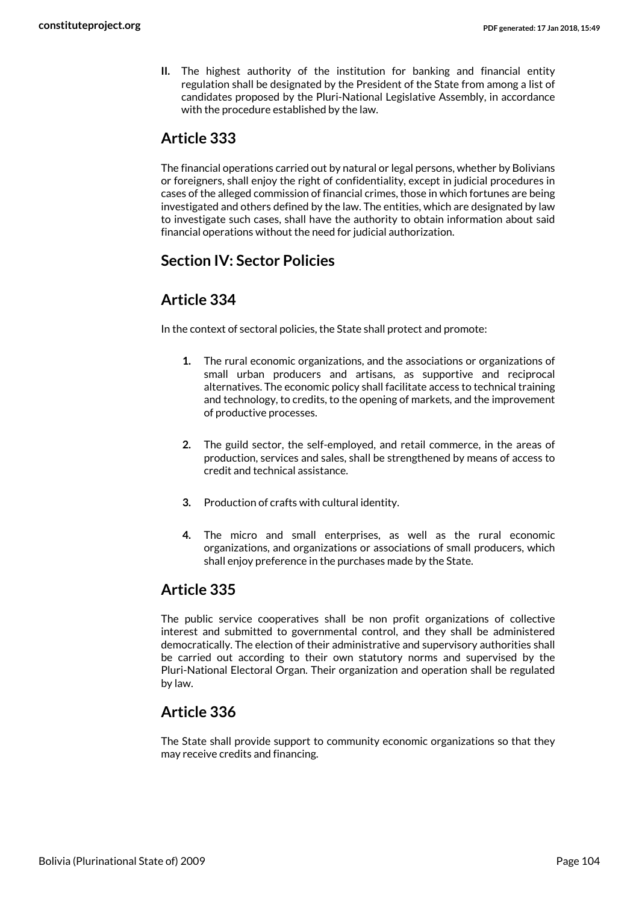**II.** The highest authority of the institution for banking and financial entity regulation shall be designated by the President of the State from among a list of candidates proposed by the Pluri-National Legislative Assembly, in accordance with the procedure established by the law.

## Article 333

The financial operations carried out by natural or legal persons, whether by Bolivians or foreigners, shall enjoy the right of confidentiality, except in judicial procedures in cases of the alleged commission of financial crimes, those in which fortunes are being investigated and others defined by the law. The entities, which are designated by law to investigate such cases, shall have the authority to obtain information about said financial operations without the need for judicial authorization.

## Section IV: Sector Policies

## Article 334

In the context of sectoral policies, the State shall protect and promote:

1. The rural economic organizations, and the associations or organizations of small urban producers and artisans, as supportive and reciprocal alternatives. The economic policy shall facilitate access to technical training and technology, to credits, to the opening of markets, and the improvement of productive processes.

2. The guild sector, the self-employed, and retail commerce, in the areas of production, services and sales, shall be strengthened by means of access to credit and technical assistance.

3. Production of crafts with cultural identity.

4. The micro and small enterprises, as well as the rural economic organizations, and organizations or associations of small producers, which shall enjoy preference in the purchases made by the State.

## Article 335

The public service cooperatives shall be non profit organizations of collective interest and submitted to governmental control, and they shall be administered democratically. The election of their administrative and supervisory authorities shall be carried out according to their own statutory norms and supervised by the Pluri-National Electoral Organ. Their organization and operation shall be regulated by law.

## Article 336

The State shall provide support to community economic organizations so that they may receive credits and financing.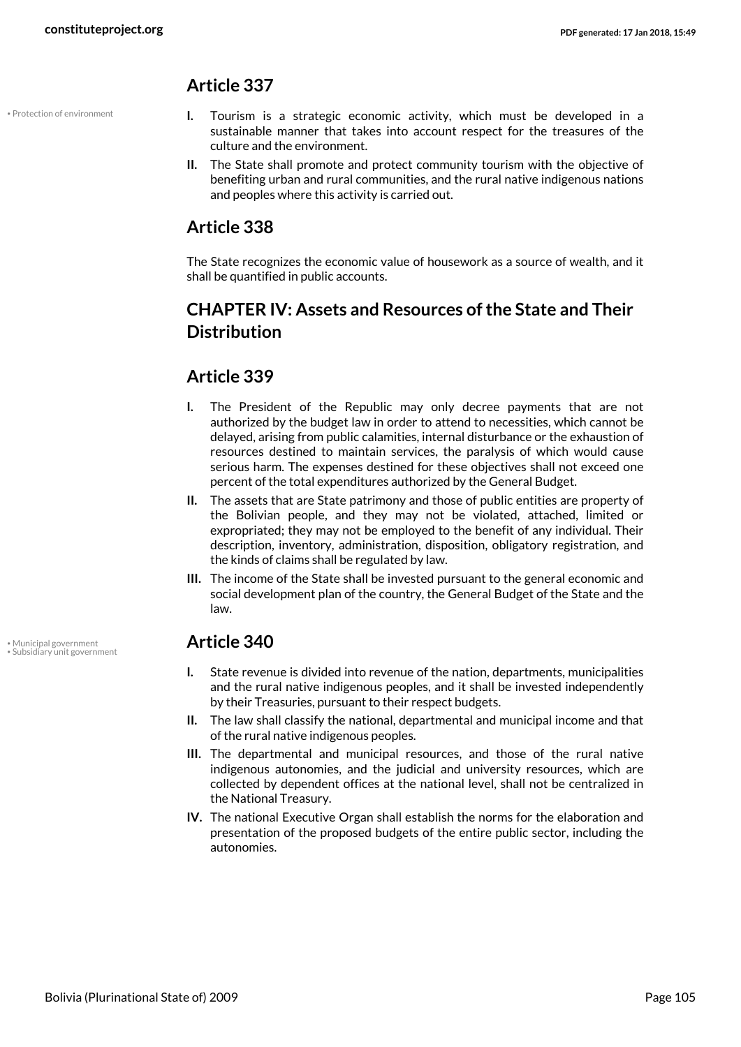## Article 337

• Protection of environment

**I.** Tourism is a strategic economic activity, which must be developed in a sustainable manner that takes into account respect for the treasures of the culture and the environment.

**II.** The State shall promote and protect community tourism with the objective of benefiting urban and rural communities, and the rural native indigenous nations and peoples where this activity is carried out.

## Article 338

The State recognizes the economic value of housework as a source of wealth, and it shall be quantified in public accounts.

## CHAPTER IV: Assets and Resources of the State and Their Distribution

## Article 339

**I.** The President of the Republic may only decree payments that are not authorized by the budget law in order to attend to necessities, which cannot be delayed, arising from public calamities, internal disturbance or the exhaustion of resources destined to maintain services, the paralysis of which would cause serious harm. The expenses destined for these objectives shall not exceed one percent of the total expenditures authorized by the General Budget.

**II.** The assets that are State patrimony and those of public entities are property of the Bolivian people, and they may not be violated, attached, limited or expropriated; they may not be employed to the benefit of any individual. Their description, inventory, administration, disposition, obligatory registration, and the kinds of claims shall be regulated by law.

**III.** The income of the State shall be invested pursuant to the general economic and social development plan of the country, the General Budget of the State and the law.

## Article 340

• Municipal government
• Subsidiary unit government

**I.** State revenue is divided into revenue of the nation, departments, municipalities and the rural native indigenous peoples, and it shall be invested independently by their Treasuries, pursuant to their respect budgets.

**II.** The law shall classify the national, departmental and municipal income and that of the rural native indigenous peoples.

**III.** The departmental and municipal resources, and those of the rural native indigenous autonomies, and the judicial and university resources, which are collected by dependent offices at the national level, shall not be centralized in the National Treasury.

**IV.** The national Executive Organ shall establish the norms for the elaboration and presentation of the proposed budgets of the entire public sector, including the autonomies.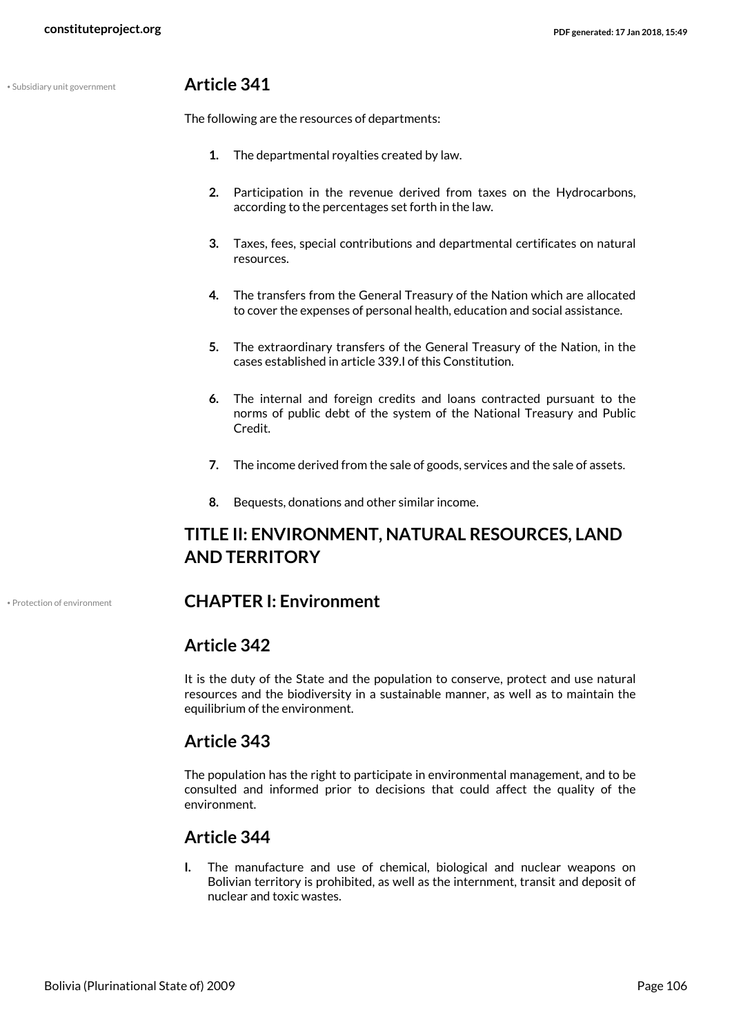## Article 341

The following are the resources of departments:

1. The departmental royalties created by law.
2. Participation in the revenue derived from taxes on the Hydrocarbons, according to the percentages set forth in the law.
3. Taxes, fees, special contributions and departmental certificates on natural resources.
4. The transfers from the General Treasury of the Nation which are allocated to cover the expenses of personal health, education and social assistance.
5. The extraordinary transfers of the General Treasury of the Nation, in the cases established in article 339.I of this Constitution.
6. The internal and foreign credits and loans contracted pursuant to the norms of public debt of the system of the National Treasury and Public Credit.
7. The income derived from the sale of goods, services and the sale of assets.
8. Bequests, donations and other similar income.

# TITLE II: ENVIRONMENT, NATURAL RESOURCES, LAND AND TERRITORY

## CHAPTER I: Environment

## Article 342

It is the duty of the State and the population to conserve, protect and use natural resources and the biodiversity in a sustainable manner, as well as to maintain the equilibrium of the environment.

## Article 343

The population has the right to participate in environmental management, and to be consulted and informed prior to decisions that could affect the quality of the environment.

## Article 344

**I.** The manufacture and use of chemical, biological and nuclear weapons on Bolivian territory is prohibited, as well as the internment, transit and deposit of nuclear and toxic wastes.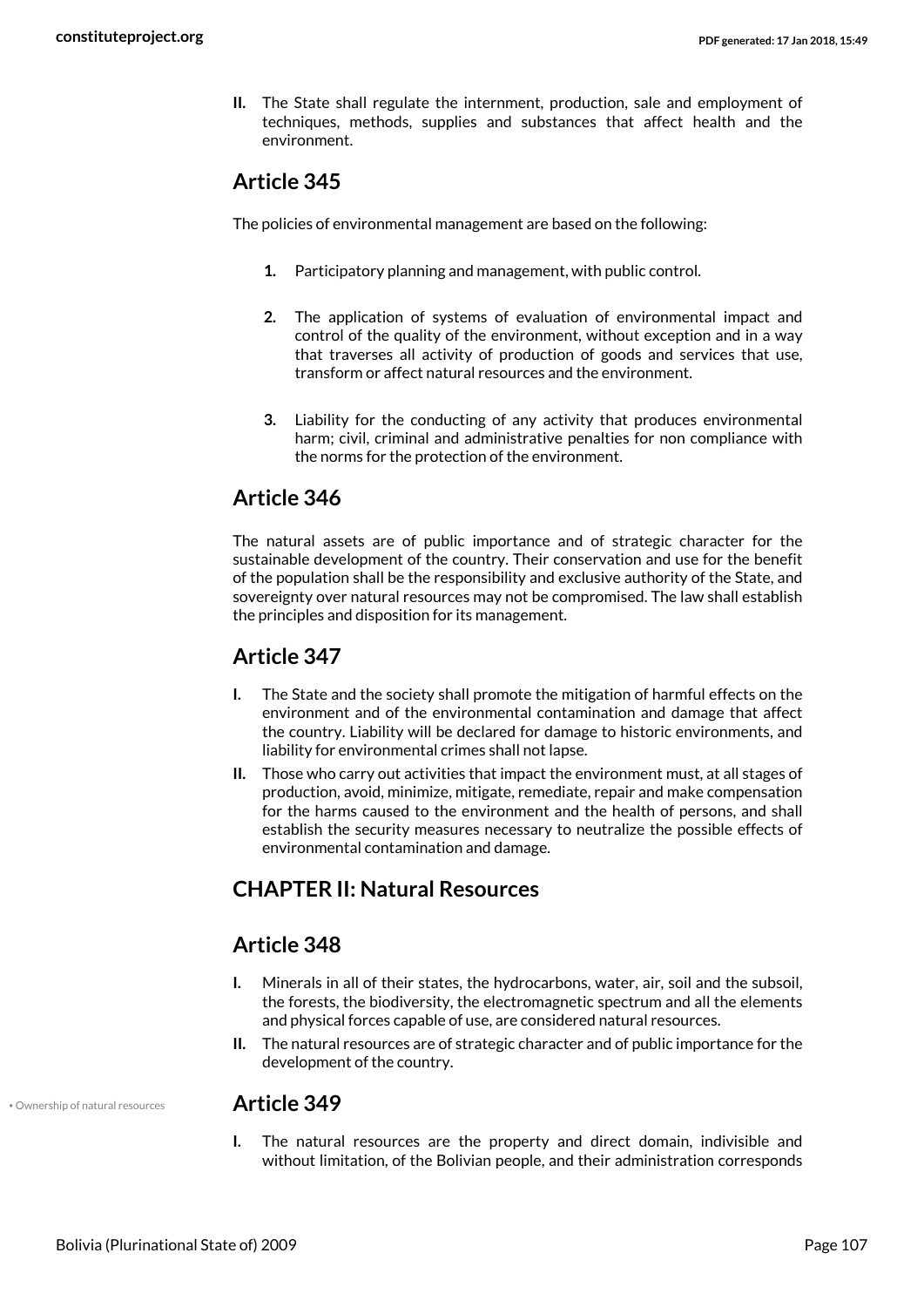**II.** The State shall regulate the internment, production, sale and employment of techniques, methods, supplies and substances that affect health and the environment.

## Article 345

The policies of environmental management are based on the following:

1. Participatory planning and management, with public control.

2. The application of systems of evaluation of environmental impact and control of the quality of the environment, without exception and in a way that traverses all activity of production of goods and services that use, transform or affect natural resources and the environment.

3. Liability for the conducting of any activity that produces environmental harm; civil, criminal and administrative penalties for non compliance with the norms for the protection of the environment.

## Article 346

The natural assets are of public importance and of strategic character for the sustainable development of the country. Their conservation and use for the benefit of the population shall be the responsibility and exclusive authority of the State, and sovereignty over natural resources may not be compromised. The law shall establish the principles and disposition for its management.

## Article 347

**I.** The State and the society shall promote the mitigation of harmful effects on the environment and of the environmental contamination and damage that affect the country. Liability will be declared for damage to historic environments, and liability for environmental crimes shall not lapse.

**II.** Those who carry out activities that impact the environment must, at all stages of production, avoid, minimize, mitigate, remediate, repair and make compensation for the harms caused to the environment and the health of persons, and shall establish the security measures necessary to neutralize the possible effects of environmental contamination and damage.

## CHAPTER II: Natural Resources

## Article 348

**I.** Minerals in all of their states, the hydrocarbons, water, air, soil and the subsoil, the forests, the biodiversity, the electromagnetic spectrum and all the elements and physical forces capable of use, are considered natural resources.

**II.** The natural resources are of strategic character and of public importance for the development of the country.

## Article 349

• Ownership of natural resources

**I.** The natural resources are the property and direct domain, indivisible and without limitation, of the Bolivian people, and their administration corresponds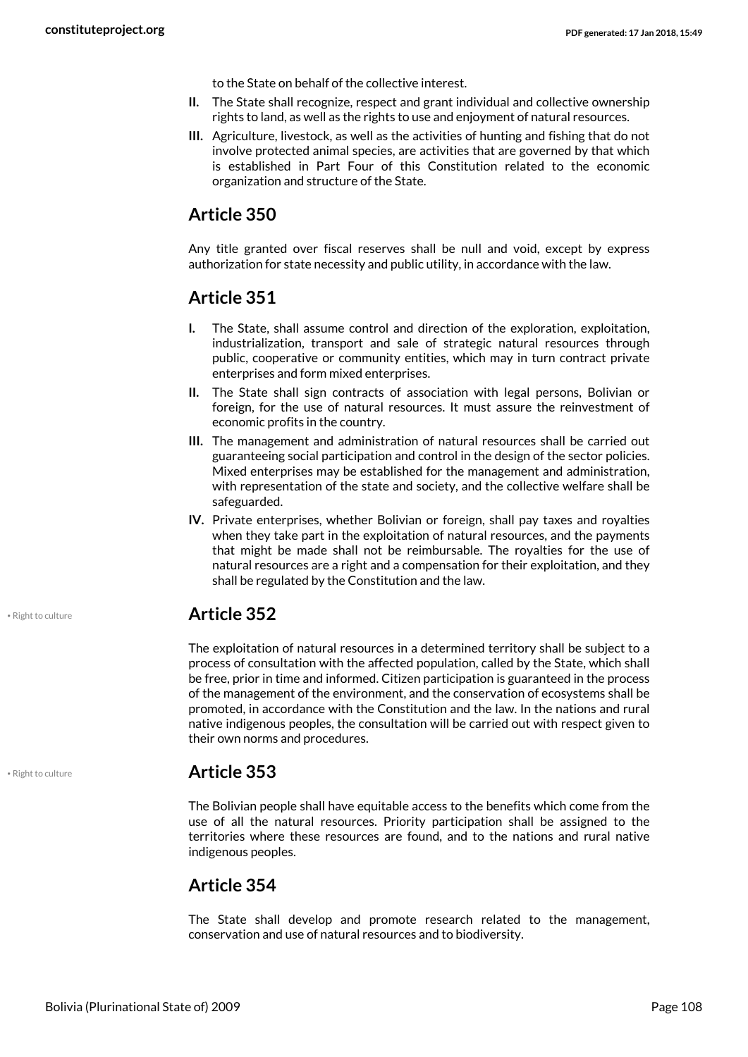to the State on behalf of the collective interest.

**II.** The State shall recognize, respect and grant individual and collective ownership rights to land, as well as the rights to use and enjoyment of natural resources.

**III.** Agriculture, livestock, as well as the activities of hunting and fishing that do not involve protected animal species, are activities that are governed by that which is established in Part Four of this Constitution related to the economic organization and structure of the State.

## Article 350

Any title granted over fiscal reserves shall be null and void, except by express authorization for state necessity and public utility, in accordance with the law.

## Article 351

**I.** The State, shall assume control and direction of the exploration, exploitation, industrialization, transport and sale of strategic natural resources through public, cooperative or community entities, which may in turn contract private enterprises and form mixed enterprises.

**II.** The State shall sign contracts of association with legal persons, Bolivian or foreign, for the use of natural resources. It must assure the reinvestment of economic profits in the country.

**III.** The management and administration of natural resources shall be carried out guaranteeing social participation and control in the design of the sector policies. Mixed enterprises may be established for the management and administration, with representation of the state and society, and the collective welfare shall be safeguarded.

**IV.** Private enterprises, whether Bolivian or foreign, shall pay taxes and royalties when they take part in the exploitation of natural resources, and the payments that might be made shall not be reimbursable. The royalties for the use of natural resources are a right and a compensation for their exploitation, and they shall be regulated by the Constitution and the law.

• Right to culture

## Article 352

The exploitation of natural resources in a determined territory shall be subject to a process of consultation with the affected population, called by the State, which shall be free, prior in time and informed. Citizen participation is guaranteed in the process of the management of the environment, and the conservation of ecosystems shall be promoted, in accordance with the Constitution and the law. In the nations and rural native indigenous peoples, the consultation will be carried out with respect given to their own norms and procedures.

• Right to culture

## Article 353

The Bolivian people shall have equitable access to the benefits which come from the use of all the natural resources. Priority participation shall be assigned to the territories where these resources are found, and to the nations and rural native indigenous peoples.

## Article 354

The State shall develop and promote research related to the management, conservation and use of natural resources and to biodiversity.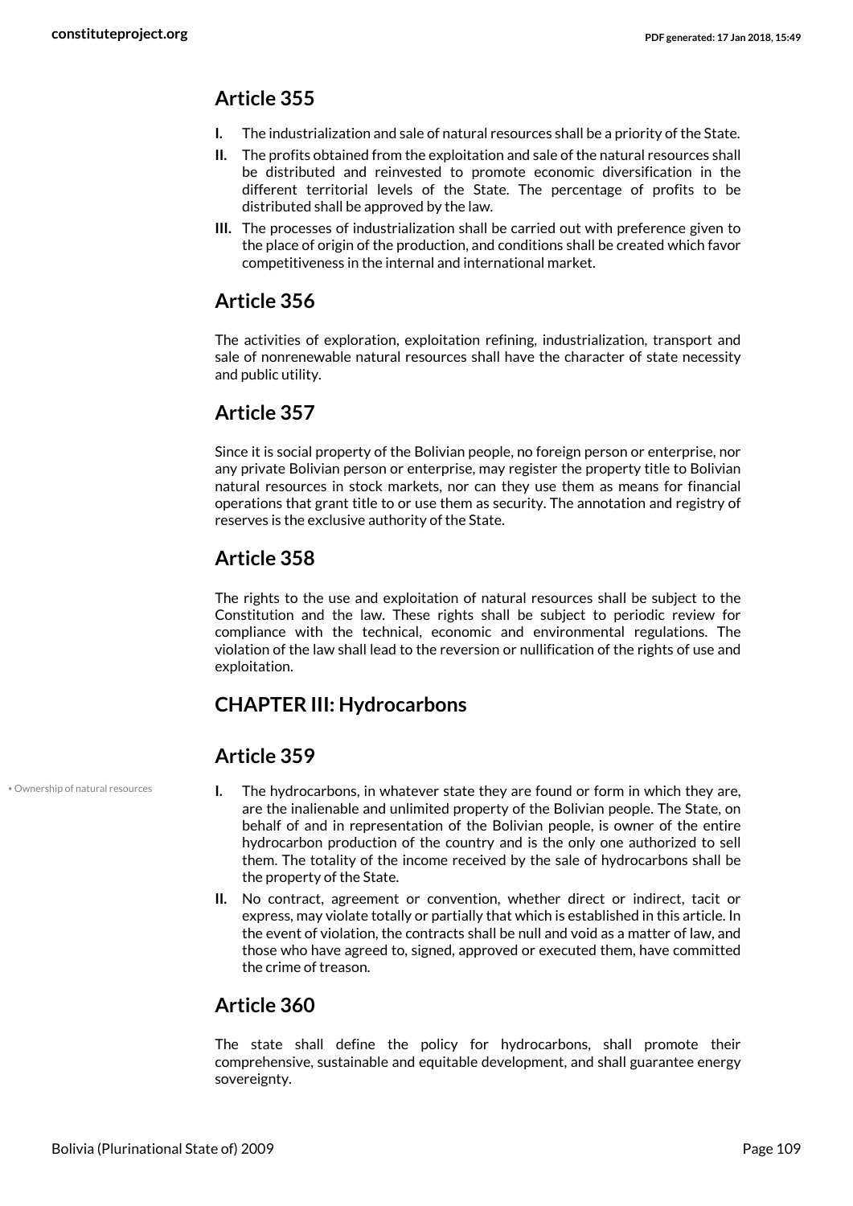## Article 355

**I.** The industrialization and sale of natural resources shall be a priority of the State.

**II.** The profits obtained from the exploitation and sale of the natural resources shall be distributed and reinvested to promote economic diversification in the different territorial levels of the State. The percentage of profits to be distributed shall be approved by the law.

**III.** The processes of industrialization shall be carried out with preference given to the place of origin of the production, and conditions shall be created which favor competitiveness in the internal and international market.

## Article 356

The activities of exploration, exploitation refining, industrialization, transport and sale of nonrenewable natural resources shall have the character of state necessity and public utility.

## Article 357

Since it is social property of the Bolivian people, no foreign person or enterprise, nor any private Bolivian person or enterprise, may register the property title to Bolivian natural resources in stock markets, nor can they use them as means for financial operations that grant title to or use them as security. The annotation and registry of reserves is the exclusive authority of the State.

## Article 358

The rights to the use and exploitation of natural resources shall be subject to the Constitution and the law. These rights shall be subject to periodic review for compliance with the technical, economic and environmental regulations. The violation of the law shall lead to the reversion or nullification of the rights of use and exploitation.

## CHAPTER III: Hydrocarbons

## Article 359

• Ownership of natural resources

**I.** The hydrocarbons, in whatever state they are found or form in which they are, are the inalienable and unlimited property of the Bolivian people. The State, on behalf of and in representation of the Bolivian people, is owner of the entire hydrocarbon production of the country and is the only one authorized to sell them. The totality of the income received by the sale of hydrocarbons shall be the property of the State.

**II.** No contract, agreement or convention, whether direct or indirect, tacit or express, may violate totally or partially that which is established in this article. In the event of violation, the contracts shall be null and void as a matter of law, and those who have agreed to, signed, approved or executed them, have committed the crime of treason.

## Article 360

The state shall define the policy for hydrocarbons, shall promote their comprehensive, sustainable and equitable development, and shall guarantee energy sovereignty.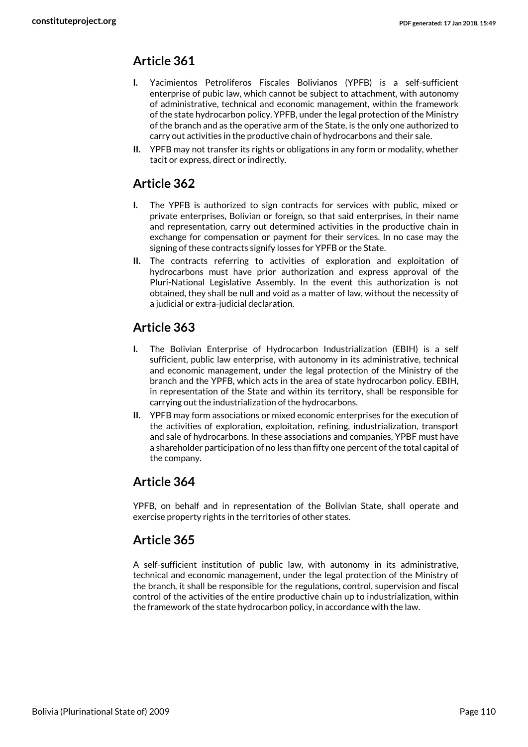## Article 361

- **I.** Yacimientos Petroliferos Fiscales Bolivianos (YPFB) is a self-sufficient enterprise of pubic law, which cannot be subject to attachment, with autonomy of administrative, technical and economic management, within the framework of the state hydrocarbon policy. YPFB, under the legal protection of the Ministry of the branch and as the operative arm of the State, is the only one authorized to carry out activities in the productive chain of hydrocarbons and their sale.
- **II.** YPFB may not transfer its rights or obligations in any form or modality, whether tacit or express, direct or indirectly.

## Article 362

- **I.** The YPFB is authorized to sign contracts for services with public, mixed or private enterprises, Bolivian or foreign, so that said enterprises, in their name and representation, carry out determined activities in the productive chain in exchange for compensation or payment for their services. In no case may the signing of these contracts signify losses for YPFB or the State.
- **II.** The contracts referring to activities of exploration and exploitation of hydrocarbons must have prior authorization and express approval of the Pluri-National Legislative Assembly. In the event this authorization is not obtained, they shall be null and void as a matter of law, without the necessity of a judicial or extra-judicial declaration.

## Article 363

- **I.** The Bolivian Enterprise of Hydrocarbon Industrialization (EBIH) is a self sufficient, public law enterprise, with autonomy in its administrative, technical and economic management, under the legal protection of the Ministry of the branch and the YPFB, which acts in the area of state hydrocarbon policy. EBIH, in representation of the State and within its territory, shall be responsible for carrying out the industrialization of the hydrocarbons.
- **II.** YPFB may form associations or mixed economic enterprises for the execution of the activities of exploration, exploitation, refining, industrialization, transport and sale of hydrocarbons. In these associations and companies, YPBF must have a shareholder participation of no less than fifty one percent of the total capital of the company.

## Article 364

YPFB, on behalf and in representation of the Bolivian State, shall operate and exercise property rights in the territories of other states.

## Article 365

A self-sufficient institution of public law, with autonomy in its administrative, technical and economic management, under the legal protection of the Ministry of the branch, it shall be responsible for the regulations, control, supervision and fiscal control of the activities of the entire productive chain up to industrialization, within the framework of the state hydrocarbon policy, in accordance with the law.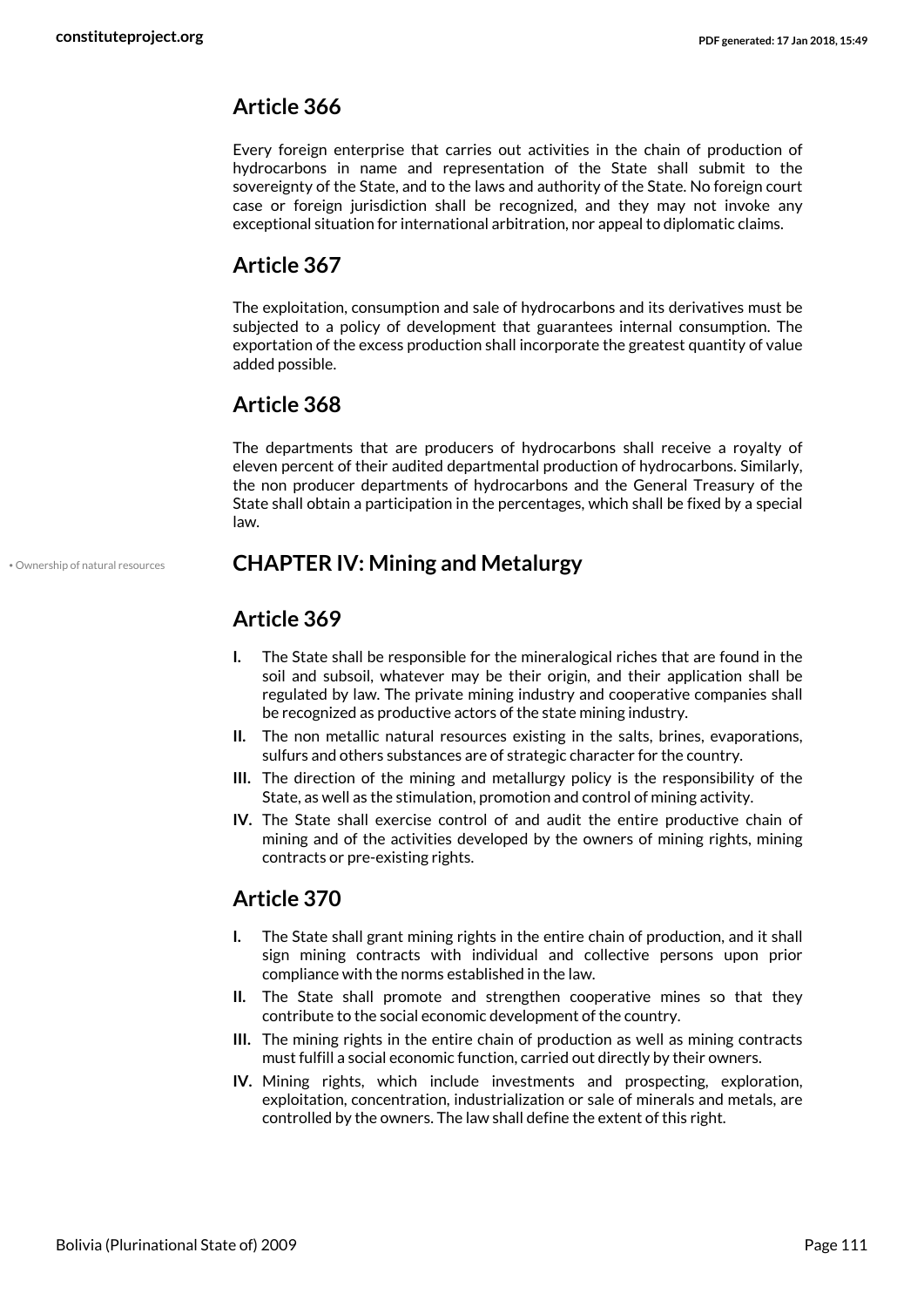## Article 366

Every foreign enterprise that carries out activities in the chain of production of hydrocarbons in name and representation of the State shall submit to the sovereignty of the State, and to the laws and authority of the State. No foreign court case or foreign jurisdiction shall be recognized, and they may not invoke any exceptional situation for international arbitration, nor appeal to diplomatic claims.

## Article 367

The exploitation, consumption and sale of hydrocarbons and its derivatives must be subjected to a policy of development that guarantees internal consumption. The exportation of the excess production shall incorporate the greatest quantity of value added possible.

## Article 368

The departments that are producers of hydrocarbons shall receive a royalty of eleven percent of their audited departmental production of hydrocarbons. Similarly, the non producer departments of hydrocarbons and the General Treasury of the State shall obtain a participation in the percentages, which shall be fixed by a special law.

• Ownership of natural resources

# CHAPTER IV: Mining and Metalurgy

## Article 369

**I.** The State shall be responsible for the mineralogical riches that are found in the soil and subsoil, whatever may be their origin, and their application shall be regulated by law. The private mining industry and cooperative companies shall be recognized as productive actors of the state mining industry.

**II.** The non metallic natural resources existing in the salts, brines, evaporations, sulfurs and others substances are of strategic character for the country.

**III.** The direction of the mining and metallurgy policy is the responsibility of the State, as well as the stimulation, promotion and control of mining activity.

**IV.** The State shall exercise control of and audit the entire productive chain of mining and of the activities developed by the owners of mining rights, mining contracts or pre-existing rights.

## Article 370

**I.** The State shall grant mining rights in the entire chain of production, and it shall sign mining contracts with individual and collective persons upon prior compliance with the norms established in the law.

**II.** The State shall promote and strengthen cooperative mines so that they contribute to the social economic development of the country.

**III.** The mining rights in the entire chain of production as well as mining contracts must fulfill a social economic function, carried out directly by their owners.

**IV.** Mining rights, which include investments and prospecting, exploration, exploitation, concentration, industrialization or sale of minerals and metals, are controlled by the owners. The law shall define the extent of this right.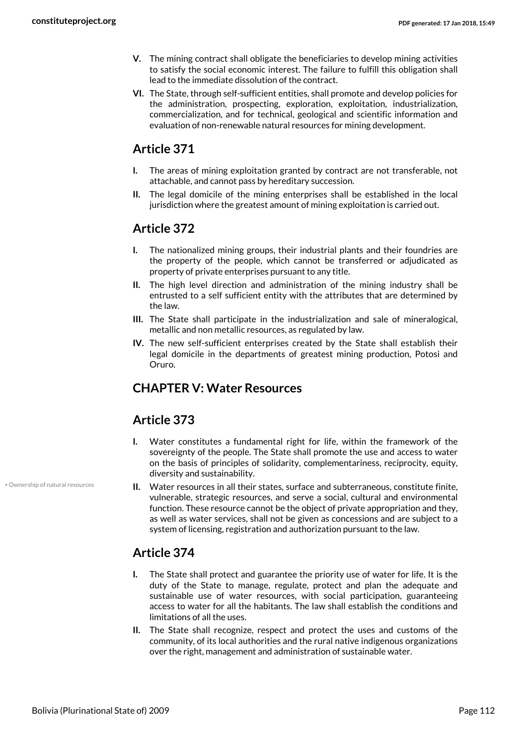**V.** The mining contract shall obligate the beneficiaries to develop mining activities to satisfy the social economic interest. The failure to fulfill this obligation shall lead to the immediate dissolution of the contract.

**VI.** The State, through self-sufficient entities, shall promote and develop policies for the administration, prospecting, exploration, exploitation, industrialization, commercialization, and for technical, geological and scientific information and evaluation of non-renewable natural resources for mining development.

## Article 371

**I.** The areas of mining exploitation granted by contract are not transferable, not attachable, and cannot pass by hereditary succession.

**II.** The legal domicile of the mining enterprises shall be established in the local jurisdiction where the greatest amount of mining exploitation is carried out.

## Article 372

**I.** The nationalized mining groups, their industrial plants and their foundries are the property of the people, which cannot be transferred or adjudicated as property of private enterprises pursuant to any title.

**II.** The high level direction and administration of the mining industry shall be entrusted to a self sufficient entity with the attributes that are determined by the law.

**III.** The State shall participate in the industrialization and sale of mineralogical, metallic and non metallic resources, as regulated by law.

**IV.** The new self-sufficient enterprises created by the State shall establish their legal domicile in the departments of greatest mining production, Potosi and Oruro.

## CHAPTER V: Water Resources

## Article 373

**I.** Water constitutes a fundamental right for life, within the framework of the sovereignty of the people. The State shall promote the use and access to water on the basis of principles of solidarity, complementariness, reciprocity, equity, diversity and sustainability.

• Ownership of natural resources

**II.** Water resources in all their states, surface and subterraneous, constitute finite, vulnerable, strategic resources, and serve a social, cultural and environmental function. These resource cannot be the object of private appropriation and they, as well as water services, shall not be given as concessions and are subject to a system of licensing, registration and authorization pursuant to the law.

## Article 374

**I.** The State shall protect and guarantee the priority use of water for life. It is the duty of the State to manage, regulate, protect and plan the adequate and sustainable use of water resources, with social participation, guaranteeing access to water for all the habitants. The law shall establish the conditions and limitations of all the uses.

**II.** The State shall recognize, respect and protect the uses and customs of the community, of its local authorities and the rural native indigenous organizations over the right, management and administration of sustainable water.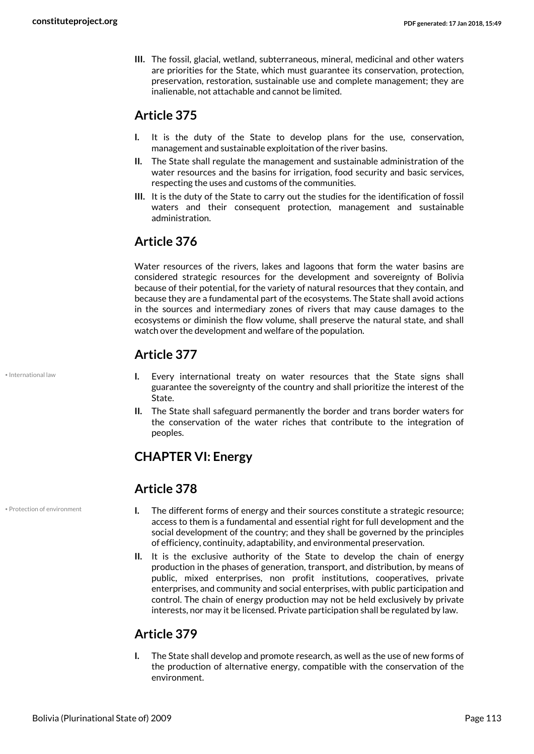III. The fossil, glacial, wetland, subterraneous, mineral, medicinal and other waters are priorities for the State, which must guarantee its conservation, protection, preservation, restoration, sustainable use and complete management; they are inalienable, not attachable and cannot be limited.

## Article 375

I. It is the duty of the State to develop plans for the use, conservation, management and sustainable exploitation of the river basins.

II. The State shall regulate the management and sustainable administration of the water resources and the basins for irrigation, food security and basic services, respecting the uses and customs of the communities.

III. It is the duty of the State to carry out the studies for the identification of fossil waters and their consequent protection, management and sustainable administration.

## Article 376

Water resources of the rivers, lakes and lagoons that form the water basins are considered strategic resources for the development and sovereignty of Bolivia because of their potential, for the variety of natural resources that they contain, and because they are a fundamental part of the ecosystems. The State shall avoid actions in the sources and intermediary zones of rivers that may cause damages to the ecosystems or diminish the flow volume, shall preserve the natural state, and shall watch over the development and welfare of the population.

## Article 377

• International law

I. Every international treaty on water resources that the State signs shall guarantee the sovereignty of the country and shall prioritize the interest of the State.

II. The State shall safeguard permanently the border and trans border waters for the conservation of the water riches that contribute to the integration of peoples.

## CHAPTER VI: Energy

## Article 378

• Protection of environment

I. The different forms of energy and their sources constitute a strategic resource; access to them is a fundamental and essential right for full development and the social development of the country; and they shall be governed by the principles of efficiency, continuity, adaptability, and environmental preservation.

II. It is the exclusive authority of the State to develop the chain of energy production in the phases of generation, transport, and distribution, by means of public, mixed enterprises, non profit institutions, cooperatives, private enterprises, and community and social enterprises, with public participation and control. The chain of energy production may not be held exclusively by private interests, nor may it be licensed. Private participation shall be regulated by law.

## Article 379

I. The State shall develop and promote research, as well as the use of new forms of the production of alternative energy, compatible with the conservation of the environment.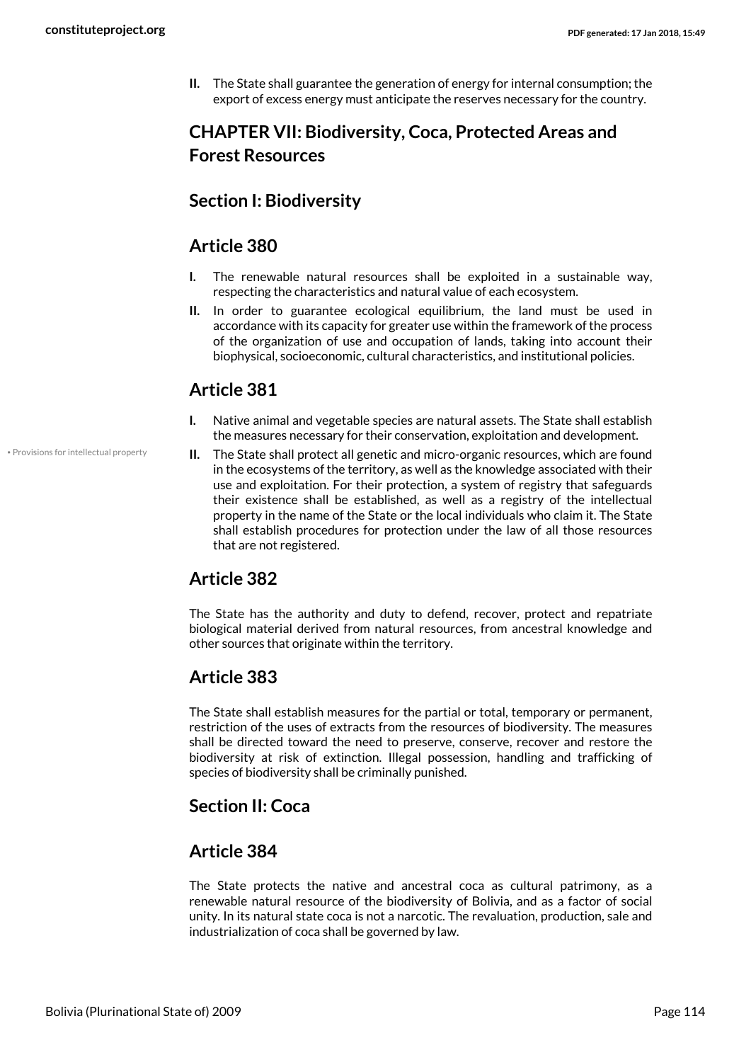II. The State shall guarantee the generation of energy for internal consumption; the export of excess energy must anticipate the reserves necessary for the country.

## CHAPTER VII: Biodiversity, Coca, Protected Areas and Forest Resources

### Section I: Biodiversity

### Article 380

I. The renewable natural resources shall be exploited in a sustainable way, respecting the characteristics and natural value of each ecosystem.

II. In order to guarantee ecological equilibrium, the land must be used in accordance with its capacity for greater use within the framework of the process of the organization of use and occupation of lands, taking into account their biophysical, socioeconomic, cultural characteristics, and institutional policies.

### Article 381

I. Native animal and vegetable species are natural assets. The State shall establish the measures necessary for their conservation, exploitation and development.

• Provisions for intellectual property

II. The State shall protect all genetic and micro-organic resources, which are found in the ecosystems of the territory, as well as the knowledge associated with their use and exploitation. For their protection, a system of registry that safeguards their existence shall be established, as well as a registry of the intellectual property in the name of the State or the local individuals who claim it. The State shall establish procedures for protection under the law of all those resources that are not registered.

### Article 382

The State has the authority and duty to defend, recover, protect and repatriate biological material derived from natural resources, from ancestral knowledge and other sources that originate within the territory.

### Article 383

The State shall establish measures for the partial or total, temporary or permanent, restriction of the uses of extracts from the resources of biodiversity. The measures shall be directed toward the need to preserve, conserve, recover and restore the biodiversity at risk of extinction. Illegal possession, handling and trafficking of species of biodiversity shall be criminally punished.

### Section II: Coca

### Article 384

The State protects the native and ancestral coca as cultural patrimony, as a renewable natural resource of the biodiversity of Bolivia, and as a factor of social unity. In its natural state coca is not a narcotic. The revaluation, production, sale and industrialization of coca shall be governed by law.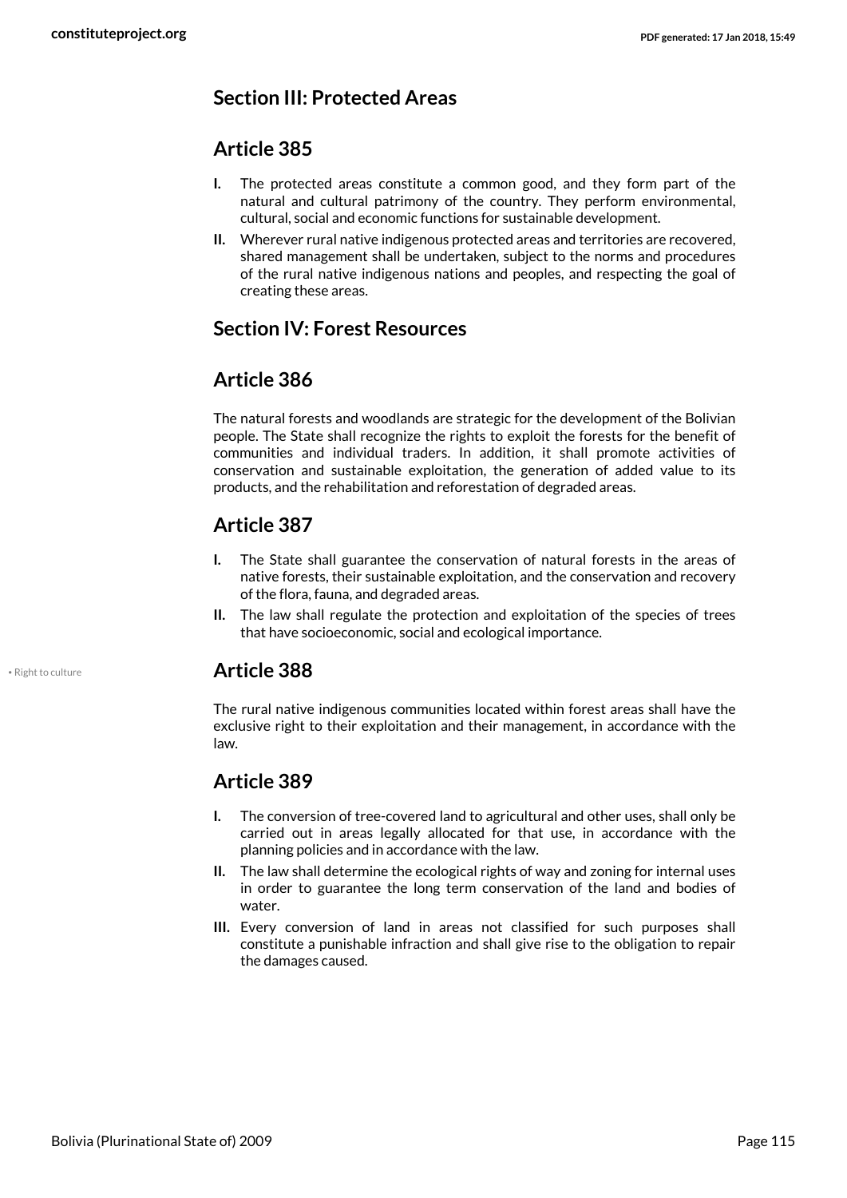## Section III: Protected Areas

## Article 385

**I.** The protected areas constitute a common good, and they form part of the natural and cultural patrimony of the country. They perform environmental, cultural, social and economic functions for sustainable development.

**II.** Wherever rural native indigenous protected areas and territories are recovered, shared management shall be undertaken, subject to the norms and procedures of the rural native indigenous nations and peoples, and respecting the goal of creating these areas.

## Section IV: Forest Resources

## Article 386

The natural forests and woodlands are strategic for the development of the Bolivian people. The State shall recognize the rights to exploit the forests for the benefit of communities and individual traders. In addition, it shall promote activities of conservation and sustainable exploitation, the generation of added value to its products, and the rehabilitation and reforestation of degraded areas.

## Article 387

**I.** The State shall guarantee the conservation of natural forests in the areas of native forests, their sustainable exploitation, and the conservation and recovery of the flora, fauna, and degraded areas.

**II.** The law shall regulate the protection and exploitation of the species of trees that have socioeconomic, social and ecological importance.

## Article 388

• Right to culture

The rural native indigenous communities located within forest areas shall have the exclusive right to their exploitation and their management, in accordance with the law.

## Article 389

**I.** The conversion of tree-covered land to agricultural and other uses, shall only be carried out in areas legally allocated for that use, in accordance with the planning policies and in accordance with the law.

**II.** The law shall determine the ecological rights of way and zoning for internal uses in order to guarantee the long term conservation of the land and bodies of water.

**III.** Every conversion of land in areas not classified for such purposes shall constitute a punishable infraction and shall give rise to the obligation to repair the damages caused.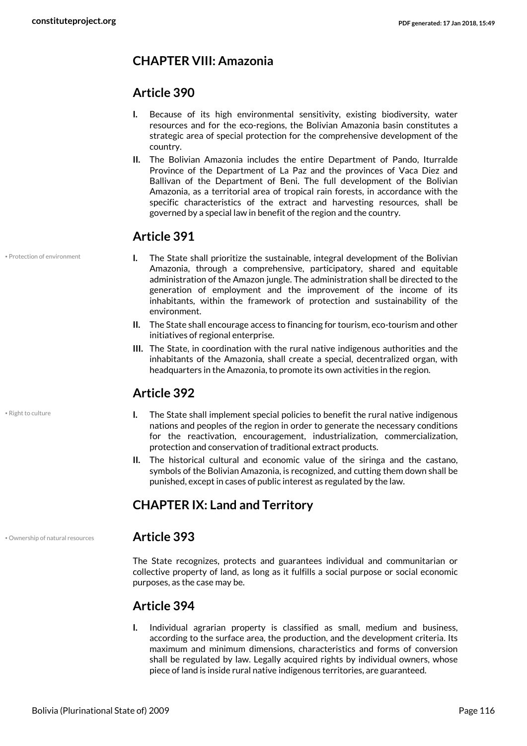## CHAPTER VIII: Amazonia

### Article 390

**I.** Because of its high environmental sensitivity, existing biodiversity, water resources and for the eco-regions, the Bolivian Amazonia basin constitutes a strategic area of special protection for the comprehensive development of the country.

**II.** The Bolivian Amazonia includes the entire Department of Pando, Iturralde Province of the Department of La Paz and the provinces of Vaca Diez and Ballivan of the Department of Beni. The full development of the Bolivian Amazonia, as a territorial area of tropical rain forests, in accordance with the specific characteristics of the extract and harvesting resources, shall be governed by a special law in benefit of the region and the country.

### Article 391

• Protection of environment

**I.** The State shall prioritize the sustainable, integral development of the Bolivian Amazonia, through a comprehensive, participatory, shared and equitable administration of the Amazon jungle. The administration shall be directed to the generation of employment and the improvement of the income of its inhabitants, within the framework of protection and sustainability of the environment.

**II.** The State shall encourage access to financing for tourism, eco-tourism and other initiatives of regional enterprise.

**III.** The State, in coordination with the rural native indigenous authorities and the inhabitants of the Amazonia, shall create a special, decentralized organ, with headquarters in the Amazonia, to promote its own activities in the region.

### Article 392

• Right to culture

**I.** The State shall implement special policies to benefit the rural native indigenous nations and peoples of the region in order to generate the necessary conditions for the reactivation, encouragement, industrialization, commercialization, protection and conservation of traditional extract products.

**II.** The historical cultural and economic value of the siringa and the castano, symbols of the Bolivian Amazonia, is recognized, and cutting them down shall be punished, except in cases of public interest as regulated by the law.

## CHAPTER IX: Land and Territory

• Ownership of natural resources

### Article 393

The State recognizes, protects and guarantees individual and communitarian or collective property of land, as long as it fulfills a social purpose or social economic purposes, as the case may be.

### Article 394

**I.** Individual agrarian property is classified as small, medium and business, according to the surface area, the production, and the development criteria. Its maximum and minimum dimensions, characteristics and forms of conversion shall be regulated by law. Legally acquired rights by individual owners, whose piece of land is inside rural native indigenous territories, are guaranteed.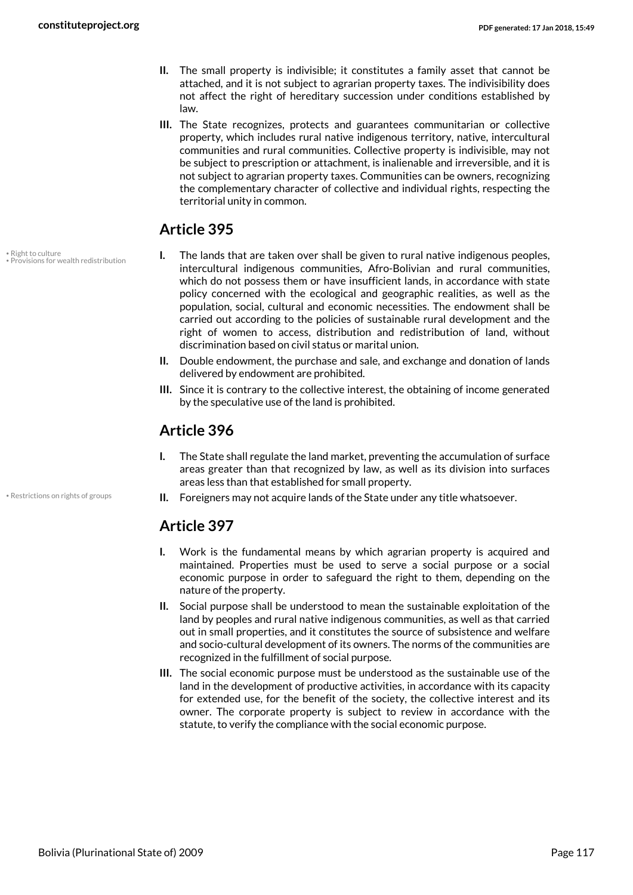**II.** The small property is indivisible; it constitutes a family asset that cannot be attached, and it is not subject to agrarian property taxes. The indivisibility does not affect the right of hereditary succession under conditions established by law.

**III.** The State recognizes, protects and guarantees communitarian or collective property, which includes rural native indigenous territory, native, intercultural communities and rural communities. Collective property is indivisible, may not be subject to prescription or attachment, is inalienable and irreversible, and it is not subject to agrarian property taxes. Communities can be owners, recognizing the complementary character of collective and individual rights, respecting the territorial unity in common.

## Article 395

• Right to culture
• Provisions for wealth redistribution

**I.** The lands that are taken over shall be given to rural native indigenous peoples, intercultural indigenous communities, Afro-Bolivian and rural communities, which do not possess them or have insufficient lands, in accordance with state policy concerned with the ecological and geographic realities, as well as the population, social, cultural and economic necessities. The endowment shall be carried out according to the policies of sustainable rural development and the right of women to access, distribution and redistribution of land, without discrimination based on civil status or marital union.

**II.** Double endowment, the purchase and sale, and exchange and donation of lands delivered by endowment are prohibited.

**III.** Since it is contrary to the collective interest, the obtaining of income generated by the speculative use of the land is prohibited.

## Article 396

**I.** The State shall regulate the land market, preventing the accumulation of surface areas greater than that recognized by law, as well as its division into surfaces areas less than that established for small property.

• Restrictions on rights of groups

**II.** Foreigners may not acquire lands of the State under any title whatsoever.

## Article 397

**I.** Work is the fundamental means by which agrarian property is acquired and maintained. Properties must be used to serve a social purpose or a social economic purpose in order to safeguard the right to them, depending on the nature of the property.

**II.** Social purpose shall be understood to mean the sustainable exploitation of the land by peoples and rural native indigenous communities, as well as that carried out in small properties, and it constitutes the source of subsistence and welfare and socio-cultural development of its owners. The norms of the communities are recognized in the fulfillment of social purpose.

**III.** The social economic purpose must be understood as the sustainable use of the land in the development of productive activities, in accordance with its capacity for extended use, for the benefit of the society, the collective interest and its owner. The corporate property is subject to review in accordance with the statute, to verify the compliance with the social economic purpose.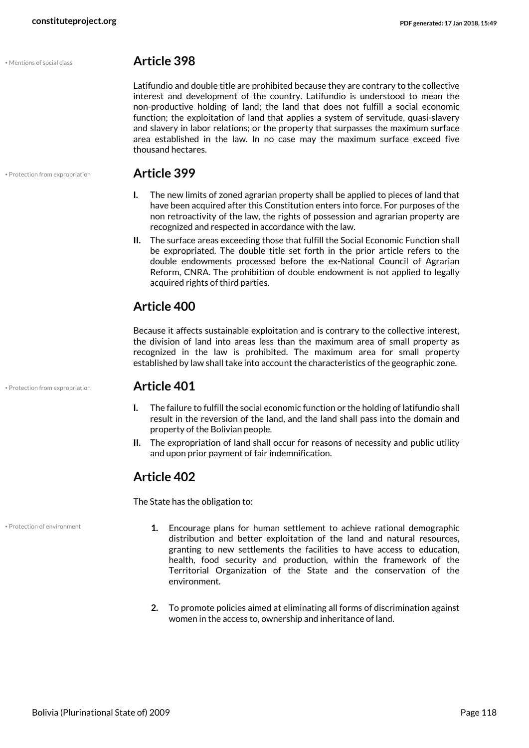• Mentions of social class

## Article 398

Latifundio and double title are prohibited because they are contrary to the collective interest and development of the country. Latifundio is understood to mean the non-productive holding of land; the land that does not fulfill a social economic function; the exploitation of land that applies a system of servitude, quasi-slavery and slavery in labor relations; or the property that surpasses the maximum surface area established in the law. In no case may the maximum surface exceed five thousand hectares.

• Protection from expropriation

## Article 399

**I.** The new limits of zoned agrarian property shall be applied to pieces of land that have been acquired after this Constitution enters into force. For purposes of the non retroactivity of the law, the rights of possession and agrarian property are recognized and respected in accordance with the law.

**II.** The surface areas exceeding those that fulfill the Social Economic Function shall be expropriated. The double title set forth in the prior article refers to the double endowments processed before the ex-National Council of Agrarian Reform, CNRA. The prohibition of double endowment is not applied to legally acquired rights of third parties.

## Article 400

Because it affects sustainable exploitation and is contrary to the collective interest, the division of land into areas less than the maximum area of small property as recognized in the law is prohibited. The maximum area for small property established by law shall take into account the characteristics of the geographic zone.

• Protection from expropriation

## Article 401

**I.** The failure to fulfill the social economic function or the holding of latifundio shall result in the reversion of the land, and the land shall pass into the domain and property of the Bolivian people.

**II.** The expropriation of land shall occur for reasons of necessity and public utility and upon prior payment of fair indemnification.

## Article 402

The State has the obligation to:

• Protection of environment

1. Encourage plans for human settlement to achieve rational demographic distribution and better exploitation of the land and natural resources, granting to new settlements the facilities to have access to education, health, food security and production, within the framework of the Territorial Organization of the State and the conservation of the environment.

2. To promote policies aimed at eliminating all forms of discrimination against women in the access to, ownership and inheritance of land.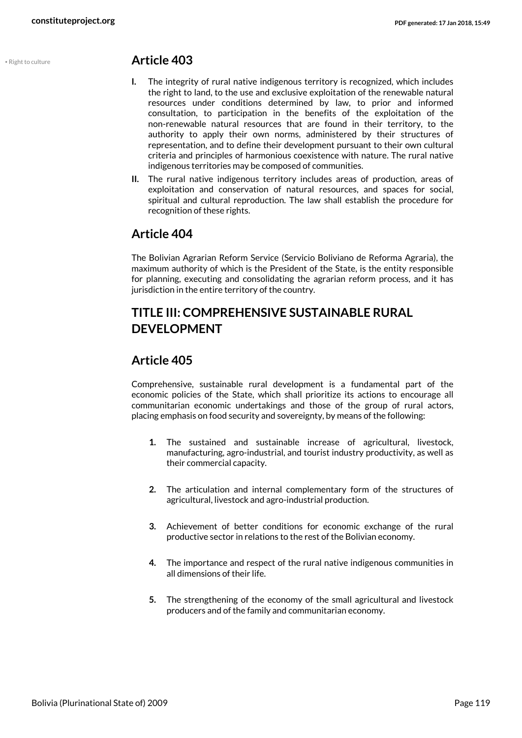• Right to culture

## Article 403

**I.** The integrity of rural native indigenous territory is recognized, which includes the right to land, to the use and exclusive exploitation of the renewable natural resources under conditions determined by law, to prior and informed consultation, to participation in the benefits of the exploitation of the non-renewable natural resources that are found in their territory, to the authority to apply their own norms, administered by their structures of representation, and to define their development pursuant to their own cultural criteria and principles of harmonious coexistence with nature. The rural native indigenous territories may be composed of communities.

**II.** The rural native indigenous territory includes areas of production, areas of exploitation and conservation of natural resources, and spaces for social, spiritual and cultural reproduction. The law shall establish the procedure for recognition of these rights.

## Article 404

The Bolivian Agrarian Reform Service (Servicio Boliviano de Reforma Agraria), the maximum authority of which is the President of the State, is the entity responsible for planning, executing and consolidating the agrarian reform process, and it has jurisdiction in the entire territory of the country.

# TITLE III: COMPREHENSIVE SUSTAINABLE RURAL DEVELOPMENT

## Article 405

Comprehensive, sustainable rural development is a fundamental part of the economic policies of the State, which shall prioritize its actions to encourage all communitarian economic undertakings and those of the group of rural actors, placing emphasis on food security and sovereignty, by means of the following:

1. The sustained and sustainable increase of agricultural, livestock, manufacturing, agro-industrial, and tourist industry productivity, as well as their commercial capacity.

2. The articulation and internal complementary form of the structures of agricultural, livestock and agro-industrial production.

3. Achievement of better conditions for economic exchange of the rural productive sector in relations to the rest of the Bolivian economy.

4. The importance and respect of the rural native indigenous communities in all dimensions of their life.

5. The strengthening of the economy of the small agricultural and livestock producers and of the family and communitarian economy.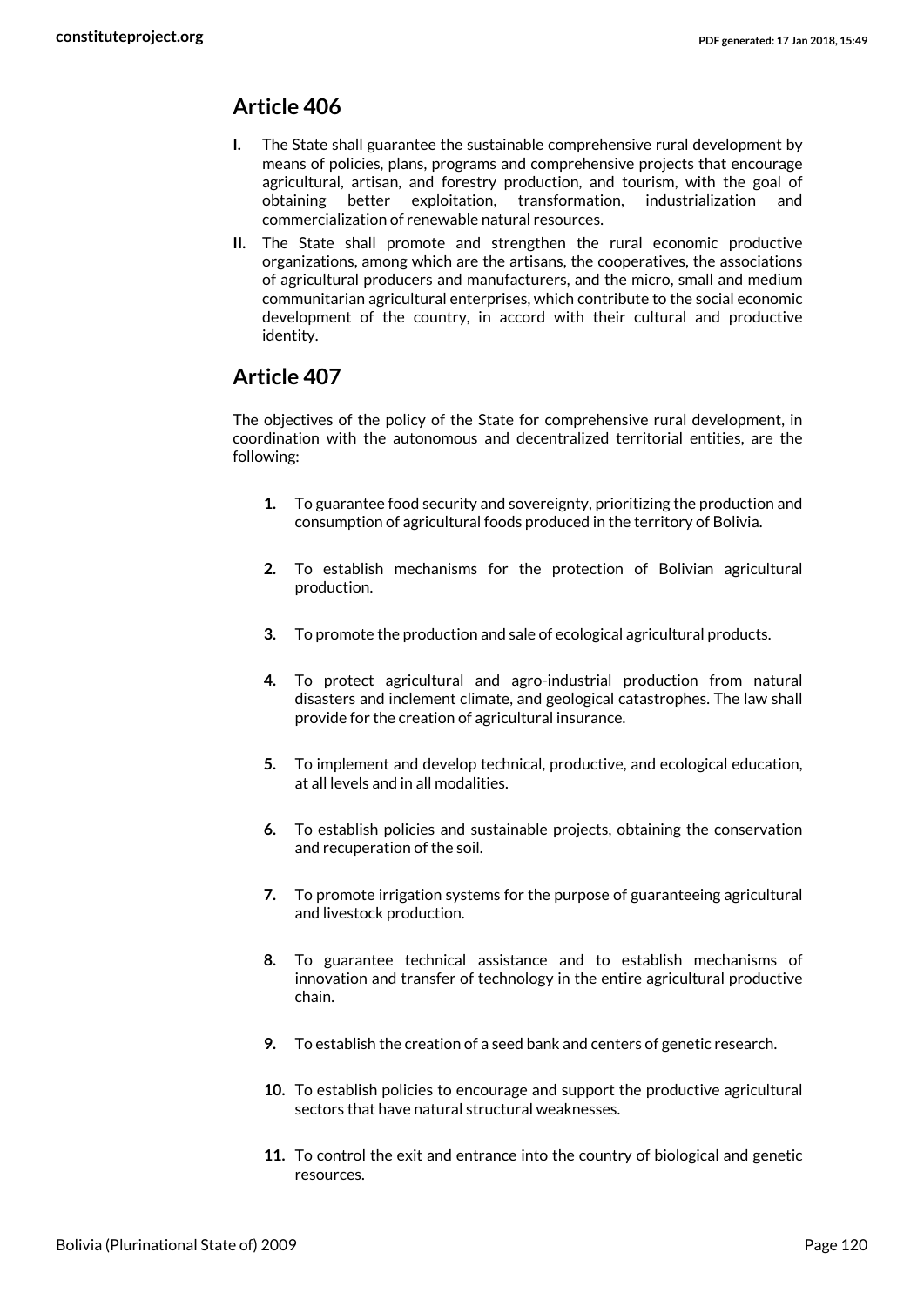## Article 406

**I.** The State shall guarantee the sustainable comprehensive rural development by means of policies, plans, programs and comprehensive projects that encourage agricultural, artisan, and forestry production, and tourism, with the goal of obtaining better exploitation, transformation, industrialization and commercialization of renewable natural resources.

**II.** The State shall promote and strengthen the rural economic productive organizations, among which are the artisans, the cooperatives, the associations of agricultural producers and manufacturers, and the micro, small and medium communitarian agricultural enterprises, which contribute to the social economic development of the country, in accord with their cultural and productive identity.

## Article 407

The objectives of the policy of the State for comprehensive rural development, in coordination with the autonomous and decentralized territorial entities, are the following:

1. To guarantee food security and sovereignty, prioritizing the production and consumption of agricultural foods produced in the territory of Bolivia.
2. To establish mechanisms for the protection of Bolivian agricultural production.
3. To promote the production and sale of ecological agricultural products.
4. To protect agricultural and agro-industrial production from natural disasters and inclement climate, and geological catastrophes. The law shall provide for the creation of agricultural insurance.
5. To implement and develop technical, productive, and ecological education, at all levels and in all modalities.
6. To establish policies and sustainable projects, obtaining the conservation and recuperation of the soil.
7. To promote irrigation systems for the purpose of guaranteeing agricultural and livestock production.
8. To guarantee technical assistance and to establish mechanisms of innovation and transfer of technology in the entire agricultural productive chain.
9. To establish the creation of a seed bank and centers of genetic research.
10. To establish policies to encourage and support the productive agricultural sectors that have natural structural weaknesses.
11. To control the exit and entrance into the country of biological and genetic resources.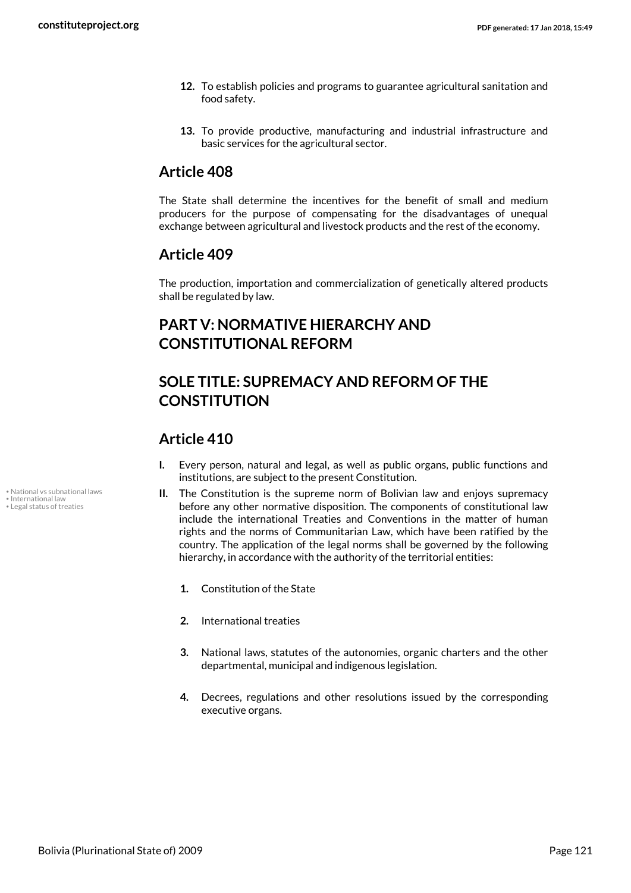12. To establish policies and programs to guarantee agricultural sanitation and food safety.

13. To provide productive, manufacturing and industrial infrastructure and basic services for the agricultural sector.

## Article 408

The State shall determine the incentives for the benefit of small and medium producers for the purpose of compensating for the disadvantages of unequal exchange between agricultural and livestock products and the rest of the economy.

## Article 409

The production, importation and commercialization of genetically altered products shall be regulated by law.

# PART V: NORMATIVE HIERARCHY AND CONSTITUTIONAL REFORM

# SOLE TITLE: SUPREMACY AND REFORM OF THE CONSTITUTION

## Article 410

- National vs subnational laws
- International law
- Legal status of treaties

I. Every person, natural and legal, as well as public organs, public functions and institutions, are subject to the present Constitution.

II. The Constitution is the supreme norm of Bolivian law and enjoys supremacy before any other normative disposition. The components of constitutional law include the international Treaties and Conventions in the matter of human rights and the norms of Communitarian Law, which have been ratified by the country. The application of the legal norms shall be governed by the following hierarchy, in accordance with the authority of the territorial entities:

   1. Constitution of the State

   2. International treaties

   3. National laws, statutes of the autonomies, organic charters and the other departmental, municipal and indigenous legislation.

   4. Decrees, regulations and other resolutions issued by the corresponding executive organs.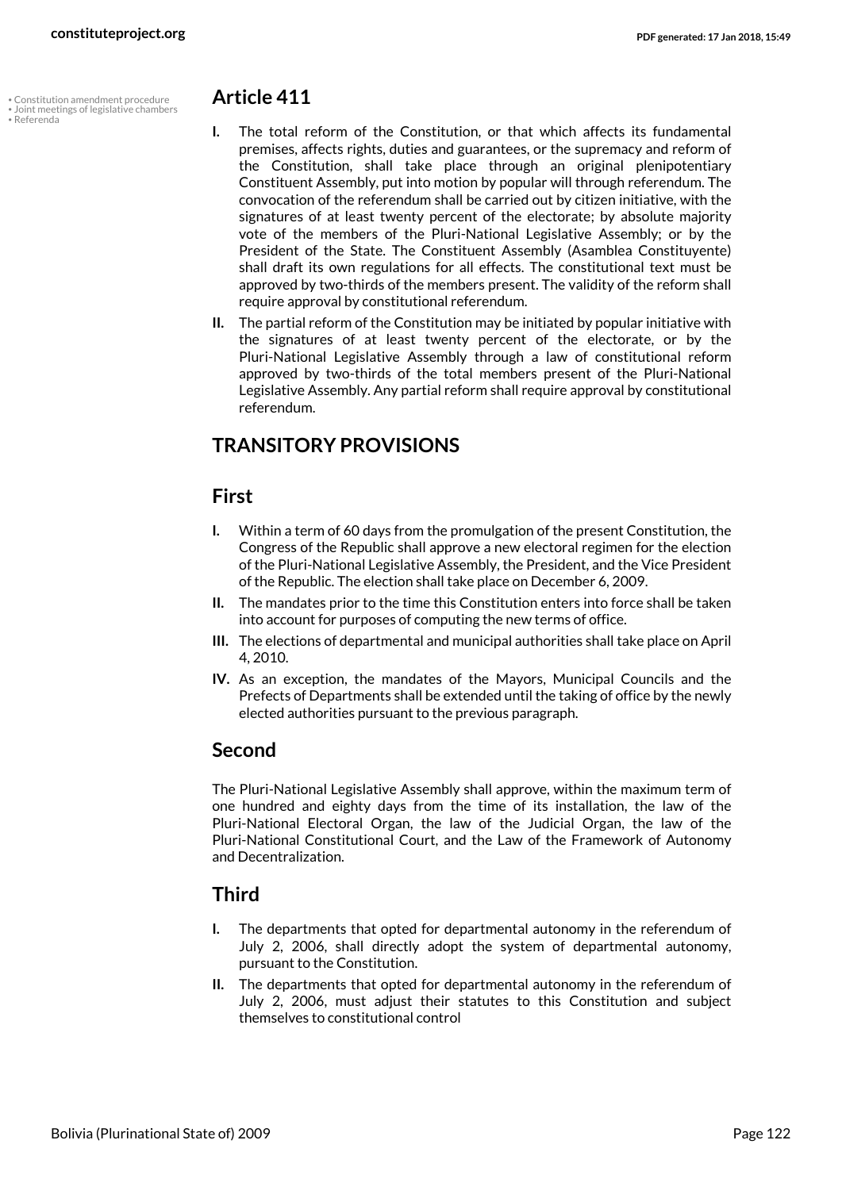- Constitution amendment procedure
- Joint meetings of legislative chambers
- Referenda

## Article 411

**I.** The total reform of the Constitution, or that which affects its fundamental premises, affects rights, duties and guarantees, or the supremacy and reform of the Constitution, shall take place through an original plenipotentiary Constituent Assembly, put into motion by popular will through referendum. The convocation of the referendum shall be carried out by citizen initiative, with the signatures of at least twenty percent of the electorate; by absolute majority vote of the members of the Pluri-National Legislative Assembly; or by the President of the State. The Constituent Assembly (Asamblea Constituyente) shall draft its own regulations for all effects. The constitutional text must be approved by two-thirds of the members present. The validity of the reform shall require approval by constitutional referendum.

**II.** The partial reform of the Constitution may be initiated by popular initiative with the signatures of at least twenty percent of the electorate, or by the Pluri-National Legislative Assembly through a law of constitutional reform approved by two-thirds of the total members present of the Pluri-National Legislative Assembly. Any partial reform shall require approval by constitutional referendum.

# TRANSITORY PROVISIONS

## First

**I.** Within a term of 60 days from the promulgation of the present Constitution, the Congress of the Republic shall approve a new electoral regimen for the election of the Pluri-National Legislative Assembly, the President, and the Vice President of the Republic. The election shall take place on December 6, 2009.

**II.** The mandates prior to the time this Constitution enters into force shall be taken into account for purposes of computing the new terms of office.

**III.** The elections of departmental and municipal authorities shall take place on April 4, 2010.

**IV.** As an exception, the mandates of the Mayors, Municipal Councils and the Prefects of Departments shall be extended until the taking of office by the newly elected authorities pursuant to the previous paragraph.

## Second

The Pluri-National Legislative Assembly shall approve, within the maximum term of one hundred and eighty days from the time of its installation, the law of the Pluri-National Electoral Organ, the law of the Judicial Organ, the law of the Pluri-National Constitutional Court, and the Law of the Framework of Autonomy and Decentralization.

## Third

**I.** The departments that opted for departmental autonomy in the referendum of July 2, 2006, shall directly adopt the system of departmental autonomy, pursuant to the Constitution.

**II.** The departments that opted for departmental autonomy in the referendum of July 2, 2006, must adjust their statutes to this Constitution and subject themselves to constitutional control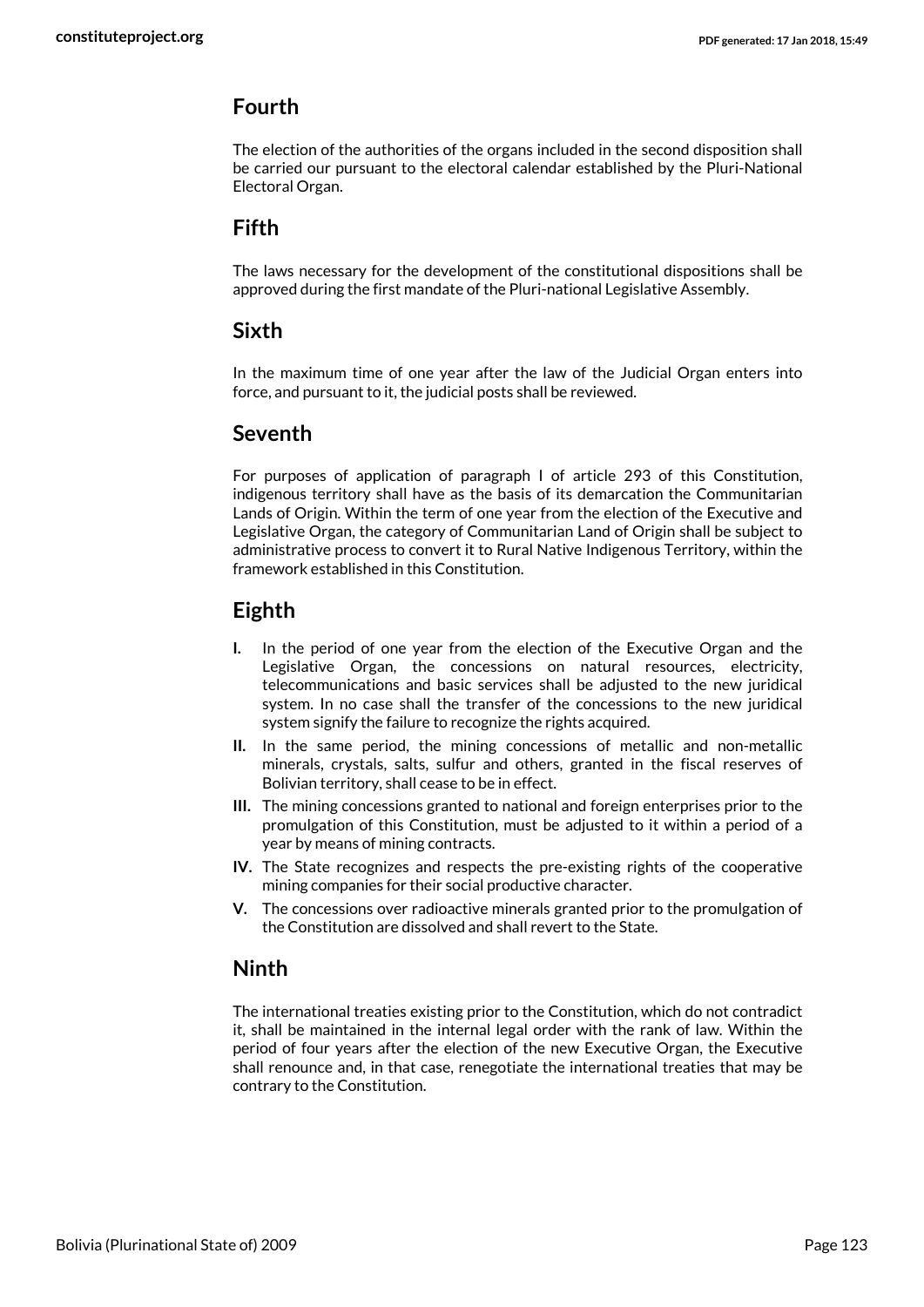## Fourth

The election of the authorities of the organs included in the second disposition shall be carried our pursuant to the electoral calendar established by the Pluri-National Electoral Organ.

## Fifth

The laws necessary for the development of the constitutional dispositions shall be approved during the first mandate of the Pluri-national Legislative Assembly.

## Sixth

In the maximum time of one year after the law of the Judicial Organ enters into force, and pursuant to it, the judicial posts shall be reviewed.

## Seventh

For purposes of application of paragraph I of article 293 of this Constitution, indigenous territory shall have as the basis of its demarcation the Communitarian Lands of Origin. Within the term of one year from the election of the Executive and Legislative Organ, the category of Communitarian Land of Origin shall be subject to administrative process to convert it to Rural Native Indigenous Territory, within the framework established in this Constitution.

## Eighth

- **I.** In the period of one year from the election of the Executive Organ and the Legislative Organ, the concessions on natural resources, electricity, telecommunications and basic services shall be adjusted to the new juridical system. In no case shall the transfer of the concessions to the new juridical system signify the failure to recognize the rights acquired.
- **II.** In the same period, the mining concessions of metallic and non-metallic minerals, crystals, salts, sulfur and others, granted in the fiscal reserves of Bolivian territory, shall cease to be in effect.
- **III.** The mining concessions granted to national and foreign enterprises prior to the promulgation of this Constitution, must be adjusted to it within a period of a year by means of mining contracts.
- **IV.** The State recognizes and respects the pre-existing rights of the cooperative mining companies for their social productive character.
- **V.** The concessions over radioactive minerals granted prior to the promulgation of the Constitution are dissolved and shall revert to the State.

## Ninth

The international treaties existing prior to the Constitution, which do not contradict it, shall be maintained in the internal legal order with the rank of law. Within the period of four years after the election of the new Executive Organ, the Executive shall renounce and, in that case, renegotiate the international treaties that may be contrary to the Constitution.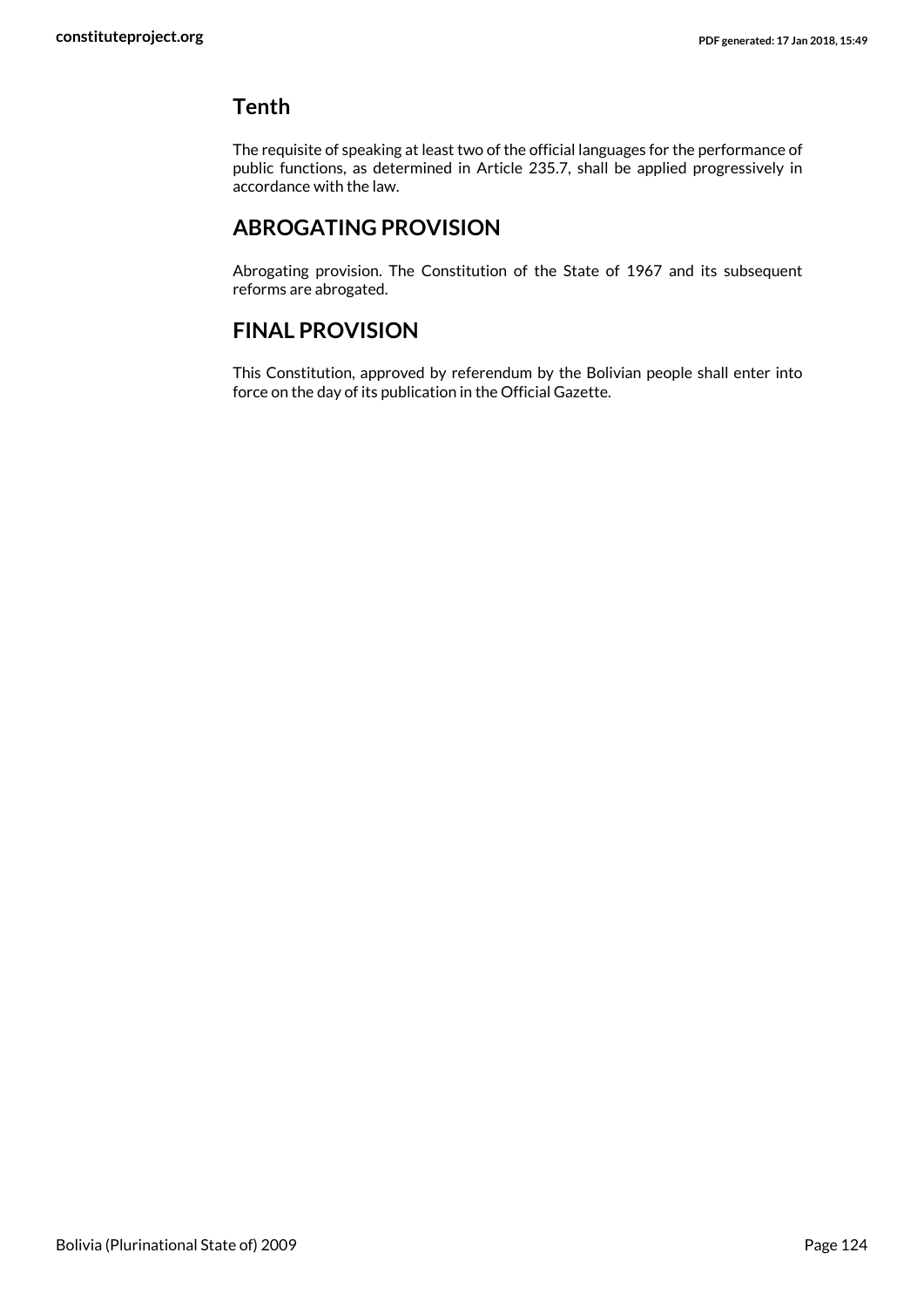## Tenth

The requisite of speaking at least two of the official languages for the performance of public functions, as determined in Article 235.7, shall be applied progressively in accordance with the law.

## ABROGATING PROVISION

Abrogating provision. The Constitution of the State of 1967 and its subsequent reforms are abrogated.

## FINAL PROVISION

This Constitution, approved by referendum by the Bolivian people shall enter into force on the day of its publication in the Official Gazette.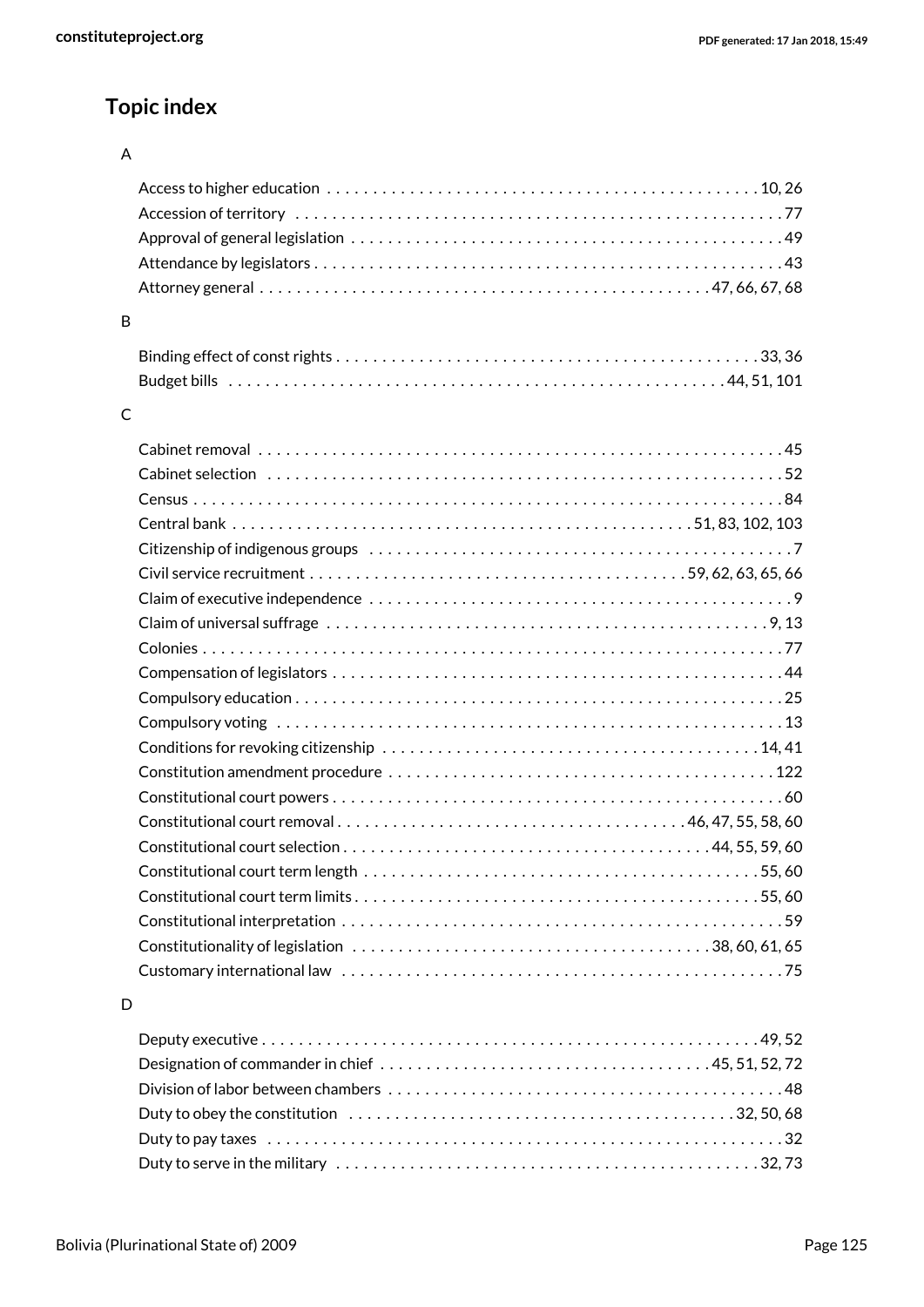## Topic index

### A

- Access to higher education . . . . . . . . . . 10, 26
- Accession of territory . . . . . . . . . . 77
- Approval of general legislation . . . . . . . . . . 49
- Attendance by legislators . . . . . . . . . . 43
- Attorney general . . . . . . . . . . 47, 66, 67, 68

### B

- Binding effect of const rights . . . . . . . . . . 33, 36
- Budget bills . . . . . . . . . . 44, 51, 101

### C

- Cabinet removal . . . . . . . . . . 45
- Cabinet selection . . . . . . . . . . 52
- Census . . . . . . . . . . 84
- Central bank . . . . . . . . . . 51, 83, 102, 103
- Citizenship of indigenous groups . . . . . . . . . . 7
- Civil service recruitment . . . . . . . . . . 59, 62, 63, 65, 66
- Claim of executive independence . . . . . . . . . . 9
- Claim of universal suffrage . . . . . . . . . . 9, 13
- Colonies . . . . . . . . . . 77
- Compensation of legislators . . . . . . . . . . 44
- Compulsory education . . . . . . . . . . 25
- Compulsory voting . . . . . . . . . . 13
- Conditions for revoking citizenship . . . . . . . . . . 14, 41
- Constitution amendment procedure . . . . . . . . . . 122
- Constitutional court powers . . . . . . . . . . 60
- Constitutional court removal . . . . . . . . . . 46, 47, 55, 58, 60
- Constitutional court selection . . . . . . . . . . 44, 55, 59, 60
- Constitutional court term length . . . . . . . . . . 55, 60
- Constitutional court term limits . . . . . . . . . . 55, 60
- Constitutional interpretation . . . . . . . . . . 59
- Constitutionality of legislation . . . . . . . . . . 38, 60, 61, 65
- Customary international law . . . . . . . . . . 75

### D

- Deputy executive . . . . . . . . . . 49, 52
- Designation of commander in chief . . . . . . . . . . 45, 51, 52, 72
- Division of labor between chambers . . . . . . . . . . 48
- Duty to obey the constitution . . . . . . . . . . 32, 50, 68
- Duty to pay taxes . . . . . . . . . . 32
- Duty to serve in the military . . . . . . . . . . 32, 73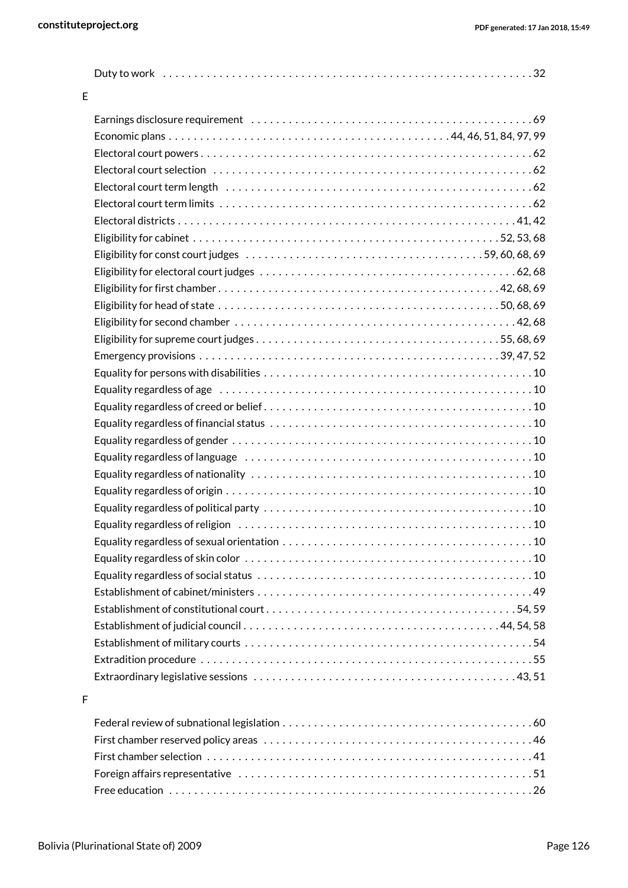Duty to work . . . . . . . . . . . . . . . . . . . . . . . . . . . . . . . . . . . . . . . . . . . . . . . . . . . . . . . . . . 32

E

Earnings disclosure requirement . . . . . . . . . . . . . . . . . . . . . . . . . . . . . . . . . . . . . . . . . . . . . 69
Economic plans . . . . . . . . . . . . . . . . . . . . . . . . . . . . . . . . . . . . . . . . . . . . 44, 46, 51, 84, 97, 99
Electoral court powers . . . . . . . . . . . . . . . . . . . . . . . . . . . . . . . . . . . . . . . . . . . . . . . . . . . . 62
Electoral court selection . . . . . . . . . . . . . . . . . . . . . . . . . . . . . . . . . . . . . . . . . . . . . . . . . . . 62
Electoral court term length . . . . . . . . . . . . . . . . . . . . . . . . . . . . . . . . . . . . . . . . . . . . . . . . . 62
Electoral court term limits . . . . . . . . . . . . . . . . . . . . . . . . . . . . . . . . . . . . . . . . . . . . . . . . . . 62
Electoral districts . . . . . . . . . . . . . . . . . . . . . . . . . . . . . . . . . . . . . . . . . . . . . . . . . . . . . 41, 42
Eligibility for cabinet . . . . . . . . . . . . . . . . . . . . . . . . . . . . . . . . . . . . . . . . . . . . . . . . 52, 53, 68
Eligibility for const court judges . . . . . . . . . . . . . . . . . . . . . . . . . . . . . . . . . . . . . 59, 60, 68, 69
Eligibility for electoral court judges . . . . . . . . . . . . . . . . . . . . . . . . . . . . . . . . . . . . . . . . 62, 68
Eligibility for first chamber . . . . . . . . . . . . . . . . . . . . . . . . . . . . . . . . . . . . . . . . . . . . 42, 68, 69
Eligibility for head of state . . . . . . . . . . . . . . . . . . . . . . . . . . . . . . . . . . . . . . . . . . . . 50, 68, 69
Eligibility for second chamber . . . . . . . . . . . . . . . . . . . . . . . . . . . . . . . . . . . . . . . . . . . . . 42, 68
Eligibility for supreme court judges . . . . . . . . . . . . . . . . . . . . . . . . . . . . . . . . . . . . . . 55, 68, 69
Emergency provisions . . . . . . . . . . . . . . . . . . . . . . . . . . . . . . . . . . . . . . . . . . . . . . . 39, 47, 52
Equality for persons with disabilities . . . . . . . . . . . . . . . . . . . . . . . . . . . . . . . . . . . . . . . . . . 10
Equality regardless of age . . . . . . . . . . . . . . . . . . . . . . . . . . . . . . . . . . . . . . . . . . . . . . . . . 10
Equality regardless of creed or belief . . . . . . . . . . . . . . . . . . . . . . . . . . . . . . . . . . . . . . . . . . 10
Equality regardless of financial status . . . . . . . . . . . . . . . . . . . . . . . . . . . . . . . . . . . . . . . . . 10
Equality regardless of gender . . . . . . . . . . . . . . . . . . . . . . . . . . . . . . . . . . . . . . . . . . . . . . . 10
Equality regardless of language . . . . . . . . . . . . . . . . . . . . . . . . . . . . . . . . . . . . . . . . . . . . . 10
Equality regardless of nationality . . . . . . . . . . . . . . . . . . . . . . . . . . . . . . . . . . . . . . . . . . . . 10
Equality regardless of origin . . . . . . . . . . . . . . . . . . . . . . . . . . . . . . . . . . . . . . . . . . . . . . . . 10
Equality regardless of political party . . . . . . . . . . . . . . . . . . . . . . . . . . . . . . . . . . . . . . . . . . 10
Equality regardless of religion . . . . . . . . . . . . . . . . . . . . . . . . . . . . . . . . . . . . . . . . . . . . . . 10
Equality regardless of sexual orientation . . . . . . . . . . . . . . . . . . . . . . . . . . . . . . . . . . . . . . . 10
Equality regardless of skin color . . . . . . . . . . . . . . . . . . . . . . . . . . . . . . . . . . . . . . . . . . . . . 10
Equality regardless of social status . . . . . . . . . . . . . . . . . . . . . . . . . . . . . . . . . . . . . . . . . . . 10
Establishment of cabinet/ministers . . . . . . . . . . . . . . . . . . . . . . . . . . . . . . . . . . . . . . . . . . . 49
Establishment of constitutional court . . . . . . . . . . . . . . . . . . . . . . . . . . . . . . . . . . . . . . . 54, 59
Establishment of judicial council . . . . . . . . . . . . . . . . . . . . . . . . . . . . . . . . . . . . . . . . 44, 54, 58
Establishment of military courts . . . . . . . . . . . . . . . . . . . . . . . . . . . . . . . . . . . . . . . . . . . . . 54
Extradition procedure . . . . . . . . . . . . . . . . . . . . . . . . . . . . . . . . . . . . . . . . . . . . . . . . . . . . 55
Extraordinary legislative sessions . . . . . . . . . . . . . . . . . . . . . . . . . . . . . . . . . . . . . . . . . . 43, 51

F

Federal review of subnational legislation . . . . . . . . . . . . . . . . . . . . . . . . . . . . . . . . . . . . . . . 60
First chamber reserved policy areas . . . . . . . . . . . . . . . . . . . . . . . . . . . . . . . . . . . . . . . . . . 46
First chamber selection . . . . . . . . . . . . . . . . . . . . . . . . . . . . . . . . . . . . . . . . . . . . . . . . . . . 41
Foreign affairs representative . . . . . . . . . . . . . . . . . . . . . . . . . . . . . . . . . . . . . . . . . . . . . . 51
Free education . . . . . . . . . . . . . . . . . . . . . . . . . . . . . . . . . . . . . . . . . . . . . . . . . . . . . . . . 26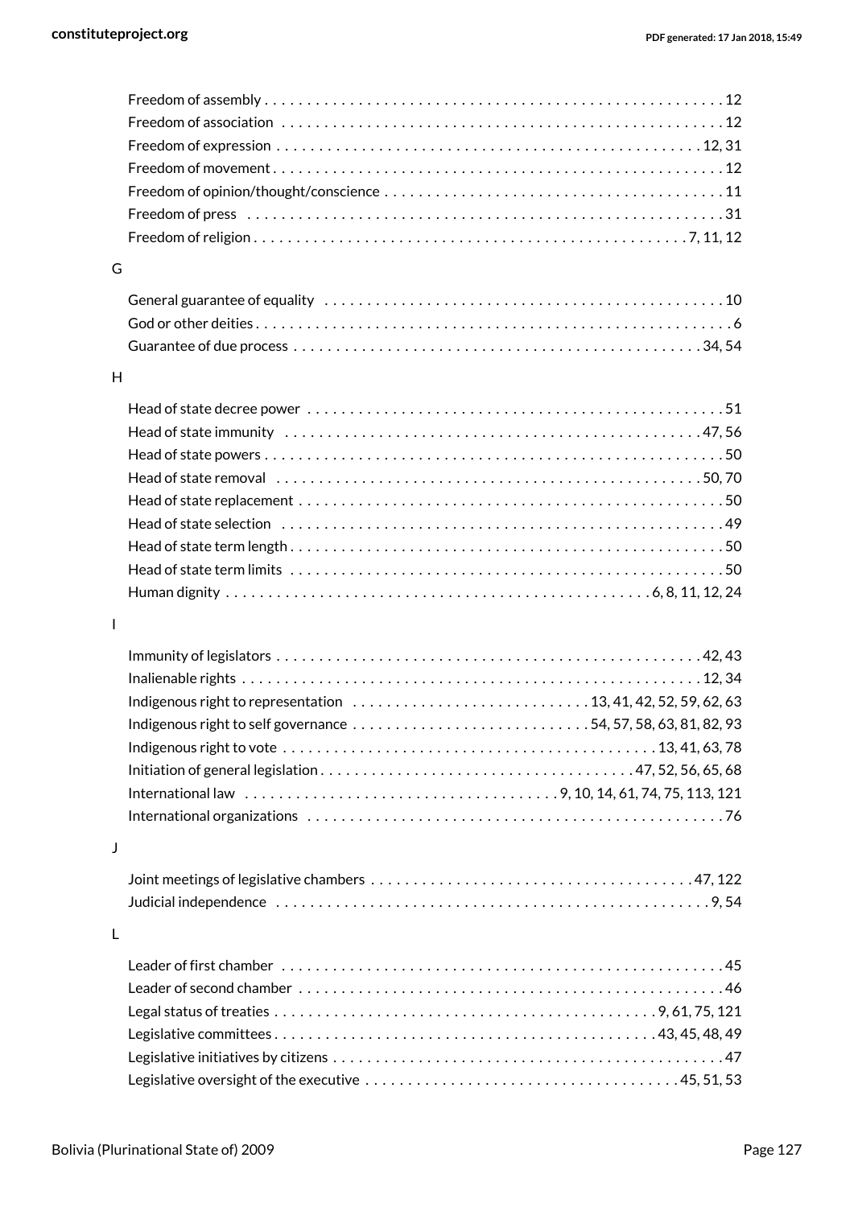Freedom of assembly . . . . . . . . . . . . . . . . . . . . . . . . . . . . . . . . . . . . . . . . . . . . . . . . . . . . . . 12
Freedom of association . . . . . . . . . . . . . . . . . . . . . . . . . . . . . . . . . . . . . . . . . . . . . . . . . . . . 12
Freedom of expression . . . . . . . . . . . . . . . . . . . . . . . . . . . . . . . . . . . . . . . . . . . . . . . . . . 12, 31
Freedom of movement . . . . . . . . . . . . . . . . . . . . . . . . . . . . . . . . . . . . . . . . . . . . . . . . . . . . 12
Freedom of opinion/thought/conscience . . . . . . . . . . . . . . . . . . . . . . . . . . . . . . . . . . . . . . . . 11
Freedom of press . . . . . . . . . . . . . . . . . . . . . . . . . . . . . . . . . . . . . . . . . . . . . . . . . . . . . . . 31
Freedom of religion . . . . . . . . . . . . . . . . . . . . . . . . . . . . . . . . . . . . . . . . . . . . . . . . . . 7, 11, 12

G

General guarantee of equality . . . . . . . . . . . . . . . . . . . . . . . . . . . . . . . . . . . . . . . . . . . . . . . 10
God or other deities . . . . . . . . . . . . . . . . . . . . . . . . . . . . . . . . . . . . . . . . . . . . . . . . . . . . . . . 6
Guarantee of due process . . . . . . . . . . . . . . . . . . . . . . . . . . . . . . . . . . . . . . . . . . . . . . . 34, 54

H

Head of state decree power . . . . . . . . . . . . . . . . . . . . . . . . . . . . . . . . . . . . . . . . . . . . . . . . . 51
Head of state immunity . . . . . . . . . . . . . . . . . . . . . . . . . . . . . . . . . . . . . . . . . . . . . . . . . 47, 56
Head of state powers . . . . . . . . . . . . . . . . . . . . . . . . . . . . . . . . . . . . . . . . . . . . . . . . . . . . . . 50
Head of state removal . . . . . . . . . . . . . . . . . . . . . . . . . . . . . . . . . . . . . . . . . . . . . . . . . . 50, 70
Head of state replacement . . . . . . . . . . . . . . . . . . . . . . . . . . . . . . . . . . . . . . . . . . . . . . . . . . 50
Head of state selection . . . . . . . . . . . . . . . . . . . . . . . . . . . . . . . . . . . . . . . . . . . . . . . . . . . . 49
Head of state term length . . . . . . . . . . . . . . . . . . . . . . . . . . . . . . . . . . . . . . . . . . . . . . . . . . . 50
Head of state term limits . . . . . . . . . . . . . . . . . . . . . . . . . . . . . . . . . . . . . . . . . . . . . . . . . . . 50
Human dignity . . . . . . . . . . . . . . . . . . . . . . . . . . . . . . . . . . . . . . . . . . . . . . . . . 6, 8, 11, 12, 24

I

Immunity of legislators . . . . . . . . . . . . . . . . . . . . . . . . . . . . . . . . . . . . . . . . . . . . . . . . . 42, 43
Inalienable rights . . . . . . . . . . . . . . . . . . . . . . . . . . . . . . . . . . . . . . . . . . . . . . . . . . . . . 12, 34
Indigenous right to representation . . . . . . . . . . . . . . . . . . . . . . . . . . . 13, 41, 42, 52, 59, 62, 63
Indigenous right to self governance . . . . . . . . . . . . . . . . . . . . . . . . . . . 54, 57, 58, 63, 81, 82, 93
Indigenous right to vote . . . . . . . . . . . . . . . . . . . . . . . . . . . . . . . . . . . . . . . . . . . 13, 41, 63, 78
Initiation of general legislation . . . . . . . . . . . . . . . . . . . . . . . . . . . . . . . . . . . 47, 52, 56, 65, 68
International law . . . . . . . . . . . . . . . . . . . . . . . . . . . . . . . . . . . 9, 10, 14, 61, 74, 75, 113, 121
International organizations . . . . . . . . . . . . . . . . . . . . . . . . . . . . . . . . . . . . . . . . . . . . . . . . . 76

J

Joint meetings of legislative chambers . . . . . . . . . . . . . . . . . . . . . . . . . . . . . . . . . . . . . 47, 122
Judicial independence . . . . . . . . . . . . . . . . . . . . . . . . . . . . . . . . . . . . . . . . . . . . . . . . . . . 9, 54

L

Leader of first chamber . . . . . . . . . . . . . . . . . . . . . . . . . . . . . . . . . . . . . . . . . . . . . . . . . . . . 45
Leader of second chamber . . . . . . . . . . . . . . . . . . . . . . . . . . . . . . . . . . . . . . . . . . . . . . . . . 46
Legal status of treaties . . . . . . . . . . . . . . . . . . . . . . . . . . . . . . . . . . . . . . . . . . . . 9, 61, 75, 121
Legislative committees . . . . . . . . . . . . . . . . . . . . . . . . . . . . . . . . . . . . . . . . . . . 43, 45, 48, 49
Legislative initiatives by citizens . . . . . . . . . . . . . . . . . . . . . . . . . . . . . . . . . . . . . . . . . . . . . 47
Legislative oversight of the executive . . . . . . . . . . . . . . . . . . . . . . . . . . . . . . . . . . . . 45, 51, 53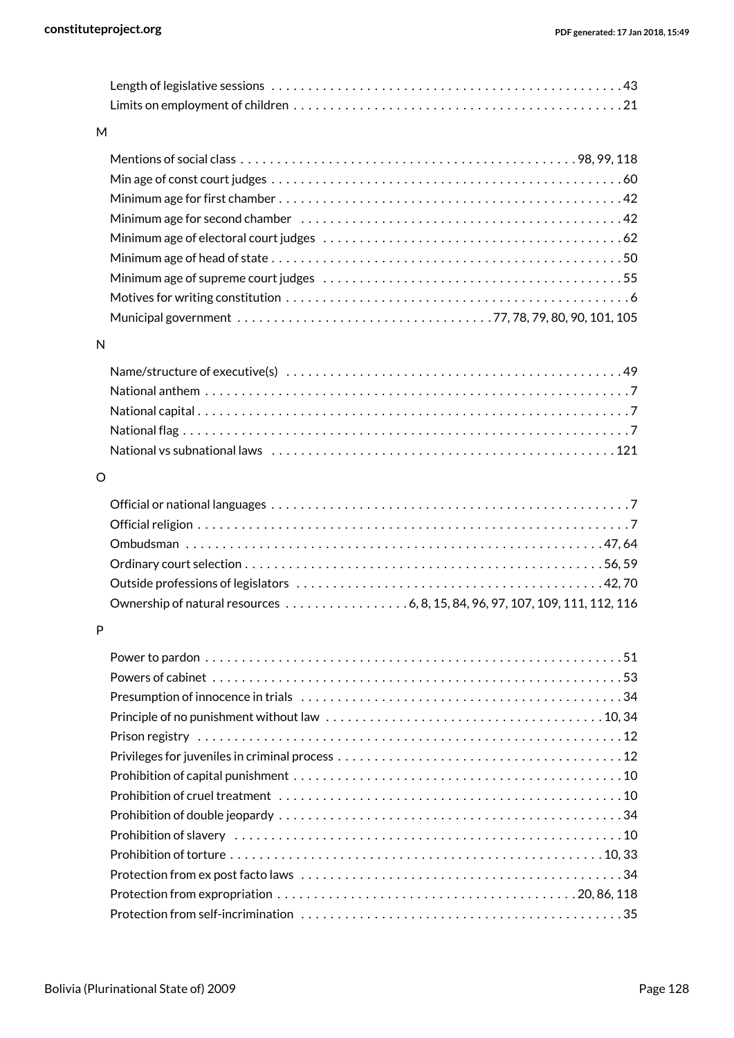Length of legislative sessions . . . . . . . . . . . . . . . . . . . . . . . . . . . . . . . . . . . . . . . . . . . . . . . 43
Limits on employment of children . . . . . . . . . . . . . . . . . . . . . . . . . . . . . . . . . . . . . . . . . . . . 21

M

Mentions of social class . . . . . . . . . . . . . . . . . . . . . . . . . . . . . . . . . . . . . . . . . . . . . 98, 99, 118
Min age of const court judges . . . . . . . . . . . . . . . . . . . . . . . . . . . . . . . . . . . . . . . . . . . . . . . 60
Minimum age for first chamber . . . . . . . . . . . . . . . . . . . . . . . . . . . . . . . . . . . . . . . . . . . . . . 42
Minimum age for second chamber . . . . . . . . . . . . . . . . . . . . . . . . . . . . . . . . . . . . . . . . . . . 42
Minimum age of electoral court judges . . . . . . . . . . . . . . . . . . . . . . . . . . . . . . . . . . . . . . . 62
Minimum age of head of state . . . . . . . . . . . . . . . . . . . . . . . . . . . . . . . . . . . . . . . . . . . . . . . 50
Minimum age of supreme court judges . . . . . . . . . . . . . . . . . . . . . . . . . . . . . . . . . . . . . . . 55
Motives for writing constitution . . . . . . . . . . . . . . . . . . . . . . . . . . . . . . . . . . . . . . . . . . . . . . 6
Municipal government . . . . . . . . . . . . . . . . . . . . . . . . . . . . . . . . . . 77, 78, 79, 80, 90, 101, 105

N

Name/structure of executive(s) . . . . . . . . . . . . . . . . . . . . . . . . . . . . . . . . . . . . . . . . . . . . . 49
National anthem . . . . . . . . . . . . . . . . . . . . . . . . . . . . . . . . . . . . . . . . . . . . . . . . . . . . . . . . . . 7
National capital . . . . . . . . . . . . . . . . . . . . . . . . . . . . . . . . . . . . . . . . . . . . . . . . . . . . . . . . . . . 7
National flag . . . . . . . . . . . . . . . . . . . . . . . . . . . . . . . . . . . . . . . . . . . . . . . . . . . . . . . . . . . . . 7
National vs subnational laws . . . . . . . . . . . . . . . . . . . . . . . . . . . . . . . . . . . . . . . . . . . . . . 121

O

Official or national languages . . . . . . . . . . . . . . . . . . . . . . . . . . . . . . . . . . . . . . . . . . . . . . . . 7
Official religion . . . . . . . . . . . . . . . . . . . . . . . . . . . . . . . . . . . . . . . . . . . . . . . . . . . . . . . . . . . 7
Ombudsman . . . . . . . . . . . . . . . . . . . . . . . . . . . . . . . . . . . . . . . . . . . . . . . . . . . . . . . . . 47, 64
Ordinary court selection . . . . . . . . . . . . . . . . . . . . . . . . . . . . . . . . . . . . . . . . . . . . . . . . . 56, 59
Outside professions of legislators . . . . . . . . . . . . . . . . . . . . . . . . . . . . . . . . . . . . . . . . . 42, 70
Ownership of natural resources . . . . . . . . . . . . . . . . . 6, 8, 15, 84, 96, 97, 107, 109, 111, 112, 116

P

Power to pardon . . . . . . . . . . . . . . . . . . . . . . . . . . . . . . . . . . . . . . . . . . . . . . . . . . . . . . . . . 51
Powers of cabinet . . . . . . . . . . . . . . . . . . . . . . . . . . . . . . . . . . . . . . . . . . . . . . . . . . . . . . . . 53
Presumption of innocence in trials . . . . . . . . . . . . . . . . . . . . . . . . . . . . . . . . . . . . . . . . . . . 34
Principle of no punishment without law . . . . . . . . . . . . . . . . . . . . . . . . . . . . . . . . . . . . . 10, 34
Prison registry . . . . . . . . . . . . . . . . . . . . . . . . . . . . . . . . . . . . . . . . . . . . . . . . . . . . . . . . . . . 12
Privileges for juveniles in criminal process . . . . . . . . . . . . . . . . . . . . . . . . . . . . . . . . . . . . . 12
Prohibition of capital punishment . . . . . . . . . . . . . . . . . . . . . . . . . . . . . . . . . . . . . . . . . . . . 10
Prohibition of cruel treatment . . . . . . . . . . . . . . . . . . . . . . . . . . . . . . . . . . . . . . . . . . . . . . . 10
Prohibition of double jeopardy . . . . . . . . . . . . . . . . . . . . . . . . . . . . . . . . . . . . . . . . . . . . . . 34
Prohibition of slavery . . . . . . . . . . . . . . . . . . . . . . . . . . . . . . . . . . . . . . . . . . . . . . . . . . . . . 10
Prohibition of torture . . . . . . . . . . . . . . . . . . . . . . . . . . . . . . . . . . . . . . . . . . . . . . . . . . . 10, 33
Protection from ex post facto laws . . . . . . . . . . . . . . . . . . . . . . . . . . . . . . . . . . . . . . . . . . . 34
Protection from expropriation . . . . . . . . . . . . . . . . . . . . . . . . . . . . . . . . . . . . . . . . . 20, 86, 118
Protection from self-incrimination . . . . . . . . . . . . . . . . . . . . . . . . . . . . . . . . . . . . . . . . . . . 35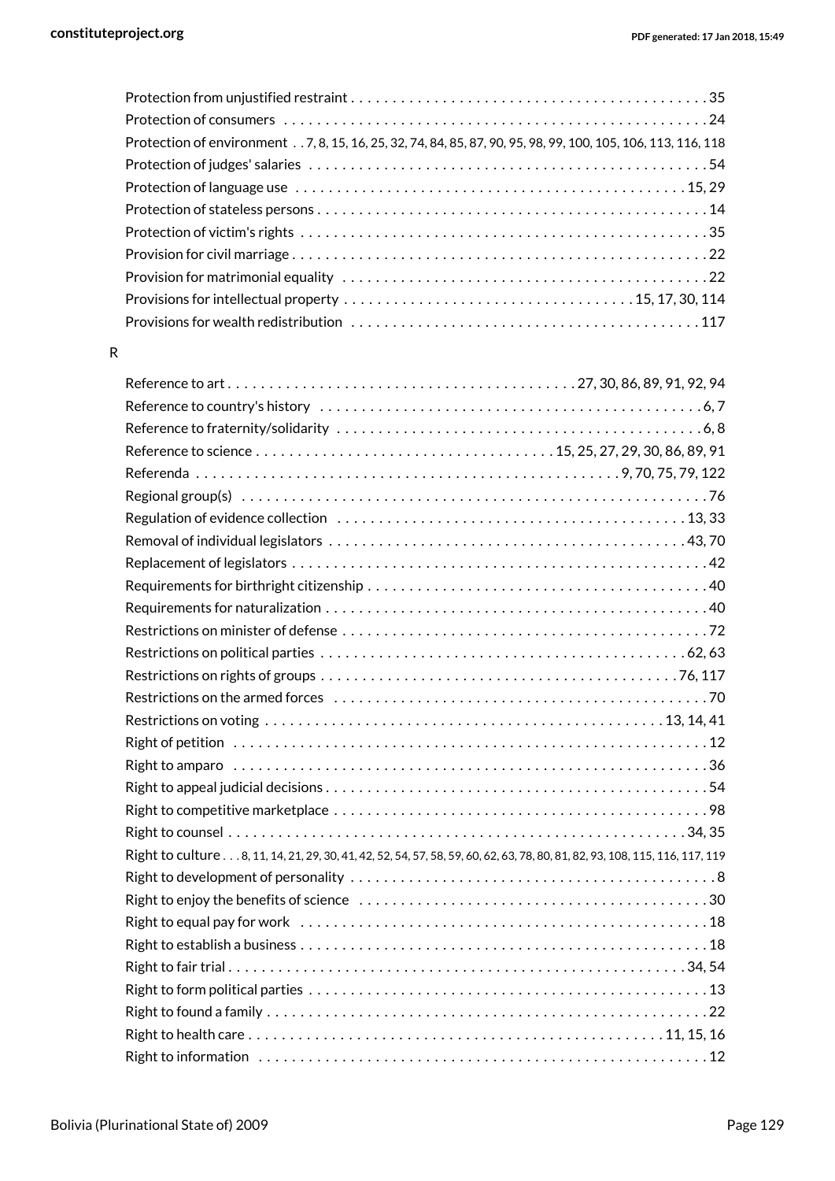Protection from unjustified restraint . . . . . . . . . . . . . . . . . . . . . . . . . . . . . . . . . . . . . . . . . . 35
Protection of consumers . . . . . . . . . . . . . . . . . . . . . . . . . . . . . . . . . . . . . . . . . . . . . . . . . . . 24
Protection of environment . . 7, 8, 15, 16, 25, 32, 74, 84, 85, 87, 90, 95, 98, 99, 100, 105, 106, 113, 116, 118
Protection of judges' salaries . . . . . . . . . . . . . . . . . . . . . . . . . . . . . . . . . . . . . . . . . . . . . . . 54
Protection of language use . . . . . . . . . . . . . . . . . . . . . . . . . . . . . . . . . . . . . . . . . . . . . . 15, 29
Protection of stateless persons . . . . . . . . . . . . . . . . . . . . . . . . . . . . . . . . . . . . . . . . . . . . . . 14
Protection of victim's rights . . . . . . . . . . . . . . . . . . . . . . . . . . . . . . . . . . . . . . . . . . . . . . . . 35
Provision for civil marriage . . . . . . . . . . . . . . . . . . . . . . . . . . . . . . . . . . . . . . . . . . . . . . . . . 22
Provision for matrimonial equality . . . . . . . . . . . . . . . . . . . . . . . . . . . . . . . . . . . . . . . . . . . 22
Provisions for intellectual property . . . . . . . . . . . . . . . . . . . . . . . . . . . . . . . . . 15, 17, 30, 114
Provisions for wealth redistribution . . . . . . . . . . . . . . . . . . . . . . . . . . . . . . . . . . . . . . . . . 117

R

Reference to art . . . . . . . . . . . . . . . . . . . . . . . . . . . . . . . . . . . . . . . 27, 30, 86, 89, 91, 92, 94
Reference to country's history . . . . . . . . . . . . . . . . . . . . . . . . . . . . . . . . . . . . . . . . . . . . . 6, 7
Reference to fraternity/solidarity . . . . . . . . . . . . . . . . . . . . . . . . . . . . . . . . . . . . . . . . . . . 6, 8
Reference to science . . . . . . . . . . . . . . . . . . . . . . . . . . . . . . . . . . 15, 25, 27, 29, 30, 86, 89, 91
Referenda . . . . . . . . . . . . . . . . . . . . . . . . . . . . . . . . . . . . . . . . . . . . . . . . 9, 70, 75, 79, 122
Regional group(s) . . . . . . . . . . . . . . . . . . . . . . . . . . . . . . . . . . . . . . . . . . . . . . . . . . . . . . . 76
Regulation of evidence collection . . . . . . . . . . . . . . . . . . . . . . . . . . . . . . . . . . . . . . . . 13, 33
Removal of individual legislators . . . . . . . . . . . . . . . . . . . . . . . . . . . . . . . . . . . . . . . . . 43, 70
Replacement of legislators . . . . . . . . . . . . . . . . . . . . . . . . . . . . . . . . . . . . . . . . . . . . . . . . . 42
Requirements for birthright citizenship . . . . . . . . . . . . . . . . . . . . . . . . . . . . . . . . . . . . . . . . 40
Requirements for naturalization . . . . . . . . . . . . . . . . . . . . . . . . . . . . . . . . . . . . . . . . . . . . . 40
Restrictions on minister of defense . . . . . . . . . . . . . . . . . . . . . . . . . . . . . . . . . . . . . . . . . . . 72
Restrictions on political parties . . . . . . . . . . . . . . . . . . . . . . . . . . . . . . . . . . . . . . . . . . 62, 63
Restrictions on rights of groups . . . . . . . . . . . . . . . . . . . . . . . . . . . . . . . . . . . . . . . . . . 76, 117
Restrictions on the armed forces . . . . . . . . . . . . . . . . . . . . . . . . . . . . . . . . . . . . . . . . . . . . 70
Restrictions on voting . . . . . . . . . . . . . . . . . . . . . . . . . . . . . . . . . . . . . . . . . . . . . . . 13, 14, 41
Right of petition . . . . . . . . . . . . . . . . . . . . . . . . . . . . . . . . . . . . . . . . . . . . . . . . . . . . . . . . 12
Right to amparo . . . . . . . . . . . . . . . . . . . . . . . . . . . . . . . . . . . . . . . . . . . . . . . . . . . . . . . . 36
Right to appeal judicial decisions . . . . . . . . . . . . . . . . . . . . . . . . . . . . . . . . . . . . . . . . . . . . 54
Right to competitive marketplace . . . . . . . . . . . . . . . . . . . . . . . . . . . . . . . . . . . . . . . . . . . . 98
Right to counsel . . . . . . . . . . . . . . . . . . . . . . . . . . . . . . . . . . . . . . . . . . . . . . . . . . . . . . 34, 35
Right to culture . . . 8, 11, 14, 21, 29, 30, 41, 42, 52, 54, 57, 58, 59, 60, 62, 63, 78, 80, 81, 82, 93, 108, 115, 116, 117, 119
Right to development of personality . . . . . . . . . . . . . . . . . . . . . . . . . . . . . . . . . . . . . . . . . . . 8
Right to enjoy the benefits of science . . . . . . . . . . . . . . . . . . . . . . . . . . . . . . . . . . . . . . . . . 30
Right to equal pay for work . . . . . . . . . . . . . . . . . . . . . . . . . . . . . . . . . . . . . . . . . . . . . . . . 18
Right to establish a business . . . . . . . . . . . . . . . . . . . . . . . . . . . . . . . . . . . . . . . . . . . . . . . . 18
Right to fair trial . . . . . . . . . . . . . . . . . . . . . . . . . . . . . . . . . . . . . . . . . . . . . . . . . . . . . . 34, 54
Right to form political parties . . . . . . . . . . . . . . . . . . . . . . . . . . . . . . . . . . . . . . . . . . . . . . . 13
Right to found a family . . . . . . . . . . . . . . . . . . . . . . . . . . . . . . . . . . . . . . . . . . . . . . . . . . . . 22
Right to health care . . . . . . . . . . . . . . . . . . . . . . . . . . . . . . . . . . . . . . . . . . . . . . . . . 11, 15, 16
Right to information . . . . . . . . . . . . . . . . . . . . . . . . . . . . . . . . . . . . . . . . . . . . . . . . . . . . . 12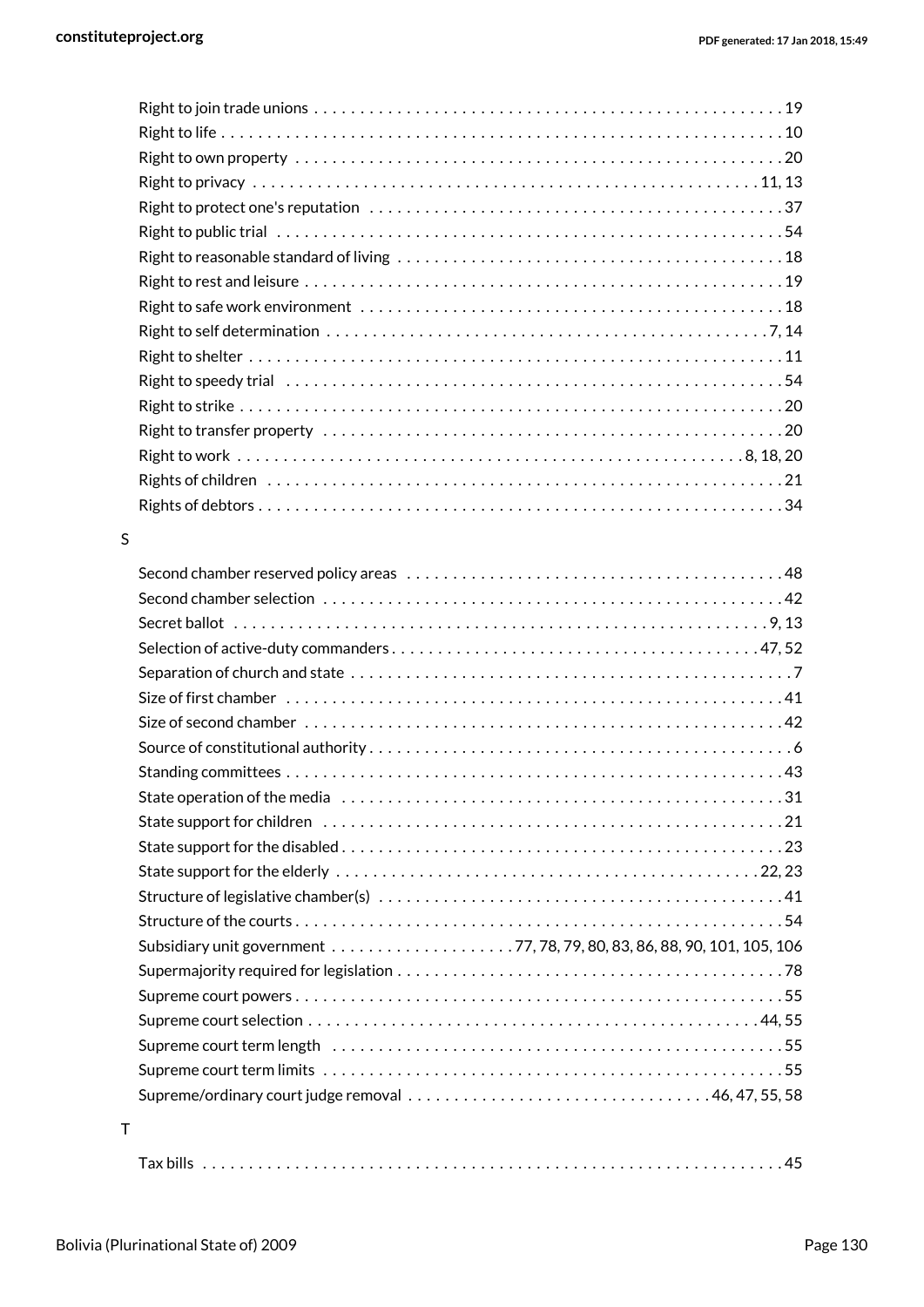Right to join trade unions . . . . . . . . . . . . . . . . . . . . . . . . . . . . . . . . . . . . . . . . . . . . . . . . . . . 19
Right to life . . . . . . . . . . . . . . . . . . . . . . . . . . . . . . . . . . . . . . . . . . . . . . . . . . . . . . . . . . . . . 10
Right to own property . . . . . . . . . . . . . . . . . . . . . . . . . . . . . . . . . . . . . . . . . . . . . . . . . . . . 20
Right to privacy . . . . . . . . . . . . . . . . . . . . . . . . . . . . . . . . . . . . . . . . . . . . . . . . . . . . . 11, 13
Right to protect one's reputation . . . . . . . . . . . . . . . . . . . . . . . . . . . . . . . . . . . . . . . . . . . . 37
Right to public trial . . . . . . . . . . . . . . . . . . . . . . . . . . . . . . . . . . . . . . . . . . . . . . . . . . . . . . 54
Right to reasonable standard of living . . . . . . . . . . . . . . . . . . . . . . . . . . . . . . . . . . . . . . . . . 18
Right to rest and leisure . . . . . . . . . . . . . . . . . . . . . . . . . . . . . . . . . . . . . . . . . . . . . . . . . . . 19
Right to safe work environment . . . . . . . . . . . . . . . . . . . . . . . . . . . . . . . . . . . . . . . . . . . . . 18
Right to self determination . . . . . . . . . . . . . . . . . . . . . . . . . . . . . . . . . . . . . . . . . . . . . . . 7, 14
Right to shelter . . . . . . . . . . . . . . . . . . . . . . . . . . . . . . . . . . . . . . . . . . . . . . . . . . . . . . . . . 11
Right to speedy trial . . . . . . . . . . . . . . . . . . . . . . . . . . . . . . . . . . . . . . . . . . . . . . . . . . . . . 54
Right to strike . . . . . . . . . . . . . . . . . . . . . . . . . . . . . . . . . . . . . . . . . . . . . . . . . . . . . . . . . . 20
Right to transfer property . . . . . . . . . . . . . . . . . . . . . . . . . . . . . . . . . . . . . . . . . . . . . . . . . 20
Right to work . . . . . . . . . . . . . . . . . . . . . . . . . . . . . . . . . . . . . . . . . . . . . . . . . . . . . . 8, 18, 20
Rights of children . . . . . . . . . . . . . . . . . . . . . . . . . . . . . . . . . . . . . . . . . . . . . . . . . . . . . . . 21
Rights of debtors . . . . . . . . . . . . . . . . . . . . . . . . . . . . . . . . . . . . . . . . . . . . . . . . . . . . . . . . 34

S

Second chamber reserved policy areas . . . . . . . . . . . . . . . . . . . . . . . . . . . . . . . . . . . . . . . . 48
Second chamber selection . . . . . . . . . . . . . . . . . . . . . . . . . . . . . . . . . . . . . . . . . . . . . . . . . 42
Secret ballot . . . . . . . . . . . . . . . . . . . . . . . . . . . . . . . . . . . . . . . . . . . . . . . . . . . . . . . . . 9, 13
Selection of active-duty commanders . . . . . . . . . . . . . . . . . . . . . . . . . . . . . . . . . . . . . . . 47, 52
Separation of church and state . . . . . . . . . . . . . . . . . . . . . . . . . . . . . . . . . . . . . . . . . . . . . . . 7
Size of first chamber . . . . . . . . . . . . . . . . . . . . . . . . . . . . . . . . . . . . . . . . . . . . . . . . . . . . . 41
Size of second chamber . . . . . . . . . . . . . . . . . . . . . . . . . . . . . . . . . . . . . . . . . . . . . . . . . . . 42
Source of constitutional authority . . . . . . . . . . . . . . . . . . . . . . . . . . . . . . . . . . . . . . . . . . . . . 6
Standing committees . . . . . . . . . . . . . . . . . . . . . . . . . . . . . . . . . . . . . . . . . . . . . . . . . . . . . 43
State operation of the media . . . . . . . . . . . . . . . . . . . . . . . . . . . . . . . . . . . . . . . . . . . . . . . 31
State support for children . . . . . . . . . . . . . . . . . . . . . . . . . . . . . . . . . . . . . . . . . . . . . . . . . 21
State support for the disabled . . . . . . . . . . . . . . . . . . . . . . . . . . . . . . . . . . . . . . . . . . . . . . . 23
State support for the elderly . . . . . . . . . . . . . . . . . . . . . . . . . . . . . . . . . . . . . . . . . . . . . 22, 23
Structure of legislative chamber(s) . . . . . . . . . . . . . . . . . . . . . . . . . . . . . . . . . . . . . . . . . . . 41
Structure of the courts . . . . . . . . . . . . . . . . . . . . . . . . . . . . . . . . . . . . . . . . . . . . . . . . . . . . 54
Subsidiary unit government . . . . . . . . . . . . . . . . . . . . 77, 78, 79, 80, 83, 86, 88, 90, 101, 105, 106
Supermajority required for legislation . . . . . . . . . . . . . . . . . . . . . . . . . . . . . . . . . . . . . . . . . 78
Supreme court powers . . . . . . . . . . . . . . . . . . . . . . . . . . . . . . . . . . . . . . . . . . . . . . . . . . . . 55
Supreme court selection . . . . . . . . . . . . . . . . . . . . . . . . . . . . . . . . . . . . . . . . . . . . . . . . 44, 55
Supreme court term length . . . . . . . . . . . . . . . . . . . . . . . . . . . . . . . . . . . . . . . . . . . . . . . . . 55
Supreme court term limits . . . . . . . . . . . . . . . . . . . . . . . . . . . . . . . . . . . . . . . . . . . . . . . . . 55
Supreme/ordinary court judge removal . . . . . . . . . . . . . . . . . . . . . . . . . . . . . . . . 46, 47, 55, 58

T

Tax bills . . . . . . . . . . . . . . . . . . . . . . . . . . . . . . . . . . . . . . . . . . . . . . . . . . . . . . . . . . . . . . 45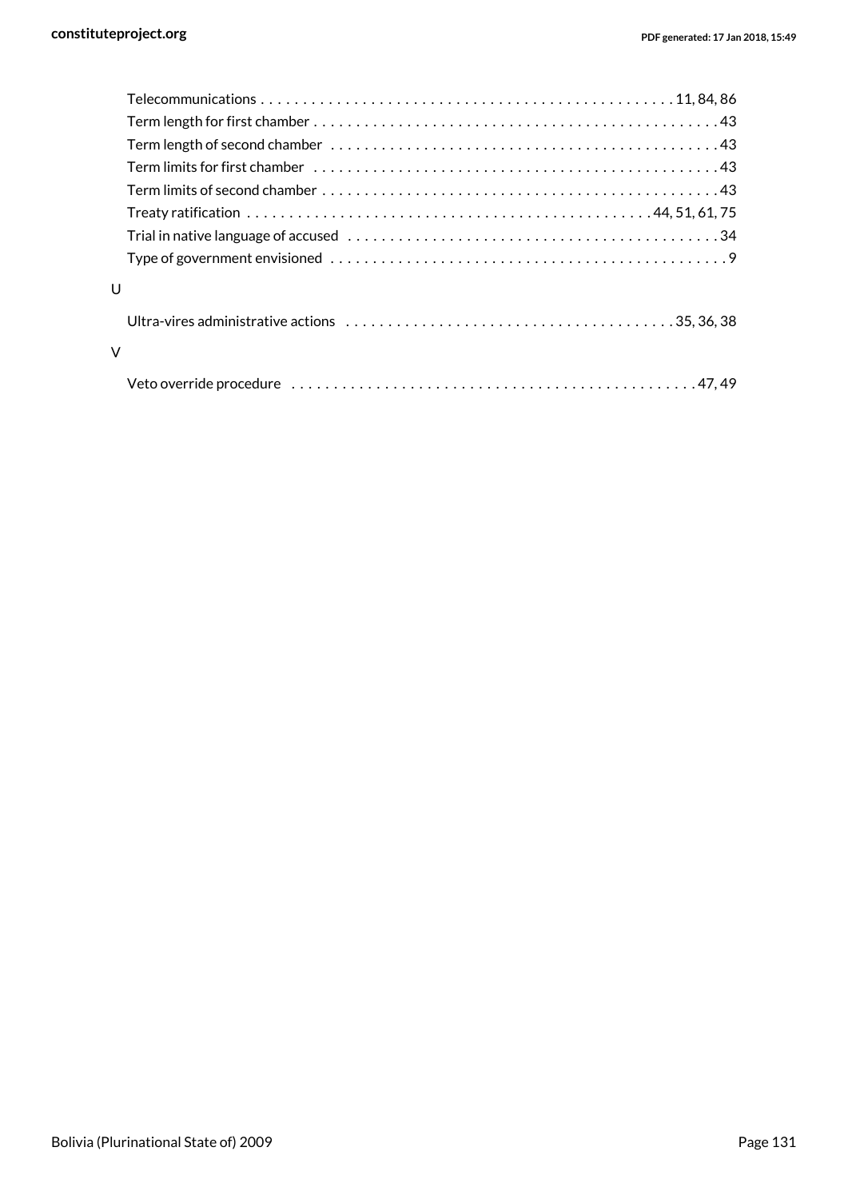Telecommunications . . . . . . . . . . . . . . . . . . . . . . . . . . . . . . . . . . . . . . . . . . . . . . . . 11, 84, 86
Term length for first chamber . . . . . . . . . . . . . . . . . . . . . . . . . . . . . . . . . . . . . . . . . . . . . . . 43
Term length of second chamber . . . . . . . . . . . . . . . . . . . . . . . . . . . . . . . . . . . . . . . . . . . . . 43
Term limits for first chamber . . . . . . . . . . . . . . . . . . . . . . . . . . . . . . . . . . . . . . . . . . . . . . . 43
Term limits of second chamber . . . . . . . . . . . . . . . . . . . . . . . . . . . . . . . . . . . . . . . . . . . . . . 43
Treaty ratification . . . . . . . . . . . . . . . . . . . . . . . . . . . . . . . . . . . . . . . . . . . . . . 44, 51, 61, 75
Trial in native language of accused . . . . . . . . . . . . . . . . . . . . . . . . . . . . . . . . . . . . . . . . . . . 34
Type of government envisioned . . . . . . . . . . . . . . . . . . . . . . . . . . . . . . . . . . . . . . . . . . . . . . 9

U

Ultra-vires administrative actions . . . . . . . . . . . . . . . . . . . . . . . . . . . . . . . . . . . . . . . 35, 36, 38

V

Veto override procedure . . . . . . . . . . . . . . . . . . . . . . . . . . . . . . . . . . . . . . . . . . . . . . . . 47, 49